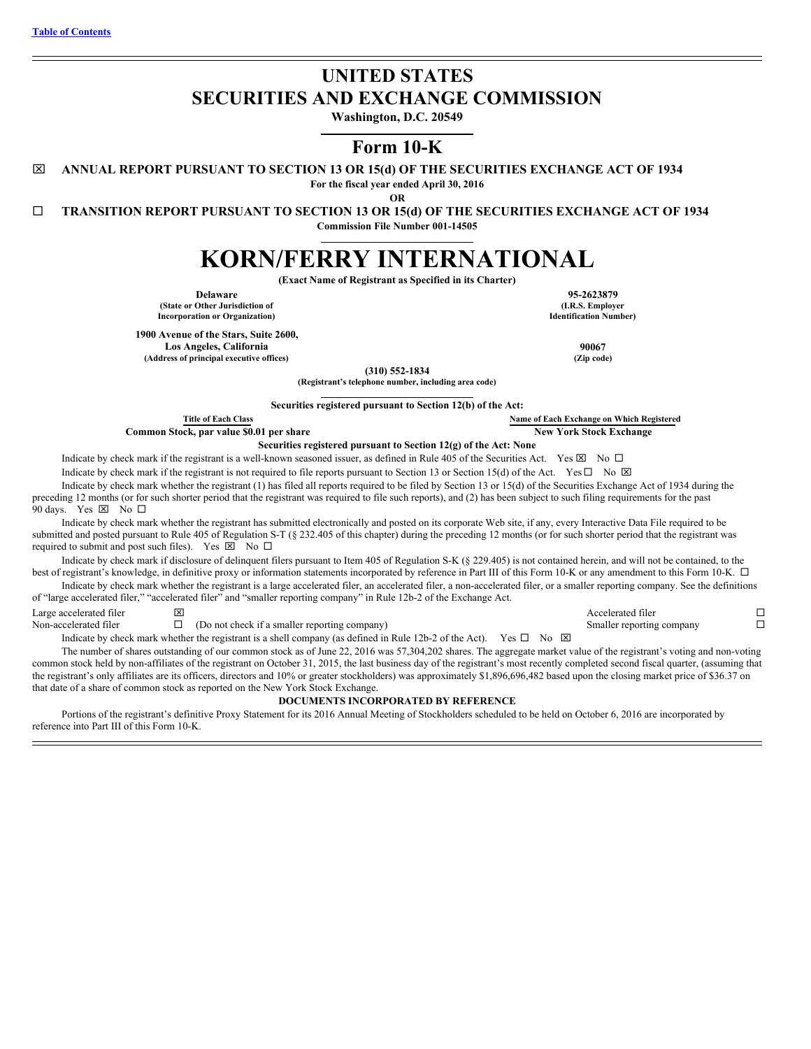[Table of Contents](#)

# UNITED STATES
# SECURITIES AND EXCHANGE COMMISSION

**Washington, D.C. 20549**

## Form 10-K

☒ **ANNUAL REPORT PURSUANT TO SECTION 13 OR 15(d) OF THE SECURITIES EXCHANGE ACT OF 1934**

**For the fiscal year ended April 30, 2016**

**OR**

☐ **TRANSITION REPORT PURSUANT TO SECTION 13 OR 15(d) OF THE SECURITIES EXCHANGE ACT OF 1934**

**Commission File Number 001-14505**

# KORN/FERRY INTERNATIONAL

**(Exact Name of Registrant as Specified in its Charter)**

| | |
|---|---|
| **Delaware** | **95-2623879** |
| **(State or Other Jurisdiction of Incorporation or Organization)** | **(I.R.S. Employer Identification Number)** |
| **1900 Avenue of the Stars, Suite 2600, Los Angeles, California** | **90067** |
| **(Address of principal executive offices)** | **(Zip code)** |

**(310) 552-1834**

**(Registrant's telephone number, including area code)**

**Securities registered pursuant to Section 12(b) of the Act:**

| Title of Each Class | Name of Each Exchange on Which Registered |
|---|---|
| **Common Stock, par value $0.01 per share** | **New York Stock Exchange** |

**Securities registered pursuant to Section 12(g) of the Act: None**

Indicate by check mark if the registrant is a well-known seasoned issuer, as defined in Rule 405 of the Securities Act. Yes ☒ No ☐

Indicate by check mark if the registrant is not required to file reports pursuant to Section 13 or Section 15(d) of the Act. Yes ☐ No ☒

Indicate by check mark whether the registrant (1) has filed all reports required to be filed by Section 13 or 15(d) of the Securities Exchange Act of 1934 during the preceding 12 months (or for such shorter period that the registrant was required to file such reports), and (2) has been subject to such filing requirements for the past 90 days. Yes ☒ No ☐

Indicate by check mark whether the registrant has submitted electronically and posted on its corporate Web site, if any, every Interactive Data File required to be submitted and posted pursuant to Rule 405 of Regulation S-T (§ 232.405 of this chapter) during the preceding 12 months (or for such shorter period that the registrant was required to submit and post such files). Yes ☒ No ☐

Indicate by check mark if disclosure of delinquent filers pursuant to Item 405 of Regulation S-K (§ 229.405) is not contained herein, and will not be contained, to the best of registrant's knowledge, in definitive proxy or information statements incorporated by reference in Part III of this Form 10-K or any amendment to this Form 10-K. ☐

Indicate by check mark whether the registrant is a large accelerated filer, an accelerated filer, a non-accelerated filer, or a smaller reporting company. See the definitions of "large accelerated filer," "accelerated filer" and "smaller reporting company" in Rule 12b-2 of the Exchange Act.

| | | | |
|---|---|---|---|
| Large accelerated filer | ☒ | Accelerated filer | ☐ |
| Non-accelerated filer | ☐ (Do not check if a smaller reporting company) | Smaller reporting company | ☐ |

Indicate by check mark whether the registrant is a shell company (as defined in Rule 12b-2 of the Act). Yes ☐ No ☒

The number of shares outstanding of our common stock as of June 22, 2016 was 57,304,202 shares. The aggregate market value of the registrant's voting and non-voting common stock held by non-affiliates of the registrant on October 31, 2015, the last business day of the registrant's most recently completed second fiscal quarter, (assuming that the registrant's only affiliates are its officers, directors and 10% or greater stockholders) was approximately $1,896,696,482 based upon the closing market price of $36.37 on that date of a share of common stock as reported on the New York Stock Exchange.

**DOCUMENTS INCORPORATED BY REFERENCE**

Portions of the registrant's definitive Proxy Statement for its 2016 Annual Meeting of Stockholders scheduled to be held on October 6, 2016 are incorporated by reference into Part III of this Form 10-K.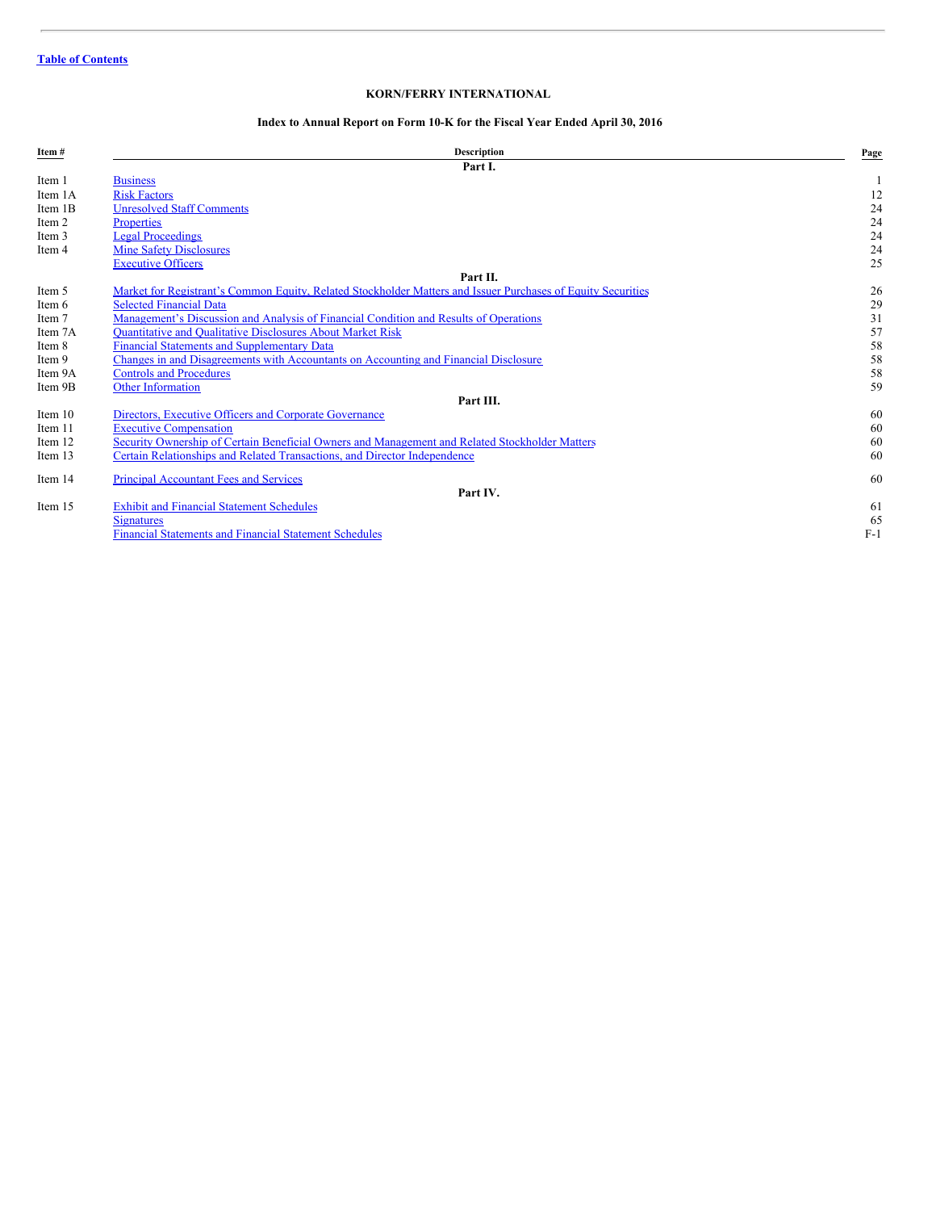[Table of Contents](#)

# KORN/FERRY INTERNATIONAL

## Index to Annual Report on Form 10-K for the Fiscal Year Ended April 30, 2016

| Item # | Description | Page |
|---|---|---|
| | **Part I.** | |
| Item 1 | Business | 1 |
| Item 1A | Risk Factors | 12 |
| Item 1B | Unresolved Staff Comments | 24 |
| Item 2 | Properties | 24 |
| Item 3 | Legal Proceedings | 24 |
| Item 4 | Mine Safety Disclosures | 24 |
| | Executive Officers | 25 |
| | **Part II.** | |
| Item 5 | Market for Registrant's Common Equity, Related Stockholder Matters and Issuer Purchases of Equity Securities | 26 |
| Item 6 | Selected Financial Data | 29 |
| Item 7 | Management's Discussion and Analysis of Financial Condition and Results of Operations | 31 |
| Item 7A | Quantitative and Qualitative Disclosures About Market Risk | 57 |
| Item 8 | Financial Statements and Supplementary Data | 58 |
| Item 9 | Changes in and Disagreements with Accountants on Accounting and Financial Disclosure | 58 |
| Item 9A | Controls and Procedures | 58 |
| Item 9B | Other Information | 59 |
| | **Part III.** | |
| Item 10 | Directors, Executive Officers and Corporate Governance | 60 |
| Item 11 | Executive Compensation | 60 |
| Item 12 | Security Ownership of Certain Beneficial Owners and Management and Related Stockholder Matters | 60 |
| Item 13 | Certain Relationships and Related Transactions, and Director Independence | 60 |
| Item 14 | Principal Accountant Fees and Services | 60 |
| | **Part IV.** | |
| Item 15 | Exhibit and Financial Statement Schedules | 61 |
| | Signatures | 65 |
| | Financial Statements and Financial Statement Schedules | F-1 |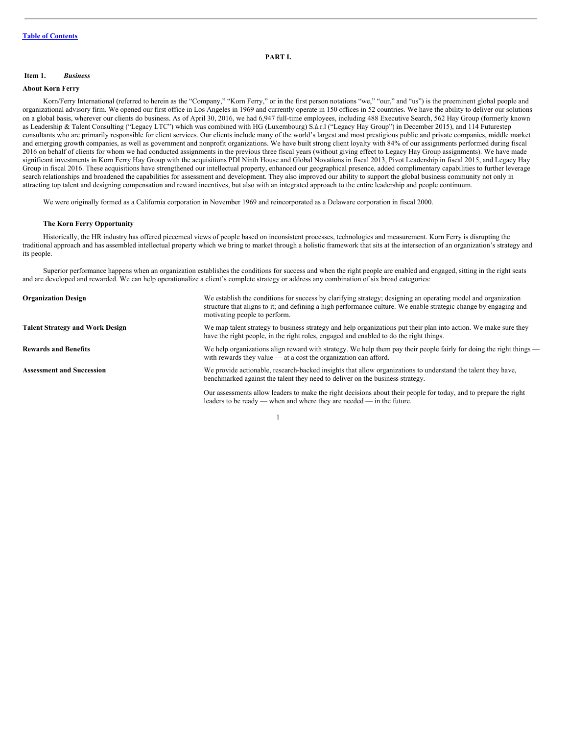[Table of Contents](#)

# PART I.

## Item 1. *Business*

### About Korn Ferry

Korn/Ferry International (referred to herein as the "Company," "Korn Ferry," or in the first person notations "we," "our," and "us") is the preeminent global people and organizational advisory firm. We opened our first office in Los Angeles in 1969 and currently operate in 150 offices in 52 countries. We have the ability to deliver our solutions on a global basis, wherever our clients do business. As of April 30, 2016, we had 6,947 full-time employees, including 488 Executive Search, 562 Hay Group (formerly known as Leadership & Talent Consulting ("Legacy LTC") which was combined with HG (Luxembourg) S.à.r.l ("Legacy Hay Group") in December 2015), and 114 Futurestep consultants who are primarily responsible for client services. Our clients include many of the world's largest and most prestigious public and private companies, middle market and emerging growth companies, as well as government and nonprofit organizations. We have built strong client loyalty with 84% of our assignments performed during fiscal 2016 on behalf of clients for whom we had conducted assignments in the previous three fiscal years (without giving effect to Legacy Hay Group assignments). We have made significant investments in Korn Ferry Hay Group with the acquisitions PDI Ninth House and Global Novations in fiscal 2013, Pivot Leadership in fiscal 2015, and Legacy Hay Group in fiscal 2016. These acquisitions have strengthened our intellectual property, enhanced our geographical presence, added complimentary capabilities to further leverage search relationships and broadened the capabilities for assessment and development. They also improved our ability to support the global business community not only in attracting top talent and designing compensation and reward incentives, but also with an integrated approach to the entire leadership and people continuum.

We were originally formed as a California corporation in November 1969 and reincorporated as a Delaware corporation in fiscal 2000.

#### The Korn Ferry Opportunity

Historically, the HR industry has offered piecemeal views of people based on inconsistent processes, technologies and measurement. Korn Ferry is disrupting the traditional approach and has assembled intellectual property which we bring to market through a holistic framework that sits at the intersection of an organization's strategy and its people.

Superior performance happens when an organization establishes the conditions for success and when the right people are enabled and engaged, sitting in the right seats and are developed and rewarded. We can help operationalize a client's complete strategy or address any combination of six broad categories:

**Organization Design** — We establish the conditions for success by clarifying strategy; designing an operating model and organization structure that aligns to it; and defining a high performance culture. We enable strategic change by engaging and motivating people to perform.

**Talent Strategy and Work Design** — We map talent strategy to business strategy and help organizations put their plan into action. We make sure they have the right people, in the right roles, engaged and enabled to do the right things.

**Rewards and Benefits** — We help organizations align reward with strategy. We help them pay their people fairly for doing the right things — with rewards they value — at a cost the organization can afford.

**Assessment and Succession** — We provide actionable, research-backed insights that allow organizations to understand the talent they have, benchmarked against the talent they need to deliver on the business strategy.

Our assessments allow leaders to make the right decisions about their people for today, and to prepare the right leaders to be ready — when and where they are needed — in the future.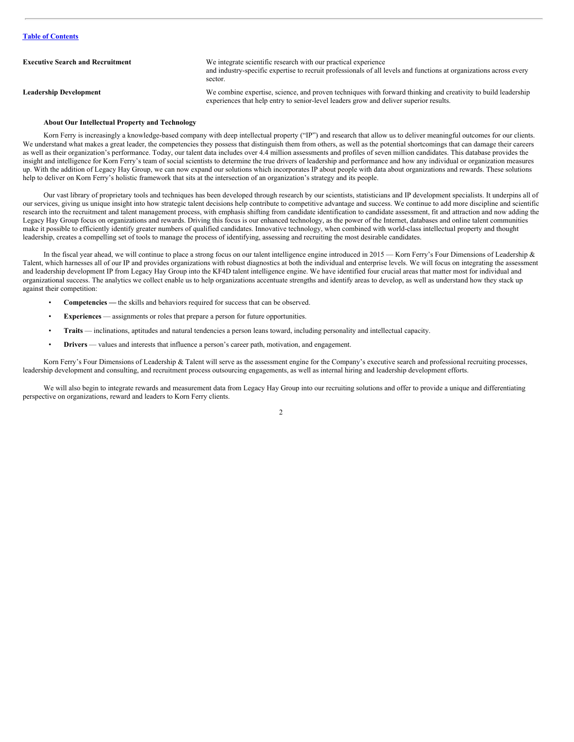| | |
|---|---|
| **Executive Search and Recruitment** | We integrate scientific research with our practical experience and industry-specific expertise to recruit professionals of all levels and functions at organizations across every sector. |
| **Leadership Development** | We combine expertise, science, and proven techniques with forward thinking and creativity to build leadership experiences that help entry to senior-level leaders grow and deliver superior results. |

**About Our Intellectual Property and Technology**

Korn Ferry is increasingly a knowledge-based company with deep intellectual property ("IP") and research that allow us to deliver meaningful outcomes for our clients. We understand what makes a great leader, the competencies they possess that distinguish them from others, as well as the potential shortcomings that can damage their careers as well as their organization's performance. Today, our talent data includes over 4.4 million assessments and profiles of seven million candidates. This database provides the insight and intelligence for Korn Ferry's team of social scientists to determine the true drivers of leadership and performance and how any individual or organization measures up. With the addition of Legacy Hay Group, we can now expand our solutions which incorporates IP about people with data about organizations and rewards. These solutions help to deliver on Korn Ferry's holistic framework that sits at the intersection of an organization's strategy and its people.

Our vast library of proprietary tools and techniques has been developed through research by our scientists, statisticians and IP development specialists. It underpins all of our services, giving us unique insight into how strategic talent decisions help contribute to competitive advantage and success. We continue to add more discipline and scientific research into the recruitment and talent management process, with emphasis shifting from candidate identification to candidate assessment, fit and attraction and now adding the Legacy Hay Group focus on organizations and rewards. Driving this focus is our enhanced technology, as the power of the Internet, databases and online talent communities make it possible to efficiently identify greater numbers of qualified candidates. Innovative technology, when combined with world-class intellectual property and thought leadership, creates a compelling set of tools to manage the process of identifying, assessing and recruiting the most desirable candidates.

In the fiscal year ahead, we will continue to place a strong focus on our talent intelligence engine introduced in 2015 — Korn Ferry's Four Dimensions of Leadership & Talent, which harnesses all of our IP and provides organizations with robust diagnostics at both the individual and enterprise levels. We will focus on integrating the assessment and leadership development IP from Legacy Hay Group into the KF4D talent intelligence engine. We have identified four crucial areas that matter most for individual and organizational success. The analytics we collect enable us to help organizations accentuate strengths and identify areas to develop, as well as understand how they stack up against their competition:

- **Competencies —** the skills and behaviors required for success that can be observed.
- **Experiences** — assignments or roles that prepare a person for future opportunities.
- **Traits** — inclinations, aptitudes and natural tendencies a person leans toward, including personality and intellectual capacity.
- **Drivers** — values and interests that influence a person's career path, motivation, and engagement.

Korn Ferry's Four Dimensions of Leadership & Talent will serve as the assessment engine for the Company's executive search and professional recruiting processes, leadership development and consulting, and recruitment process outsourcing engagements, as well as internal hiring and leadership development efforts.

We will also begin to integrate rewards and measurement data from Legacy Hay Group into our recruiting solutions and offer to provide a unique and differentiating perspective on organizations, reward and leaders to Korn Ferry clients.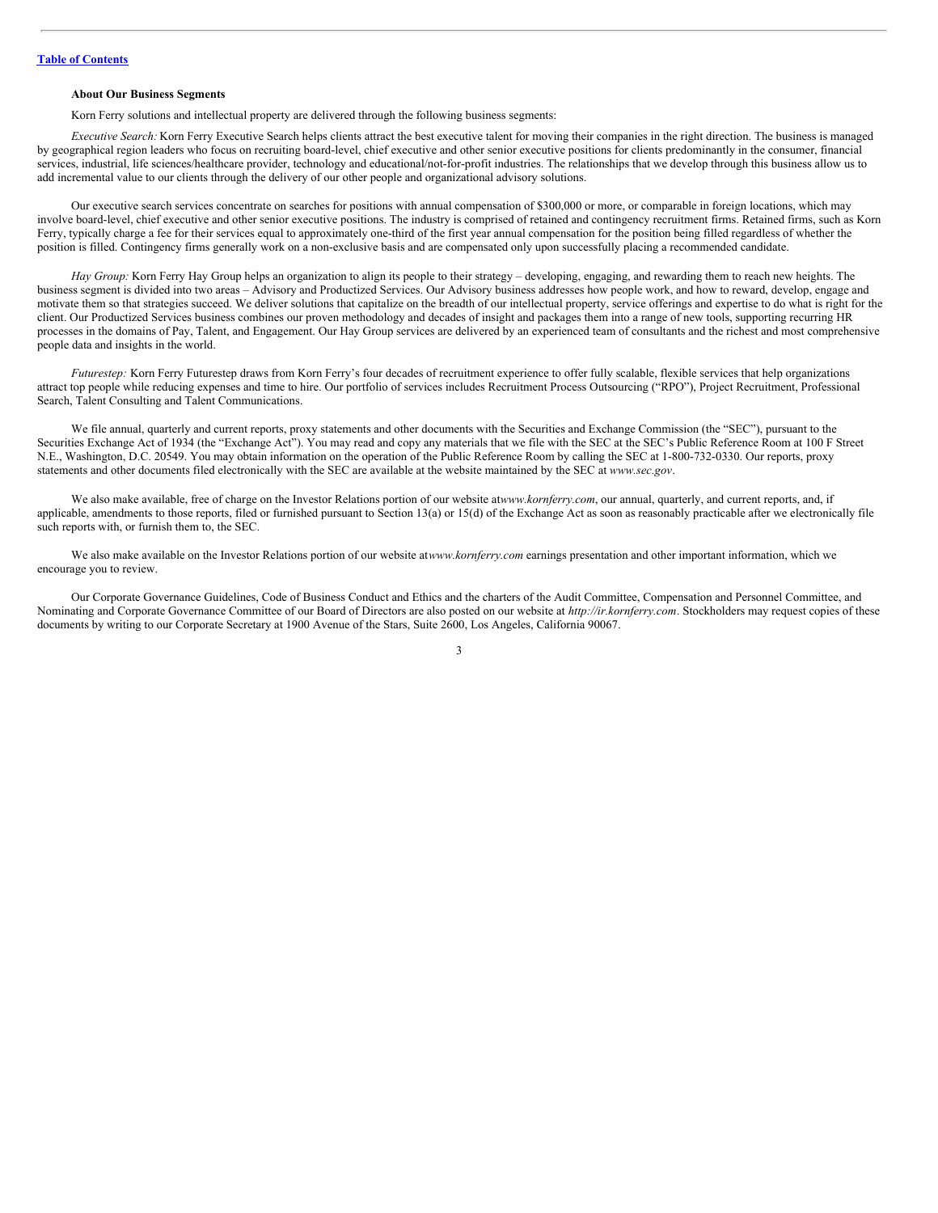[Table of Contents](#)

### About Our Business Segments

Korn Ferry solutions and intellectual property are delivered through the following business segments:

*Executive Search:* Korn Ferry Executive Search helps clients attract the best executive talent for moving their companies in the right direction. The business is managed by geographical region leaders who focus on recruiting board-level, chief executive and other senior executive positions for clients predominantly in the consumer, financial services, industrial, life sciences/healthcare provider, technology and educational/not-for-profit industries. The relationships that we develop through this business allow us to add incremental value to our clients through the delivery of our other people and organizational advisory solutions.

Our executive search services concentrate on searches for positions with annual compensation of $300,000 or more, or comparable in foreign locations, which may involve board-level, chief executive and other senior executive positions. The industry is comprised of retained and contingency recruitment firms. Retained firms, such as Korn Ferry, typically charge a fee for their services equal to approximately one-third of the first year annual compensation for the position being filled regardless of whether the position is filled. Contingency firms generally work on a non-exclusive basis and are compensated only upon successfully placing a recommended candidate.

*Hay Group:* Korn Ferry Hay Group helps an organization to align its people to their strategy – developing, engaging, and rewarding them to reach new heights. The business segment is divided into two areas – Advisory and Productized Services. Our Advisory business addresses how people work, and how to reward, develop, engage and motivate them so that strategies succeed. We deliver solutions that capitalize on the breadth of our intellectual property, service offerings and expertise to do what is right for the client. Our Productized Services business combines our proven methodology and decades of insight and packages them into a range of new tools, supporting recurring HR processes in the domains of Pay, Talent, and Engagement. Our Hay Group services are delivered by an experienced team of consultants and the richest and most comprehensive people data and insights in the world.

*Futurestep:* Korn Ferry Futurestep draws from Korn Ferry's four decades of recruitment experience to offer fully scalable, flexible services that help organizations attract top people while reducing expenses and time to hire. Our portfolio of services includes Recruitment Process Outsourcing ("RPO"), Project Recruitment, Professional Search, Talent Consulting and Talent Communications.

We file annual, quarterly and current reports, proxy statements and other documents with the Securities and Exchange Commission (the "SEC"), pursuant to the Securities Exchange Act of 1934 (the "Exchange Act"). You may read and copy any materials that we file with the SEC at the SEC's Public Reference Room at 100 F Street N.E., Washington, D.C. 20549. You may obtain information on the operation of the Public Reference Room by calling the SEC at 1-800-732-0330. Our reports, proxy statements and other documents filed electronically with the SEC are available at the website maintained by the SEC at *www.sec.gov*.

We also make available, free of charge on the Investor Relations portion of our website at*www.kornferry.com*, our annual, quarterly, and current reports, and, if applicable, amendments to those reports, filed or furnished pursuant to Section 13(a) or 15(d) of the Exchange Act as soon as reasonably practicable after we electronically file such reports with, or furnish them to, the SEC.

We also make available on the Investor Relations portion of our website at*www.kornferry.com* earnings presentation and other important information, which we encourage you to review.

Our Corporate Governance Guidelines, Code of Business Conduct and Ethics and the charters of the Audit Committee, Compensation and Personnel Committee, and Nominating and Corporate Governance Committee of our Board of Directors are also posted on our website at *http://ir.kornferry.com*. Stockholders may request copies of these documents by writing to our Corporate Secretary at 1900 Avenue of the Stars, Suite 2600, Los Angeles, California 90067.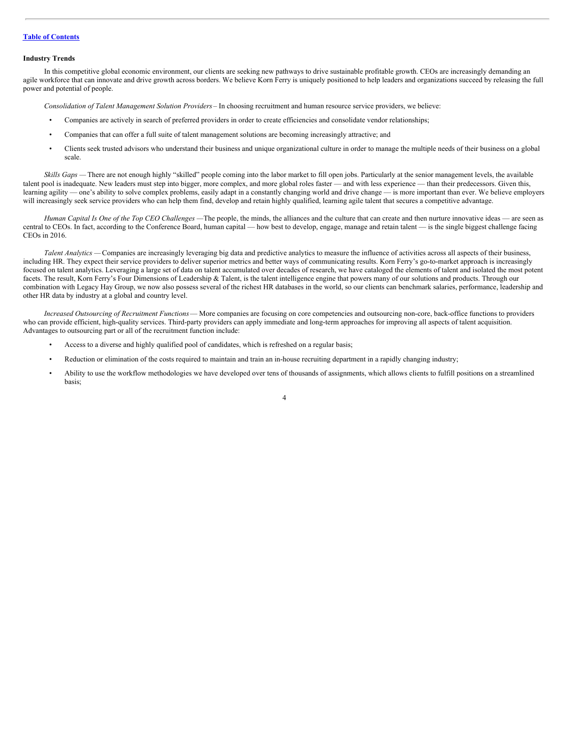**Industry Trends**

In this competitive global economic environment, our clients are seeking new pathways to drive sustainable profitable growth. CEOs are increasingly demanding an agile workforce that can innovate and drive growth across borders. We believe Korn Ferry is uniquely positioned to help leaders and organizations succeed by releasing the full power and potential of people.

*Consolidation of Talent Management Solution Providers* – In choosing recruitment and human resource service providers, we believe:

- Companies are actively in search of preferred providers in order to create efficiencies and consolidate vendor relationships;
- Companies that can offer a full suite of talent management solutions are becoming increasingly attractive; and
- Clients seek trusted advisors who understand their business and unique organizational culture in order to manage the multiple needs of their business on a global scale.

*Skills Gaps* — There are not enough highly "skilled" people coming into the labor market to fill open jobs. Particularly at the senior management levels, the available talent pool is inadequate. New leaders must step into bigger, more complex, and more global roles faster — and with less experience — than their predecessors. Given this, learning agility — one's ability to solve complex problems, easily adapt in a constantly changing world and drive change — is more important than ever. We believe employers will increasingly seek service providers who can help them find, develop and retain highly qualified, learning agile talent that secures a competitive advantage.

*Human Capital Is One of the Top CEO Challenges* —The people, the minds, the alliances and the culture that can create and then nurture innovative ideas — are seen as central to CEOs. In fact, according to the Conference Board, human capital — how best to develop, engage, manage and retain talent — is the single biggest challenge facing CEOs in 2016.

*Talent Analytics* — Companies are increasingly leveraging big data and predictive analytics to measure the influence of activities across all aspects of their business, including HR. They expect their service providers to deliver superior metrics and better ways of communicating results. Korn Ferry's go-to-market approach is increasingly focused on talent analytics. Leveraging a large set of data on talent accumulated over decades of research, we have cataloged the elements of talent and isolated the most potent facets. The result, Korn Ferry's Four Dimensions of Leadership & Talent, is the talent intelligence engine that powers many of our solutions and products. Through our combination with Legacy Hay Group, we now also possess several of the richest HR databases in the world, so our clients can benchmark salaries, performance, leadership and other HR data by industry at a global and country level.

*Increased Outsourcing of Recruitment Functions* — More companies are focusing on core competencies and outsourcing non-core, back-office functions to providers who can provide efficient, high-quality services. Third-party providers can apply immediate and long-term approaches for improving all aspects of talent acquisition. Advantages to outsourcing part or all of the recruitment function include:

- Access to a diverse and highly qualified pool of candidates, which is refreshed on a regular basis;
- Reduction or elimination of the costs required to maintain and train an in-house recruiting department in a rapidly changing industry;
- Ability to use the workflow methodologies we have developed over tens of thousands of assignments, which allows clients to fulfill positions on a streamlined basis;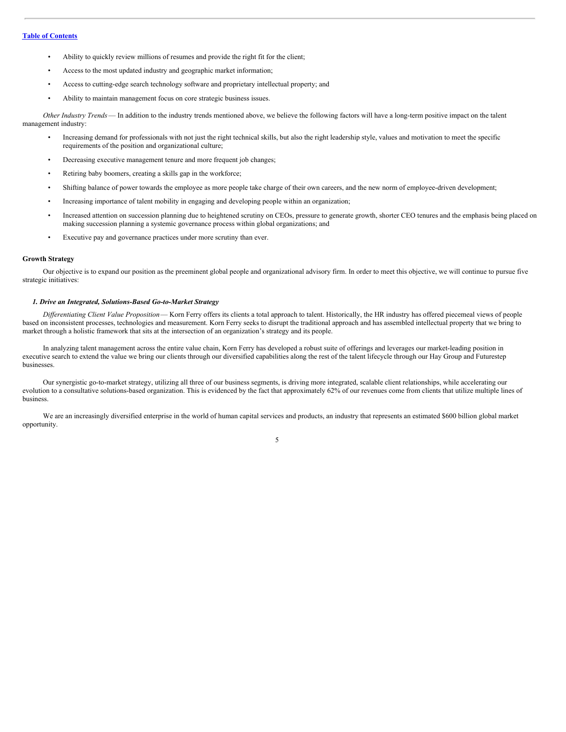- Ability to quickly review millions of resumes and provide the right fit for the client;
- Access to the most updated industry and geographic market information;
- Access to cutting-edge search technology software and proprietary intellectual property; and
- Ability to maintain management focus on core strategic business issues.

*Other Industry Trends* — In addition to the industry trends mentioned above, we believe the following factors will have a long-term positive impact on the talent management industry:

- Increasing demand for professionals with not just the right technical skills, but also the right leadership style, values and motivation to meet the specific requirements of the position and organizational culture;
- Decreasing executive management tenure and more frequent job changes;
- Retiring baby boomers, creating a skills gap in the workforce;
- Shifting balance of power towards the employee as more people take charge of their own careers, and the new norm of employee-driven development;
- Increasing importance of talent mobility in engaging and developing people within an organization;
- Increased attention on succession planning due to heightened scrutiny on CEOs, pressure to generate growth, shorter CEO tenures and the emphasis being placed on making succession planning a systemic governance process within global organizations; and
- Executive pay and governance practices under more scrutiny than ever.

**Growth Strategy**

Our objective is to expand our position as the preeminent global people and organizational advisory firm. In order to meet this objective, we will continue to pursue five strategic initiatives:

***1. Drive an Integrated, Solutions-Based Go-to-Market Strategy***

*Differentiating Client Value Proposition* — Korn Ferry offers its clients a total approach to talent. Historically, the HR industry has offered piecemeal views of people based on inconsistent processes, technologies and measurement. Korn Ferry seeks to disrupt the traditional approach and has assembled intellectual property that we bring to market through a holistic framework that sits at the intersection of an organization's strategy and its people.

In analyzing talent management across the entire value chain, Korn Ferry has developed a robust suite of offerings and leverages our market-leading position in executive search to extend the value we bring our clients through our diversified capabilities along the rest of the talent lifecycle through our Hay Group and Futurestep businesses.

Our synergistic go-to-market strategy, utilizing all three of our business segments, is driving more integrated, scalable client relationships, while accelerating our evolution to a consultative solutions-based organization. This is evidenced by the fact that approximately 62% of our revenues come from clients that utilize multiple lines of business.

We are an increasingly diversified enterprise in the world of human capital services and products, an industry that represents an estimated $600 billion global market opportunity.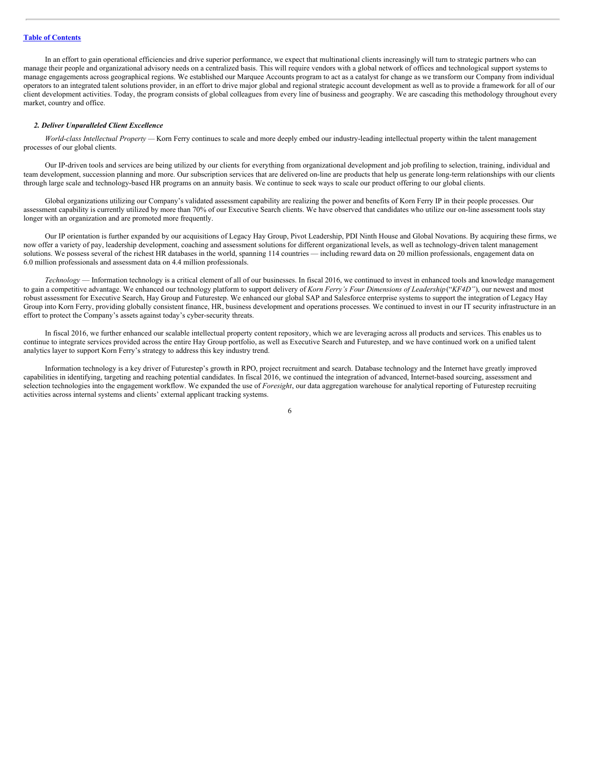In an effort to gain operational efficiencies and drive superior performance, we expect that multinational clients increasingly will turn to strategic partners who can manage their people and organizational advisory needs on a centralized basis. This will require vendors with a global network of offices and technological support systems to manage engagements across geographical regions. We established our Marquee Accounts program to act as a catalyst for change as we transform our Company from individual operators to an integrated talent solutions provider, in an effort to drive major global and regional strategic account development as well as to provide a framework for all of our client development activities. Today, the program consists of global colleagues from every line of business and geography. We are cascading this methodology throughout every market, country and office.

***2. Deliver Unparalleled Client Excellence***

*World-class Intellectual Property* — Korn Ferry continues to scale and more deeply embed our industry-leading intellectual property within the talent management processes of our global clients.

Our IP-driven tools and services are being utilized by our clients for everything from organizational development and job profiling to selection, training, individual and team development, succession planning and more. Our subscription services that are delivered on-line are products that help us generate long-term relationships with our clients through large scale and technology-based HR programs on an annuity basis. We continue to seek ways to scale our product offering to our global clients.

Global organizations utilizing our Company's validated assessment capability are realizing the power and benefits of Korn Ferry IP in their people processes. Our assessment capability is currently utilized by more than 70% of our Executive Search clients. We have observed that candidates who utilize our on-line assessment tools stay longer with an organization and are promoted more frequently.

Our IP orientation is further expanded by our acquisitions of Legacy Hay Group, Pivot Leadership, PDI Ninth House and Global Novations. By acquiring these firms, we now offer a variety of pay, leadership development, coaching and assessment solutions for different organizational levels, as well as technology-driven talent management solutions. We possess several of the richest HR databases in the world, spanning 114 countries — including reward data on 20 million professionals, engagement data on 6.0 million professionals and assessment data on 4.4 million professionals.

*Technology* — Information technology is a critical element of all of our businesses. In fiscal 2016, we continued to invest in enhanced tools and knowledge management to gain a competitive advantage. We enhanced our technology platform to support delivery of *Korn Ferry's Four Dimensions of Leadership* ("*KF4D"*), our newest and most robust assessment for Executive Search, Hay Group and Futurestep. We enhanced our global SAP and Salesforce enterprise systems to support the integration of Legacy Hay Group into Korn Ferry, providing globally consistent finance, HR, business development and operations processes. We continued to invest in our IT security infrastructure in an effort to protect the Company's assets against today's cyber-security threats.

In fiscal 2016, we further enhanced our scalable intellectual property content repository, which we are leveraging across all products and services. This enables us to continue to integrate services provided across the entire Hay Group portfolio, as well as Executive Search and Futurestep, and we have continued work on a unified talent analytics layer to support Korn Ferry's strategy to address this key industry trend.

Information technology is a key driver of Futurestep's growth in RPO, project recruitment and search. Database technology and the Internet have greatly improved capabilities in identifying, targeting and reaching potential candidates. In fiscal 2016, we continued the integration of advanced, Internet-based sourcing, assessment and selection technologies into the engagement workflow. We expanded the use of *Foresight*, our data aggregation warehouse for analytical reporting of Futurestep recruiting activities across internal systems and clients' external applicant tracking systems.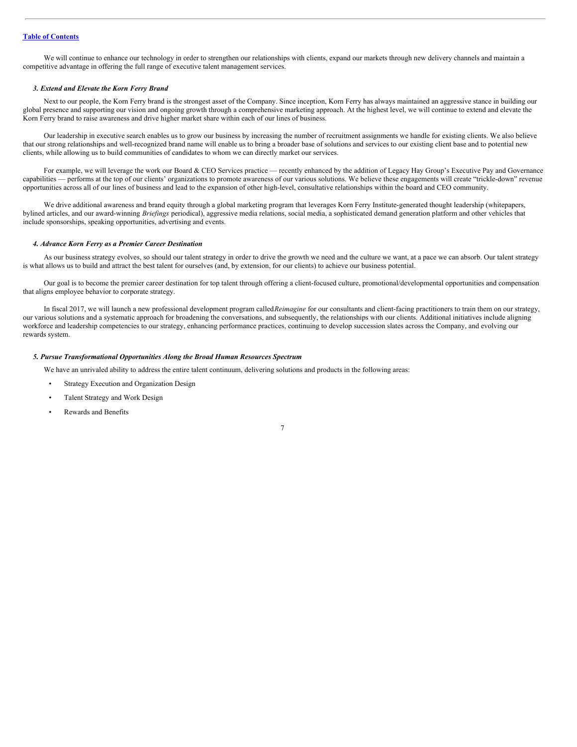We will continue to enhance our technology in order to strengthen our relationships with clients, expand our markets through new delivery channels and maintain a competitive advantage in offering the full range of executive talent management services.

### *3. Extend and Elevate the Korn Ferry Brand*

Next to our people, the Korn Ferry brand is the strongest asset of the Company. Since inception, Korn Ferry has always maintained an aggressive stance in building our global presence and supporting our vision and ongoing growth through a comprehensive marketing approach. At the highest level, we will continue to extend and elevate the Korn Ferry brand to raise awareness and drive higher market share within each of our lines of business.

Our leadership in executive search enables us to grow our business by increasing the number of recruitment assignments we handle for existing clients. We also believe that our strong relationships and well-recognized brand name will enable us to bring a broader base of solutions and services to our existing client base and to potential new clients, while allowing us to build communities of candidates to whom we can directly market our services.

For example, we will leverage the work our Board & CEO Services practice — recently enhanced by the addition of Legacy Hay Group's Executive Pay and Governance capabilities — performs at the top of our clients' organizations to promote awareness of our various solutions. We believe these engagements will create "trickle-down" revenue opportunities across all of our lines of business and lead to the expansion of other high-level, consultative relationships within the board and CEO community.

We drive additional awareness and brand equity through a global marketing program that leverages Korn Ferry Institute-generated thought leadership (whitepapers, bylined articles, and our award-winning *Briefings* periodical), aggressive media relations, social media, a sophisticated demand generation platform and other vehicles that include sponsorships, speaking opportunities, advertising and events.

### *4. Advance Korn Ferry as a Premier Career Destination*

As our business strategy evolves, so should our talent strategy in order to drive the growth we need and the culture we want, at a pace we can absorb. Our talent strategy is what allows us to build and attract the best talent for ourselves (and, by extension, for our clients) to achieve our business potential.

Our goal is to become the premier career destination for top talent through offering a client-focused culture, promotional/developmental opportunities and compensation that aligns employee behavior to corporate strategy.

In fiscal 2017, we will launch a new professional development program called *Reimagine* for our consultants and client-facing practitioners to train them on our strategy, our various solutions and a systematic approach for broadening the conversations, and subsequently, the relationships with our clients. Additional initiatives include aligning workforce and leadership competencies to our strategy, enhancing performance practices, continuing to develop succession slates across the Company, and evolving our rewards system.

### *5. Pursue Transformational Opportunities Along the Broad Human Resources Spectrum*

We have an unrivaled ability to address the entire talent continuum, delivering solutions and products in the following areas:

- Strategy Execution and Organization Design
- Talent Strategy and Work Design
- Rewards and Benefits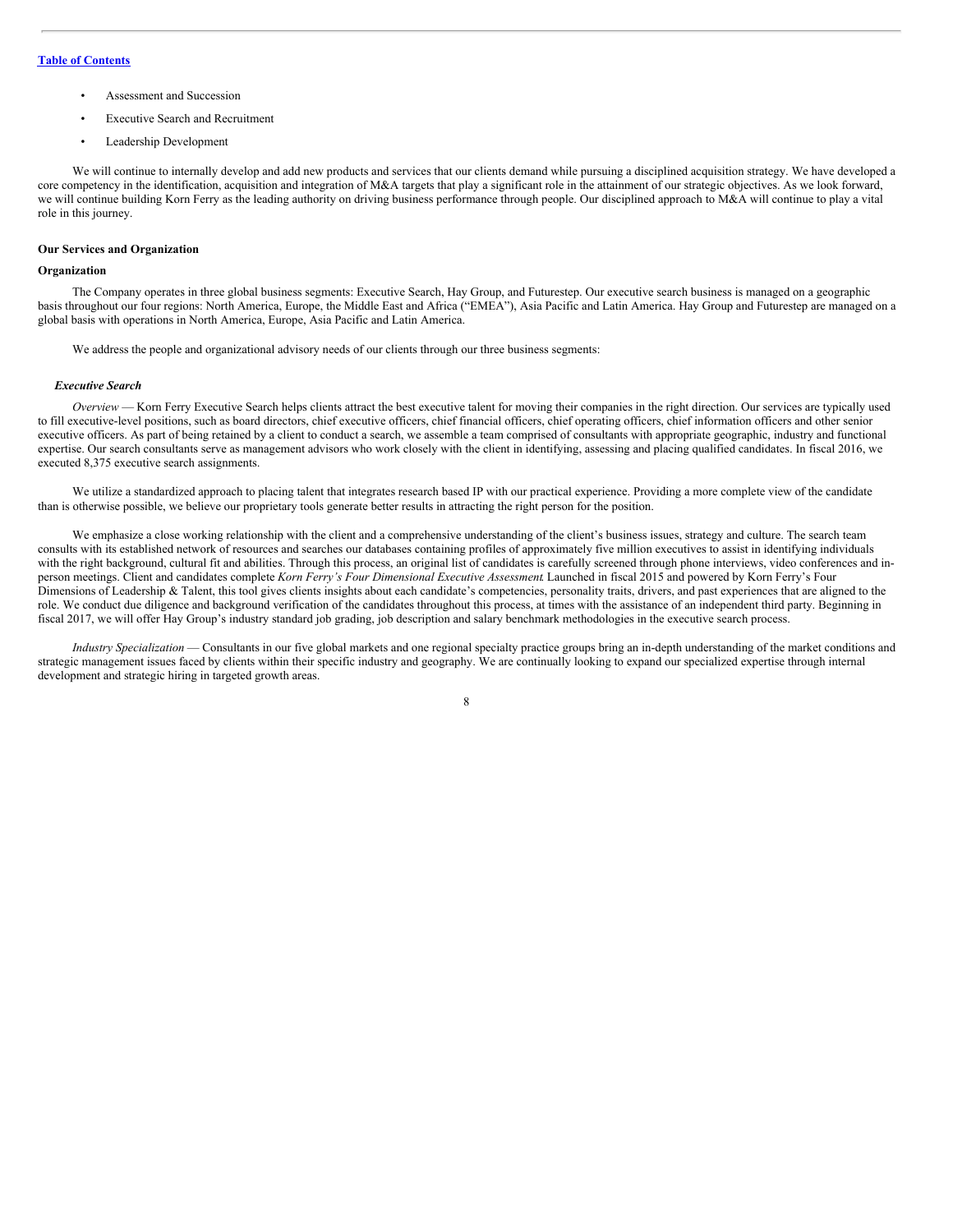- Assessment and Succession
- Executive Search and Recruitment
- Leadership Development

We will continue to internally develop and add new products and services that our clients demand while pursuing a disciplined acquisition strategy. We have developed a core competency in the identification, acquisition and integration of M&A targets that play a significant role in the attainment of our strategic objectives. As we look forward, we will continue building Korn Ferry as the leading authority on driving business performance through people. Our disciplined approach to M&A will continue to play a vital role in this journey.

## Our Services and Organization

### Organization

The Company operates in three global business segments: Executive Search, Hay Group, and Futurestep. Our executive search business is managed on a geographic basis throughout our four regions: North America, Europe, the Middle East and Africa ("EMEA"), Asia Pacific and Latin America. Hay Group and Futurestep are managed on a global basis with operations in North America, Europe, Asia Pacific and Latin America.

We address the people and organizational advisory needs of our clients through our three business segments:

#### *Executive Search*

*Overview* — Korn Ferry Executive Search helps clients attract the best executive talent for moving their companies in the right direction. Our services are typically used to fill executive-level positions, such as board directors, chief executive officers, chief financial officers, chief operating officers, chief information officers and other senior executive officers. As part of being retained by a client to conduct a search, we assemble a team comprised of consultants with appropriate geographic, industry and functional expertise. Our search consultants serve as management advisors who work closely with the client in identifying, assessing and placing qualified candidates. In fiscal 2016, we executed 8,375 executive search assignments.

We utilize a standardized approach to placing talent that integrates research based IP with our practical experience. Providing a more complete view of the candidate than is otherwise possible, we believe our proprietary tools generate better results in attracting the right person for the position.

We emphasize a close working relationship with the client and a comprehensive understanding of the client's business issues, strategy and culture. The search team consults with its established network of resources and searches our databases containing profiles of approximately five million executives to assist in identifying individuals with the right background, cultural fit and abilities. Through this process, an original list of candidates is carefully screened through phone interviews, video conferences and in-person meetings. Client and candidates complete *Korn Ferry's Four Dimensional Executive Assessment*. Launched in fiscal 2015 and powered by Korn Ferry's Four Dimensions of Leadership & Talent, this tool gives clients insights about each candidate's competencies, personality traits, drivers, and past experiences that are aligned to the role. We conduct due diligence and background verification of the candidates throughout this process, at times with the assistance of an independent third party. Beginning in fiscal 2017, we will offer Hay Group's industry standard job grading, job description and salary benchmark methodologies in the executive search process.

*Industry Specialization* — Consultants in our five global markets and one regional specialty practice groups bring an in-depth understanding of the market conditions and strategic management issues faced by clients within their specific industry and geography. We are continually looking to expand our specialized expertise through internal development and strategic hiring in targeted growth areas.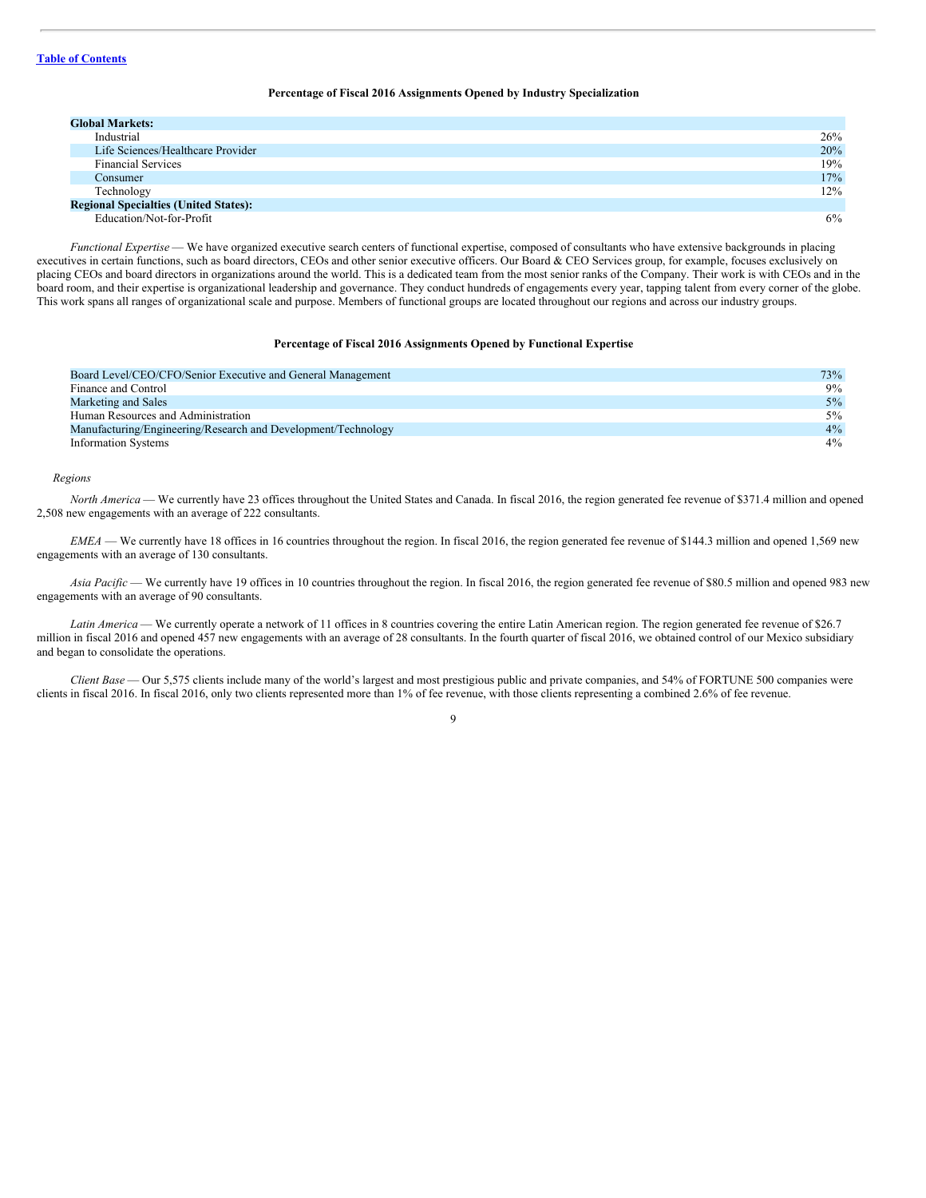**Percentage of Fiscal 2016 Assignments Opened by Industry Specialization**

| | |
|---|---|
| **Global Markets:** | |
| Industrial | 26% |
| Life Sciences/Healthcare Provider | 20% |
| Financial Services | 19% |
| Consumer | 17% |
| Technology | 12% |
| **Regional Specialties (United States):** | |
| Education/Not-for-Profit | 6% |

*Functional Expertise* — We have organized executive search centers of functional expertise, composed of consultants who have extensive backgrounds in placing executives in certain functions, such as board directors, CEOs and other senior executive officers. Our Board & CEO Services group, for example, focuses exclusively on placing CEOs and board directors in organizations around the world. This is a dedicated team from the most senior ranks of the Company. Their work is with CEOs and in the board room, and their expertise is organizational leadership and governance. They conduct hundreds of engagements every year, tapping talent from every corner of the globe. This work spans all ranges of organizational scale and purpose. Members of functional groups are located throughout our regions and across our industry groups.

**Percentage of Fiscal 2016 Assignments Opened by Functional Expertise**

| | |
|---|---|
| Board Level/CEO/CFO/Senior Executive and General Management | 73% |
| Finance and Control | 9% |
| Marketing and Sales | 5% |
| Human Resources and Administration | 5% |
| Manufacturing/Engineering/Research and Development/Technology | 4% |
| Information Systems | 4% |

*Regions*

*North America* — We currently have 23 offices throughout the United States and Canada. In fiscal 2016, the region generated fee revenue of $371.4 million and opened 2,508 new engagements with an average of 222 consultants.

*EMEA* — We currently have 18 offices in 16 countries throughout the region. In fiscal 2016, the region generated fee revenue of $144.3 million and opened 1,569 new engagements with an average of 130 consultants.

*Asia Pacific* — We currently have 19 offices in 10 countries throughout the region. In fiscal 2016, the region generated fee revenue of $80.5 million and opened 983 new engagements with an average of 90 consultants.

*Latin America* — We currently operate a network of 11 offices in 8 countries covering the entire Latin American region. The region generated fee revenue of $26.7 million in fiscal 2016 and opened 457 new engagements with an average of 28 consultants. In the fourth quarter of fiscal 2016, we obtained control of our Mexico subsidiary and began to consolidate the operations.

*Client Base* — Our 5,575 clients include many of the world's largest and most prestigious public and private companies, and 54% of FORTUNE 500 companies were clients in fiscal 2016. In fiscal 2016, only two clients represented more than 1% of fee revenue, with those clients representing a combined 2.6% of fee revenue.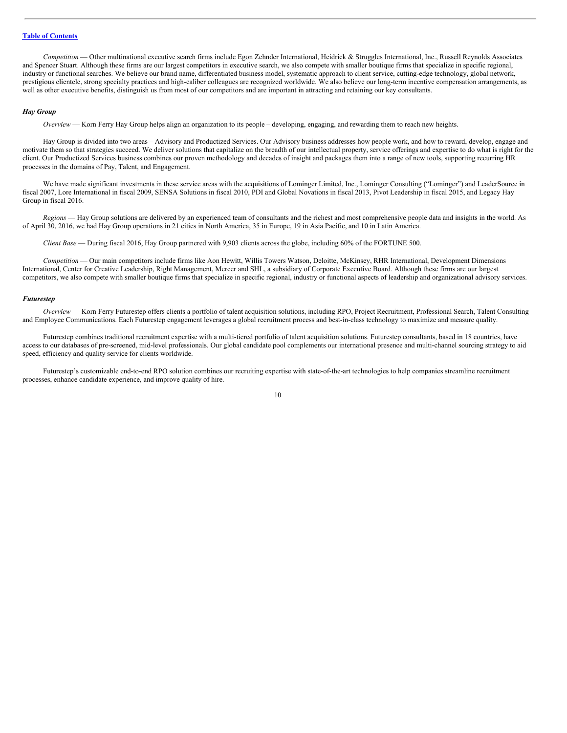*Competition* — Other multinational executive search firms include Egon Zehnder International, Heidrick & Struggles International, Inc., Russell Reynolds Associates and Spencer Stuart. Although these firms are our largest competitors in executive search, we also compete with smaller boutique firms that specialize in specific regional, industry or functional searches. We believe our brand name, differentiated business model, systematic approach to client service, cutting-edge technology, global network, prestigious clientele, strong specialty practices and high-caliber colleagues are recognized worldwide. We also believe our long-term incentive compensation arrangements, as well as other executive benefits, distinguish us from most of our competitors and are important in attracting and retaining our key consultants.

### *Hay Group*

*Overview* — Korn Ferry Hay Group helps align an organization to its people – developing, engaging, and rewarding them to reach new heights.

Hay Group is divided into two areas – Advisory and Productized Services. Our Advisory business addresses how people work, and how to reward, develop, engage and motivate them so that strategies succeed. We deliver solutions that capitalize on the breadth of our intellectual property, service offerings and expertise to do what is right for the client. Our Productized Services business combines our proven methodology and decades of insight and packages them into a range of new tools, supporting recurring HR processes in the domains of Pay, Talent, and Engagement.

We have made significant investments in these service areas with the acquisitions of Lominger Limited, Inc., Lominger Consulting ("Lominger") and LeaderSource in fiscal 2007, Lore International in fiscal 2009, SENSA Solutions in fiscal 2010, PDI and Global Novations in fiscal 2013, Pivot Leadership in fiscal 2015, and Legacy Hay Group in fiscal 2016.

*Regions* — Hay Group solutions are delivered by an experienced team of consultants and the richest and most comprehensive people data and insights in the world. As of April 30, 2016, we had Hay Group operations in 21 cities in North America, 35 in Europe, 19 in Asia Pacific, and 10 in Latin America.

*Client Base* — During fiscal 2016, Hay Group partnered with 9,903 clients across the globe, including 60% of the FORTUNE 500.

*Competition* — Our main competitors include firms like Aon Hewitt, Willis Towers Watson, Deloitte, McKinsey, RHR International, Development Dimensions International, Center for Creative Leadership, Right Management, Mercer and SHL, a subsidiary of Corporate Executive Board. Although these firms are our largest competitors, we also compete with smaller boutique firms that specialize in specific regional, industry or functional aspects of leadership and organizational advisory services.

### *Futurestep*

*Overview* — Korn Ferry Futurestep offers clients a portfolio of talent acquisition solutions, including RPO, Project Recruitment, Professional Search, Talent Consulting and Employee Communications. Each Futurestep engagement leverages a global recruitment process and best-in-class technology to maximize and measure quality.

Futurestep combines traditional recruitment expertise with a multi-tiered portfolio of talent acquisition solutions. Futurestep consultants, based in 18 countries, have access to our databases of pre-screened, mid-level professionals. Our global candidate pool complements our international presence and multi-channel sourcing strategy to aid speed, efficiency and quality service for clients worldwide.

Futurestep's customizable end-to-end RPO solution combines our recruiting expertise with state-of-the-art technologies to help companies streamline recruitment processes, enhance candidate experience, and improve quality of hire.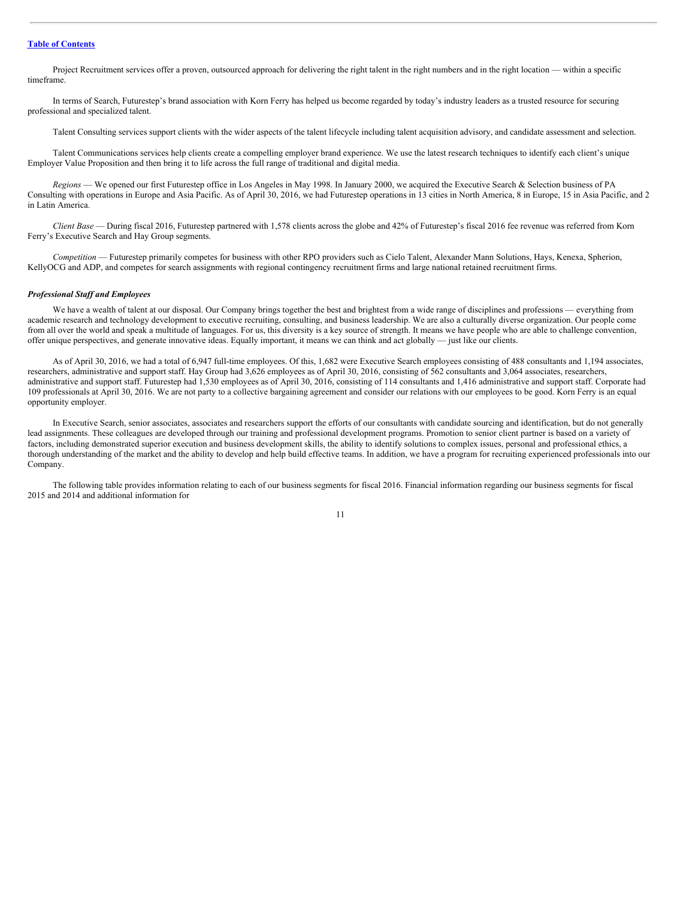Project Recruitment services offer a proven, outsourced approach for delivering the right talent in the right numbers and in the right location — within a specific timeframe.

In terms of Search, Futurestep's brand association with Korn Ferry has helped us become regarded by today's industry leaders as a trusted resource for securing professional and specialized talent.

Talent Consulting services support clients with the wider aspects of the talent lifecycle including talent acquisition advisory, and candidate assessment and selection.

Talent Communications services help clients create a compelling employer brand experience. We use the latest research techniques to identify each client's unique Employer Value Proposition and then bring it to life across the full range of traditional and digital media.

*Regions* — We opened our first Futurestep office in Los Angeles in May 1998. In January 2000, we acquired the Executive Search & Selection business of PA Consulting with operations in Europe and Asia Pacific. As of April 30, 2016, we had Futurestep operations in 13 cities in North America, 8 in Europe, 15 in Asia Pacific, and 2 in Latin America.

*Client Base* — During fiscal 2016, Futurestep partnered with 1,578 clients across the globe and 42% of Futurestep's fiscal 2016 fee revenue was referred from Korn Ferry's Executive Search and Hay Group segments.

*Competition* — Futurestep primarily competes for business with other RPO providers such as Cielo Talent, Alexander Mann Solutions, Hays, Kenexa, Spherion, KellyOCG and ADP, and competes for search assignments with regional contingency recruitment firms and large national retained recruitment firms.

***Professional Staff and Employees***

We have a wealth of talent at our disposal. Our Company brings together the best and brightest from a wide range of disciplines and professions — everything from academic research and technology development to executive recruiting, consulting, and business leadership. We are also a culturally diverse organization. Our people come from all over the world and speak a multitude of languages. For us, this diversity is a key source of strength. It means we have people who are able to challenge convention, offer unique perspectives, and generate innovative ideas. Equally important, it means we can think and act globally — just like our clients.

As of April 30, 2016, we had a total of 6,947 full-time employees. Of this, 1,682 were Executive Search employees consisting of 488 consultants and 1,194 associates, researchers, administrative and support staff. Hay Group had 3,626 employees as of April 30, 2016, consisting of 562 consultants and 3,064 associates, researchers, administrative and support staff. Futurestep had 1,530 employees as of April 30, 2016, consisting of 114 consultants and 1,416 administrative and support staff. Corporate had 109 professionals at April 30, 2016. We are not party to a collective bargaining agreement and consider our relations with our employees to be good. Korn Ferry is an equal opportunity employer.

In Executive Search, senior associates, associates and researchers support the efforts of our consultants with candidate sourcing and identification, but do not generally lead assignments. These colleagues are developed through our training and professional development programs. Promotion to senior client partner is based on a variety of factors, including demonstrated superior execution and business development skills, the ability to identify solutions to complex issues, personal and professional ethics, a thorough understanding of the market and the ability to develop and help build effective teams. In addition, we have a program for recruiting experienced professionals into our Company.

The following table provides information relating to each of our business segments for fiscal 2016. Financial information regarding our business segments for fiscal 2015 and 2014 and additional information for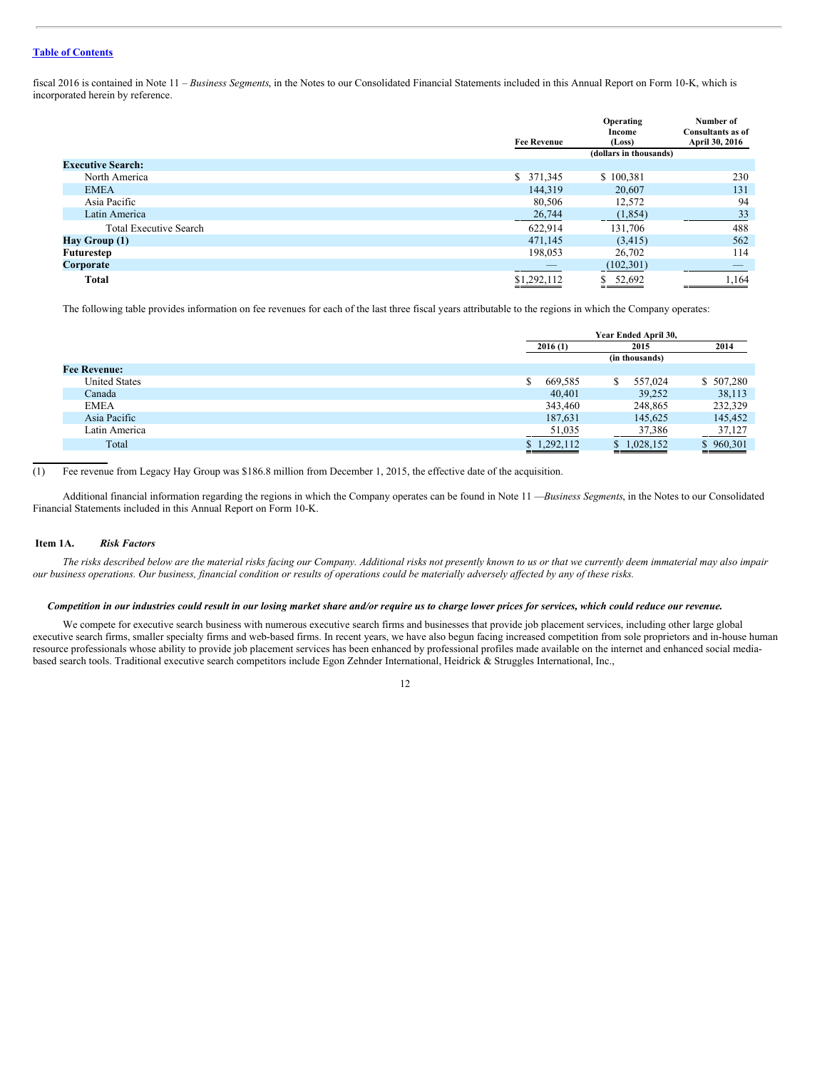fiscal 2016 is contained in Note 11 – *Business Segments*, in the Notes to our Consolidated Financial Statements included in this Annual Report on Form 10-K, which is incorporated herein by reference.

| | Fee Revenue | Operating Income (Loss) | Number of Consultants as of April 30, 2016 |
|---|---|---|---|
| | (dollars in thousands) | | |
| **Executive Search:** | | | |
| North America | $ 371,345 | $ 100,381 | 230 |
| EMEA | 144,319 | 20,607 | 131 |
| Asia Pacific | 80,506 | 12,572 | 94 |
| Latin America | 26,744 | (1,854) | 33 |
| Total Executive Search | 622,914 | 131,706 | 488 |
| **Hay Group (1)** | 471,145 | (3,415) | 562 |
| **Futurestep** | 198,053 | 26,702 | 114 |
| **Corporate** | — | (102,301) | — |
| **Total** | $1,292,112 | $ 52,692 | 1,164 |

The following table provides information on fee revenues for each of the last three fiscal years attributable to the regions in which the Company operates:

| | Year Ended April 30, | | |
|---|---|---|---|
| | 2016 (1) | 2015 | 2014 |
| | (in thousands) | | |
| **Fee Revenue:** | | | |
| United States | $ 669,585 | $ 557,024 | $ 507,280 |
| Canada | 40,401 | 39,252 | 38,113 |
| EMEA | 343,460 | 248,865 | 232,329 |
| Asia Pacific | 187,631 | 145,625 | 145,452 |
| Latin America | 51,035 | 37,386 | 37,127 |
| Total | $ 1,292,112 | $ 1,028,152 | $ 960,301 |

(1) Fee revenue from Legacy Hay Group was $186.8 million from December 1, 2015, the effective date of the acquisition.

Additional financial information regarding the regions in which the Company operates can be found in Note 11 —*Business Segments*, in the Notes to our Consolidated Financial Statements included in this Annual Report on Form 10-K.

## Item 1A. *Risk Factors*

*The risks described below are the material risks facing our Company. Additional risks not presently known to us or that we currently deem immaterial may also impair our business operations. Our business, financial condition or results of operations could be materially adversely affected by any of these risks.*

***Competition in our industries could result in our losing market share and/or require us to charge lower prices for services, which could reduce our revenue.***

We compete for executive search business with numerous executive search firms and businesses that provide job placement services, including other large global executive search firms, smaller specialty firms and web-based firms. In recent years, we have also begun facing increased competition from sole proprietors and in-house human resource professionals whose ability to provide job placement services has been enhanced by professional profiles made available on the internet and enhanced social media-based search tools. Traditional executive search competitors include Egon Zehnder International, Heidrick & Struggles International, Inc.,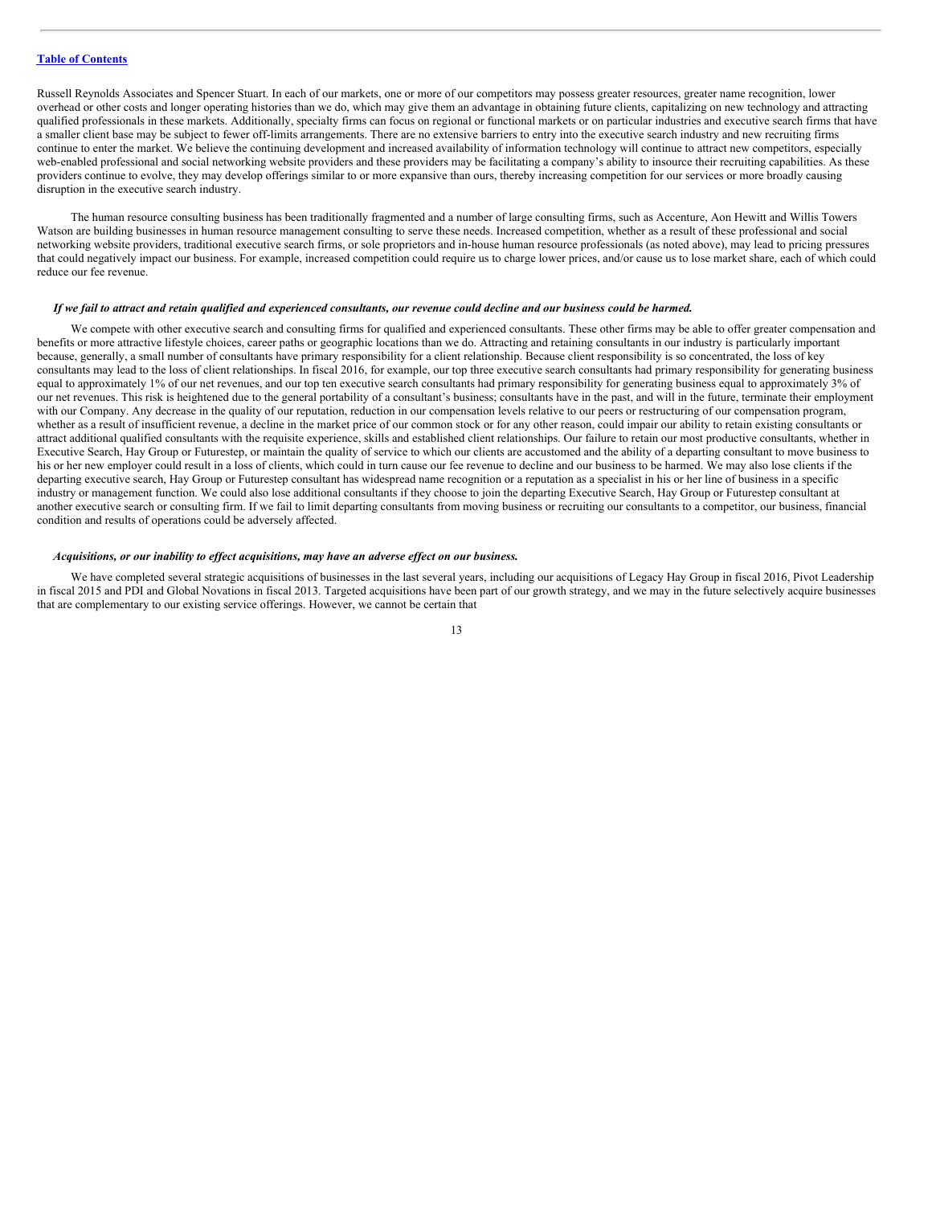Russell Reynolds Associates and Spencer Stuart. In each of our markets, one or more of our competitors may possess greater resources, greater name recognition, lower overhead or other costs and longer operating histories than we do, which may give them an advantage in obtaining future clients, capitalizing on new technology and attracting qualified professionals in these markets. Additionally, specialty firms can focus on regional or functional markets or on particular industries and executive search firms that have a smaller client base may be subject to fewer off-limits arrangements. There are no extensive barriers to entry into the executive search industry and new recruiting firms continue to enter the market. We believe the continuing development and increased availability of information technology will continue to attract new competitors, especially web-enabled professional and social networking website providers and these providers may be facilitating a company's ability to insource their recruiting capabilities. As these providers continue to evolve, they may develop offerings similar to or more expansive than ours, thereby increasing competition for our services or more broadly causing disruption in the executive search industry.

The human resource consulting business has been traditionally fragmented and a number of large consulting firms, such as Accenture, Aon Hewitt and Willis Towers Watson are building businesses in human resource management consulting to serve these needs. Increased competition, whether as a result of these professional and social networking website providers, traditional executive search firms, or sole proprietors and in-house human resource professionals (as noted above), may lead to pricing pressures that could negatively impact our business. For example, increased competition could require us to charge lower prices, and/or cause us to lose market share, each of which could reduce our fee revenue.

***If we fail to attract and retain qualified and experienced consultants, our revenue could decline and our business could be harmed.***

We compete with other executive search and consulting firms for qualified and experienced consultants. These other firms may be able to offer greater compensation and benefits or more attractive lifestyle choices, career paths or geographic locations than we do. Attracting and retaining consultants in our industry is particularly important because, generally, a small number of consultants have primary responsibility for a client relationship. Because client responsibility is so concentrated, the loss of key consultants may lead to the loss of client relationships. In fiscal 2016, for example, our top three executive search consultants had primary responsibility for generating business equal to approximately 1% of our net revenues, and our top ten executive search consultants had primary responsibility for generating business equal to approximately 3% of our net revenues. This risk is heightened due to the general portability of a consultant's business; consultants have in the past, and will in the future, terminate their employment with our Company. Any decrease in the quality of our reputation, reduction in our compensation levels relative to our peers or restructuring of our compensation program, whether as a result of insufficient revenue, a decline in the market price of our common stock or for any other reason, could impair our ability to retain existing consultants or attract additional qualified consultants with the requisite experience, skills and established client relationships. Our failure to retain our most productive consultants, whether in Executive Search, Hay Group or Futurestep, or maintain the quality of service to which our clients are accustomed and the ability of a departing consultant to move business to his or her new employer could result in a loss of clients, which could in turn cause our fee revenue to decline and our business to be harmed. We may also lose clients if the departing executive search, Hay Group or Futurestep consultant has widespread name recognition or a reputation as a specialist in his or her line of business in a specific industry or management function. We could also lose additional consultants if they choose to join the departing Executive Search, Hay Group or Futurestep consultant at another executive search or consulting firm. If we fail to limit departing consultants from moving business or recruiting our consultants to a competitor, our business, financial condition and results of operations could be adversely affected.

***Acquisitions, or our inability to effect acquisitions, may have an adverse effect on our business.***

We have completed several strategic acquisitions of businesses in the last several years, including our acquisitions of Legacy Hay Group in fiscal 2016, Pivot Leadership in fiscal 2015 and PDI and Global Novations in fiscal 2013. Targeted acquisitions have been part of our growth strategy, and we may in the future selectively acquire businesses that are complementary to our existing service offerings. However, we cannot be certain that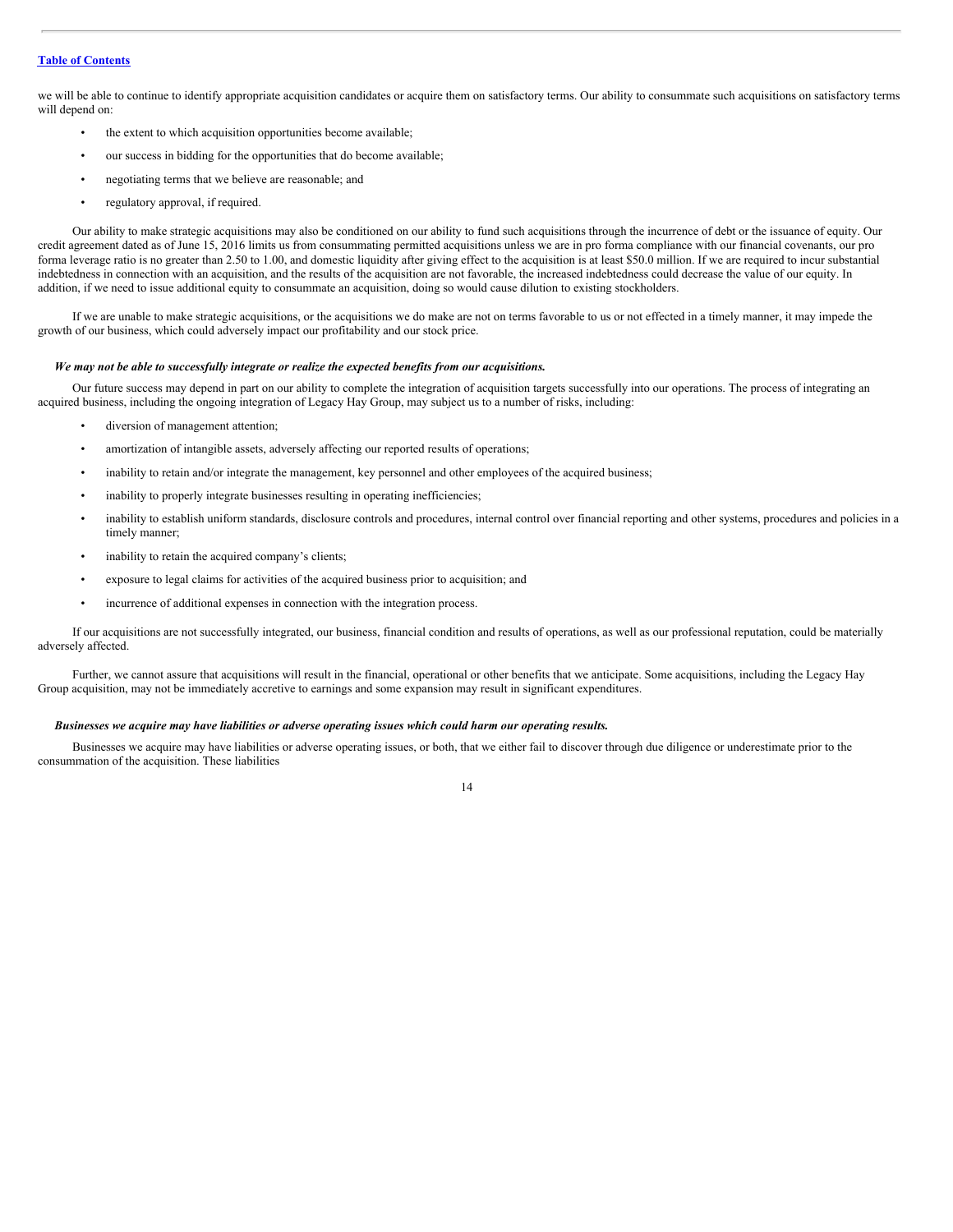we will be able to continue to identify appropriate acquisition candidates or acquire them on satisfactory terms. Our ability to consummate such acquisitions on satisfactory terms will depend on:

- the extent to which acquisition opportunities become available;
- our success in bidding for the opportunities that do become available;
- negotiating terms that we believe are reasonable; and
- regulatory approval, if required.

Our ability to make strategic acquisitions may also be conditioned on our ability to fund such acquisitions through the incurrence of debt or the issuance of equity. Our credit agreement dated as of June 15, 2016 limits us from consummating permitted acquisitions unless we are in pro forma compliance with our financial covenants, our pro forma leverage ratio is no greater than 2.50 to 1.00, and domestic liquidity after giving effect to the acquisition is at least $50.0 million. If we are required to incur substantial indebtedness in connection with an acquisition, and the results of the acquisition are not favorable, the increased indebtedness could decrease the value of our equity. In addition, if we need to issue additional equity to consummate an acquisition, doing so would cause dilution to existing stockholders.

If we are unable to make strategic acquisitions, or the acquisitions we do make are not on terms favorable to us or not effected in a timely manner, it may impede the growth of our business, which could adversely impact our profitability and our stock price.

***We may not be able to successfully integrate or realize the expected benefits from our acquisitions.***

Our future success may depend in part on our ability to complete the integration of acquisition targets successfully into our operations. The process of integrating an acquired business, including the ongoing integration of Legacy Hay Group, may subject us to a number of risks, including:

- diversion of management attention;
- amortization of intangible assets, adversely affecting our reported results of operations;
- inability to retain and/or integrate the management, key personnel and other employees of the acquired business;
- inability to properly integrate businesses resulting in operating inefficiencies;
- inability to establish uniform standards, disclosure controls and procedures, internal control over financial reporting and other systems, procedures and policies in a timely manner;
- inability to retain the acquired company's clients;
- exposure to legal claims for activities of the acquired business prior to acquisition; and
- incurrence of additional expenses in connection with the integration process.

If our acquisitions are not successfully integrated, our business, financial condition and results of operations, as well as our professional reputation, could be materially adversely affected.

Further, we cannot assure that acquisitions will result in the financial, operational or other benefits that we anticipate. Some acquisitions, including the Legacy Hay Group acquisition, may not be immediately accretive to earnings and some expansion may result in significant expenditures.

***Businesses we acquire may have liabilities or adverse operating issues which could harm our operating results.***

Businesses we acquire may have liabilities or adverse operating issues, or both, that we either fail to discover through due diligence or underestimate prior to the consummation of the acquisition. These liabilities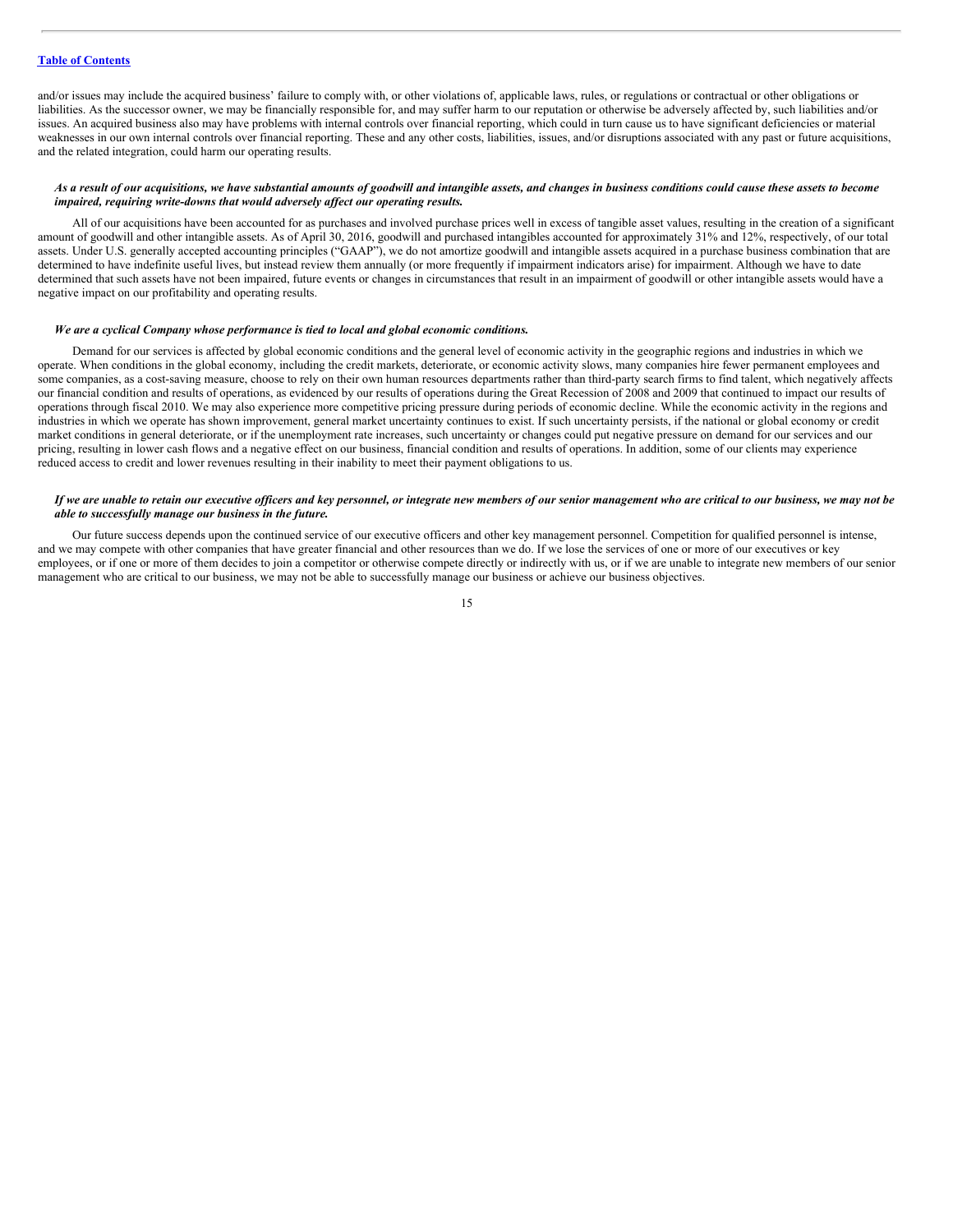and/or issues may include the acquired business' failure to comply with, or other violations of, applicable laws, rules, or regulations or contractual or other obligations or liabilities. As the successor owner, we may be financially responsible for, and may suffer harm to our reputation or otherwise be adversely affected by, such liabilities and/or issues. An acquired business also may have problems with internal controls over financial reporting, which could in turn cause us to have significant deficiencies or material weaknesses in our own internal controls over financial reporting. These and any other costs, liabilities, issues, and/or disruptions associated with any past or future acquisitions, and the related integration, could harm our operating results.

***As a result of our acquisitions, we have substantial amounts of goodwill and intangible assets, and changes in business conditions could cause these assets to become impaired, requiring write-downs that would adversely affect our operating results.***

All of our acquisitions have been accounted for as purchases and involved purchase prices well in excess of tangible asset values, resulting in the creation of a significant amount of goodwill and other intangible assets. As of April 30, 2016, goodwill and purchased intangibles accounted for approximately 31% and 12%, respectively, of our total assets. Under U.S. generally accepted accounting principles ("GAAP"), we do not amortize goodwill and intangible assets acquired in a purchase business combination that are determined to have indefinite useful lives, but instead review them annually (or more frequently if impairment indicators arise) for impairment. Although we have to date determined that such assets have not been impaired, future events or changes in circumstances that result in an impairment of goodwill or other intangible assets would have a negative impact on our profitability and operating results.

***We are a cyclical Company whose performance is tied to local and global economic conditions.***

Demand for our services is affected by global economic conditions and the general level of economic activity in the geographic regions and industries in which we operate. When conditions in the global economy, including the credit markets, deteriorate, or economic activity slows, many companies hire fewer permanent employees and some companies, as a cost-saving measure, choose to rely on their own human resources departments rather than third-party search firms to find talent, which negatively affects our financial condition and results of operations, as evidenced by our results of operations during the Great Recession of 2008 and 2009 that continued to impact our results of operations through fiscal 2010. We may also experience more competitive pricing pressure during periods of economic decline. While the economic activity in the regions and industries in which we operate has shown improvement, general market uncertainty continues to exist. If such uncertainty persists, if the national or global economy or credit market conditions in general deteriorate, or if the unemployment rate increases, such uncertainty or changes could put negative pressure on demand for our services and our pricing, resulting in lower cash flows and a negative effect on our business, financial condition and results of operations. In addition, some of our clients may experience reduced access to credit and lower revenues resulting in their inability to meet their payment obligations to us.

***If we are unable to retain our executive officers and key personnel, or integrate new members of our senior management who are critical to our business, we may not be able to successfully manage our business in the future.***

Our future success depends upon the continued service of our executive officers and other key management personnel. Competition for qualified personnel is intense, and we may compete with other companies that have greater financial and other resources than we do. If we lose the services of one or more of our executives or key employees, or if one or more of them decides to join a competitor or otherwise compete directly or indirectly with us, or if we are unable to integrate new members of our senior management who are critical to our business, we may not be able to successfully manage our business or achieve our business objectives.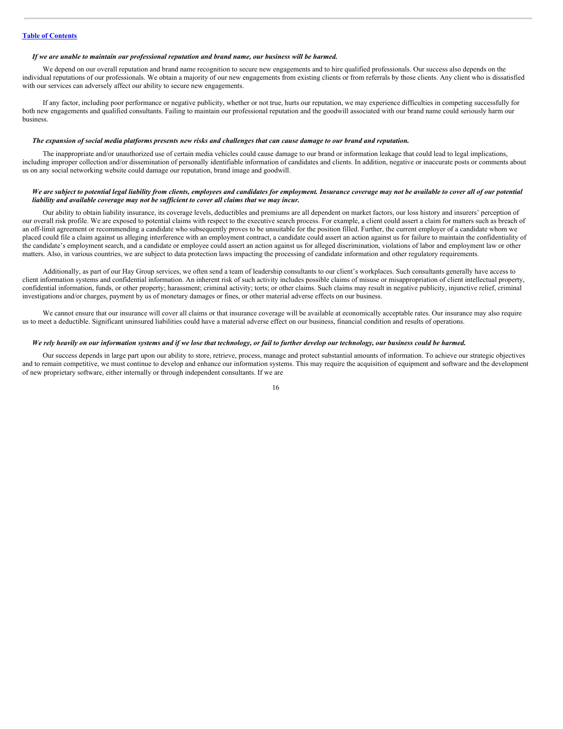***If we are unable to maintain our professional reputation and brand name, our business will be harmed.***

We depend on our overall reputation and brand name recognition to secure new engagements and to hire qualified professionals. Our success also depends on the individual reputations of our professionals. We obtain a majority of our new engagements from existing clients or from referrals by those clients. Any client who is dissatisfied with our services can adversely affect our ability to secure new engagements.

If any factor, including poor performance or negative publicity, whether or not true, hurts our reputation, we may experience difficulties in competing successfully for both new engagements and qualified consultants. Failing to maintain our professional reputation and the goodwill associated with our brand name could seriously harm our business.

***The expansion of social media platforms presents new risks and challenges that can cause damage to our brand and reputation.***

The inappropriate and/or unauthorized use of certain media vehicles could cause damage to our brand or information leakage that could lead to legal implications, including improper collection and/or dissemination of personally identifiable information of candidates and clients. In addition, negative or inaccurate posts or comments about us on any social networking website could damage our reputation, brand image and goodwill.

***We are subject to potential legal liability from clients, employees and candidates for employment. Insurance coverage may not be available to cover all of our potential liability and available coverage may not be sufficient to cover all claims that we may incur.***

Our ability to obtain liability insurance, its coverage levels, deductibles and premiums are all dependent on market factors, our loss history and insurers' perception of our overall risk profile. We are exposed to potential claims with respect to the executive search process. For example, a client could assert a claim for matters such as breach of an off-limit agreement or recommending a candidate who subsequently proves to be unsuitable for the position filled. Further, the current employer of a candidate whom we placed could file a claim against us alleging interference with an employment contract, a candidate could assert an action against us for failure to maintain the confidentiality of the candidate's employment search, and a candidate or employee could assert an action against us for alleged discrimination, violations of labor and employment law or other matters. Also, in various countries, we are subject to data protection laws impacting the processing of candidate information and other regulatory requirements.

Additionally, as part of our Hay Group services, we often send a team of leadership consultants to our client's workplaces. Such consultants generally have access to client information systems and confidential information. An inherent risk of such activity includes possible claims of misuse or misappropriation of client intellectual property, confidential information, funds, or other property; harassment; criminal activity; torts; or other claims. Such claims may result in negative publicity, injunctive relief, criminal investigations and/or charges, payment by us of monetary damages or fines, or other material adverse effects on our business.

We cannot ensure that our insurance will cover all claims or that insurance coverage will be available at economically acceptable rates. Our insurance may also require us to meet a deductible. Significant uninsured liabilities could have a material adverse effect on our business, financial condition and results of operations.

***We rely heavily on our information systems and if we lose that technology, or fail to further develop our technology, our business could be harmed.***

Our success depends in large part upon our ability to store, retrieve, process, manage and protect substantial amounts of information. To achieve our strategic objectives and to remain competitive, we must continue to develop and enhance our information systems. This may require the acquisition of equipment and software and the development of new proprietary software, either internally or through independent consultants. If we are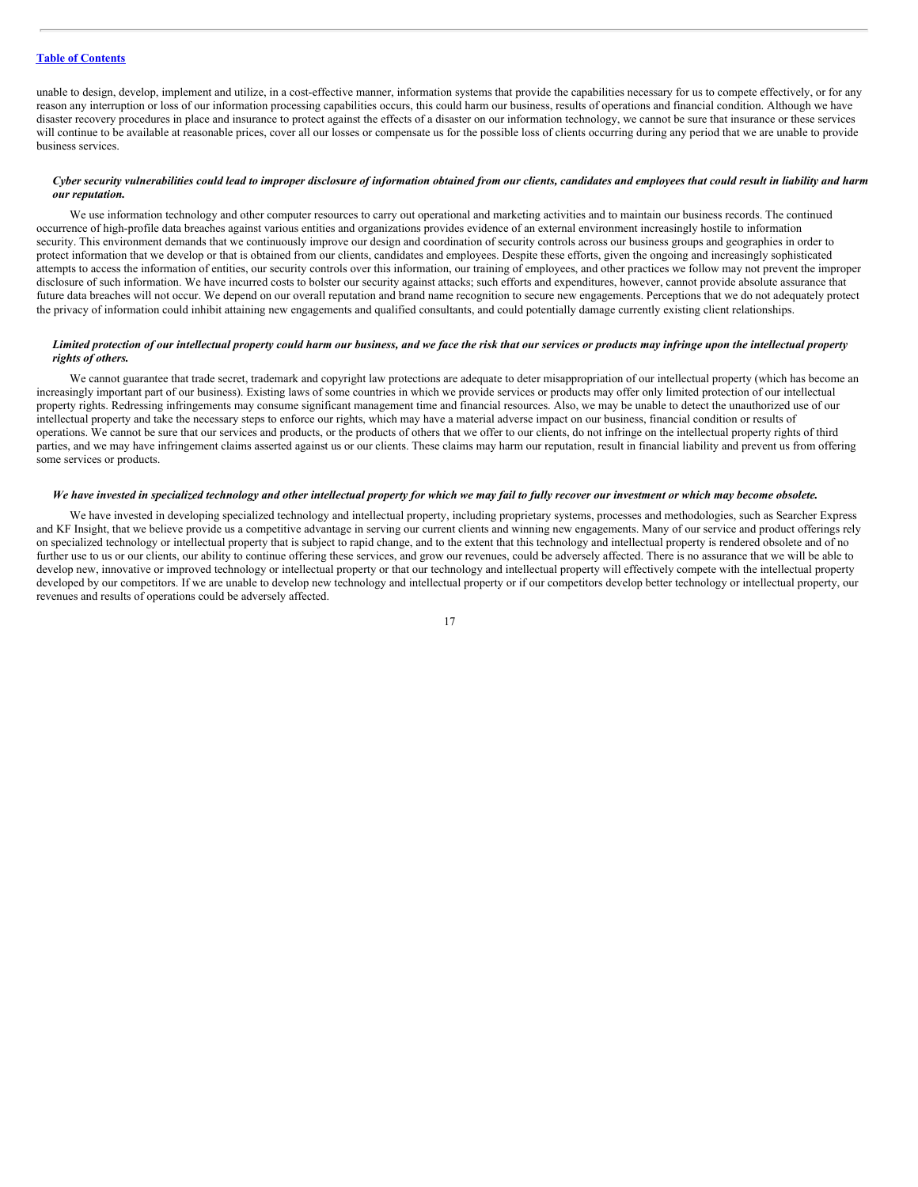unable to design, develop, implement and utilize, in a cost-effective manner, information systems that provide the capabilities necessary for us to compete effectively, or for any reason any interruption or loss of our information processing capabilities occurs, this could harm our business, results of operations and financial condition. Although we have disaster recovery procedures in place and insurance to protect against the effects of a disaster on our information technology, we cannot be sure that insurance or these services will continue to be available at reasonable prices, cover all our losses or compensate us for the possible loss of clients occurring during any period that we are unable to provide business services.

***Cyber security vulnerabilities could lead to improper disclosure of information obtained from our clients, candidates and employees that could result in liability and harm our reputation.***

We use information technology and other computer resources to carry out operational and marketing activities and to maintain our business records. The continued occurrence of high-profile data breaches against various entities and organizations provides evidence of an external environment increasingly hostile to information security. This environment demands that we continuously improve our design and coordination of security controls across our business groups and geographies in order to protect information that we develop or that is obtained from our clients, candidates and employees. Despite these efforts, given the ongoing and increasingly sophisticated attempts to access the information of entities, our security controls over this information, our training of employees, and other practices we follow may not prevent the improper disclosure of such information. We have incurred costs to bolster our security against attacks; such efforts and expenditures, however, cannot provide absolute assurance that future data breaches will not occur. We depend on our overall reputation and brand name recognition to secure new engagements. Perceptions that we do not adequately protect the privacy of information could inhibit attaining new engagements and qualified consultants, and could potentially damage currently existing client relationships.

***Limited protection of our intellectual property could harm our business, and we face the risk that our services or products may infringe upon the intellectual property rights of others.***

We cannot guarantee that trade secret, trademark and copyright law protections are adequate to deter misappropriation of our intellectual property (which has become an increasingly important part of our business). Existing laws of some countries in which we provide services or products may offer only limited protection of our intellectual property rights. Redressing infringements may consume significant management time and financial resources. Also, we may be unable to detect the unauthorized use of our intellectual property and take the necessary steps to enforce our rights, which may have a material adverse impact on our business, financial condition or results of operations. We cannot be sure that our services and products, or the products of others that we offer to our clients, do not infringe on the intellectual property rights of third parties, and we may have infringement claims asserted against us or our clients. These claims may harm our reputation, result in financial liability and prevent us from offering some services or products.

***We have invested in specialized technology and other intellectual property for which we may fail to fully recover our investment or which may become obsolete.***

We have invested in developing specialized technology and intellectual property, including proprietary systems, processes and methodologies, such as Searcher Express and KF Insight, that we believe provide us a competitive advantage in serving our current clients and winning new engagements. Many of our service and product offerings rely on specialized technology or intellectual property that is subject to rapid change, and to the extent that this technology and intellectual property is rendered obsolete and of no further use to us or our clients, our ability to continue offering these services, and grow our revenues, could be adversely affected. There is no assurance that we will be able to develop new, innovative or improved technology or intellectual property or that our technology and intellectual property will effectively compete with the intellectual property developed by our competitors. If we are unable to develop new technology and intellectual property or if our competitors develop better technology or intellectual property, our revenues and results of operations could be adversely affected.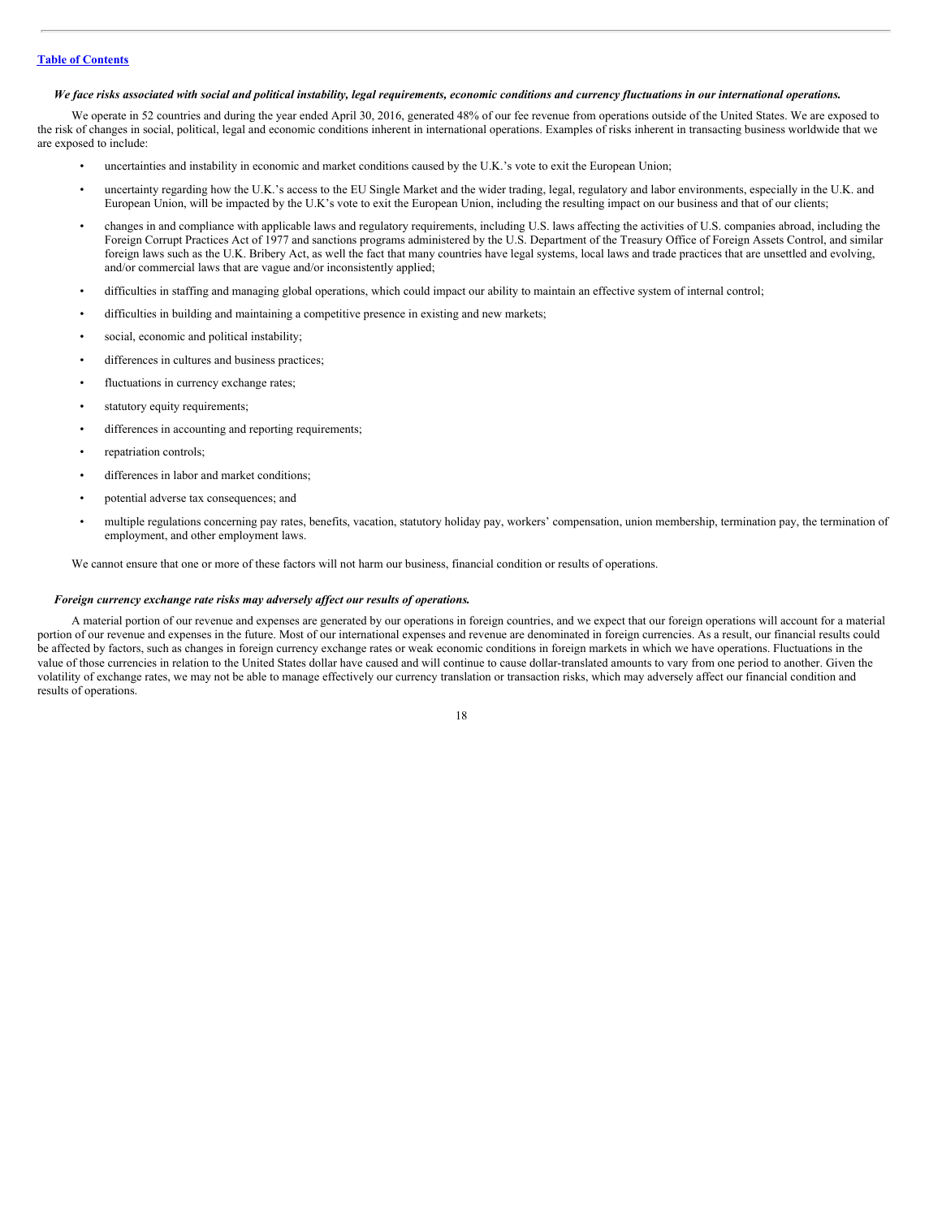*We face risks associated with social and political instability, legal requirements, economic conditions and currency fluctuations in our international operations.*

We operate in 52 countries and during the year ended April 30, 2016, generated 48% of our fee revenue from operations outside of the United States. We are exposed to the risk of changes in social, political, legal and economic conditions inherent in international operations. Examples of risks inherent in transacting business worldwide that we are exposed to include:

- uncertainties and instability in economic and market conditions caused by the U.K.'s vote to exit the European Union;
- uncertainty regarding how the U.K.'s access to the EU Single Market and the wider trading, legal, regulatory and labor environments, especially in the U.K. and European Union, will be impacted by the U.K's vote to exit the European Union, including the resulting impact on our business and that of our clients;
- changes in and compliance with applicable laws and regulatory requirements, including U.S. laws affecting the activities of U.S. companies abroad, including the Foreign Corrupt Practices Act of 1977 and sanctions programs administered by the U.S. Department of the Treasury Office of Foreign Assets Control, and similar foreign laws such as the U.K. Bribery Act, as well the fact that many countries have legal systems, local laws and trade practices that are unsettled and evolving, and/or commercial laws that are vague and/or inconsistently applied;
- difficulties in staffing and managing global operations, which could impact our ability to maintain an effective system of internal control;
- difficulties in building and maintaining a competitive presence in existing and new markets;
- social, economic and political instability;
- differences in cultures and business practices;
- fluctuations in currency exchange rates;
- statutory equity requirements;
- differences in accounting and reporting requirements;
- repatriation controls;
- differences in labor and market conditions;
- potential adverse tax consequences; and
- multiple regulations concerning pay rates, benefits, vacation, statutory holiday pay, workers' compensation, union membership, termination pay, the termination of employment, and other employment laws.

We cannot ensure that one or more of these factors will not harm our business, financial condition or results of operations.

*Foreign currency exchange rate risks may adversely affect our results of operations.*

A material portion of our revenue and expenses are generated by our operations in foreign countries, and we expect that our foreign operations will account for a material portion of our revenue and expenses in the future. Most of our international expenses and revenue are denominated in foreign currencies. As a result, our financial results could be affected by factors, such as changes in foreign currency exchange rates or weak economic conditions in foreign markets in which we have operations. Fluctuations in the value of those currencies in relation to the United States dollar have caused and will continue to cause dollar-translated amounts to vary from one period to another. Given the volatility of exchange rates, we may not be able to manage effectively our currency translation or transaction risks, which may adversely affect our financial condition and results of operations.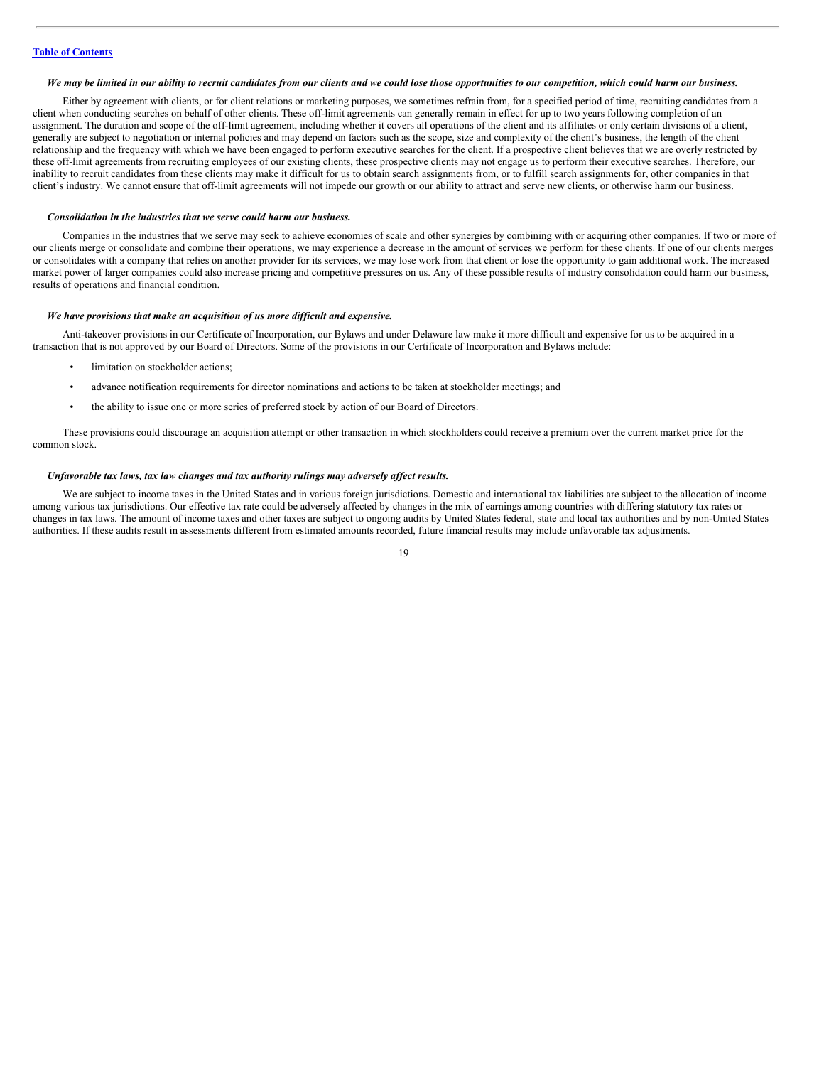***We may be limited in our ability to recruit candidates from our clients and we could lose those opportunities to our competition, which could harm our business.***

Either by agreement with clients, or for client relations or marketing purposes, we sometimes refrain from, for a specified period of time, recruiting candidates from a client when conducting searches on behalf of other clients. These off-limit agreements can generally remain in effect for up to two years following completion of an assignment. The duration and scope of the off-limit agreement, including whether it covers all operations of the client and its affiliates or only certain divisions of a client, generally are subject to negotiation or internal policies and may depend on factors such as the scope, size and complexity of the client's business, the length of the client relationship and the frequency with which we have been engaged to perform executive searches for the client. If a prospective client believes that we are overly restricted by these off-limit agreements from recruiting employees of our existing clients, these prospective clients may not engage us to perform their executive searches. Therefore, our inability to recruit candidates from these clients may make it difficult for us to obtain search assignments from, or to fulfill search assignments for, other companies in that client's industry. We cannot ensure that off-limit agreements will not impede our growth or our ability to attract and serve new clients, or otherwise harm our business.

***Consolidation in the industries that we serve could harm our business.***

Companies in the industries that we serve may seek to achieve economies of scale and other synergies by combining with or acquiring other companies. If two or more of our clients merge or consolidate and combine their operations, we may experience a decrease in the amount of services we perform for these clients. If one of our clients merges or consolidates with a company that relies on another provider for its services, we may lose work from that client or lose the opportunity to gain additional work. The increased market power of larger companies could also increase pricing and competitive pressures on us. Any of these possible results of industry consolidation could harm our business, results of operations and financial condition.

***We have provisions that make an acquisition of us more difficult and expensive.***

Anti-takeover provisions in our Certificate of Incorporation, our Bylaws and under Delaware law make it more difficult and expensive for us to be acquired in a transaction that is not approved by our Board of Directors. Some of the provisions in our Certificate of Incorporation and Bylaws include:

- limitation on stockholder actions;
- advance notification requirements for director nominations and actions to be taken at stockholder meetings; and
- the ability to issue one or more series of preferred stock by action of our Board of Directors.

These provisions could discourage an acquisition attempt or other transaction in which stockholders could receive a premium over the current market price for the common stock.

***Unfavorable tax laws, tax law changes and tax authority rulings may adversely affect results.***

We are subject to income taxes in the United States and in various foreign jurisdictions. Domestic and international tax liabilities are subject to the allocation of income among various tax jurisdictions. Our effective tax rate could be adversely affected by changes in the mix of earnings among countries with differing statutory tax rates or changes in tax laws. The amount of income taxes and other taxes are subject to ongoing audits by United States federal, state and local tax authorities and by non-United States authorities. If these audits result in assessments different from estimated amounts recorded, future financial results may include unfavorable tax adjustments.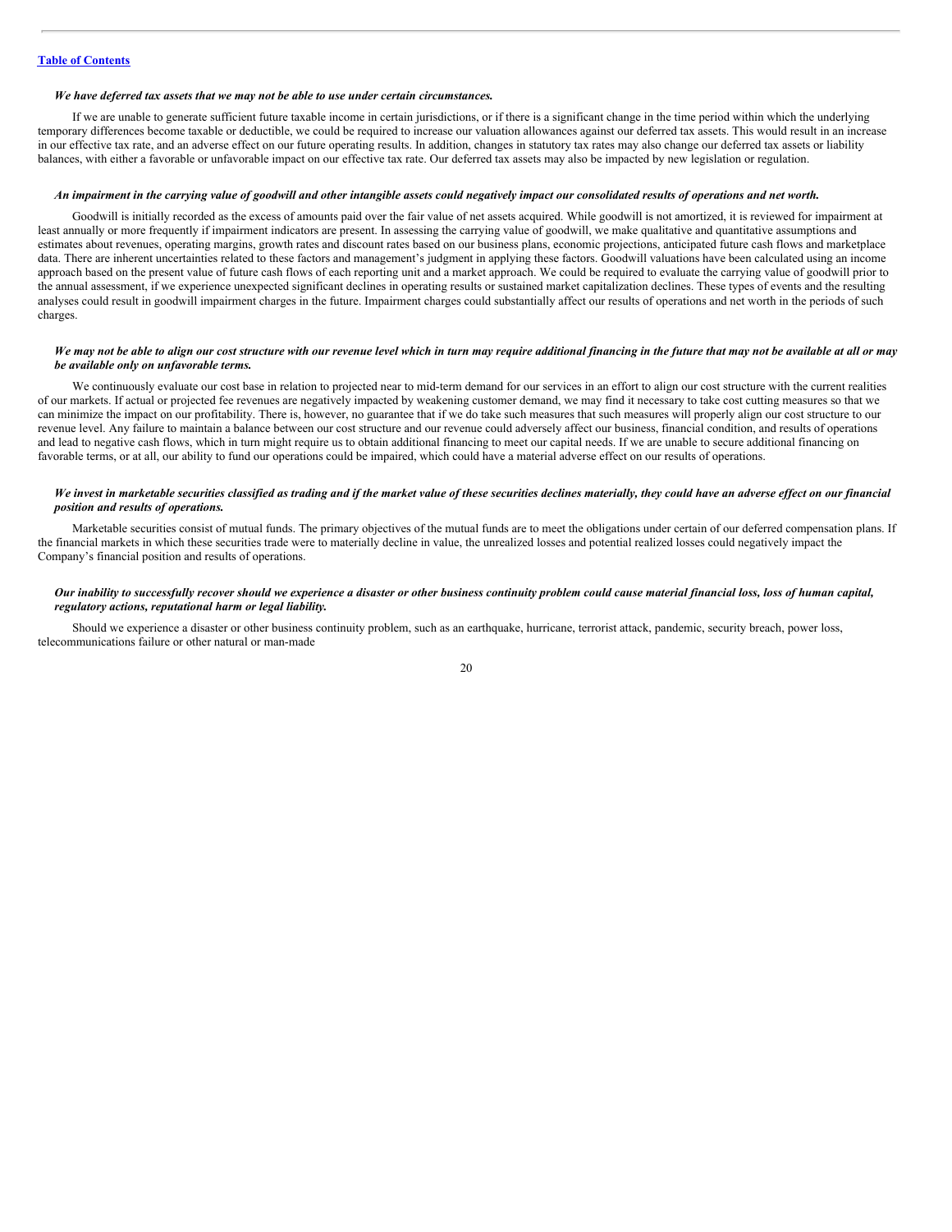***We have deferred tax assets that we may not be able to use under certain circumstances.***

If we are unable to generate sufficient future taxable income in certain jurisdictions, or if there is a significant change in the time period within which the underlying temporary differences become taxable or deductible, we could be required to increase our valuation allowances against our deferred tax assets. This would result in an increase in our effective tax rate, and an adverse effect on our future operating results. In addition, changes in statutory tax rates may also change our deferred tax assets or liability balances, with either a favorable or unfavorable impact on our effective tax rate. Our deferred tax assets may also be impacted by new legislation or regulation.

***An impairment in the carrying value of goodwill and other intangible assets could negatively impact our consolidated results of operations and net worth.***

Goodwill is initially recorded as the excess of amounts paid over the fair value of net assets acquired. While goodwill is not amortized, it is reviewed for impairment at least annually or more frequently if impairment indicators are present. In assessing the carrying value of goodwill, we make qualitative and quantitative assumptions and estimates about revenues, operating margins, growth rates and discount rates based on our business plans, economic projections, anticipated future cash flows and marketplace data. There are inherent uncertainties related to these factors and management's judgment in applying these factors. Goodwill valuations have been calculated using an income approach based on the present value of future cash flows of each reporting unit and a market approach. We could be required to evaluate the carrying value of goodwill prior to the annual assessment, if we experience unexpected significant declines in operating results or sustained market capitalization declines. These types of events and the resulting analyses could result in goodwill impairment charges in the future. Impairment charges could substantially affect our results of operations and net worth in the periods of such charges.

***We may not be able to align our cost structure with our revenue level which in turn may require additional financing in the future that may not be available at all or may be available only on unfavorable terms.***

We continuously evaluate our cost base in relation to projected near to mid-term demand for our services in an effort to align our cost structure with the current realities of our markets. If actual or projected fee revenues are negatively impacted by weakening customer demand, we may find it necessary to take cost cutting measures so that we can minimize the impact on our profitability. There is, however, no guarantee that if we do take such measures that such measures will properly align our cost structure to our revenue level. Any failure to maintain a balance between our cost structure and our revenue could adversely affect our business, financial condition, and results of operations and lead to negative cash flows, which in turn might require us to obtain additional financing to meet our capital needs. If we are unable to secure additional financing on favorable terms, or at all, our ability to fund our operations could be impaired, which could have a material adverse effect on our results of operations.

***We invest in marketable securities classified as trading and if the market value of these securities declines materially, they could have an adverse effect on our financial position and results of operations.***

Marketable securities consist of mutual funds. The primary objectives of the mutual funds are to meet the obligations under certain of our deferred compensation plans. If the financial markets in which these securities trade were to materially decline in value, the unrealized losses and potential realized losses could negatively impact the Company's financial position and results of operations.

***Our inability to successfully recover should we experience a disaster or other business continuity problem could cause material financial loss, loss of human capital, regulatory actions, reputational harm or legal liability.***

Should we experience a disaster or other business continuity problem, such as an earthquake, hurricane, terrorist attack, pandemic, security breach, power loss, telecommunications failure or other natural or man-made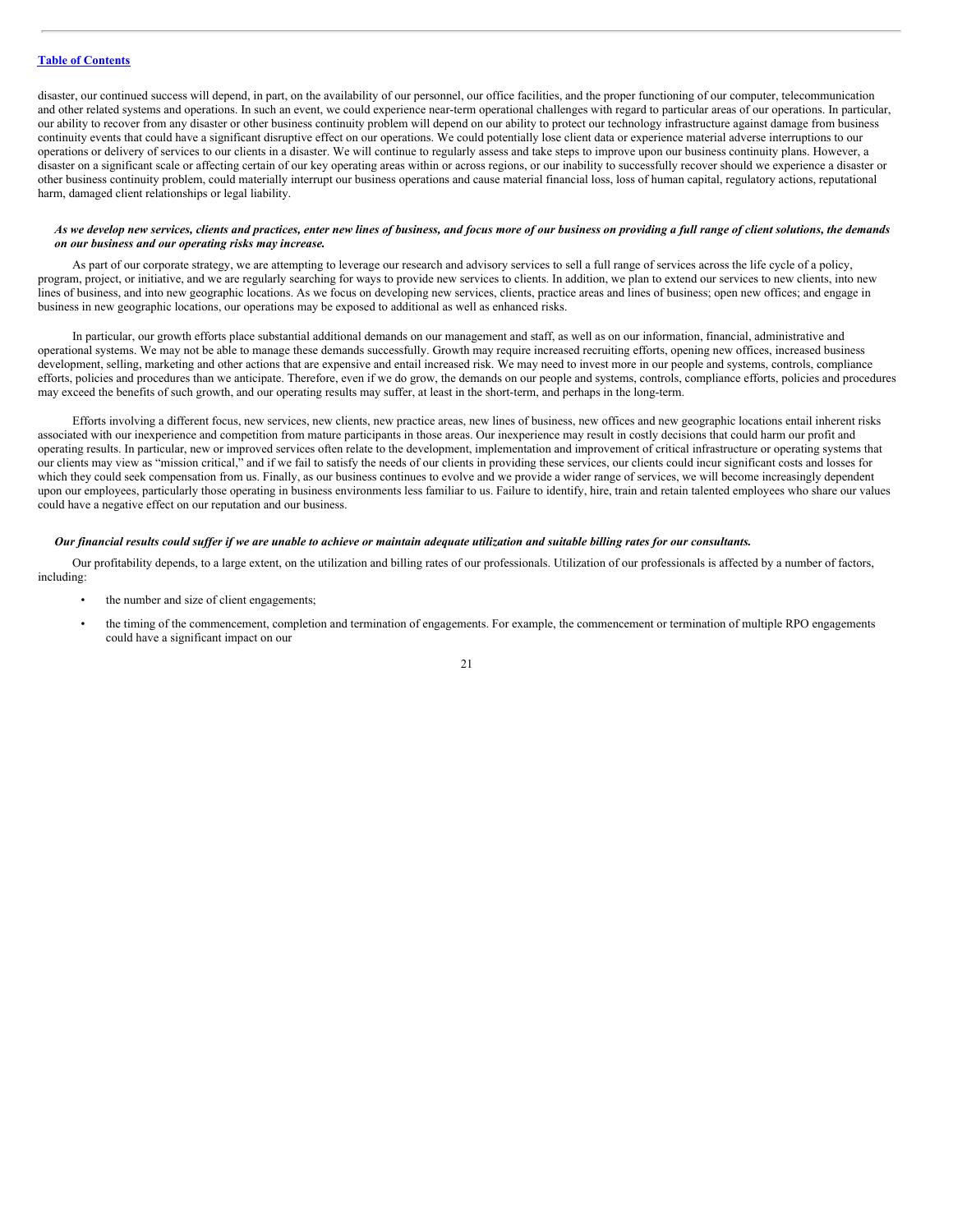disaster, our continued success will depend, in part, on the availability of our personnel, our office facilities, and the proper functioning of our computer, telecommunication and other related systems and operations. In such an event, we could experience near-term operational challenges with regard to particular areas of our operations. In particular, our ability to recover from any disaster or other business continuity problem will depend on our ability to protect our technology infrastructure against damage from business continuity events that could have a significant disruptive effect on our operations. We could potentially lose client data or experience material adverse interruptions to our operations or delivery of services to our clients in a disaster. We will continue to regularly assess and take steps to improve upon our business continuity plans. However, a disaster on a significant scale or affecting certain of our key operating areas within or across regions, or our inability to successfully recover should we experience a disaster or other business continuity problem, could materially interrupt our business operations and cause material financial loss, loss of human capital, regulatory actions, reputational harm, damaged client relationships or legal liability.

***As we develop new services, clients and practices, enter new lines of business, and focus more of our business on providing a full range of client solutions, the demands on our business and our operating risks may increase.***

As part of our corporate strategy, we are attempting to leverage our research and advisory services to sell a full range of services across the life cycle of a policy, program, project, or initiative, and we are regularly searching for ways to provide new services to clients. In addition, we plan to extend our services to new clients, into new lines of business, and into new geographic locations. As we focus on developing new services, clients, practice areas and lines of business; open new offices; and engage in business in new geographic locations, our operations may be exposed to additional as well as enhanced risks.

In particular, our growth efforts place substantial additional demands on our management and staff, as well as on our information, financial, administrative and operational systems. We may not be able to manage these demands successfully. Growth may require increased recruiting efforts, opening new offices, increased business development, selling, marketing and other actions that are expensive and entail increased risk. We may need to invest more in our people and systems, controls, compliance efforts, policies and procedures than we anticipate. Therefore, even if we do grow, the demands on our people and systems, controls, compliance efforts, policies and procedures may exceed the benefits of such growth, and our operating results may suffer, at least in the short-term, and perhaps in the long-term.

Efforts involving a different focus, new services, new clients, new practice areas, new lines of business, new offices and new geographic locations entail inherent risks associated with our inexperience and competition from mature participants in those areas. Our inexperience may result in costly decisions that could harm our profit and operating results. In particular, new or improved services often relate to the development, implementation and improvement of critical infrastructure or operating systems that our clients may view as "mission critical," and if we fail to satisfy the needs of our clients in providing these services, our clients could incur significant costs and losses for which they could seek compensation from us. Finally, as our business continues to evolve and we provide a wider range of services, we will become increasingly dependent upon our employees, particularly those operating in business environments less familiar to us. Failure to identify, hire, train and retain talented employees who share our values could have a negative effect on our reputation and our business.

***Our financial results could suffer if we are unable to achieve or maintain adequate utilization and suitable billing rates for our consultants.***

Our profitability depends, to a large extent, on the utilization and billing rates of our professionals. Utilization of our professionals is affected by a number of factors, including:

- the number and size of client engagements;
- the timing of the commencement, completion and termination of engagements. For example, the commencement or termination of multiple RPO engagements could have a significant impact on our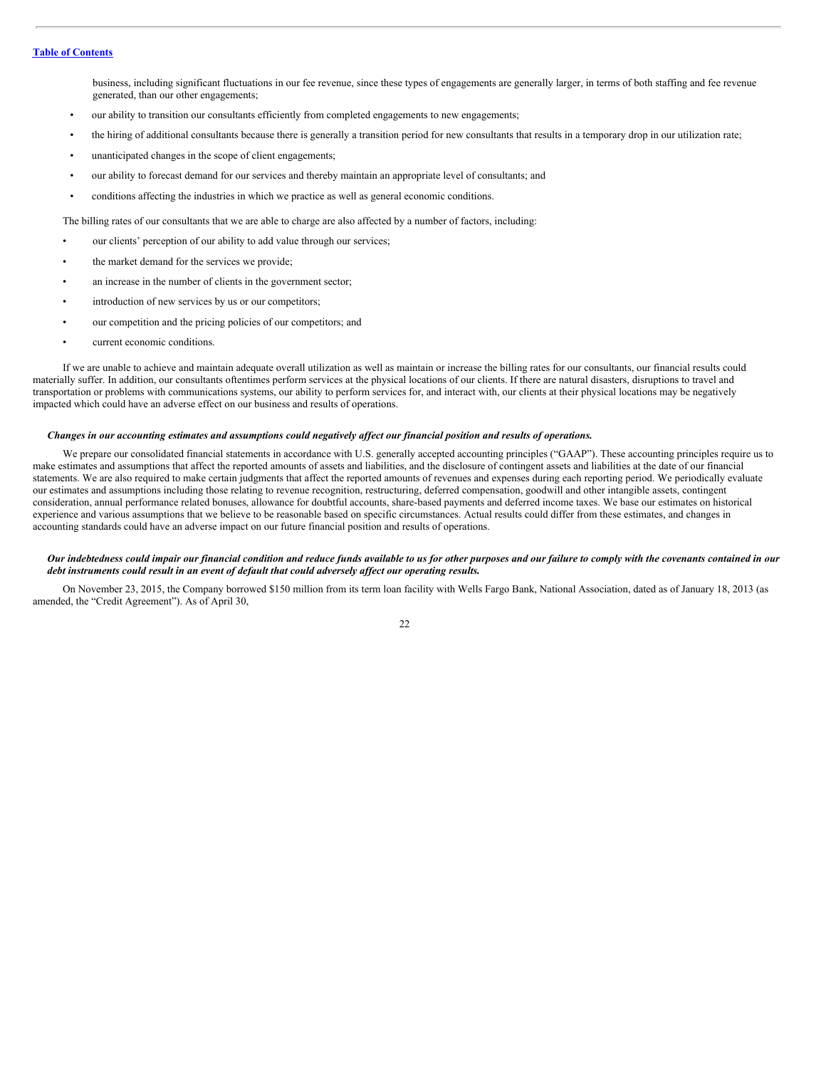business, including significant fluctuations in our fee revenue, since these types of engagements are generally larger, in terms of both staffing and fee revenue generated, than our other engagements;

- our ability to transition our consultants efficiently from completed engagements to new engagements;
- the hiring of additional consultants because there is generally a transition period for new consultants that results in a temporary drop in our utilization rate;
- unanticipated changes in the scope of client engagements;
- our ability to forecast demand for our services and thereby maintain an appropriate level of consultants; and
- conditions affecting the industries in which we practice as well as general economic conditions.

The billing rates of our consultants that we are able to charge are also affected by a number of factors, including:

- our clients' perception of our ability to add value through our services;
- the market demand for the services we provide;
- an increase in the number of clients in the government sector;
- introduction of new services by us or our competitors;
- our competition and the pricing policies of our competitors; and
- current economic conditions.

If we are unable to achieve and maintain adequate overall utilization as well as maintain or increase the billing rates for our consultants, our financial results could materially suffer. In addition, our consultants oftentimes perform services at the physical locations of our clients. If there are natural disasters, disruptions to travel and transportation or problems with communications systems, our ability to perform services for, and interact with, our clients at their physical locations may be negatively impacted which could have an adverse effect on our business and results of operations.

***Changes in our accounting estimates and assumptions could negatively affect our financial position and results of operations.***

We prepare our consolidated financial statements in accordance with U.S. generally accepted accounting principles ("GAAP"). These accounting principles require us to make estimates and assumptions that affect the reported amounts of assets and liabilities, and the disclosure of contingent assets and liabilities at the date of our financial statements. We are also required to make certain judgments that affect the reported amounts of revenues and expenses during each reporting period. We periodically evaluate our estimates and assumptions including those relating to revenue recognition, restructuring, deferred compensation, goodwill and other intangible assets, contingent consideration, annual performance related bonuses, allowance for doubtful accounts, share-based payments and deferred income taxes. We base our estimates on historical experience and various assumptions that we believe to be reasonable based on specific circumstances. Actual results could differ from these estimates, and changes in accounting standards could have an adverse impact on our future financial position and results of operations.

***Our indebtedness could impair our financial condition and reduce funds available to us for other purposes and our failure to comply with the covenants contained in our debt instruments could result in an event of default that could adversely affect our operating results.***

On November 23, 2015, the Company borrowed $150 million from its term loan facility with Wells Fargo Bank, National Association, dated as of January 18, 2013 (as amended, the "Credit Agreement"). As of April 30,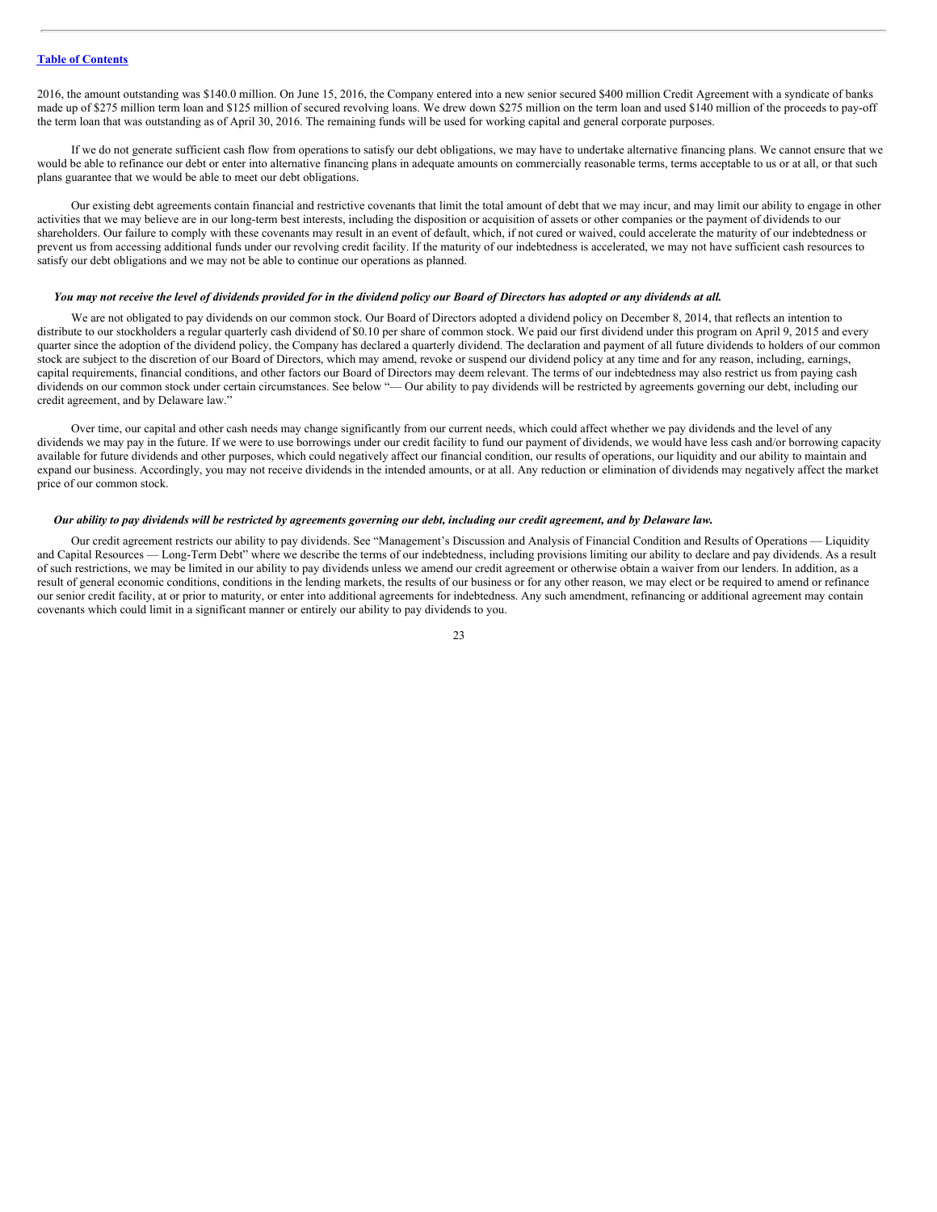2016, the amount outstanding was $140.0 million. On June 15, 2016, the Company entered into a new senior secured $400 million Credit Agreement with a syndicate of banks made up of $275 million term loan and $125 million of secured revolving loans. We drew down $275 million on the term loan and used $140 million of the proceeds to pay-off the term loan that was outstanding as of April 30, 2016. The remaining funds will be used for working capital and general corporate purposes.

If we do not generate sufficient cash flow from operations to satisfy our debt obligations, we may have to undertake alternative financing plans. We cannot ensure that we would be able to refinance our debt or enter into alternative financing plans in adequate amounts on commercially reasonable terms, terms acceptable to us or at all, or that such plans guarantee that we would be able to meet our debt obligations.

Our existing debt agreements contain financial and restrictive covenants that limit the total amount of debt that we may incur, and may limit our ability to engage in other activities that we may believe are in our long-term best interests, including the disposition or acquisition of assets or other companies or the payment of dividends to our shareholders. Our failure to comply with these covenants may result in an event of default, which, if not cured or waived, could accelerate the maturity of our indebtedness or prevent us from accessing additional funds under our revolving credit facility. If the maturity of our indebtedness is accelerated, we may not have sufficient cash resources to satisfy our debt obligations and we may not be able to continue our operations as planned.

***You may not receive the level of dividends provided for in the dividend policy our Board of Directors has adopted or any dividends at all.***

We are not obligated to pay dividends on our common stock. Our Board of Directors adopted a dividend policy on December 8, 2014, that reflects an intention to distribute to our stockholders a regular quarterly cash dividend of $0.10 per share of common stock. We paid our first dividend under this program on April 9, 2015 and every quarter since the adoption of the dividend policy, the Company has declared a quarterly dividend. The declaration and payment of all future dividends to holders of our common stock are subject to the discretion of our Board of Directors, which may amend, revoke or suspend our dividend policy at any time and for any reason, including, earnings, capital requirements, financial conditions, and other factors our Board of Directors may deem relevant. The terms of our indebtedness may also restrict us from paying cash dividends on our common stock under certain circumstances. See below "— Our ability to pay dividends will be restricted by agreements governing our debt, including our credit agreement, and by Delaware law."

Over time, our capital and other cash needs may change significantly from our current needs, which could affect whether we pay dividends and the level of any dividends we may pay in the future. If we were to use borrowings under our credit facility to fund our payment of dividends, we would have less cash and/or borrowing capacity available for future dividends and other purposes, which could negatively affect our financial condition, our results of operations, our liquidity and our ability to maintain and expand our business. Accordingly, you may not receive dividends in the intended amounts, or at all. Any reduction or elimination of dividends may negatively affect the market price of our common stock.

***Our ability to pay dividends will be restricted by agreements governing our debt, including our credit agreement, and by Delaware law.***

Our credit agreement restricts our ability to pay dividends. See "Management's Discussion and Analysis of Financial Condition and Results of Operations — Liquidity and Capital Resources — Long-Term Debt" where we describe the terms of our indebtedness, including provisions limiting our ability to declare and pay dividends. As a result of such restrictions, we may be limited in our ability to pay dividends unless we amend our credit agreement or otherwise obtain a waiver from our lenders. In addition, as a result of general economic conditions, conditions in the lending markets, the results of our business or for any other reason, we may elect or be required to amend or refinance our senior credit facility, at or prior to maturity, or enter into additional agreements for indebtedness. Any such amendment, refinancing or additional agreement may contain covenants which could limit in a significant manner or entirely our ability to pay dividends to you.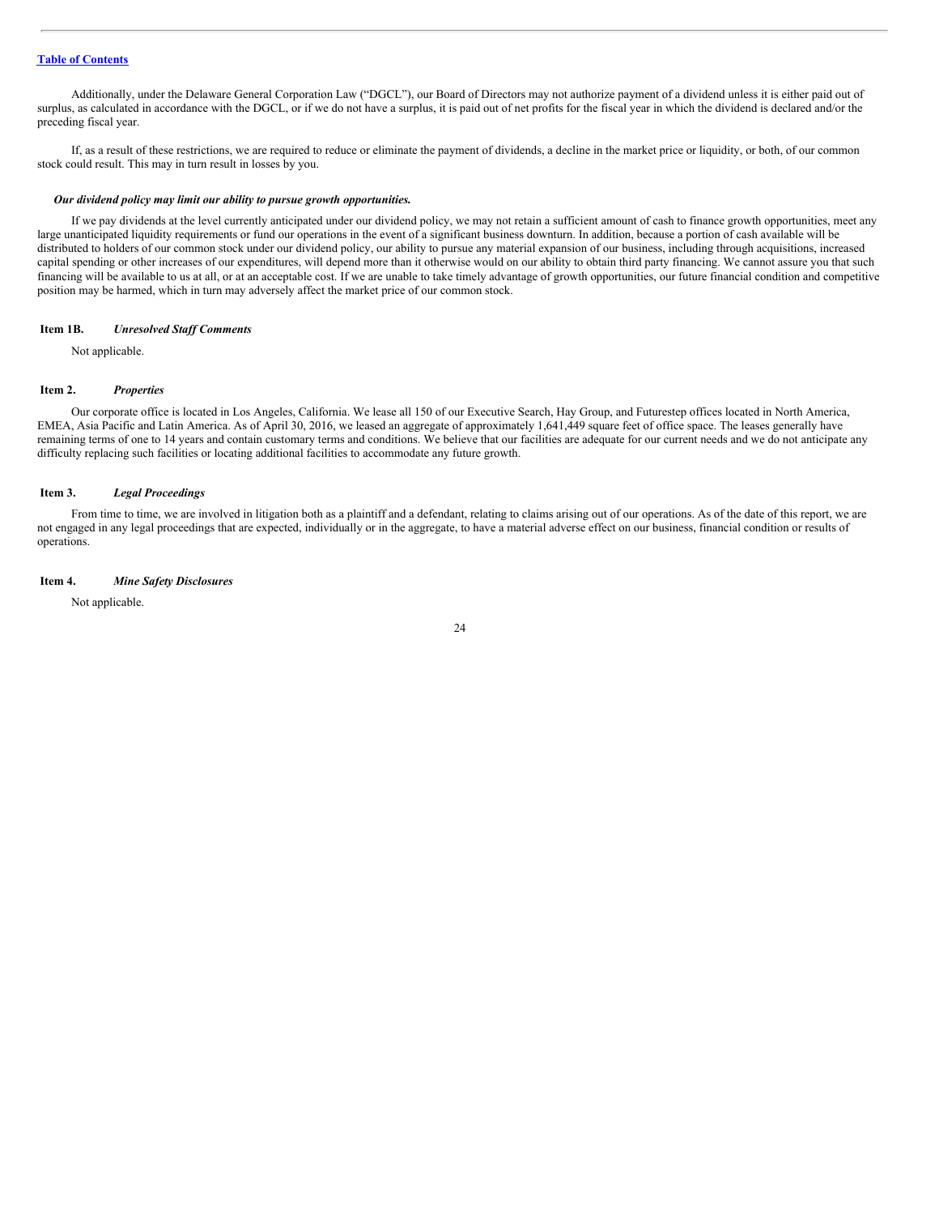Additionally, under the Delaware General Corporation Law ("DGCL"), our Board of Directors may not authorize payment of a dividend unless it is either paid out of surplus, as calculated in accordance with the DGCL, or if we do not have a surplus, it is paid out of net profits for the fiscal year in which the dividend is declared and/or the preceding fiscal year.

If, as a result of these restrictions, we are required to reduce or eliminate the payment of dividends, a decline in the market price or liquidity, or both, of our common stock could result. This may in turn result in losses by you.

***Our dividend policy may limit our ability to pursue growth opportunities.***

If we pay dividends at the level currently anticipated under our dividend policy, we may not retain a sufficient amount of cash to finance growth opportunities, meet any large unanticipated liquidity requirements or fund our operations in the event of a significant business downturn. In addition, because a portion of cash available will be distributed to holders of our common stock under our dividend policy, our ability to pursue any material expansion of our business, including through acquisitions, increased capital spending or other increases of our expenditures, will depend more than it otherwise would on our ability to obtain third party financing. We cannot assure you that such financing will be available to us at all, or at an acceptable cost. If we are unable to take timely advantage of growth opportunities, our future financial condition and competitive position may be harmed, which in turn may adversely affect the market price of our common stock.

## Item 1B. *Unresolved Staff Comments*

Not applicable.

## Item 2. *Properties*

Our corporate office is located in Los Angeles, California. We lease all 150 of our Executive Search, Hay Group, and Futurestep offices located in North America, EMEA, Asia Pacific and Latin America. As of April 30, 2016, we leased an aggregate of approximately 1,641,449 square feet of office space. The leases generally have remaining terms of one to 14 years and contain customary terms and conditions. We believe that our facilities are adequate for our current needs and we do not anticipate any difficulty replacing such facilities or locating additional facilities to accommodate any future growth.

## Item 3. *Legal Proceedings*

From time to time, we are involved in litigation both as a plaintiff and a defendant, relating to claims arising out of our operations. As of the date of this report, we are not engaged in any legal proceedings that are expected, individually or in the aggregate, to have a material adverse effect on our business, financial condition or results of operations.

## Item 4. *Mine Safety Disclosures*

Not applicable.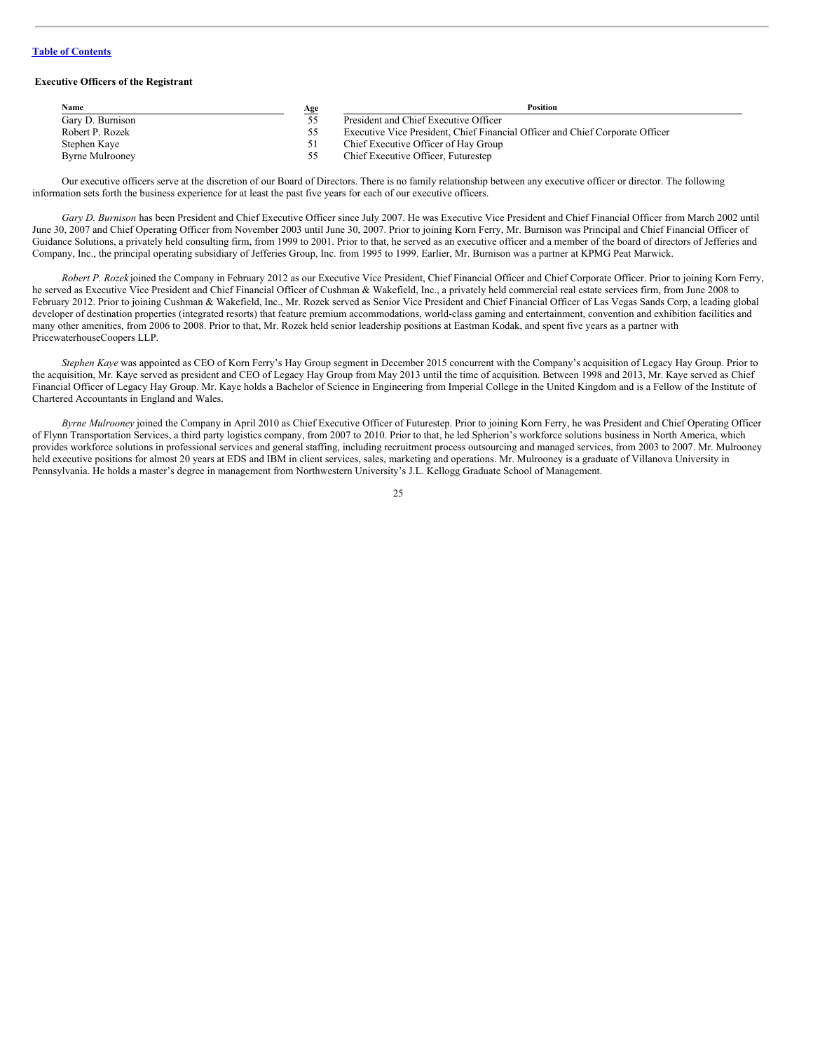**Table of Contents**

### Executive Officers of the Registrant

| Name | Age | Position |
| --- | --- | --- |
| Gary D. Burnison | 55 | President and Chief Executive Officer |
| Robert P. Rozek | 55 | Executive Vice President, Chief Financial Officer and Chief Corporate Officer |
| Stephen Kaye | 51 | Chief Executive Officer of Hay Group |
| Byrne Mulrooney | 55 | Chief Executive Officer, Futurestep |

Our executive officers serve at the discretion of our Board of Directors. There is no family relationship between any executive officer or director. The following information sets forth the business experience for at least the past five years for each of our executive officers.

*Gary D. Burnison* has been President and Chief Executive Officer since July 2007. He was Executive Vice President and Chief Financial Officer from March 2002 until June 30, 2007 and Chief Operating Officer from November 2003 until June 30, 2007. Prior to joining Korn Ferry, Mr. Burnison was Principal and Chief Financial Officer of Guidance Solutions, a privately held consulting firm, from 1999 to 2001. Prior to that, he served as an executive officer and a member of the board of directors of Jefferies and Company, Inc., the principal operating subsidiary of Jefferies Group, Inc. from 1995 to 1999. Earlier, Mr. Burnison was a partner at KPMG Peat Marwick.

*Robert P. Rozek* joined the Company in February 2012 as our Executive Vice President, Chief Financial Officer and Chief Corporate Officer. Prior to joining Korn Ferry, he served as Executive Vice President and Chief Financial Officer of Cushman & Wakefield, Inc., a privately held commercial real estate services firm, from June 2008 to February 2012. Prior to joining Cushman & Wakefield, Inc., Mr. Rozek served as Senior Vice President and Chief Financial Officer of Las Vegas Sands Corp, a leading global developer of destination properties (integrated resorts) that feature premium accommodations, world-class gaming and entertainment, convention and exhibition facilities and many other amenities, from 2006 to 2008. Prior to that, Mr. Rozek held senior leadership positions at Eastman Kodak, and spent five years as a partner with PricewaterhouseCoopers LLP.

*Stephen Kaye* was appointed as CEO of Korn Ferry's Hay Group segment in December 2015 concurrent with the Company's acquisition of Legacy Hay Group. Prior to the acquisition, Mr. Kaye served as president and CEO of Legacy Hay Group from May 2013 until the time of acquisition. Between 1998 and 2013, Mr. Kaye served as Chief Financial Officer of Legacy Hay Group. Mr. Kaye holds a Bachelor of Science in Engineering from Imperial College in the United Kingdom and is a Fellow of the Institute of Chartered Accountants in England and Wales.

*Byrne Mulrooney* joined the Company in April 2010 as Chief Executive Officer of Futurestep. Prior to joining Korn Ferry, he was President and Chief Operating Officer of Flynn Transportation Services, a third party logistics company, from 2007 to 2010. Prior to that, he led Spherion's workforce solutions business in North America, which provides workforce solutions in professional services and general staffing, including recruitment process outsourcing and managed services, from 2003 to 2007. Mr. Mulrooney held executive positions for almost 20 years at EDS and IBM in client services, sales, marketing and operations. Mr. Mulrooney is a graduate of Villanova University in Pennsylvania. He holds a master's degree in management from Northwestern University's J.L. Kellogg Graduate School of Management.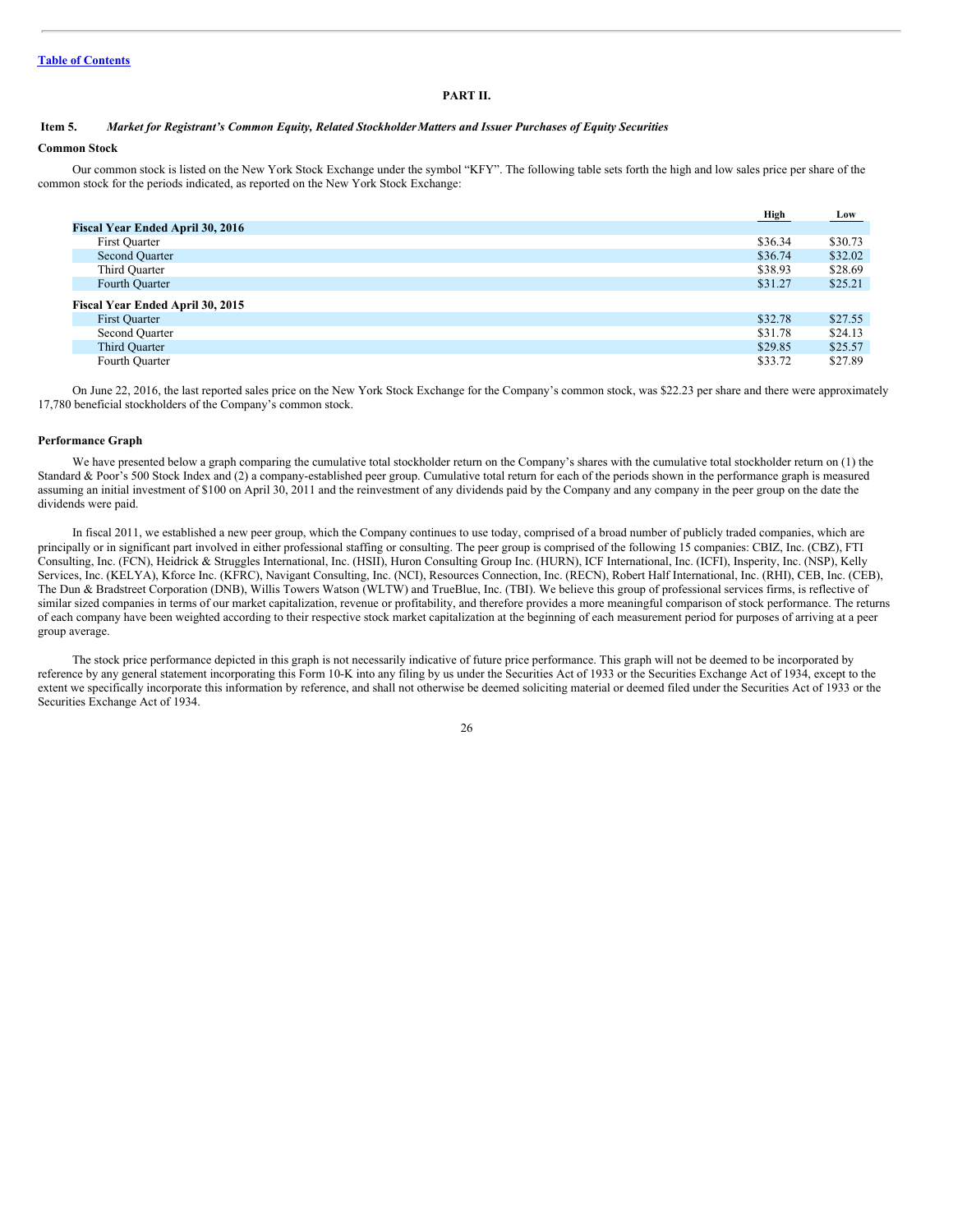## PART II.

### Item 5. *Market for Registrant's Common Equity, Related Stockholder Matters and Issuer Purchases of Equity Securities*

**Common Stock**

Our common stock is listed on the New York Stock Exchange under the symbol "KFY". The following table sets forth the high and low sales price per share of the common stock for the periods indicated, as reported on the New York Stock Exchange:

| | High | Low |
|---|---|---|
| **Fiscal Year Ended April 30, 2016** | | |
| First Quarter | $36.34 | $30.73 |
| Second Quarter | $36.74 | $32.02 |
| Third Quarter | $38.93 | $28.69 |
| Fourth Quarter | $31.27 | $25.21 |
| **Fiscal Year Ended April 30, 2015** | | |
| First Quarter | $32.78 | $27.55 |
| Second Quarter | $31.78 | $24.13 |
| Third Quarter | $29.85 | $25.57 |
| Fourth Quarter | $33.72 | $27.89 |

On June 22, 2016, the last reported sales price on the New York Stock Exchange for the Company's common stock, was $22.23 per share and there were approximately 17,780 beneficial stockholders of the Company's common stock.

**Performance Graph**

We have presented below a graph comparing the cumulative total stockholder return on the Company's shares with the cumulative total stockholder return on (1) the Standard & Poor's 500 Stock Index and (2) a company-established peer group. Cumulative total return for each of the periods shown in the performance graph is measured assuming an initial investment of $100 on April 30, 2011 and the reinvestment of any dividends paid by the Company and any company in the peer group on the date the dividends were paid.

In fiscal 2011, we established a new peer group, which the Company continues to use today, comprised of a broad number of publicly traded companies, which are principally or in significant part involved in either professional staffing or consulting. The peer group is comprised of the following 15 companies: CBIZ, Inc. (CBZ), FTI Consulting, Inc. (FCN), Heidrick & Struggles International, Inc. (HSII), Huron Consulting Group Inc. (HURN), ICF International, Inc. (ICFI), Insperity, Inc. (NSP), Kelly Services, Inc. (KELYA), Kforce Inc. (KFRC), Navigant Consulting, Inc. (NCI), Resources Connection, Inc. (RECN), Robert Half International, Inc. (RHI), CEB, Inc. (CEB), The Dun & Bradstreet Corporation (DNB), Willis Towers Watson (WLTW) and TrueBlue, Inc. (TBI). We believe this group of professional services firms, is reflective of similar sized companies in terms of our market capitalization, revenue or profitability, and therefore provides a more meaningful comparison of stock performance. The returns of each company have been weighted according to their respective stock market capitalization at the beginning of each measurement period for purposes of arriving at a peer group average.

The stock price performance depicted in this graph is not necessarily indicative of future price performance. This graph will not be deemed to be incorporated by reference by any general statement incorporating this Form 10-K into any filing by us under the Securities Act of 1933 or the Securities Exchange Act of 1934, except to the extent we specifically incorporate this information by reference, and shall not otherwise be deemed soliciting material or deemed filed under the Securities Act of 1933 or the Securities Exchange Act of 1934.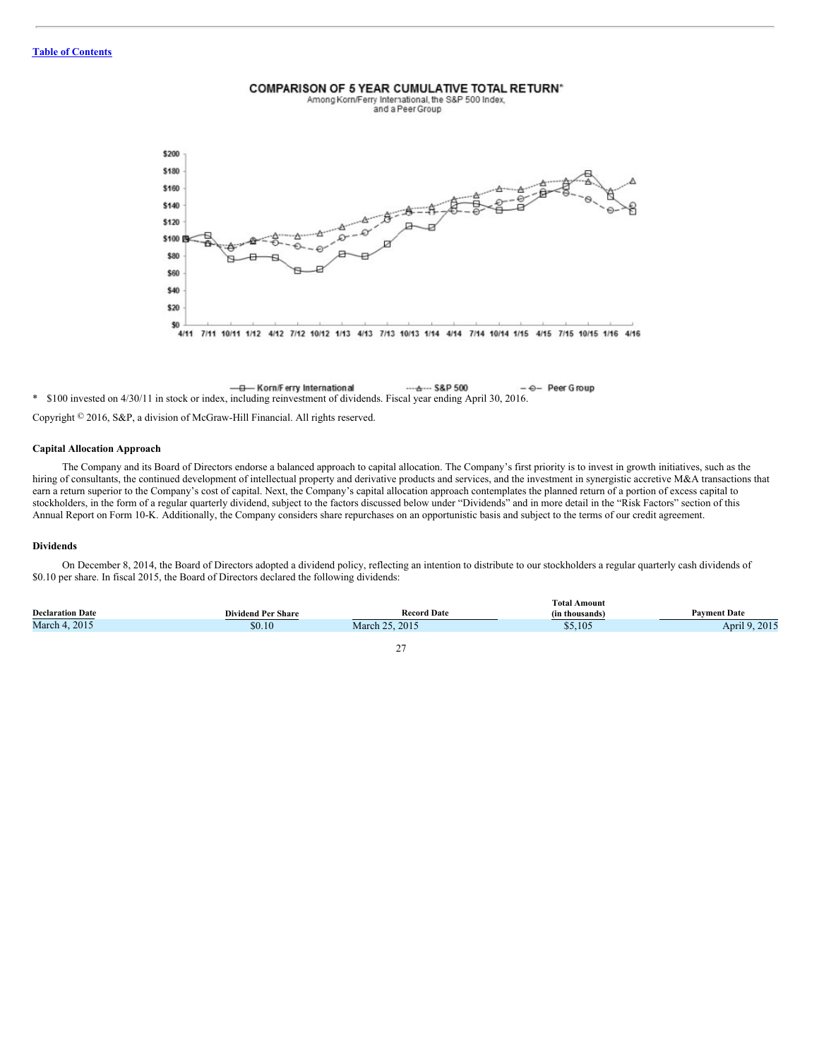COMPARISON OF 5 YEAR CUMULATIVE TOTAL RETURN*

Among Korn/Ferry International, the S&P 500 Index, and a Peer Group

* $100 invested on 4/30/11 in stock or index, including reinvestment of dividends. Fiscal year ending April 30, 2016.

Copyright © 2016, S&P, a division of McGraw-Hill Financial. All rights reserved.

### Capital Allocation Approach

The Company and its Board of Directors endorse a balanced approach to capital allocation. The Company's first priority is to invest in growth initiatives, such as the hiring of consultants, the continued development of intellectual property and derivative products and services, and the investment in synergistic accretive M&A transactions that earn a return superior to the Company's cost of capital. Next, the Company's capital allocation approach contemplates the planned return of a portion of excess capital to stockholders, in the form of a regular quarterly dividend, subject to the factors discussed below under "Dividends" and in more detail in the "Risk Factors" section of this Annual Report on Form 10-K. Additionally, the Company considers share repurchases on an opportunistic basis and subject to the terms of our credit agreement.

### Dividends

On December 8, 2014, the Board of Directors adopted a dividend policy, reflecting an intention to distribute to our stockholders a regular quarterly cash dividends of $0.10 per share. In fiscal 2015, the Board of Directors declared the following dividends:

| Declaration Date | Dividend Per Share | Record Date | Total Amount (in thousands) | Payment Date |
|---|---|---|---|---|
| March 4, 2015 | $0.10 | March 25, 2015 | $5,105 | April 9, 2015 |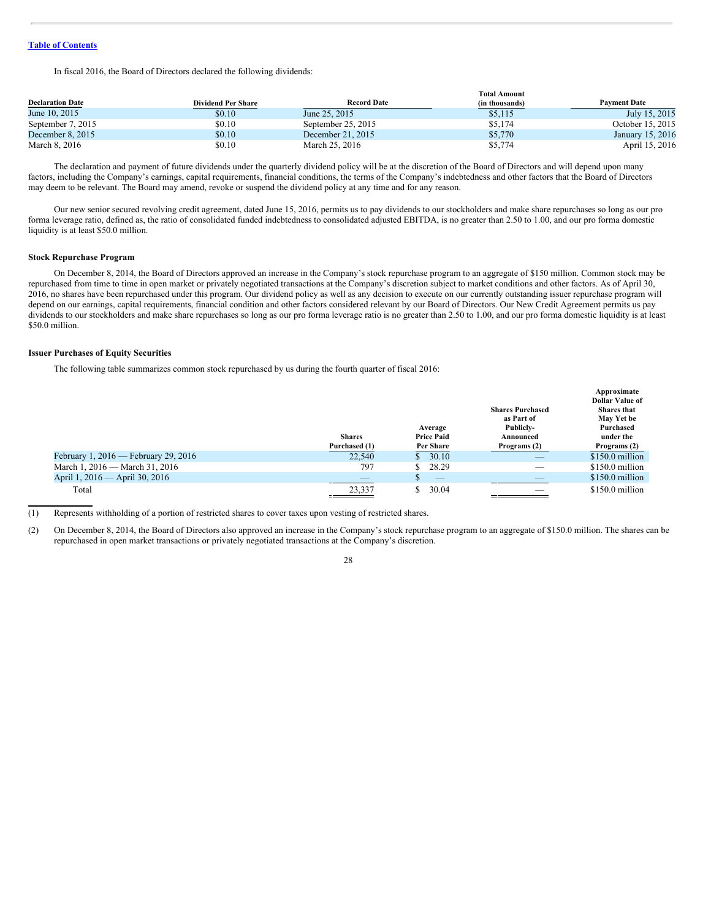Table of Contents

In fiscal 2016, the Board of Directors declared the following dividends:

| Declaration Date | Dividend Per Share | Record Date | Total Amount (in thousands) | Payment Date |
|---|---|---|---|---|
| June 10, 2015 | $0.10 | June 25, 2015 | $5,115 | July 15, 2015 |
| September 7, 2015 | $0.10 | September 25, 2015 | $5,174 | October 15, 2015 |
| December 8, 2015 | $0.10 | December 21, 2015 | $5,770 | January 15, 2016 |
| March 8, 2016 | $0.10 | March 25, 2016 | $5,774 | April 15, 2016 |

The declaration and payment of future dividends under the quarterly dividend policy will be at the discretion of the Board of Directors and will depend upon many factors, including the Company's earnings, capital requirements, financial conditions, the terms of the Company's indebtedness and other factors that the Board of Directors may deem to be relevant. The Board may amend, revoke or suspend the dividend policy at any time and for any reason.

Our new senior secured revolving credit agreement, dated June 15, 2016, permits us to pay dividends to our stockholders and make share repurchases so long as our pro forma leverage ratio, defined as, the ratio of consolidated funded indebtedness to consolidated adjusted EBITDA, is no greater than 2.50 to 1.00, and our pro forma domestic liquidity is at least $50.0 million.

**Stock Repurchase Program**

On December 8, 2014, the Board of Directors approved an increase in the Company's stock repurchase program to an aggregate of $150 million. Common stock may be repurchased from time to time in open market or privately negotiated transactions at the Company's discretion subject to market conditions and other factors. As of April 30, 2016, no shares have been repurchased under this program. Our dividend policy as well as any decision to execute on our currently outstanding issuer repurchase program will depend on our earnings, capital requirements, financial condition and other factors considered relevant by our Board of Directors. Our New Credit Agreement permits us pay dividends to our stockholders and make share repurchases so long as our pro forma leverage ratio is no greater than 2.50 to 1.00, and our pro forma domestic liquidity is at least $50.0 million.

**Issuer Purchases of Equity Securities**

The following table summarizes common stock repurchased by us during the fourth quarter of fiscal 2016:

| | Shares Purchased (1) | Average Price Paid Per Share | Shares Purchased as Part of Publicly-Announced Programs (2) | Approximate Dollar Value of Shares that May Yet be Purchased under the Programs (2) |
|---|---|---|---|---|
| February 1, 2016 — February 29, 2016 | 22,540 | $ 30.10 | — | $150.0 million |
| March 1, 2016 — March 31, 2016 | 797 | $ 28.29 | — | $150.0 million |
| April 1, 2016 — April 30, 2016 | — | $ — | — | $150.0 million |
| Total | 23,337 | $ 30.04 | — | $150.0 million |

(1) Represents withholding of a portion of restricted shares to cover taxes upon vesting of restricted shares.

(2) On December 8, 2014, the Board of Directors also approved an increase in the Company's stock repurchase program to an aggregate of $150.0 million. The shares can be repurchased in open market transactions or privately negotiated transactions at the Company's discretion.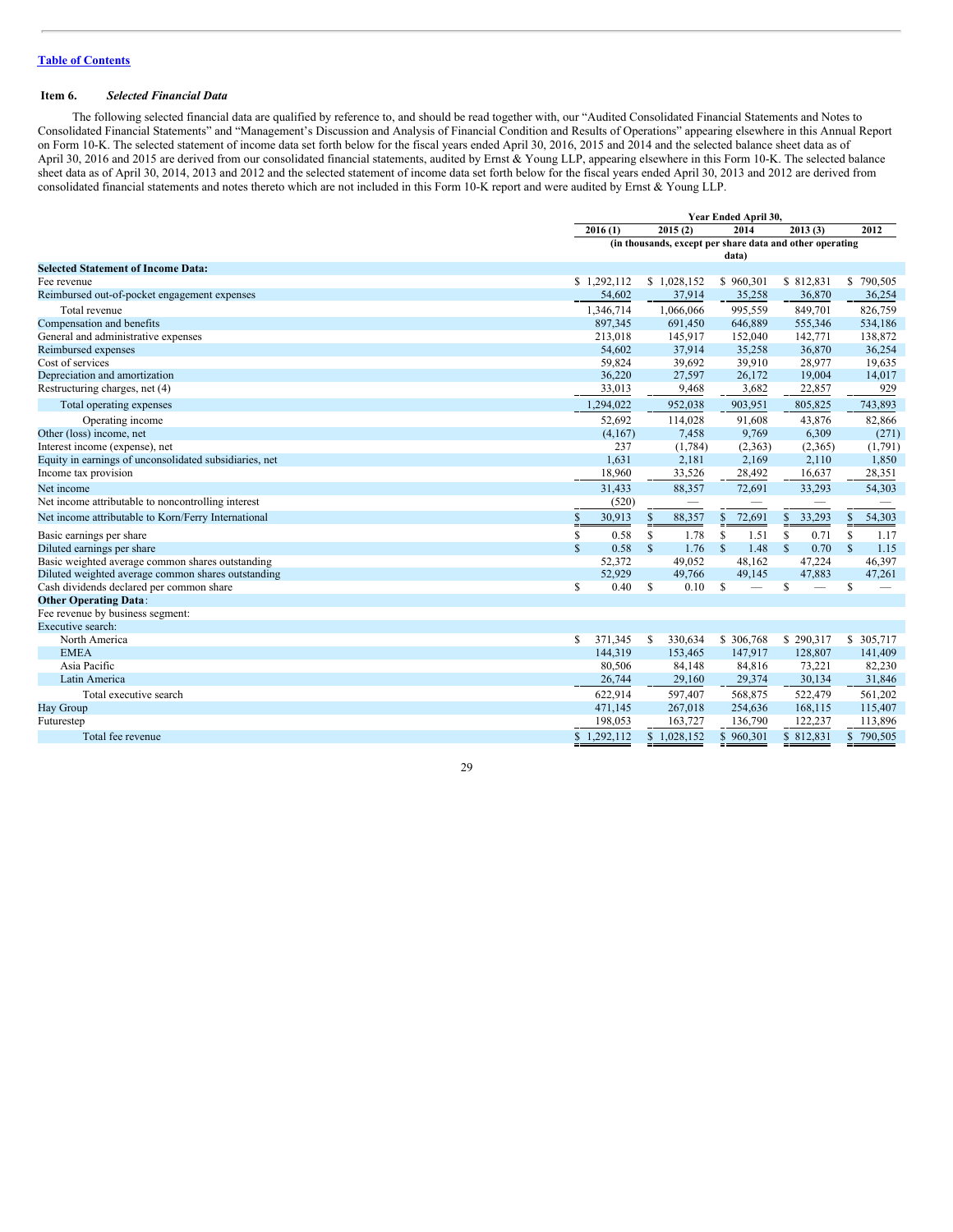Table of Contents

## Item 6. *Selected Financial Data*

The following selected financial data are qualified by reference to, and should be read together with, our "Audited Consolidated Financial Statements and Notes to Consolidated Financial Statements" and "Management's Discussion and Analysis of Financial Condition and Results of Operations" appearing elsewhere in this Annual Report on Form 10-K. The selected statement of income data set forth below for the fiscal years ended April 30, 2016, 2015 and 2014 and the selected balance sheet data as of April 30, 2016 and 2015 are derived from our consolidated financial statements, audited by Ernst & Young LLP, appearing elsewhere in this Form 10-K. The selected balance sheet data as of April 30, 2014, 2013 and 2012 and the selected statement of income data set forth below for the fiscal years ended April 30, 2013 and 2012 are derived from consolidated financial statements and notes thereto which are not included in this Form 10-K report and were audited by Ernst & Young LLP.

| | Year Ended April 30, | | | | |
|---|---|---|---|---|---|
| | 2016 (1) | 2015 (2) | 2014 | 2013 (3) | 2012 |
| | (in thousands, except per share data and other operating data) | | | | |
| **Selected Statement of Income Data:** | | | | | |
| Fee revenue | $ 1,292,112 | $ 1,028,152 | $ 960,301 | $ 812,831 | $ 790,505 |
| Reimbursed out-of-pocket engagement expenses | 54,602 | 37,914 | 35,258 | 36,870 | 36,254 |
| Total revenue | 1,346,714 | 1,066,066 | 995,559 | 849,701 | 826,759 |
| Compensation and benefits | 897,345 | 691,450 | 646,889 | 555,346 | 534,186 |
| General and administrative expenses | 213,018 | 145,917 | 152,040 | 142,771 | 138,872 |
| Reimbursed expenses | 54,602 | 37,914 | 35,258 | 36,870 | 36,254 |
| Cost of services | 59,824 | 39,692 | 39,910 | 28,977 | 19,635 |
| Depreciation and amortization | 36,220 | 27,597 | 26,172 | 19,004 | 14,017 |
| Restructuring charges, net (4) | 33,013 | 9,468 | 3,682 | 22,857 | 929 |
| Total operating expenses | 1,294,022 | 952,038 | 903,951 | 805,825 | 743,893 |
| Operating income | 52,692 | 114,028 | 91,608 | 43,876 | 82,866 |
| Other (loss) income, net | (4,167) | 7,458 | 9,769 | 6,309 | (271) |
| Interest income (expense), net | 237 | (1,784) | (2,363) | (2,365) | (1,791) |
| Equity in earnings of unconsolidated subsidiaries, net | 1,631 | 2,181 | 2,169 | 2,110 | 1,850 |
| Income tax provision | 18,960 | 33,526 | 28,492 | 16,637 | 28,351 |
| Net income | 31,433 | 88,357 | 72,691 | 33,293 | 54,303 |
| Net income attributable to noncontrolling interest | (520) | — | — | — | — |
| Net income attributable to Korn/Ferry International | $ 30,913 | $ 88,357 | $ 72,691 | $ 33,293 | $ 54,303 |
| Basic earnings per share | $ 0.58 | $ 1.78 | $ 1.51 | $ 0.71 | $ 1.17 |
| Diluted earnings per share | $ 0.58 | $ 1.76 | $ 1.48 | $ 0.70 | $ 1.15 |
| Basic weighted average common shares outstanding | 52,372 | 49,052 | 48,162 | 47,224 | 46,397 |
| Diluted weighted average common shares outstanding | 52,929 | 49,766 | 49,145 | 47,883 | 47,261 |
| Cash dividends declared per common share | $ 0.40 | $ 0.10 | $ — | $ — | $ — |
| **Other Operating Data**: | | | | | |
| Fee revenue by business segment: | | | | | |
| Executive search: | | | | | |
| North America | $ 371,345 | $ 330,634 | $ 306,768 | $ 290,317 | $ 305,717 |
| EMEA | 144,319 | 153,465 | 147,917 | 128,807 | 141,409 |
| Asia Pacific | 80,506 | 84,148 | 84,816 | 73,221 | 82,230 |
| Latin America | 26,744 | 29,160 | 29,374 | 30,134 | 31,846 |
| Total executive search | 622,914 | 597,407 | 568,875 | 522,479 | 561,202 |
| Hay Group | 471,145 | 267,018 | 254,636 | 168,115 | 115,407 |
| Futurestep | 198,053 | 163,727 | 136,790 | 122,237 | 113,896 |
| Total fee revenue | $ 1,292,112 | $ 1,028,152 | $ 960,301 | $ 812,831 | $ 790,505 |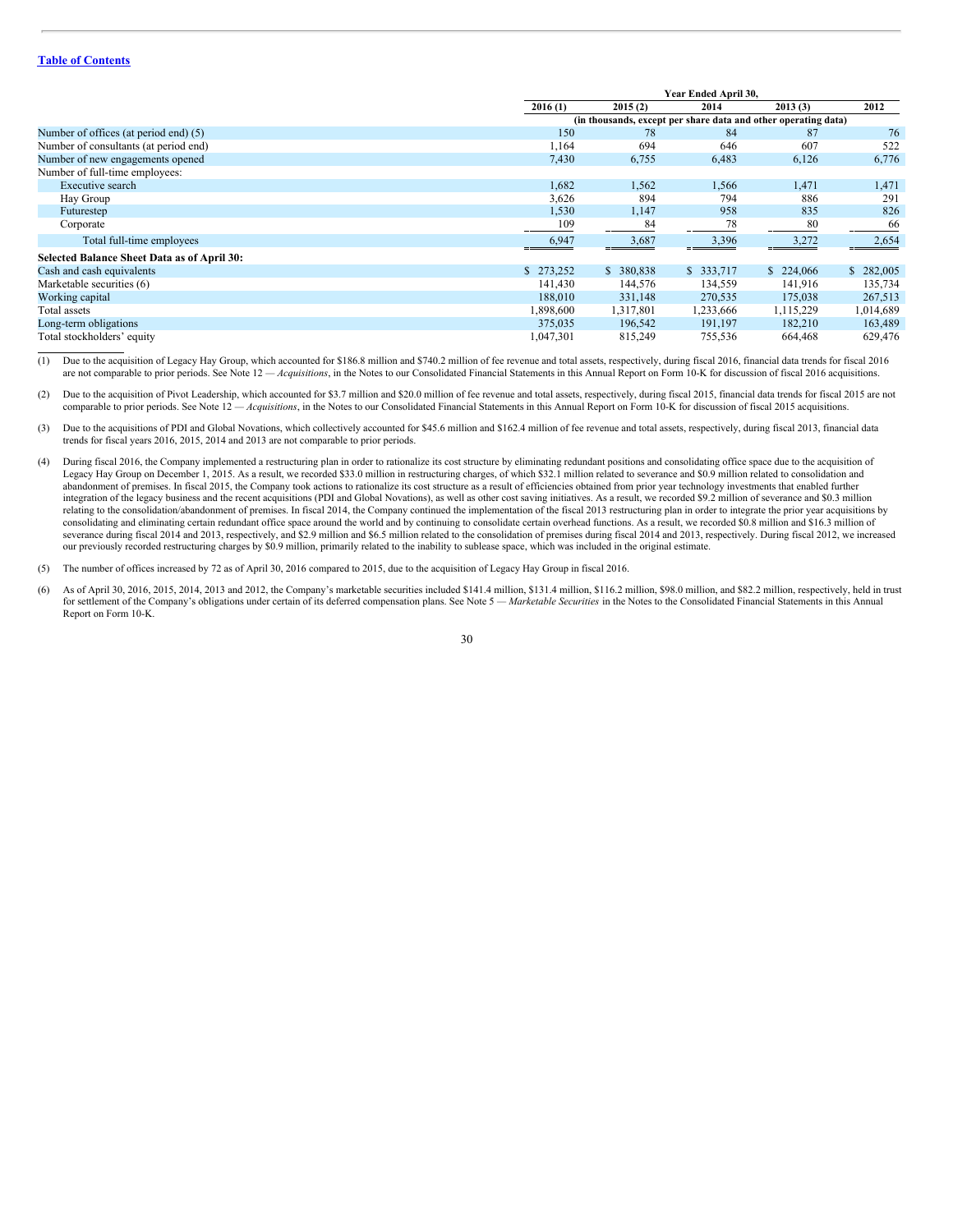[Table of Contents](#)

| | Year Ended April 30, | | | | |
|---|---|---|---|---|---|
| | 2016 (1) | 2015 (2) | 2014 | 2013 (3) | 2012 |
| | (in thousands, except per share data and other operating data) | | | | |
| Number of offices (at period end) (5) | 150 | 78 | 84 | 87 | 76 |
| Number of consultants (at period end) | 1,164 | 694 | 646 | 607 | 522 |
| Number of new engagements opened | 7,430 | 6,755 | 6,483 | 6,126 | 6,776 |
| Number of full-time employees: | | | | | |
| Executive search | 1,682 | 1,562 | 1,566 | 1,471 | 1,471 |
| Hay Group | 3,626 | 894 | 794 | 886 | 291 |
| Futurestep | 1,530 | 1,147 | 958 | 835 | 826 |
| Corporate | 109 | 84 | 78 | 80 | 66 |
| Total full-time employees | 6,947 | 3,687 | 3,396 | 3,272 | 2,654 |
| **Selected Balance Sheet Data as of April 30:** | | | | | |
| Cash and cash equivalents | $ 273,252 | $ 380,838 | $ 333,717 | $ 224,066 | $ 282,005 |
| Marketable securities (6) | 141,430 | 144,576 | 134,559 | 141,916 | 135,734 |
| Working capital | 188,010 | 331,148 | 270,535 | 175,038 | 267,513 |
| Total assets | 1,898,600 | 1,317,801 | 1,233,666 | 1,115,229 | 1,014,689 |
| Long-term obligations | 375,035 | 196,542 | 191,197 | 182,210 | 163,489 |
| Total stockholders' equity | 1,047,301 | 815,249 | 755,536 | 664,468 | 629,476 |

(1) Due to the acquisition of Legacy Hay Group, which accounted for $186.8 million and $740.2 million of fee revenue and total assets, respectively, during fiscal 2016, financial data trends for fiscal 2016 are not comparable to prior periods. See Note 12 — *Acquisitions*, in the Notes to our Consolidated Financial Statements in this Annual Report on Form 10-K for discussion of fiscal 2016 acquisitions.

(2) Due to the acquisition of Pivot Leadership, which accounted for $3.7 million and $20.0 million of fee revenue and total assets, respectively, during fiscal 2015, financial data trends for fiscal 2015 are not comparable to prior periods. See Note 12 — *Acquisitions*, in the Notes to our Consolidated Financial Statements in this Annual Report on Form 10-K for discussion of fiscal 2015 acquisitions.

(3) Due to the acquisitions of PDI and Global Novations, which collectively accounted for $45.6 million and $162.4 million of fee revenue and total assets, respectively, during fiscal 2013, financial data trends for fiscal years 2016, 2015, 2014 and 2013 are not comparable to prior periods.

(4) During fiscal 2016, the Company implemented a restructuring plan in order to rationalize its cost structure by eliminating redundant positions and consolidating office space due to the acquisition of Legacy Hay Group on December 1, 2015. As a result, we recorded $33.0 million in restructuring charges, of which $32.1 million related to severance and $0.9 million related to consolidation and abandonment of premises. In fiscal 2015, the Company took actions to rationalize its cost structure as a result of efficiencies obtained from prior year technology investments that enabled further integration of the legacy business and the recent acquisitions (PDI and Global Novations), as well as other cost saving initiatives. As a result, we recorded $9.2 million of severance and $0.3 million relating to the consolidation/abandonment of premises. In fiscal 2014, the Company continued the implementation of the fiscal 2013 restructuring plan in order to integrate the prior year acquisitions by consolidating and eliminating certain redundant office space around the world and by continuing to consolidate certain overhead functions. As a result, we recorded $0.8 million and $16.3 million of severance during fiscal 2014 and 2013, respectively, and $2.9 million and $6.5 million related to the consolidation of premises during fiscal 2014 and 2013, respectively. During fiscal 2012, we increased our previously recorded restructuring charges by $0.9 million, primarily related to the inability to sublease space, which was included in the original estimate.

(5) The number of offices increased by 72 as of April 30, 2016 compared to 2015, due to the acquisition of Legacy Hay Group in fiscal 2016.

(6) As of April 30, 2016, 2015, 2014, 2013 and 2012, the Company's marketable securities included $141.4 million, $131.4 million, $116.2 million, $98.0 million, and $82.2 million, respectively, held in trust for settlement of the Company's obligations under certain of its deferred compensation plans. See Note 5 — *Marketable Securities* in the Notes to the Consolidated Financial Statements in this Annual Report on Form 10-K.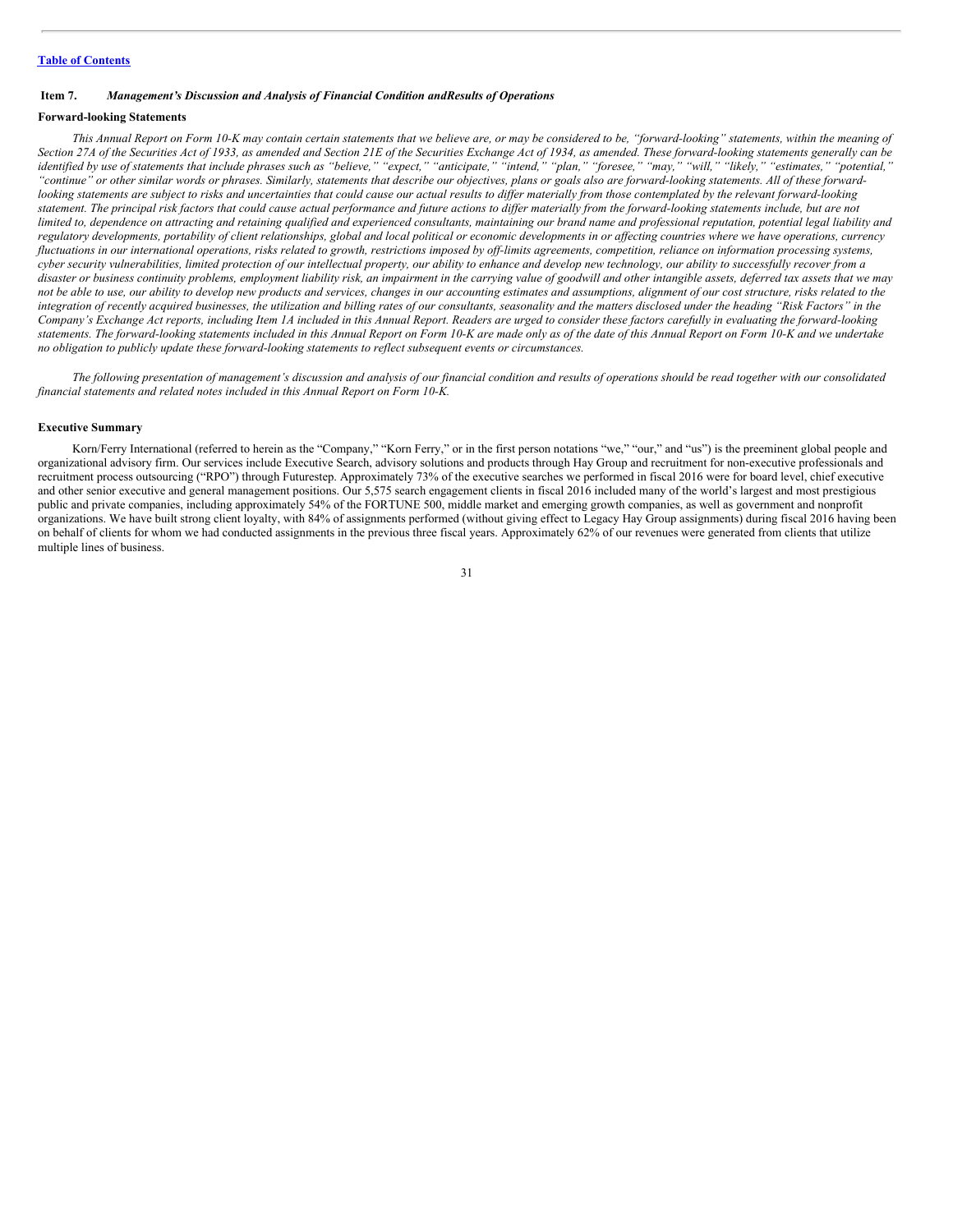[Table of Contents](#)

## Item 7. *Management's Discussion and Analysis of Financial Condition andResults of Operations*

### Forward-looking Statements

*This Annual Report on Form 10-K may contain certain statements that we believe are, or may be considered to be, "forward-looking" statements, within the meaning of Section 27A of the Securities Act of 1933, as amended and Section 21E of the Securities Exchange Act of 1934, as amended. These forward-looking statements generally can be identified by use of statements that include phrases such as "believe," "expect," "anticipate," "intend," "plan," "foresee," "may," "will," "likely," "estimates," "potential," "continue" or other similar words or phrases. Similarly, statements that describe our objectives, plans or goals also are forward-looking statements. All of these forward-looking statements are subject to risks and uncertainties that could cause our actual results to differ materially from those contemplated by the relevant forward-looking statement. The principal risk factors that could cause actual performance and future actions to differ materially from the forward-looking statements include, but are not limited to, dependence on attracting and retaining qualified and experienced consultants, maintaining our brand name and professional reputation, potential legal liability and regulatory developments, portability of client relationships, global and local political or economic developments in or affecting countries where we have operations, currency fluctuations in our international operations, risks related to growth, restrictions imposed by off-limits agreements, competition, reliance on information processing systems, cyber security vulnerabilities, limited protection of our intellectual property, our ability to enhance and develop new technology, our ability to successfully recover from a disaster or business continuity problems, employment liability risk, an impairment in the carrying value of goodwill and other intangible assets, deferred tax assets that we may not be able to use, our ability to develop new products and services, changes in our accounting estimates and assumptions, alignment of our cost structure, risks related to the integration of recently acquired businesses, the utilization and billing rates of our consultants, seasonality and the matters disclosed under the heading "Risk Factors" in the Company's Exchange Act reports, including Item 1A included in this Annual Report. Readers are urged to consider these factors carefully in evaluating the forward-looking statements. The forward-looking statements included in this Annual Report on Form 10-K are made only as of the date of this Annual Report on Form 10-K and we undertake no obligation to publicly update these forward-looking statements to reflect subsequent events or circumstances.*

*The following presentation of management's discussion and analysis of our financial condition and results of operations should be read together with our consolidated financial statements and related notes included in this Annual Report on Form 10-K.*

### Executive Summary

Korn/Ferry International (referred to herein as the "Company," "Korn Ferry," or in the first person notations "we," "our," and "us") is the preeminent global people and organizational advisory firm. Our services include Executive Search, advisory solutions and products through Hay Group and recruitment for non-executive professionals and recruitment process outsourcing ("RPO") through Futurestep. Approximately 73% of the executive searches we performed in fiscal 2016 were for board level, chief executive and other senior executive and general management positions. Our 5,575 search engagement clients in fiscal 2016 included many of the world's largest and most prestigious public and private companies, including approximately 54% of the FORTUNE 500, middle market and emerging growth companies, as well as government and nonprofit organizations. We have built strong client loyalty, with 84% of assignments performed (without giving effect to Legacy Hay Group assignments) during fiscal 2016 having been on behalf of clients for whom we had conducted assignments in the previous three fiscal years. Approximately 62% of our revenues were generated from clients that utilize multiple lines of business.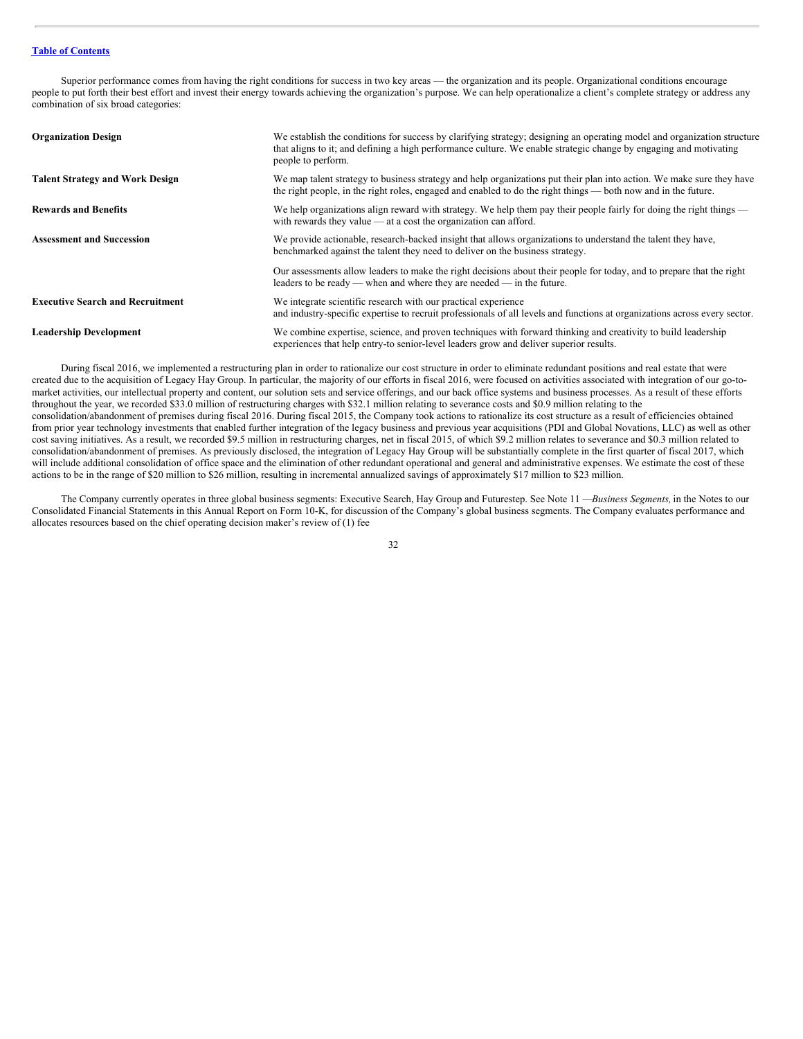Superior performance comes from having the right conditions for success in two key areas — the organization and its people. Organizational conditions encourage people to put forth their best effort and invest their energy towards achieving the organization's purpose. We can help operationalize a client's complete strategy or address any combination of six broad categories:

| | |
|---|---|
| **Organization Design** | We establish the conditions for success by clarifying strategy; designing an operating model and organization structure that aligns to it; and defining a high performance culture. We enable strategic change by engaging and motivating people to perform. |
| **Talent Strategy and Work Design** | We map talent strategy to business strategy and help organizations put their plan into action. We make sure they have the right people, in the right roles, engaged and enabled to do the right things — both now and in the future. |
| **Rewards and Benefits** | We help organizations align reward with strategy. We help them pay their people fairly for doing the right things — with rewards they value — at a cost the organization can afford. |
| **Assessment and Succession** | We provide actionable, research-backed insight that allows organizations to understand the talent they have, benchmarked against the talent they need to deliver on the business strategy. |
| | Our assessments allow leaders to make the right decisions about their people for today, and to prepare that the right leaders to be ready — when and where they are needed — in the future. |
| **Executive Search and Recruitment** | We integrate scientific research with our practical experience and industry-specific expertise to recruit professionals of all levels and functions at organizations across every sector. |
| **Leadership Development** | We combine expertise, science, and proven techniques with forward thinking and creativity to build leadership experiences that help entry-to senior-level leaders grow and deliver superior results. |

During fiscal 2016, we implemented a restructuring plan in order to rationalize our cost structure in order to eliminate redundant positions and real estate that were created due to the acquisition of Legacy Hay Group. In particular, the majority of our efforts in fiscal 2016, were focused on activities associated with integration of our go-to-market activities, our intellectual property and content, our solution sets and service offerings, and our back office systems and business processes. As a result of these efforts throughout the year, we recorded $33.0 million of restructuring charges with $32.1 million relating to severance costs and $0.9 million relating to the consolidation/abandonment of premises during fiscal 2016. During fiscal 2015, the Company took actions to rationalize its cost structure as a result of efficiencies obtained from prior year technology investments that enabled further integration of the legacy business and previous year acquisitions (PDI and Global Novations, LLC) as well as other cost saving initiatives. As a result, we recorded $9.5 million in restructuring charges, net in fiscal 2015, of which $9.2 million relates to severance and $0.3 million related to consolidation/abandonment of premises. As previously disclosed, the integration of Legacy Hay Group will be substantially complete in the first quarter of fiscal 2017, which will include additional consolidation of office space and the elimination of other redundant operational and general and administrative expenses. We estimate the cost of these actions to be in the range of $20 million to $26 million, resulting in incremental annualized savings of approximately $17 million to $23 million.

The Company currently operates in three global business segments: Executive Search, Hay Group and Futurestep. See Note 11 —*Business Segments,* in the Notes to our Consolidated Financial Statements in this Annual Report on Form 10-K, for discussion of the Company's global business segments. The Company evaluates performance and allocates resources based on the chief operating decision maker's review of (1) fee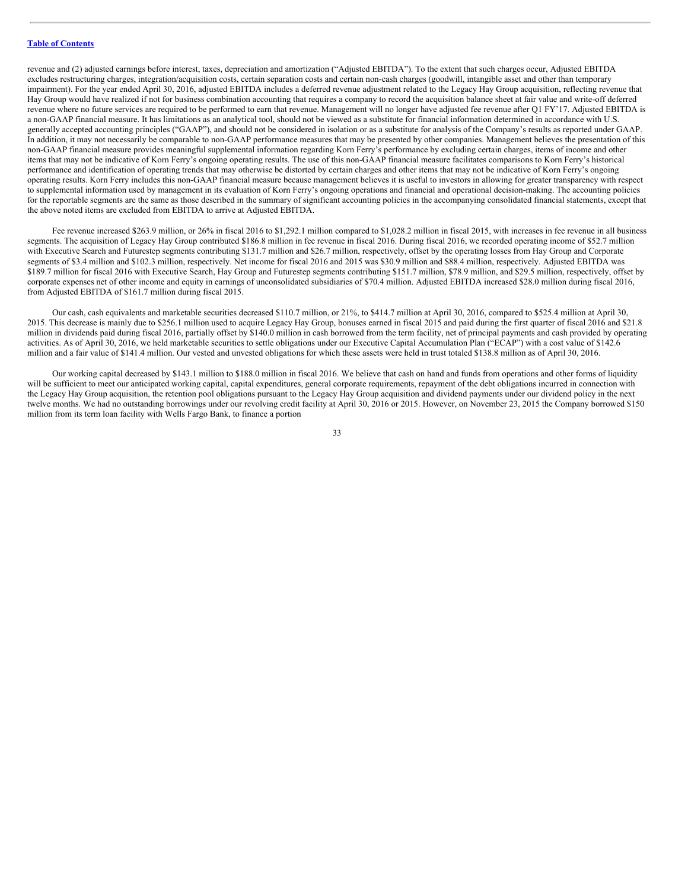revenue and (2) adjusted earnings before interest, taxes, depreciation and amortization ("Adjusted EBITDA"). To the extent that such charges occur, Adjusted EBITDA excludes restructuring charges, integration/acquisition costs, certain separation costs and certain non-cash charges (goodwill, intangible asset and other than temporary impairment). For the year ended April 30, 2016, adjusted EBITDA includes a deferred revenue adjustment related to the Legacy Hay Group acquisition, reflecting revenue that Hay Group would have realized if not for business combination accounting that requires a company to record the acquisition balance sheet at fair value and write-off deferred revenue where no future services are required to be performed to earn that revenue. Management will no longer have adjusted fee revenue after Q1 FY'17. Adjusted EBITDA is a non-GAAP financial measure. It has limitations as an analytical tool, should not be viewed as a substitute for financial information determined in accordance with U.S. generally accepted accounting principles ("GAAP"), and should not be considered in isolation or as a substitute for analysis of the Company's results as reported under GAAP. In addition, it may not necessarily be comparable to non-GAAP performance measures that may be presented by other companies. Management believes the presentation of this non-GAAP financial measure provides meaningful supplemental information regarding Korn Ferry's performance by excluding certain charges, items of income and other items that may not be indicative of Korn Ferry's ongoing operating results. The use of this non-GAAP financial measure facilitates comparisons to Korn Ferry's historical performance and identification of operating trends that may otherwise be distorted by certain charges and other items that may not be indicative of Korn Ferry's ongoing operating results. Korn Ferry includes this non-GAAP financial measure because management believes it is useful to investors in allowing for greater transparency with respect to supplemental information used by management in its evaluation of Korn Ferry's ongoing operations and financial and operational decision-making. The accounting policies for the reportable segments are the same as those described in the summary of significant accounting policies in the accompanying consolidated financial statements, except that the above noted items are excluded from EBITDA to arrive at Adjusted EBITDA.

Fee revenue increased $263.9 million, or 26% in fiscal 2016 to $1,292.1 million compared to $1,028.2 million in fiscal 2015, with increases in fee revenue in all business segments. The acquisition of Legacy Hay Group contributed $186.8 million in fee revenue in fiscal 2016. During fiscal 2016, we recorded operating income of $52.7 million with Executive Search and Futurestep segments contributing $131.7 million and $26.7 million, respectively, offset by the operating losses from Hay Group and Corporate segments of $3.4 million and $102.3 million, respectively. Net income for fiscal 2016 and 2015 was $30.9 million and $88.4 million, respectively. Adjusted EBITDA was $189.7 million for fiscal 2016 with Executive Search, Hay Group and Futurestep segments contributing $151.7 million, $78.9 million, and $29.5 million, respectively, offset by corporate expenses net of other income and equity in earnings of unconsolidated subsidiaries of $70.4 million. Adjusted EBITDA increased $28.0 million during fiscal 2016, from Adjusted EBITDA of $161.7 million during fiscal 2015.

Our cash, cash equivalents and marketable securities decreased $110.7 million, or 21%, to $414.7 million at April 30, 2016, compared to $525.4 million at April 30, 2015. This decrease is mainly due to $256.1 million used to acquire Legacy Hay Group, bonuses earned in fiscal 2015 and paid during the first quarter of fiscal 2016 and $21.8 million in dividends paid during fiscal 2016, partially offset by $140.0 million in cash borrowed from the term facility, net of principal payments and cash provided by operating activities. As of April 30, 2016, we held marketable securities to settle obligations under our Executive Capital Accumulation Plan ("ECAP") with a cost value of $142.6 million and a fair value of $141.4 million. Our vested and unvested obligations for which these assets were held in trust totaled $138.8 million as of April 30, 2016.

Our working capital decreased by $143.1 million to $188.0 million in fiscal 2016. We believe that cash on hand and funds from operations and other forms of liquidity will be sufficient to meet our anticipated working capital, capital expenditures, general corporate requirements, repayment of the debt obligations incurred in connection with the Legacy Hay Group acquisition, the retention pool obligations pursuant to the Legacy Hay Group acquisition and dividend payments under our dividend policy in the next twelve months. We had no outstanding borrowings under our revolving credit facility at April 30, 2016 or 2015. However, on November 23, 2015 the Company borrowed $150 million from its term loan facility with Wells Fargo Bank, to finance a portion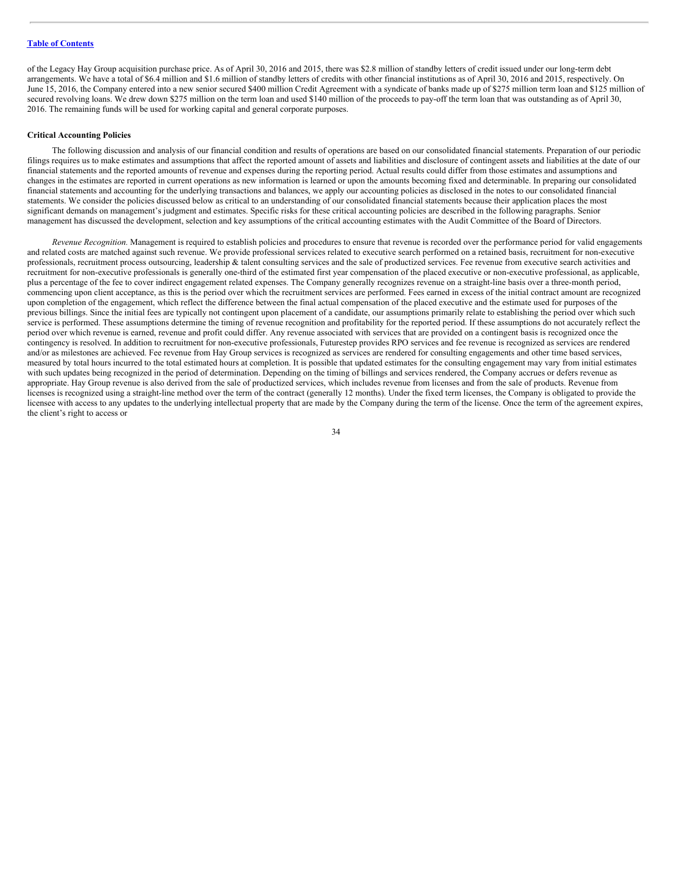of the Legacy Hay Group acquisition purchase price. As of April 30, 2016 and 2015, there was $2.8 million of standby letters of credit issued under our long-term debt arrangements. We have a total of $6.4 million and $1.6 million of standby letters of credits with other financial institutions as of April 30, 2016 and 2015, respectively. On June 15, 2016, the Company entered into a new senior secured $400 million Credit Agreement with a syndicate of banks made up of $275 million term loan and $125 million of secured revolving loans. We drew down $275 million on the term loan and used $140 million of the proceeds to pay-off the term loan that was outstanding as of April 30, 2016. The remaining funds will be used for working capital and general corporate purposes.

**Critical Accounting Policies**

The following discussion and analysis of our financial condition and results of operations are based on our consolidated financial statements. Preparation of our periodic filings requires us to make estimates and assumptions that affect the reported amount of assets and liabilities and disclosure of contingent assets and liabilities at the date of our financial statements and the reported amounts of revenue and expenses during the reporting period. Actual results could differ from those estimates and assumptions and changes in the estimates are reported in current operations as new information is learned or upon the amounts becoming fixed and determinable. In preparing our consolidated financial statements and accounting for the underlying transactions and balances, we apply our accounting policies as disclosed in the notes to our consolidated financial statements. We consider the policies discussed below as critical to an understanding of our consolidated financial statements because their application places the most significant demands on management's judgment and estimates. Specific risks for these critical accounting policies are described in the following paragraphs. Senior management has discussed the development, selection and key assumptions of the critical accounting estimates with the Audit Committee of the Board of Directors.

*Revenue Recognition.* Management is required to establish policies and procedures to ensure that revenue is recorded over the performance period for valid engagements and related costs are matched against such revenue. We provide professional services related to executive search performed on a retained basis, recruitment for non-executive professionals, recruitment process outsourcing, leadership & talent consulting services and the sale of productized services. Fee revenue from executive search activities and recruitment for non-executive professionals is generally one-third of the estimated first year compensation of the placed executive or non-executive professional, as applicable, plus a percentage of the fee to cover indirect engagement related expenses. The Company generally recognizes revenue on a straight-line basis over a three-month period, commencing upon client acceptance, as this is the period over which the recruitment services are performed. Fees earned in excess of the initial contract amount are recognized upon completion of the engagement, which reflect the difference between the final actual compensation of the placed executive and the estimate used for purposes of the previous billings. Since the initial fees are typically not contingent upon placement of a candidate, our assumptions primarily relate to establishing the period over which such service is performed. These assumptions determine the timing of revenue recognition and profitability for the reported period. If these assumptions do not accurately reflect the period over which revenue is earned, revenue and profit could differ. Any revenue associated with services that are provided on a contingent basis is recognized once the contingency is resolved. In addition to recruitment for non-executive professionals, Futurestep provides RPO services and fee revenue is recognized as services are rendered and/or as milestones are achieved. Fee revenue from Hay Group services is recognized as services are rendered for consulting engagements and other time based services, measured by total hours incurred to the total estimated hours at completion. It is possible that updated estimates for the consulting engagement may vary from initial estimates with such updates being recognized in the period of determination. Depending on the timing of billings and services rendered, the Company accrues or defers revenue as appropriate. Hay Group revenue is also derived from the sale of productized services, which includes revenue from licenses and from the sale of products. Revenue from licenses is recognized using a straight-line method over the term of the contract (generally 12 months). Under the fixed term licenses, the Company is obligated to provide the licensee with access to any updates to the underlying intellectual property that are made by the Company during the term of the license. Once the term of the agreement expires, the client's right to access or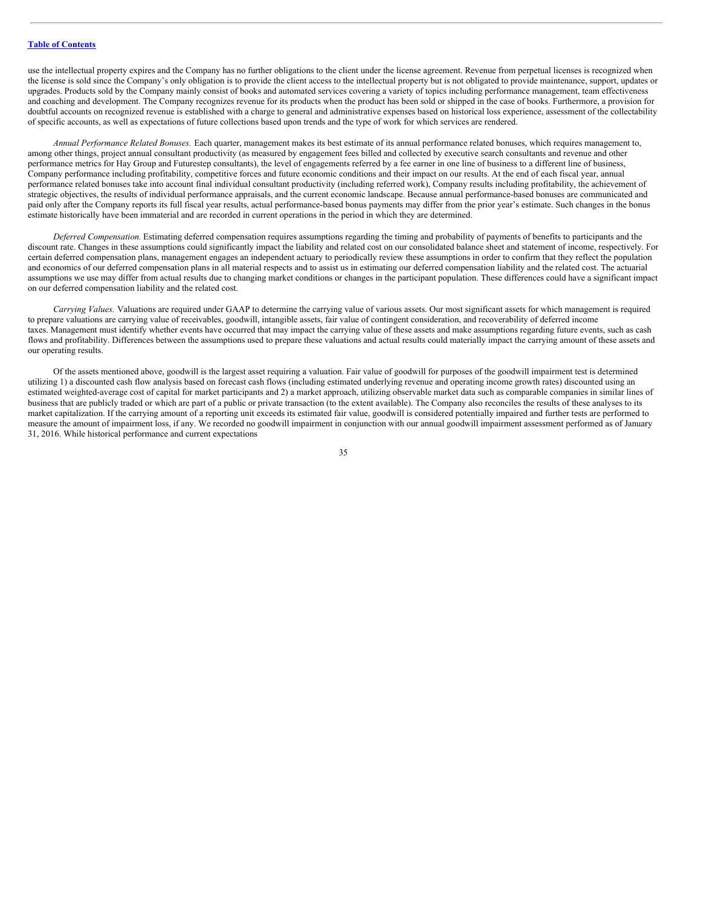use the intellectual property expires and the Company has no further obligations to the client under the license agreement. Revenue from perpetual licenses is recognized when the license is sold since the Company's only obligation is to provide the client access to the intellectual property but is not obligated to provide maintenance, support, updates or upgrades. Products sold by the Company mainly consist of books and automated services covering a variety of topics including performance management, team effectiveness and coaching and development. The Company recognizes revenue for its products when the product has been sold or shipped in the case of books. Furthermore, a provision for doubtful accounts on recognized revenue is established with a charge to general and administrative expenses based on historical loss experience, assessment of the collectability of specific accounts, as well as expectations of future collections based upon trends and the type of work for which services are rendered.

*Annual Performance Related Bonuses.* Each quarter, management makes its best estimate of its annual performance related bonuses, which requires management to, among other things, project annual consultant productivity (as measured by engagement fees billed and collected by executive search consultants and revenue and other performance metrics for Hay Group and Futurestep consultants), the level of engagements referred by a fee earner in one line of business to a different line of business, Company performance including profitability, competitive forces and future economic conditions and their impact on our results. At the end of each fiscal year, annual performance related bonuses take into account final individual consultant productivity (including referred work), Company results including profitability, the achievement of strategic objectives, the results of individual performance appraisals, and the current economic landscape. Because annual performance-based bonuses are communicated and paid only after the Company reports its full fiscal year results, actual performance-based bonus payments may differ from the prior year's estimate. Such changes in the bonus estimate historically have been immaterial and are recorded in current operations in the period in which they are determined.

*Deferred Compensation.* Estimating deferred compensation requires assumptions regarding the timing and probability of payments of benefits to participants and the discount rate. Changes in these assumptions could significantly impact the liability and related cost on our consolidated balance sheet and statement of income, respectively. For certain deferred compensation plans, management engages an independent actuary to periodically review these assumptions in order to confirm that they reflect the population and economics of our deferred compensation plans in all material respects and to assist us in estimating our deferred compensation liability and the related cost. The actuarial assumptions we use may differ from actual results due to changing market conditions or changes in the participant population. These differences could have a significant impact on our deferred compensation liability and the related cost.

*Carrying Values.* Valuations are required under GAAP to determine the carrying value of various assets. Our most significant assets for which management is required to prepare valuations are carrying value of receivables, goodwill, intangible assets, fair value of contingent consideration, and recoverability of deferred income taxes. Management must identify whether events have occurred that may impact the carrying value of these assets and make assumptions regarding future events, such as cash flows and profitability. Differences between the assumptions used to prepare these valuations and actual results could materially impact the carrying amount of these assets and our operating results.

Of the assets mentioned above, goodwill is the largest asset requiring a valuation. Fair value of goodwill for purposes of the goodwill impairment test is determined utilizing 1) a discounted cash flow analysis based on forecast cash flows (including estimated underlying revenue and operating income growth rates) discounted using an estimated weighted-average cost of capital for market participants and 2) a market approach, utilizing observable market data such as comparable companies in similar lines of business that are publicly traded or which are part of a public or private transaction (to the extent available). The Company also reconciles the results of these analyses to its market capitalization. If the carrying amount of a reporting unit exceeds its estimated fair value, goodwill is considered potentially impaired and further tests are performed to measure the amount of impairment loss, if any. We recorded no goodwill impairment in conjunction with our annual goodwill impairment assessment performed as of January 31, 2016. While historical performance and current expectations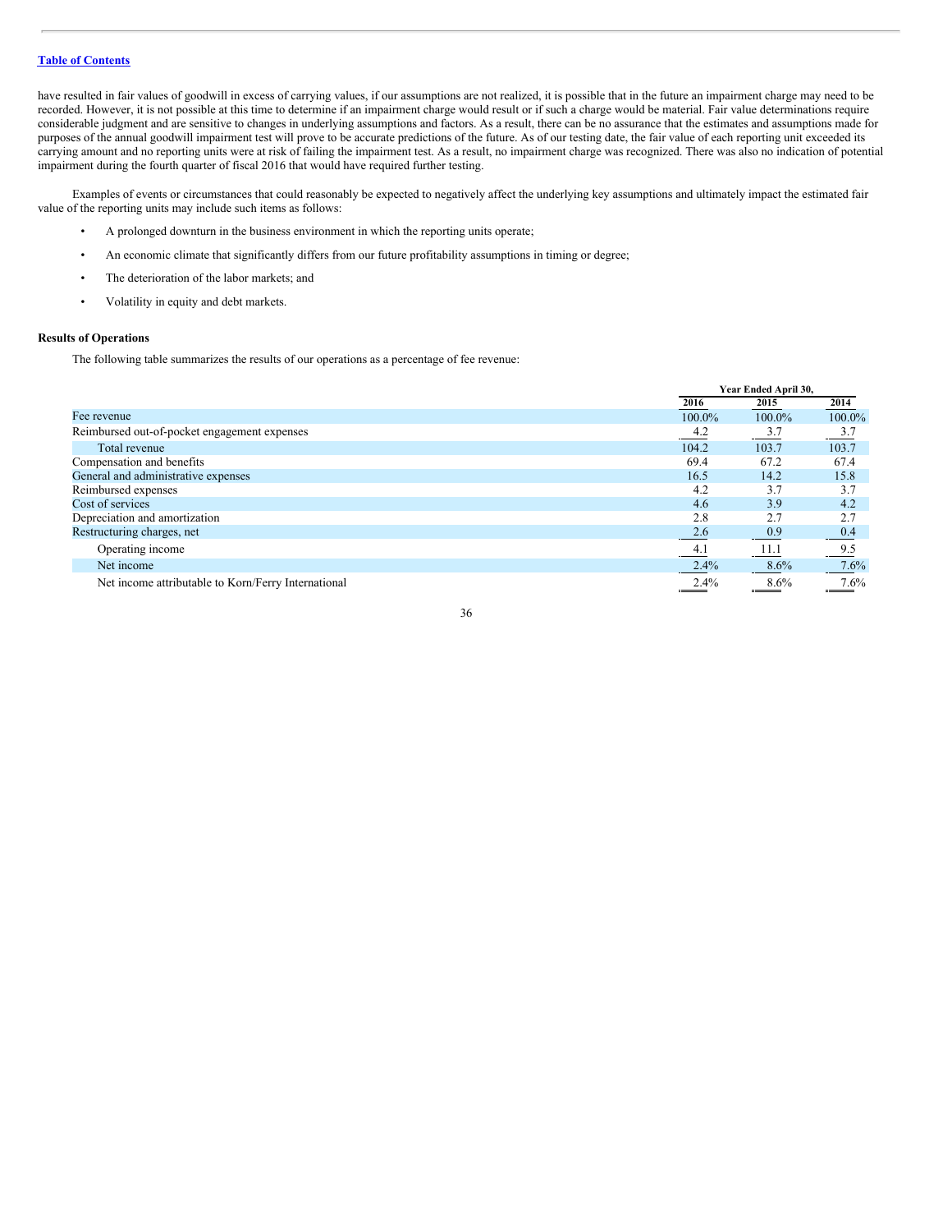have resulted in fair values of goodwill in excess of carrying values, if our assumptions are not realized, it is possible that in the future an impairment charge may need to be recorded. However, it is not possible at this time to determine if an impairment charge would result or if such a charge would be material. Fair value determinations require considerable judgment and are sensitive to changes in underlying assumptions and factors. As a result, there can be no assurance that the estimates and assumptions made for purposes of the annual goodwill impairment test will prove to be accurate predictions of the future. As of our testing date, the fair value of each reporting unit exceeded its carrying amount and no reporting units were at risk of failing the impairment test. As a result, no impairment charge was recognized. There was also no indication of potential impairment during the fourth quarter of fiscal 2016 that would have required further testing.

Examples of events or circumstances that could reasonably be expected to negatively affect the underlying key assumptions and ultimately impact the estimated fair value of the reporting units may include such items as follows:

- A prolonged downturn in the business environment in which the reporting units operate;
- An economic climate that significantly differs from our future profitability assumptions in timing or degree;
- The deterioration of the labor markets; and
- Volatility in equity and debt markets.

### Results of Operations

The following table summarizes the results of our operations as a percentage of fee revenue:

| | Year Ended April 30, | | |
|---|---|---|---|
| | 2016 | 2015 | 2014 |
| Fee revenue | 100.0% | 100.0% | 100.0% |
| Reimbursed out-of-pocket engagement expenses | 4.2 | 3.7 | 3.7 |
| Total revenue | 104.2 | 103.7 | 103.7 |
| Compensation and benefits | 69.4 | 67.2 | 67.4 |
| General and administrative expenses | 16.5 | 14.2 | 15.8 |
| Reimbursed expenses | 4.2 | 3.7 | 3.7 |
| Cost of services | 4.6 | 3.9 | 4.2 |
| Depreciation and amortization | 2.8 | 2.7 | 2.7 |
| Restructuring charges, net | 2.6 | 0.9 | 0.4 |
| Operating income | 4.1 | 11.1 | 9.5 |
| Net income | 2.4% | 8.6% | 7.6% |
| Net income attributable to Korn/Ferry International | 2.4% | 8.6% | 7.6% |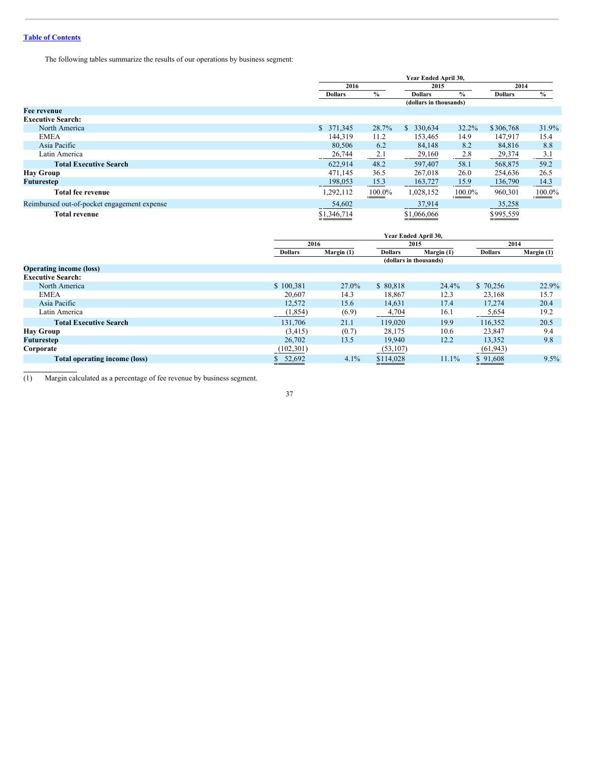The following tables summarize the results of our operations by business segment:

| | Year Ended April 30, | | | | | |
|---|---|---|---|---|---|---|
| | 2016 | | 2015 | | 2014 | |
| | Dollars | % | Dollars | % | Dollars | % |
| | (dollars in thousands) | | | | | |
| **Fee revenue** | | | | | | |
| **Executive Search:** | | | | | | |
| North America | $ 371,345 | 28.7% | $ 330,634 | 32.2% | $306,768 | 31.9% |
| EMEA | 144,319 | 11.2 | 153,465 | 14.9 | 147,917 | 15.4 |
| Asia Pacific | 80,506 | 6.2 | 84,148 | 8.2 | 84,816 | 8.8 |
| Latin America | 26,744 | 2.1 | 29,160 | 2.8 | 29,374 | 3.1 |
| **Total Executive Search** | 622,914 | 48.2 | 597,407 | 58.1 | 568,875 | 59.2 |
| **Hay Group** | 471,145 | 36.5 | 267,018 | 26.0 | 254,636 | 26.5 |
| **Futurestep** | 198,053 | 15.3 | 163,727 | 15.9 | 136,790 | 14.3 |
| **Total fee revenue** | 1,292,112 | 100.0% | 1,028,152 | 100.0% | 960,301 | 100.0% |
| Reimbursed out-of-pocket engagement expense | 54,602 | | 37,914 | | 35,258 | |
| **Total revenue** | $1,346,714 | | $1,066,066 | | $995,559 | |

| | Year Ended April 30, | | | | | |
|---|---|---|---|---|---|---|
| | 2016 | | 2015 | | 2014 | |
| | Dollars | Margin (1) | Dollars | Margin (1) | Dollars | Margin (1) |
| | (dollars in thousands) | | | | | |
| **Operating income (loss)** | | | | | | |
| **Executive Search:** | | | | | | |
| North America | $ 100,381 | 27.0% | $ 80,818 | 24.4% | $ 70,256 | 22.9% |
| EMEA | 20,607 | 14.3 | 18,867 | 12.3 | 23,168 | 15.7 |
| Asia Pacific | 12,572 | 15.6 | 14,631 | 17.4 | 17,274 | 20.4 |
| Latin America | (1,854) | (6.9) | 4,704 | 16.1 | 5,654 | 19.2 |
| **Total Executive Search** | 131,706 | 21.1 | 119,020 | 19.9 | 116,352 | 20.5 |
| **Hay Group** | (3,415) | (0.7) | 28,175 | 10.6 | 23,847 | 9.4 |
| **Futurestep** | 26,702 | 13.5 | 19,940 | 12.2 | 13,352 | 9.8 |
| **Corporate** | (102,301) | | (53,107) | | (61,943) | |
| **Total operating income (loss)** | $ 52,692 | 4.1% | $114,028 | 11.1% | $ 91,608 | 9.5% |

(1) Margin calculated as a percentage of fee revenue by business segment.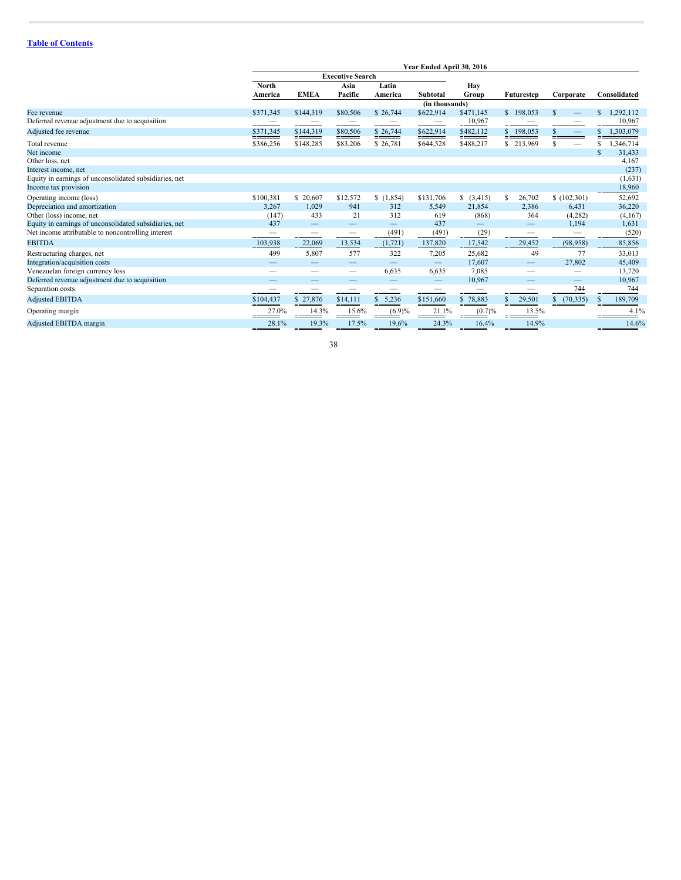[Table of Contents](#)

| | Year Ended April 30, 2016 | | | | | | | | |
|---|---|---|---|---|---|---|---|---|---|
| | Executive Search | | | | | | | | |
| | North America | EMEA | Asia Pacific | Latin America | Subtotal | Hay Group | Futurestep | Corporate | Consolidated |
| | | | | | (in thousands) | | | | |
| Fee revenue | $371,345 | $144,319 | $80,506 | $ 26,744 | $622,914 | $471,145 | $ 198,053 | $ — | $ 1,292,112 |
| Deferred revenue adjustment due to acquisition | — | — | — | — | — | 10,967 | — | — | 10,967 |
| Adjusted fee revenue | $371,345 | $144,319 | $80,506 | $ 26,744 | $622,914 | $482,112 | $ 198,053 | $ — | $ 1,303,079 |
| Total revenue | $386,256 | $148,285 | $83,206 | $ 26,781 | $644,528 | $488,217 | $ 213,969 | $ — | $ 1,346,714 |
| Net income | | | | | | | | | $ 31,433 |
| Other loss, net | | | | | | | | | 4,167 |
| Interest income, net | | | | | | | | | (237) |
| Equity in earnings of unconsolidated subsidiaries, net | | | | | | | | | (1,631) |
| Income tax provision | | | | | | | | | 18,960 |
| Operating income (loss) | $100,381 | $ 20,607 | $12,572 | $ (1,854) | $131,706 | $ (3,415) | $ 26,702 | $ (102,301) | 52,692 |
| Depreciation and amortization | 3,267 | 1,029 | 941 | 312 | 5,549 | 21,854 | 2,386 | 6,431 | 36,220 |
| Other (loss) income, net | (147) | 433 | 21 | 312 | 619 | (868) | 364 | (4,282) | (4,167) |
| Equity in earnings of unconsolidated subsidiaries, net | 437 | — | — | — | 437 | — | — | 1,194 | 1,631 |
| Net income attributable to noncontrolling interest | — | — | — | (491) | (491) | (29) | — | — | (520) |
| EBITDA | 103,938 | 22,069 | 13,534 | (1,721) | 137,820 | 17,542 | 29,452 | (98,958) | 85,856 |
| Restructuring charges, net | 499 | 5,807 | 577 | 322 | 7,205 | 25,682 | 49 | 77 | 33,013 |
| Integration/acquisition costs | — | — | — | — | — | 17,607 | — | 27,802 | 45,409 |
| Venezuelan foreign currency loss | — | — | — | 6,635 | 6,635 | 7,085 | — | — | 13,720 |
| Deferred revenue adjustment due to acquisition | — | — | — | — | — | 10,967 | — | — | 10,967 |
| Separation costs | — | — | — | — | — | — | — | 744 | 744 |
| Adjusted EBITDA | $104,437 | $ 27,876 | $14,111 | $ 5,236 | $151,660 | $ 78,883 | $ 29,501 | $ (70,335) | $ 189,709 |
| Operating margin | 27.0% | 14.3% | 15.6% | (6.9)% | 21.1% | (0.7)% | 13.5% | | 4.1% |
| Adjusted EBITDA margin | 28.1% | 19.3% | 17.5% | 19.6% | 24.3% | 16.4% | 14.9% | | 14.6% |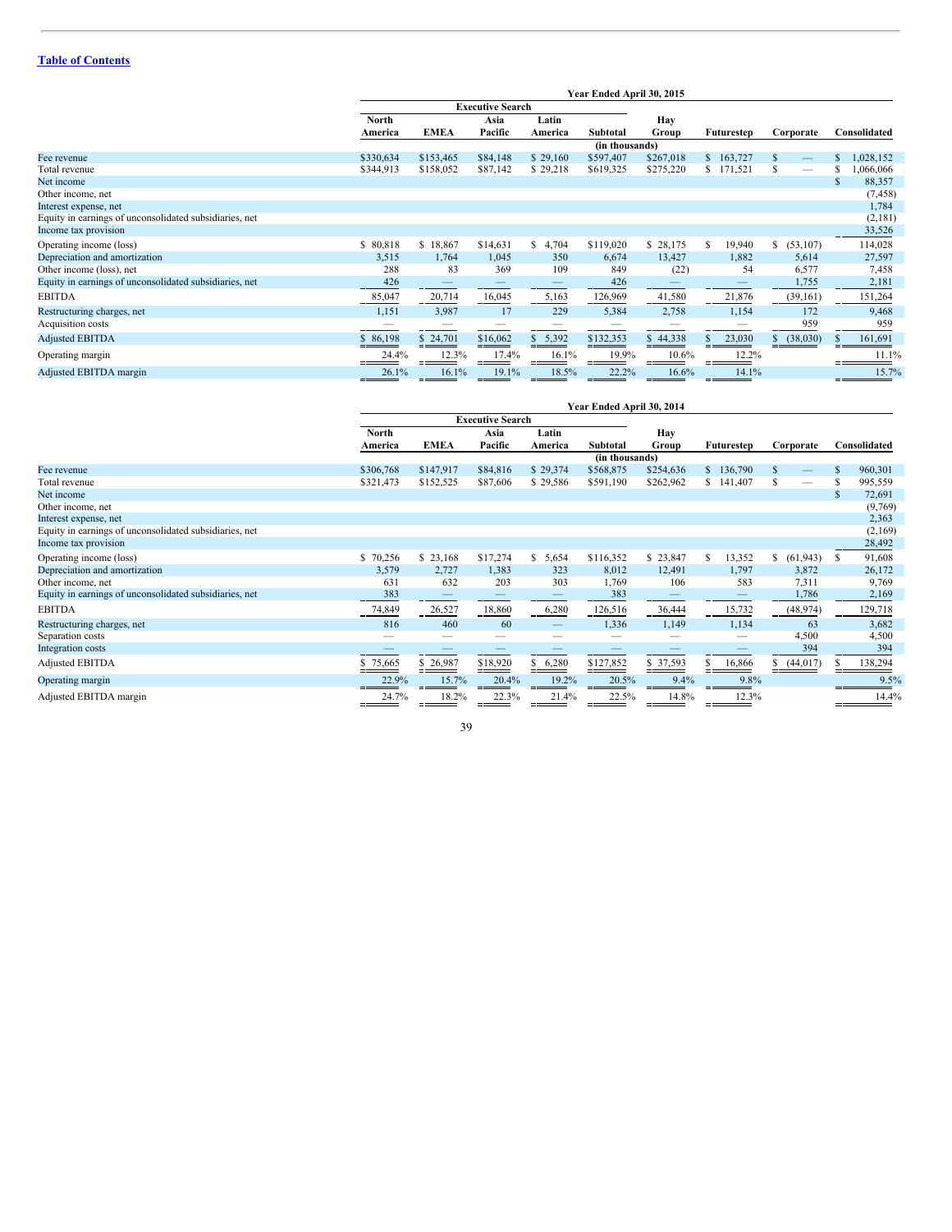[Table of Contents](#)

| | Year Ended April 30, 2015 | | | | | | | | |
|---|---|---|---|---|---|---|---|---|---|
| | Executive Search | | | | | | | | |
| | North America | EMEA | Asia Pacific | Latin America | Subtotal | Hay Group | Futurestep | Corporate | Consolidated |
| | (in thousands) | | | | | | | | |
| Fee revenue | $330,634 | $153,465 | $84,148 | $ 29,160 | $597,407 | $267,018 | $ 163,727 | $ — | $ 1,028,152 |
| Total revenue | $344,913 | $158,052 | $87,142 | $ 29,218 | $619,325 | $275,220 | $ 171,521 | $ — | $ 1,066,066 |
| Net income | | | | | | | | | $ 88,357 |
| Other income, net | | | | | | | | | (7,458) |
| Interest expense, net | | | | | | | | | 1,784 |
| Equity in earnings of unconsolidated subsidiaries, net | | | | | | | | | (2,181) |
| Income tax provision | | | | | | | | | 33,526 |
| Operating income (loss) | $ 80,818 | $ 18,867 | $14,631 | $ 4,704 | $119,020 | $ 28,175 | $ 19,940 | $ (53,107) | 114,028 |
| Depreciation and amortization | 3,515 | 1,764 | 1,045 | 350 | 6,674 | 13,427 | 1,882 | 5,614 | 27,597 |
| Other income (loss), net | 288 | 83 | 369 | 109 | 849 | (22) | 54 | 6,577 | 7,458 |
| Equity in earnings of unconsolidated subsidiaries, net | 426 | — | — | — | 426 | — | — | 1,755 | 2,181 |
| EBITDA | 85,047 | 20,714 | 16,045 | 5,163 | 126,969 | 41,580 | 21,876 | (39,161) | 151,264 |
| Restructuring charges, net | 1,151 | 3,987 | 17 | 229 | 5,384 | 2,758 | 1,154 | 172 | 9,468 |
| Acquisition costs | — | — | — | — | — | — | — | 959 | 959 |
| Adjusted EBITDA | $ 86,198 | $ 24,701 | $16,062 | $ 5,392 | $132,353 | $ 44,338 | $ 23,030 | $ (38,030) | $ 161,691 |
| Operating margin | 24.4% | 12.3% | 17.4% | 16.1% | 19.9% | 10.6% | 12.2% | | 11.1% |
| Adjusted EBITDA margin | 26.1% | 16.1% | 19.1% | 18.5% | 22.2% | 16.6% | 14.1% | | 15.7% |

| | Year Ended April 30, 2014 | | | | | | | | |
|---|---|---|---|---|---|---|---|---|---|
| | Executive Search | | | | | | | | |
| | North America | EMEA | Asia Pacific | Latin America | Subtotal | Hay Group | Futurestep | Corporate | Consolidated |
| | (in thousands) | | | | | | | | |
| Fee revenue | $306,768 | $147,917 | $84,816 | $ 29,374 | $568,875 | $254,636 | $ 136,790 | $ — | $ 960,301 |
| Total revenue | $321,473 | $152,525 | $87,606 | $ 29,586 | $591,190 | $262,962 | $ 141,407 | $ — | $ 995,559 |
| Net income | | | | | | | | | $ 72,691 |
| Other income, net | | | | | | | | | (9,769) |
| Interest expense, net | | | | | | | | | 2,363 |
| Equity in earnings of unconsolidated subsidiaries, net | | | | | | | | | (2,169) |
| Income tax provision | | | | | | | | | 28,492 |
| Operating income (loss) | $ 70,256 | $ 23,168 | $17,274 | $ 5,654 | $116,352 | $ 23,847 | $ 13,352 | $ (61,943) | $ 91,608 |
| Depreciation and amortization | 3,579 | 2,727 | 1,383 | 323 | 8,012 | 12,491 | 1,797 | 3,872 | 26,172 |
| Other income, net | 631 | 632 | 203 | 303 | 1,769 | 106 | 583 | 7,311 | 9,769 |
| Equity in earnings of unconsolidated subsidiaries, net | 383 | — | — | — | 383 | — | — | 1,786 | 2,169 |
| EBITDA | 74,849 | 26,527 | 18,860 | 6,280 | 126,516 | 36,444 | 15,732 | (48,974) | 129,718 |
| Restructuring charges, net | 816 | 460 | 60 | — | 1,336 | 1,149 | 1,134 | 63 | 3,682 |
| Separation costs | — | — | — | — | — | — | — | 4,500 | 4,500 |
| Integration costs | — | — | — | — | — | — | — | 394 | 394 |
| Adjusted EBITDA | $ 75,665 | $ 26,987 | $18,920 | $ 6,280 | $127,852 | $ 37,593 | $ 16,866 | $ (44,017) | $ 138,294 |
| Operating margin | 22.9% | 15.7% | 20.4% | 19.2% | 20.5% | 9.4% | 9.8% | | 9.5% |
| Adjusted EBITDA margin | 24.7% | 18.2% | 22.3% | 21.4% | 22.5% | 14.8% | 12.3% | | 14.4% |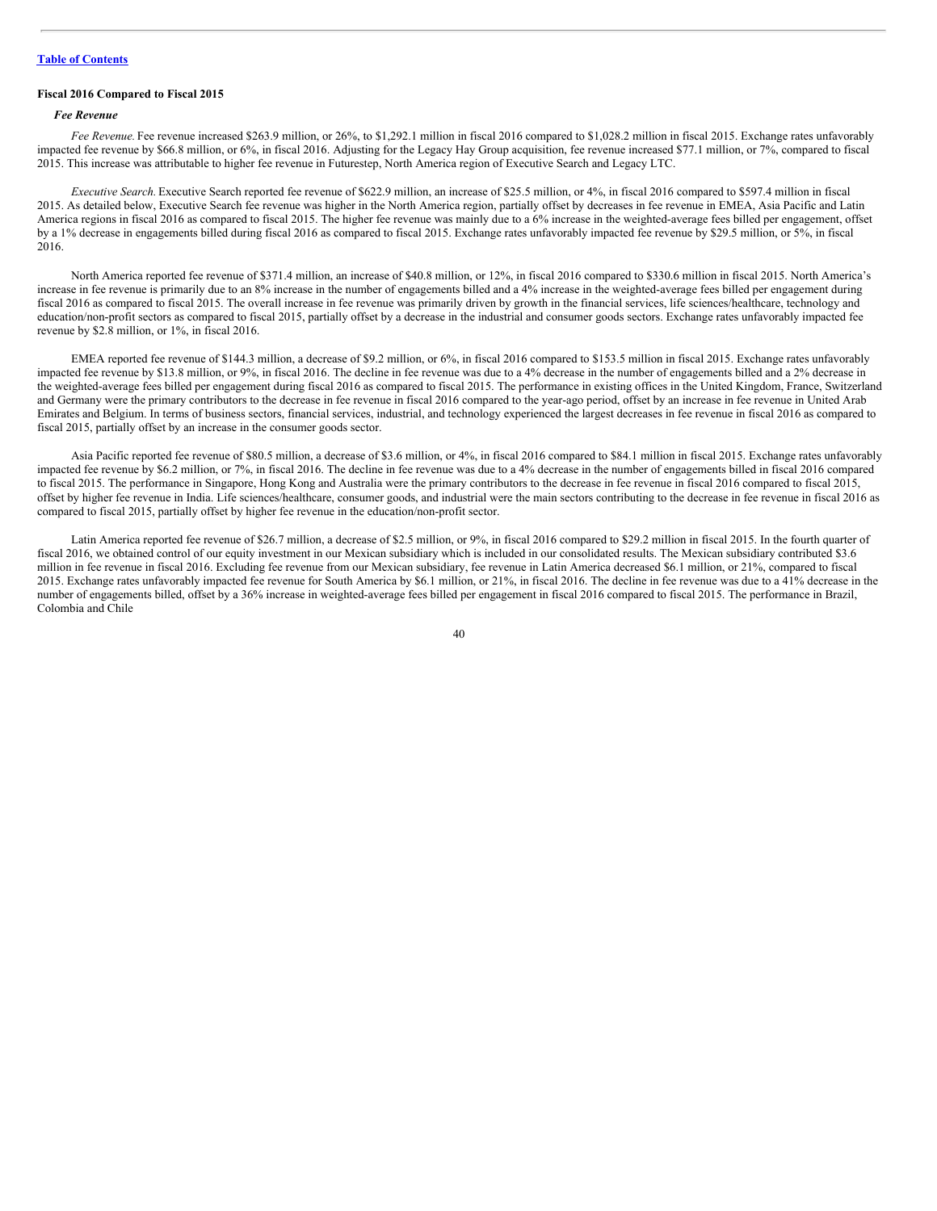Table of Contents

## Fiscal 2016 Compared to Fiscal 2015

### *Fee Revenue*

*Fee Revenue.* Fee revenue increased $263.9 million, or 26%, to $1,292.1 million in fiscal 2016 compared to $1,028.2 million in fiscal 2015. Exchange rates unfavorably impacted fee revenue by $66.8 million, or 6%, in fiscal 2016. Adjusting for the Legacy Hay Group acquisition, fee revenue increased $77.1 million, or 7%, compared to fiscal 2015. This increase was attributable to higher fee revenue in Futurestep, North America region of Executive Search and Legacy LTC.

*Executive Search.* Executive Search reported fee revenue of $622.9 million, an increase of $25.5 million, or 4%, in fiscal 2016 compared to $597.4 million in fiscal 2015. As detailed below, Executive Search fee revenue was higher in the North America region, partially offset by decreases in fee revenue in EMEA, Asia Pacific and Latin America regions in fiscal 2016 as compared to fiscal 2015. The higher fee revenue was mainly due to a 6% increase in the weighted-average fees billed per engagement, offset by a 1% decrease in engagements billed during fiscal 2016 as compared to fiscal 2015. Exchange rates unfavorably impacted fee revenue by $29.5 million, or 5%, in fiscal 2016.

North America reported fee revenue of $371.4 million, an increase of $40.8 million, or 12%, in fiscal 2016 compared to $330.6 million in fiscal 2015. North America's increase in fee revenue is primarily due to an 8% increase in the number of engagements billed and a 4% increase in the weighted-average fees billed per engagement during fiscal 2016 as compared to fiscal 2015. The overall increase in fee revenue was primarily driven by growth in the financial services, life sciences/healthcare, technology and education/non-profit sectors as compared to fiscal 2015, partially offset by a decrease in the industrial and consumer goods sectors. Exchange rates unfavorably impacted fee revenue by $2.8 million, or 1%, in fiscal 2016.

EMEA reported fee revenue of $144.3 million, a decrease of $9.2 million, or 6%, in fiscal 2016 compared to $153.5 million in fiscal 2015. Exchange rates unfavorably impacted fee revenue by $13.8 million, or 9%, in fiscal 2016. The decline in fee revenue was due to a 4% decrease in the number of engagements billed and a 2% decrease in the weighted-average fees billed per engagement during fiscal 2016 as compared to fiscal 2015. The performance in existing offices in the United Kingdom, France, Switzerland and Germany were the primary contributors to the decrease in fee revenue in fiscal 2016 compared to the year-ago period, offset by an increase in fee revenue in United Arab Emirates and Belgium. In terms of business sectors, financial services, industrial, and technology experienced the largest decreases in fee revenue in fiscal 2016 as compared to fiscal 2015, partially offset by an increase in the consumer goods sector.

Asia Pacific reported fee revenue of $80.5 million, a decrease of $3.6 million, or 4%, in fiscal 2016 compared to $84.1 million in fiscal 2015. Exchange rates unfavorably impacted fee revenue by $6.2 million, or 7%, in fiscal 2016. The decline in fee revenue was due to a 4% decrease in the number of engagements billed in fiscal 2016 compared to fiscal 2015. The performance in Singapore, Hong Kong and Australia were the primary contributors to the decrease in fee revenue in fiscal 2016 compared to fiscal 2015, offset by higher fee revenue in India. Life sciences/healthcare, consumer goods, and industrial were the main sectors contributing to the decrease in fee revenue in fiscal 2016 as compared to fiscal 2015, partially offset by higher fee revenue in the education/non-profit sector.

Latin America reported fee revenue of $26.7 million, a decrease of $2.5 million, or 9%, in fiscal 2016 compared to $29.2 million in fiscal 2015. In the fourth quarter of fiscal 2016, we obtained control of our equity investment in our Mexican subsidiary which is included in our consolidated results. The Mexican subsidiary contributed $3.6 million in fee revenue in fiscal 2016. Excluding fee revenue from our Mexican subsidiary, fee revenue in Latin America decreased $6.1 million, or 21%, compared to fiscal 2015. Exchange rates unfavorably impacted fee revenue for South America by $6.1 million, or 21%, in fiscal 2016. The decline in fee revenue was due to a 41% decrease in the number of engagements billed, offset by a 36% increase in weighted-average fees billed per engagement in fiscal 2016 compared to fiscal 2015. The performance in Brazil, Colombia and Chile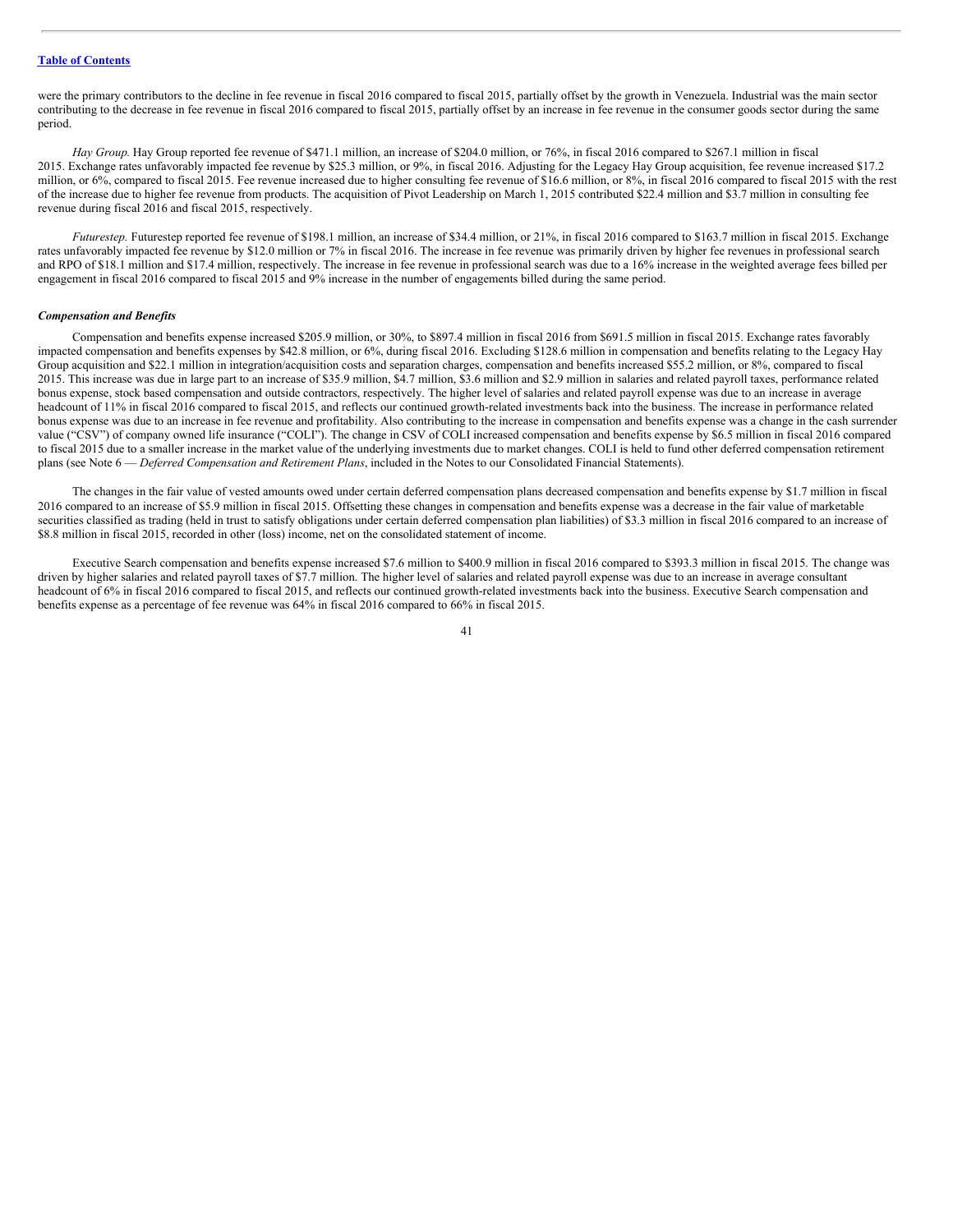were the primary contributors to the decline in fee revenue in fiscal 2016 compared to fiscal 2015, partially offset by the growth in Venezuela. Industrial was the main sector contributing to the decrease in fee revenue in fiscal 2016 compared to fiscal 2015, partially offset by an increase in fee revenue in the consumer goods sector during the same period.

*Hay Group.* Hay Group reported fee revenue of $471.1 million, an increase of $204.0 million, or 76%, in fiscal 2016 compared to $267.1 million in fiscal 2015. Exchange rates unfavorably impacted fee revenue by $25.3 million, or 9%, in fiscal 2016. Adjusting for the Legacy Hay Group acquisition, fee revenue increased $17.2 million, or 6%, compared to fiscal 2015. Fee revenue increased due to higher consulting fee revenue of $16.6 million, or 8%, in fiscal 2016 compared to fiscal 2015 with the rest of the increase due to higher fee revenue from products. The acquisition of Pivot Leadership on March 1, 2015 contributed $22.4 million and $3.7 million in consulting fee revenue during fiscal 2016 and fiscal 2015, respectively.

*Futurestep.* Futurestep reported fee revenue of $198.1 million, an increase of $34.4 million, or 21%, in fiscal 2016 compared to $163.7 million in fiscal 2015. Exchange rates unfavorably impacted fee revenue by $12.0 million or 7% in fiscal 2016. The increase in fee revenue was primarily driven by higher fee revenues in professional search and RPO of $18.1 million and $17.4 million, respectively. The increase in fee revenue in professional search was due to a 16% increase in the weighted average fees billed per engagement in fiscal 2016 compared to fiscal 2015 and 9% increase in the number of engagements billed during the same period.

***Compensation and Benefits***

Compensation and benefits expense increased $205.9 million, or 30%, to $897.4 million in fiscal 2016 from $691.5 million in fiscal 2015. Exchange rates favorably impacted compensation and benefits expenses by $42.8 million, or 6%, during fiscal 2016. Excluding $128.6 million in compensation and benefits relating to the Legacy Hay Group acquisition and $22.1 million in integration/acquisition costs and separation charges, compensation and benefits increased $55.2 million, or 8%, compared to fiscal 2015. This increase was due in large part to an increase of $35.9 million, $4.7 million, $3.6 million and $2.9 million in salaries and related payroll taxes, performance related bonus expense, stock based compensation and outside contractors, respectively. The higher level of salaries and related payroll expense was due to an increase in average headcount of 11% in fiscal 2016 compared to fiscal 2015, and reflects our continued growth-related investments back into the business. The increase in performance related bonus expense was due to an increase in fee revenue and profitability. Also contributing to the increase in compensation and benefits expense was a change in the cash surrender value ("CSV") of company owned life insurance ("COLI"). The change in CSV of COLI increased compensation and benefits expense by $6.5 million in fiscal 2016 compared to fiscal 2015 due to a smaller increase in the market value of the underlying investments due to market changes. COLI is held to fund other deferred compensation retirement plans (see Note 6 — *Deferred Compensation and Retirement Plans*, included in the Notes to our Consolidated Financial Statements).

The changes in the fair value of vested amounts owed under certain deferred compensation plans decreased compensation and benefits expense by $1.7 million in fiscal 2016 compared to an increase of $5.9 million in fiscal 2015. Offsetting these changes in compensation and benefits expense was a decrease in the fair value of marketable securities classified as trading (held in trust to satisfy obligations under certain deferred compensation plan liabilities) of $3.3 million in fiscal 2016 compared to an increase of $8.8 million in fiscal 2015, recorded in other (loss) income, net on the consolidated statement of income.

Executive Search compensation and benefits expense increased $7.6 million to $400.9 million in fiscal 2016 compared to $393.3 million in fiscal 2015. The change was driven by higher salaries and related payroll taxes of $7.7 million. The higher level of salaries and related payroll expense was due to an increase in average consultant headcount of 6% in fiscal 2016 compared to fiscal 2015, and reflects our continued growth-related investments back into the business. Executive Search compensation and benefits expense as a percentage of fee revenue was 64% in fiscal 2016 compared to 66% in fiscal 2015.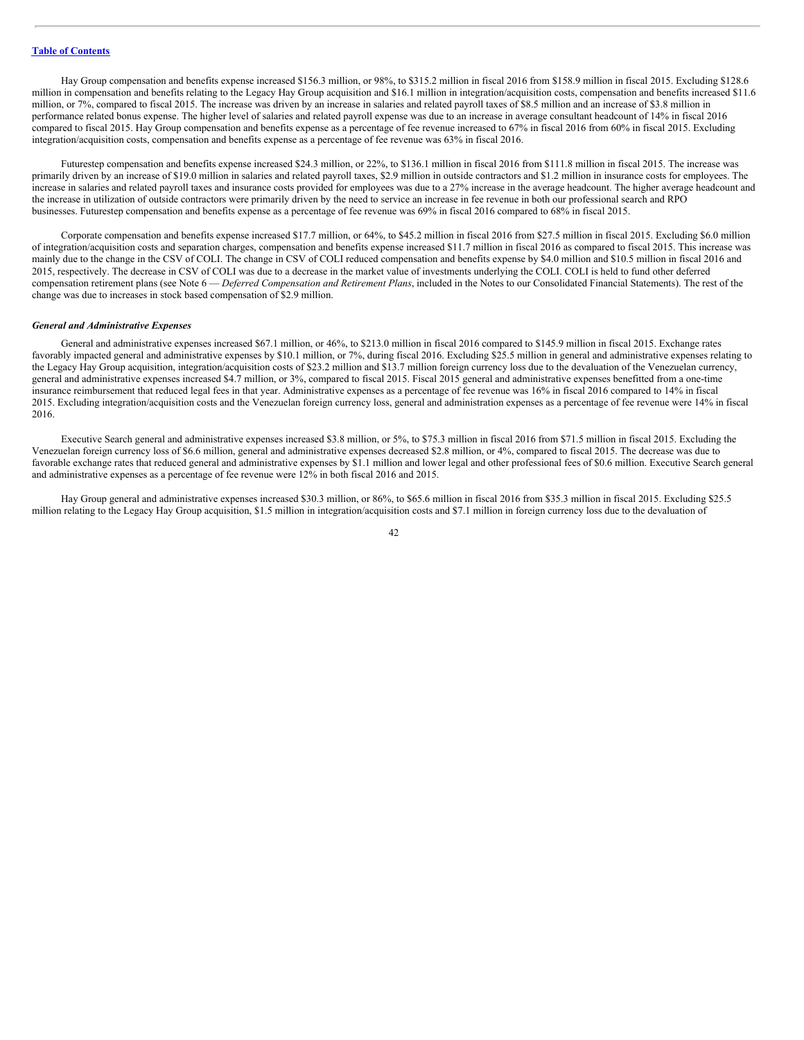Hay Group compensation and benefits expense increased $156.3 million, or 98%, to $315.2 million in fiscal 2016 from $158.9 million in fiscal 2015. Excluding $128.6 million in compensation and benefits relating to the Legacy Hay Group acquisition and $16.1 million in integration/acquisition costs, compensation and benefits increased $11.6 million, or 7%, compared to fiscal 2015. The increase was driven by an increase in salaries and related payroll taxes of $8.5 million and an increase of $3.8 million in performance related bonus expense. The higher level of salaries and related payroll expense was due to an increase in average consultant headcount of 14% in fiscal 2016 compared to fiscal 2015. Hay Group compensation and benefits expense as a percentage of fee revenue increased to 67% in fiscal 2016 from 60% in fiscal 2015. Excluding integration/acquisition costs, compensation and benefits expense as a percentage of fee revenue was 63% in fiscal 2016.

Futurestep compensation and benefits expense increased $24.3 million, or 22%, to $136.1 million in fiscal 2016 from $111.8 million in fiscal 2015. The increase was primarily driven by an increase of $19.0 million in salaries and related payroll taxes, $2.9 million in outside contractors and $1.2 million in insurance costs for employees. The increase in salaries and related payroll taxes and insurance costs provided for employees was due to a 27% increase in the average headcount. The higher average headcount and the increase in utilization of outside contractors were primarily driven by the need to service an increase in fee revenue in both our professional search and RPO businesses. Futurestep compensation and benefits expense as a percentage of fee revenue was 69% in fiscal 2016 compared to 68% in fiscal 2015.

Corporate compensation and benefits expense increased $17.7 million, or 64%, to $45.2 million in fiscal 2016 from $27.5 million in fiscal 2015. Excluding $6.0 million of integration/acquisition costs and separation charges, compensation and benefits expense increased $11.7 million in fiscal 2016 as compared to fiscal 2015. This increase was mainly due to the change in the CSV of COLI. The change in CSV of COLI reduced compensation and benefits expense by $4.0 million and $10.5 million in fiscal 2016 and 2015, respectively. The decrease in CSV of COLI was due to a decrease in the market value of investments underlying the COLI. COLI is held to fund other deferred compensation retirement plans (see Note 6 — *Deferred Compensation and Retirement Plans*, included in the Notes to our Consolidated Financial Statements). The rest of the change was due to increases in stock based compensation of $2.9 million.

***General and Administrative Expenses***

General and administrative expenses increased $67.1 million, or 46%, to $213.0 million in fiscal 2016 compared to $145.9 million in fiscal 2015. Exchange rates favorably impacted general and administrative expenses by $10.1 million, or 7%, during fiscal 2016. Excluding $25.5 million in general and administrative expenses relating to the Legacy Hay Group acquisition, integration/acquisition costs of $23.2 million and $13.7 million foreign currency loss due to the devaluation of the Venezuelan currency, general and administrative expenses increased $4.7 million, or 3%, compared to fiscal 2015. Fiscal 2015 general and administrative expenses benefitted from a one-time insurance reimbursement that reduced legal fees in that year. Administrative expenses as a percentage of fee revenue was 16% in fiscal 2016 compared to 14% in fiscal 2015. Excluding integration/acquisition costs and the Venezuelan foreign currency loss, general and administration expenses as a percentage of fee revenue were 14% in fiscal 2016.

Executive Search general and administrative expenses increased $3.8 million, or 5%, to $75.3 million in fiscal 2016 from $71.5 million in fiscal 2015. Excluding the Venezuelan foreign currency loss of $6.6 million, general and administrative expenses decreased $2.8 million, or 4%, compared to fiscal 2015. The decrease was due to favorable exchange rates that reduced general and administrative expenses by $1.1 million and lower legal and other professional fees of $0.6 million. Executive Search general and administrative expenses as a percentage of fee revenue were 12% in both fiscal 2016 and 2015.

Hay Group general and administrative expenses increased $30.3 million, or 86%, to $65.6 million in fiscal 2016 from $35.3 million in fiscal 2015. Excluding $25.5 million relating to the Legacy Hay Group acquisition, $1.5 million in integration/acquisition costs and $7.1 million in foreign currency loss due to the devaluation of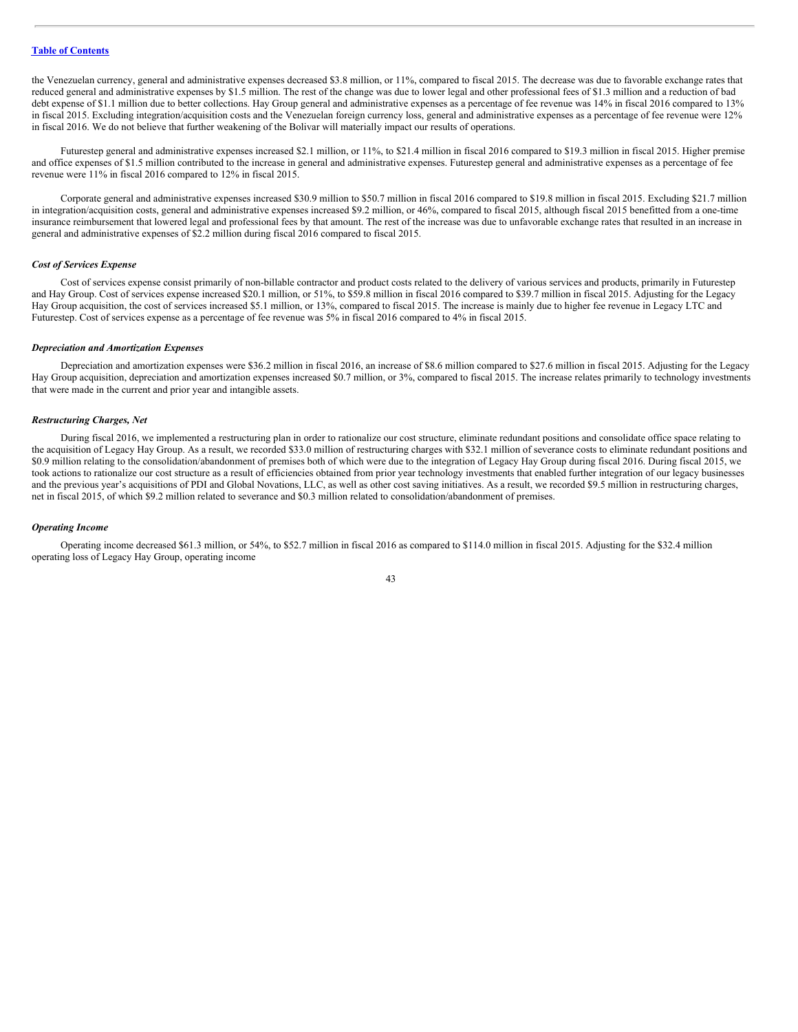the Venezuelan currency, general and administrative expenses decreased $3.8 million, or 11%, compared to fiscal 2015. The decrease was due to favorable exchange rates that reduced general and administrative expenses by $1.5 million. The rest of the change was due to lower legal and other professional fees of $1.3 million and a reduction of bad debt expense of $1.1 million due to better collections. Hay Group general and administrative expenses as a percentage of fee revenue was 14% in fiscal 2016 compared to 13% in fiscal 2015. Excluding integration/acquisition costs and the Venezuelan foreign currency loss, general and administrative expenses as a percentage of fee revenue were 12% in fiscal 2016. We do not believe that further weakening of the Bolivar will materially impact our results of operations.

Futurestep general and administrative expenses increased $2.1 million, or 11%, to $21.4 million in fiscal 2016 compared to $19.3 million in fiscal 2015. Higher premise and office expenses of $1.5 million contributed to the increase in general and administrative expenses. Futurestep general and administrative expenses as a percentage of fee revenue were 11% in fiscal 2016 compared to 12% in fiscal 2015.

Corporate general and administrative expenses increased $30.9 million to $50.7 million in fiscal 2016 compared to $19.8 million in fiscal 2015. Excluding $21.7 million in integration/acquisition costs, general and administrative expenses increased $9.2 million, or 46%, compared to fiscal 2015, although fiscal 2015 benefitted from a one-time insurance reimbursement that lowered legal and professional fees by that amount. The rest of the increase was due to unfavorable exchange rates that resulted in an increase in general and administrative expenses of $2.2 million during fiscal 2016 compared to fiscal 2015.

### *Cost of Services Expense*

Cost of services expense consist primarily of non-billable contractor and product costs related to the delivery of various services and products, primarily in Futurestep and Hay Group. Cost of services expense increased $20.1 million, or 51%, to $59.8 million in fiscal 2016 compared to $39.7 million in fiscal 2015. Adjusting for the Legacy Hay Group acquisition, the cost of services increased $5.1 million, or 13%, compared to fiscal 2015. The increase is mainly due to higher fee revenue in Legacy LTC and Futurestep. Cost of services expense as a percentage of fee revenue was 5% in fiscal 2016 compared to 4% in fiscal 2015.

### *Depreciation and Amortization Expenses*

Depreciation and amortization expenses were $36.2 million in fiscal 2016, an increase of $8.6 million compared to $27.6 million in fiscal 2015. Adjusting for the Legacy Hay Group acquisition, depreciation and amortization expenses increased $0.7 million, or 3%, compared to fiscal 2015. The increase relates primarily to technology investments that were made in the current and prior year and intangible assets.

### *Restructuring Charges, Net*

During fiscal 2016, we implemented a restructuring plan in order to rationalize our cost structure, eliminate redundant positions and consolidate office space relating to the acquisition of Legacy Hay Group. As a result, we recorded $33.0 million of restructuring charges with $32.1 million of severance costs to eliminate redundant positions and $0.9 million relating to the consolidation/abandonment of premises both of which were due to the integration of Legacy Hay Group during fiscal 2016. During fiscal 2015, we took actions to rationalize our cost structure as a result of efficiencies obtained from prior year technology investments that enabled further integration of our legacy businesses and the previous year's acquisitions of PDI and Global Novations, LLC, as well as other cost saving initiatives. As a result, we recorded $9.5 million in restructuring charges, net in fiscal 2015, of which $9.2 million related to severance and $0.3 million related to consolidation/abandonment of premises.

### *Operating Income*

Operating income decreased $61.3 million, or 54%, to $52.7 million in fiscal 2016 as compared to $114.0 million in fiscal 2015. Adjusting for the $32.4 million operating loss of Legacy Hay Group, operating income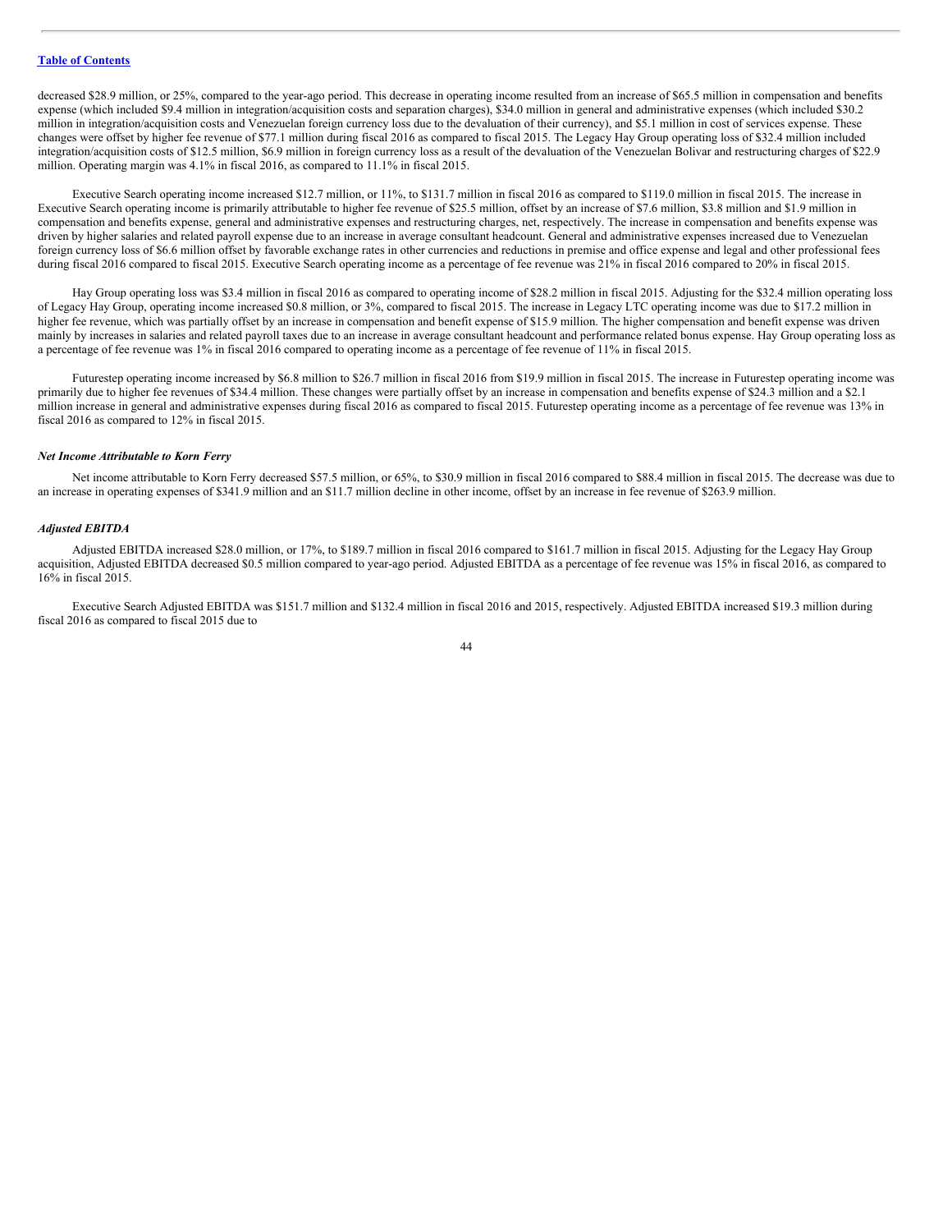decreased $28.9 million, or 25%, compared to the year-ago period. This decrease in operating income resulted from an increase of $65.5 million in compensation and benefits expense (which included $9.4 million in integration/acquisition costs and separation charges), $34.0 million in general and administrative expenses (which included $30.2 million in integration/acquisition costs and Venezuelan foreign currency loss due to the devaluation of their currency), and $5.1 million in cost of services expense. These changes were offset by higher fee revenue of $77.1 million during fiscal 2016 as compared to fiscal 2015. The Legacy Hay Group operating loss of $32.4 million included integration/acquisition costs of $12.5 million, $6.9 million in foreign currency loss as a result of the devaluation of the Venezuelan Bolivar and restructuring charges of $22.9 million. Operating margin was 4.1% in fiscal 2016, as compared to 11.1% in fiscal 2015.

Executive Search operating income increased $12.7 million, or 11%, to $131.7 million in fiscal 2016 as compared to $119.0 million in fiscal 2015. The increase in Executive Search operating income is primarily attributable to higher fee revenue of $25.5 million, offset by an increase of $7.6 million, $3.8 million and $1.9 million in compensation and benefits expense, general and administrative expenses and restructuring charges, net, respectively. The increase in compensation and benefits expense was driven by higher salaries and related payroll expense due to an increase in average consultant headcount. General and administrative expenses increased due to Venezuelan foreign currency loss of $6.6 million offset by favorable exchange rates in other currencies and reductions in premise and office expense and legal and other professional fees during fiscal 2016 compared to fiscal 2015. Executive Search operating income as a percentage of fee revenue was 21% in fiscal 2016 compared to 20% in fiscal 2015.

Hay Group operating loss was $3.4 million in fiscal 2016 as compared to operating income of $28.2 million in fiscal 2015. Adjusting for the $32.4 million operating loss of Legacy Hay Group, operating income increased $0.8 million, or 3%, compared to fiscal 2015. The increase in Legacy LTC operating income was due to $17.2 million in higher fee revenue, which was partially offset by an increase in compensation and benefit expense of $15.9 million. The higher compensation and benefit expense was driven mainly by increases in salaries and related payroll taxes due to an increase in average consultant headcount and performance related bonus expense. Hay Group operating loss as a percentage of fee revenue was 1% in fiscal 2016 compared to operating income as a percentage of fee revenue of 11% in fiscal 2015.

Futurestep operating income increased by $6.8 million to $26.7 million in fiscal 2016 from $19.9 million in fiscal 2015. The increase in Futurestep operating income was primarily due to higher fee revenues of $34.4 million. These changes were partially offset by an increase in compensation and benefits expense of $24.3 million and a $2.1 million increase in general and administrative expenses during fiscal 2016 as compared to fiscal 2015. Futurestep operating income as a percentage of fee revenue was 13% in fiscal 2016 as compared to 12% in fiscal 2015.

### *Net Income Attributable to Korn Ferry*

Net income attributable to Korn Ferry decreased $57.5 million, or 65%, to $30.9 million in fiscal 2016 compared to $88.4 million in fiscal 2015. The decrease was due to an increase in operating expenses of $341.9 million and an $11.7 million decline in other income, offset by an increase in fee revenue of $263.9 million.

### *Adjusted EBITDA*

Adjusted EBITDA increased $28.0 million, or 17%, to $189.7 million in fiscal 2016 compared to $161.7 million in fiscal 2015. Adjusting for the Legacy Hay Group acquisition, Adjusted EBITDA decreased $0.5 million compared to year-ago period. Adjusted EBITDA as a percentage of fee revenue was 15% in fiscal 2016, as compared to 16% in fiscal 2015.

Executive Search Adjusted EBITDA was $151.7 million and $132.4 million in fiscal 2016 and 2015, respectively. Adjusted EBITDA increased $19.3 million during fiscal 2016 as compared to fiscal 2015 due to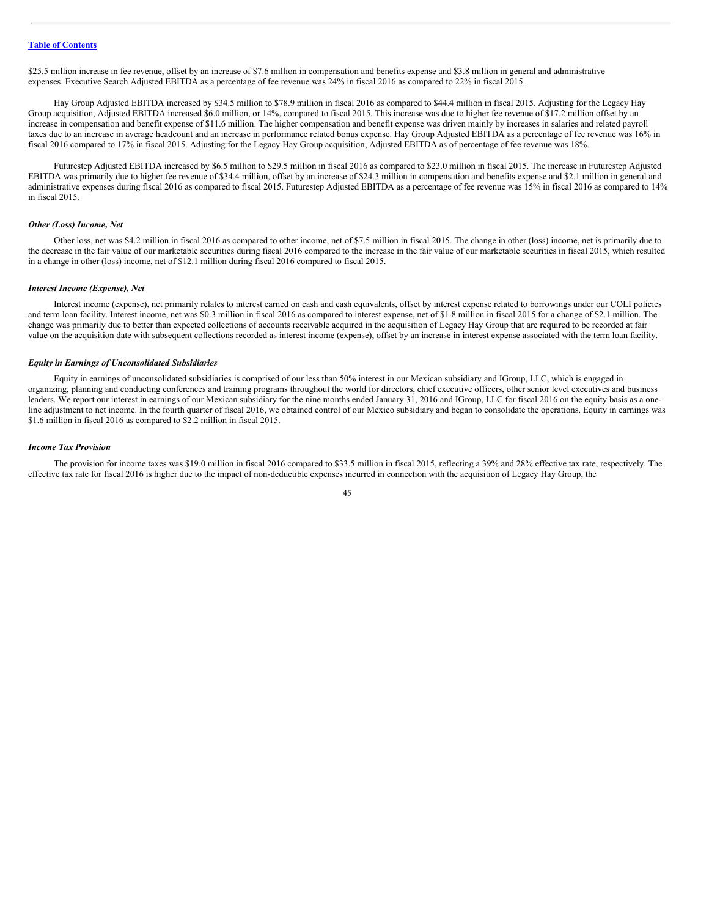$25.5 million increase in fee revenue, offset by an increase of $7.6 million in compensation and benefits expense and $3.8 million in general and administrative expenses. Executive Search Adjusted EBITDA as a percentage of fee revenue was 24% in fiscal 2016 as compared to 22% in fiscal 2015.

Hay Group Adjusted EBITDA increased by $34.5 million to $78.9 million in fiscal 2016 as compared to $44.4 million in fiscal 2015. Adjusting for the Legacy Hay Group acquisition, Adjusted EBITDA increased $6.0 million, or 14%, compared to fiscal 2015. This increase was due to higher fee revenue of $17.2 million offset by an increase in compensation and benefit expense of $11.6 million. The higher compensation and benefit expense was driven mainly by increases in salaries and related payroll taxes due to an increase in average headcount and an increase in performance related bonus expense. Hay Group Adjusted EBITDA as a percentage of fee revenue was 16% in fiscal 2016 compared to 17% in fiscal 2015. Adjusting for the Legacy Hay Group acquisition, Adjusted EBITDA as of percentage of fee revenue was 18%.

Futurestep Adjusted EBITDA increased by $6.5 million to $29.5 million in fiscal 2016 as compared to $23.0 million in fiscal 2015. The increase in Futurestep Adjusted EBITDA was primarily due to higher fee revenue of $34.4 million, offset by an increase of $24.3 million in compensation and benefits expense and $2.1 million in general and administrative expenses during fiscal 2016 as compared to fiscal 2015. Futurestep Adjusted EBITDA as a percentage of fee revenue was 15% in fiscal 2016 as compared to 14% in fiscal 2015.

***Other (Loss) Income, Net***

Other loss, net was $4.2 million in fiscal 2016 as compared to other income, net of $7.5 million in fiscal 2015. The change in other (loss) income, net is primarily due to the decrease in the fair value of our marketable securities during fiscal 2016 compared to the increase in the fair value of our marketable securities in fiscal 2015, which resulted in a change in other (loss) income, net of $12.1 million during fiscal 2016 compared to fiscal 2015.

***Interest Income (Expense), Net***

Interest income (expense), net primarily relates to interest earned on cash and cash equivalents, offset by interest expense related to borrowings under our COLI policies and term loan facility. Interest income, net was $0.3 million in fiscal 2016 as compared to interest expense, net of $1.8 million in fiscal 2015 for a change of $2.1 million. The change was primarily due to better than expected collections of accounts receivable acquired in the acquisition of Legacy Hay Group that are required to be recorded at fair value on the acquisition date with subsequent collections recorded as interest income (expense), offset by an increase in interest expense associated with the term loan facility.

***Equity in Earnings of Unconsolidated Subsidiaries***

Equity in earnings of unconsolidated subsidiaries is comprised of our less than 50% interest in our Mexican subsidiary and IGroup, LLC, which is engaged in organizing, planning and conducting conferences and training programs throughout the world for directors, chief executive officers, other senior level executives and business leaders. We report our interest in earnings of our Mexican subsidiary for the nine months ended January 31, 2016 and IGroup, LLC for fiscal 2016 on the equity basis as a one-line adjustment to net income. In the fourth quarter of fiscal 2016, we obtained control of our Mexico subsidiary and began to consolidate the operations. Equity in earnings was $1.6 million in fiscal 2016 as compared to $2.2 million in fiscal 2015.

***Income Tax Provision***

The provision for income taxes was $19.0 million in fiscal 2016 compared to $33.5 million in fiscal 2015, reflecting a 39% and 28% effective tax rate, respectively. The effective tax rate for fiscal 2016 is higher due to the impact of non-deductible expenses incurred in connection with the acquisition of Legacy Hay Group, the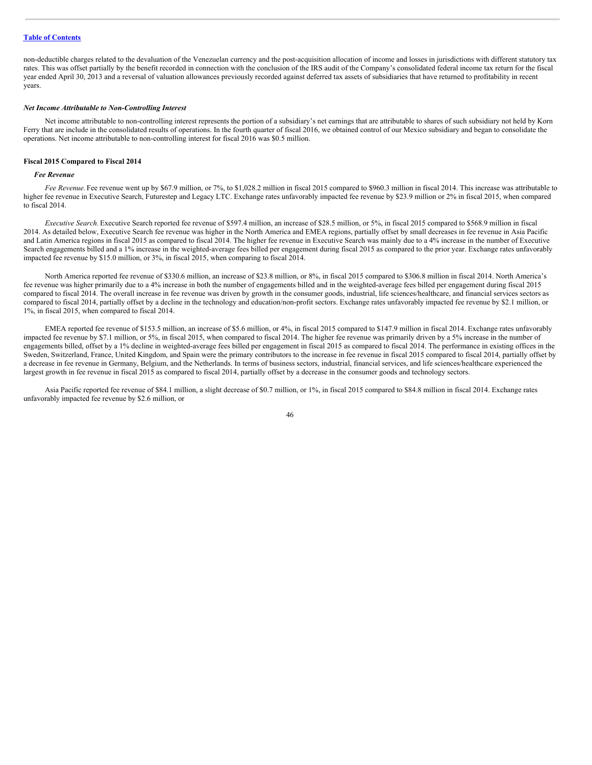non-deductible charges related to the devaluation of the Venezuelan currency and the post-acquisition allocation of income and losses in jurisdictions with different statutory tax rates. This was offset partially by the benefit recorded in connection with the conclusion of the IRS audit of the Company's consolidated federal income tax return for the fiscal year ended April 30, 2013 and a reversal of valuation allowances previously recorded against deferred tax assets of subsidiaries that have returned to profitability in recent years.

***Net Income Attributable to Non-Controlling Interest***

Net income attributable to non-controlling interest represents the portion of a subsidiary's net earnings that are attributable to shares of such subsidiary not held by Korn Ferry that are include in the consolidated results of operations. In the fourth quarter of fiscal 2016, we obtained control of our Mexico subsidiary and began to consolidate the operations. Net income attributable to non-controlling interest for fiscal 2016 was $0.5 million.

**Fiscal 2015 Compared to Fiscal 2014**

***Fee Revenue***

*Fee Revenue.* Fee revenue went up by $67.9 million, or 7%, to $1,028.2 million in fiscal 2015 compared to $960.3 million in fiscal 2014. This increase was attributable to higher fee revenue in Executive Search, Futurestep and Legacy LTC. Exchange rates unfavorably impacted fee revenue by $23.9 million or 2% in fiscal 2015, when compared to fiscal 2014.

*Executive Search.* Executive Search reported fee revenue of $597.4 million, an increase of $28.5 million, or 5%, in fiscal 2015 compared to $568.9 million in fiscal 2014. As detailed below, Executive Search fee revenue was higher in the North America and EMEA regions, partially offset by small decreases in fee revenue in Asia Pacific and Latin America regions in fiscal 2015 as compared to fiscal 2014. The higher fee revenue in Executive Search was mainly due to a 4% increase in the number of Executive Search engagements billed and a 1% increase in the weighted-average fees billed per engagement during fiscal 2015 as compared to the prior year. Exchange rates unfavorably impacted fee revenue by $15.0 million, or 3%, in fiscal 2015, when comparing to fiscal 2014.

North America reported fee revenue of $330.6 million, an increase of $23.8 million, or 8%, in fiscal 2015 compared to $306.8 million in fiscal 2014. North America's fee revenue was higher primarily due to a 4% increase in both the number of engagements billed and in the weighted-average fees billed per engagement during fiscal 2015 compared to fiscal 2014. The overall increase in fee revenue was driven by growth in the consumer goods, industrial, life sciences/healthcare, and financial services sectors as compared to fiscal 2014, partially offset by a decline in the technology and education/non-profit sectors. Exchange rates unfavorably impacted fee revenue by $2.1 million, or 1%, in fiscal 2015, when compared to fiscal 2014.

EMEA reported fee revenue of $153.5 million, an increase of $5.6 million, or 4%, in fiscal 2015 compared to $147.9 million in fiscal 2014. Exchange rates unfavorably impacted fee revenue by $7.1 million, or 5%, in fiscal 2015, when compared to fiscal 2014. The higher fee revenue was primarily driven by a 5% increase in the number of engagements billed, offset by a 1% decline in weighted-average fees billed per engagement in fiscal 2015 as compared to fiscal 2014. The performance in existing offices in the Sweden, Switzerland, France, United Kingdom, and Spain were the primary contributors to the increase in fee revenue in fiscal 2015 compared to fiscal 2014, partially offset by a decrease in fee revenue in Germany, Belgium, and the Netherlands. In terms of business sectors, industrial, financial services, and life sciences/healthcare experienced the largest growth in fee revenue in fiscal 2015 as compared to fiscal 2014, partially offset by a decrease in the consumer goods and technology sectors.

Asia Pacific reported fee revenue of $84.1 million, a slight decrease of $0.7 million, or 1%, in fiscal 2015 compared to $84.8 million in fiscal 2014. Exchange rates unfavorably impacted fee revenue by $2.6 million, or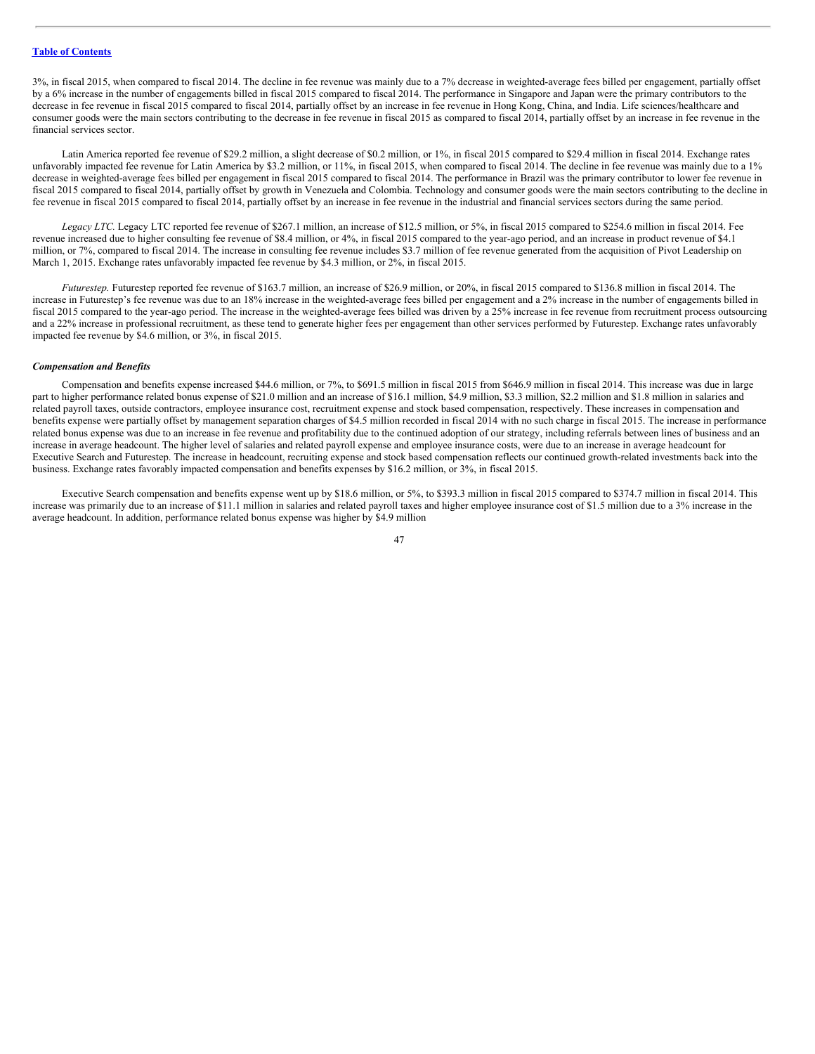3%, in fiscal 2015, when compared to fiscal 2014. The decline in fee revenue was mainly due to a 7% decrease in weighted-average fees billed per engagement, partially offset by a 6% increase in the number of engagements billed in fiscal 2015 compared to fiscal 2014. The performance in Singapore and Japan were the primary contributors to the decrease in fee revenue in fiscal 2015 compared to fiscal 2014, partially offset by an increase in fee revenue in Hong Kong, China, and India. Life sciences/healthcare and consumer goods were the main sectors contributing to the decrease in fee revenue in fiscal 2015 as compared to fiscal 2014, partially offset by an increase in fee revenue in the financial services sector.

Latin America reported fee revenue of $29.2 million, a slight decrease of $0.2 million, or 1%, in fiscal 2015 compared to $29.4 million in fiscal 2014. Exchange rates unfavorably impacted fee revenue for Latin America by $3.2 million, or 11%, in fiscal 2015, when compared to fiscal 2014. The decline in fee revenue was mainly due to a 1% decrease in weighted-average fees billed per engagement in fiscal 2015 compared to fiscal 2014. The performance in Brazil was the primary contributor to lower fee revenue in fiscal 2015 compared to fiscal 2014, partially offset by growth in Venezuela and Colombia. Technology and consumer goods were the main sectors contributing to the decline in fee revenue in fiscal 2015 compared to fiscal 2014, partially offset by an increase in fee revenue in the industrial and financial services sectors during the same period.

*Legacy LTC.* Legacy LTC reported fee revenue of $267.1 million, an increase of $12.5 million, or 5%, in fiscal 2015 compared to $254.6 million in fiscal 2014. Fee revenue increased due to higher consulting fee revenue of $8.4 million, or 4%, in fiscal 2015 compared to the year-ago period, and an increase in product revenue of $4.1 million, or 7%, compared to fiscal 2014. The increase in consulting fee revenue includes $3.7 million of fee revenue generated from the acquisition of Pivot Leadership on March 1, 2015. Exchange rates unfavorably impacted fee revenue by $4.3 million, or 2%, in fiscal 2015.

*Futurestep.* Futurestep reported fee revenue of $163.7 million, an increase of $26.9 million, or 20%, in fiscal 2015 compared to $136.8 million in fiscal 2014. The increase in Futurestep's fee revenue was due to an 18% increase in the weighted-average fees billed per engagement and a 2% increase in the number of engagements billed in fiscal 2015 compared to the year-ago period. The increase in the weighted-average fees billed was driven by a 25% increase in fee revenue from recruitment process outsourcing and a 22% increase in professional recruitment, as these tend to generate higher fees per engagement than other services performed by Futurestep. Exchange rates unfavorably impacted fee revenue by $4.6 million, or 3%, in fiscal 2015.

### *Compensation and Benefits*

Compensation and benefits expense increased $44.6 million, or 7%, to $691.5 million in fiscal 2015 from $646.9 million in fiscal 2014. This increase was due in large part to higher performance related bonus expense of $21.0 million and an increase of $16.1 million, $4.9 million, $3.3 million, $2.2 million and $1.8 million in salaries and related payroll taxes, outside contractors, employee insurance cost, recruitment expense and stock based compensation, respectively. These increases in compensation and benefits expense were partially offset by management separation charges of $4.5 million recorded in fiscal 2014 with no such charge in fiscal 2015. The increase in performance related bonus expense was due to an increase in fee revenue and profitability due to the continued adoption of our strategy, including referrals between lines of business and an increase in average headcount. The higher level of salaries and related payroll expense and employee insurance costs, were due to an increase in average headcount for Executive Search and Futurestep. The increase in headcount, recruiting expense and stock based compensation reflects our continued growth-related investments back into the business. Exchange rates favorably impacted compensation and benefits expenses by $16.2 million, or 3%, in fiscal 2015.

Executive Search compensation and benefits expense went up by $18.6 million, or 5%, to $393.3 million in fiscal 2015 compared to $374.7 million in fiscal 2014. This increase was primarily due to an increase of $11.1 million in salaries and related payroll taxes and higher employee insurance cost of $1.5 million due to a 3% increase in the average headcount. In addition, performance related bonus expense was higher by $4.9 million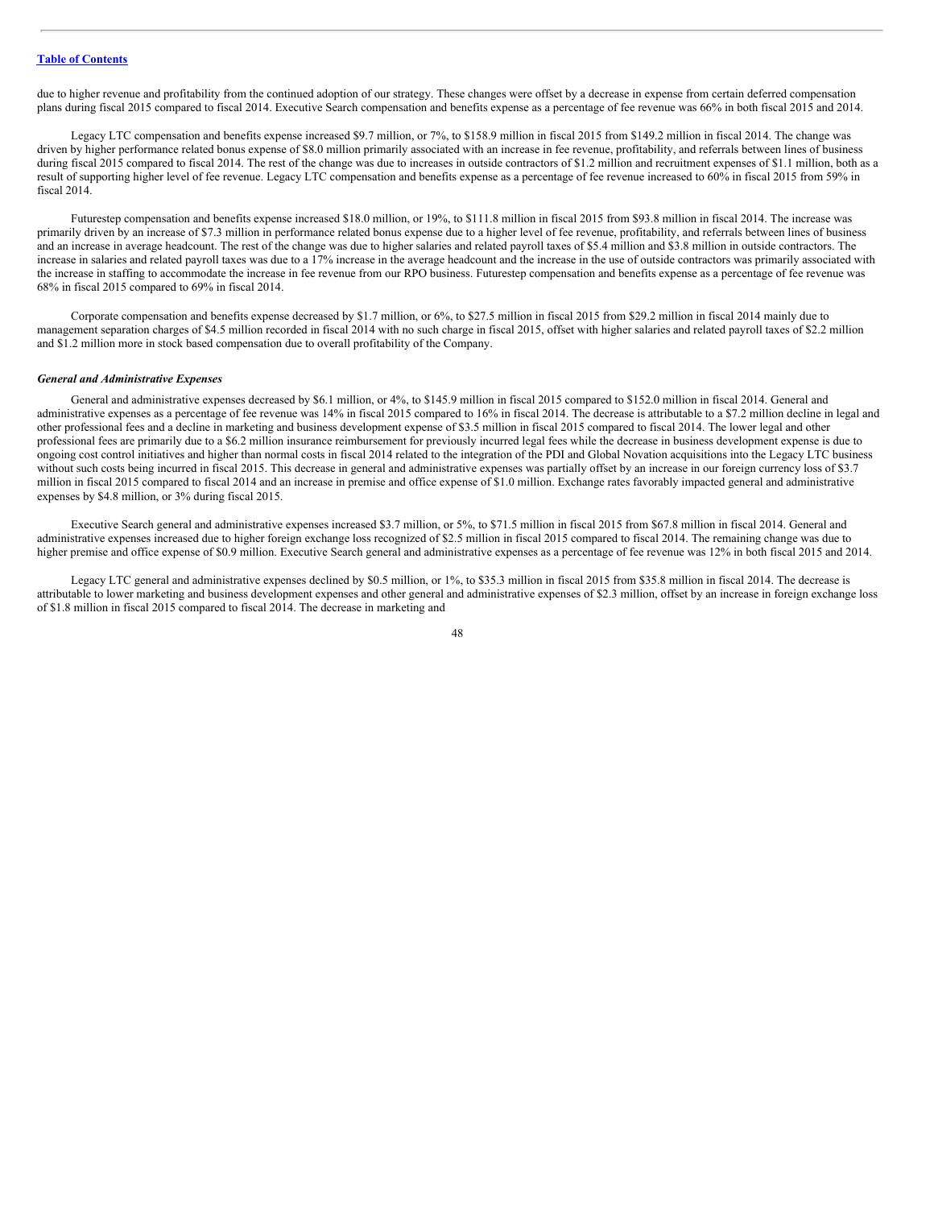due to higher revenue and profitability from the continued adoption of our strategy. These changes were offset by a decrease in expense from certain deferred compensation plans during fiscal 2015 compared to fiscal 2014. Executive Search compensation and benefits expense as a percentage of fee revenue was 66% in both fiscal 2015 and 2014.

Legacy LTC compensation and benefits expense increased $9.7 million, or 7%, to $158.9 million in fiscal 2015 from $149.2 million in fiscal 2014. The change was driven by higher performance related bonus expense of $8.0 million primarily associated with an increase in fee revenue, profitability, and referrals between lines of business during fiscal 2015 compared to fiscal 2014. The rest of the change was due to increases in outside contractors of $1.2 million and recruitment expenses of $1.1 million, both as a result of supporting higher level of fee revenue. Legacy LTC compensation and benefits expense as a percentage of fee revenue increased to 60% in fiscal 2015 from 59% in fiscal 2014.

Futurestep compensation and benefits expense increased $18.0 million, or 19%, to $111.8 million in fiscal 2015 from $93.8 million in fiscal 2014. The increase was primarily driven by an increase of $7.3 million in performance related bonus expense due to a higher level of fee revenue, profitability, and referrals between lines of business and an increase in average headcount. The rest of the change was due to higher salaries and related payroll taxes of $5.4 million and $3.8 million in outside contractors. The increase in salaries and related payroll taxes was due to a 17% increase in the average headcount and the increase in the use of outside contractors was primarily associated with the increase in staffing to accommodate the increase in fee revenue from our RPO business. Futurestep compensation and benefits expense as a percentage of fee revenue was 68% in fiscal 2015 compared to 69% in fiscal 2014.

Corporate compensation and benefits expense decreased by $1.7 million, or 6%, to $27.5 million in fiscal 2015 from $29.2 million in fiscal 2014 mainly due to management separation charges of $4.5 million recorded in fiscal 2014 with no such charge in fiscal 2015, offset with higher salaries and related payroll taxes of $2.2 million and $1.2 million more in stock based compensation due to overall profitability of the Company.

***General and Administrative Expenses***

General and administrative expenses decreased by $6.1 million, or 4%, to $145.9 million in fiscal 2015 compared to $152.0 million in fiscal 2014. General and administrative expenses as a percentage of fee revenue was 14% in fiscal 2015 compared to 16% in fiscal 2014. The decrease is attributable to a $7.2 million decline in legal and other professional fees and a decline in marketing and business development expense of $3.5 million in fiscal 2015 compared to fiscal 2014. The lower legal and other professional fees are primarily due to a $6.2 million insurance reimbursement for previously incurred legal fees while the decrease in business development expense is due to ongoing cost control initiatives and higher than normal costs in fiscal 2014 related to the integration of the PDI and Global Novation acquisitions into the Legacy LTC business without such costs being incurred in fiscal 2015. This decrease in general and administrative expenses was partially offset by an increase in our foreign currency loss of $3.7 million in fiscal 2015 compared to fiscal 2014 and an increase in premise and office expense of $1.0 million. Exchange rates favorably impacted general and administrative expenses by $4.8 million, or 3% during fiscal 2015.

Executive Search general and administrative expenses increased $3.7 million, or 5%, to $71.5 million in fiscal 2015 from $67.8 million in fiscal 2014. General and administrative expenses increased due to higher foreign exchange loss recognized of $2.5 million in fiscal 2015 compared to fiscal 2014. The remaining change was due to higher premise and office expense of $0.9 million. Executive Search general and administrative expenses as a percentage of fee revenue was 12% in both fiscal 2015 and 2014.

Legacy LTC general and administrative expenses declined by $0.5 million, or 1%, to $35.3 million in fiscal 2015 from $35.8 million in fiscal 2014. The decrease is attributable to lower marketing and business development expenses and other general and administrative expenses of $2.3 million, offset by an increase in foreign exchange loss of $1.8 million in fiscal 2015 compared to fiscal 2014. The decrease in marketing and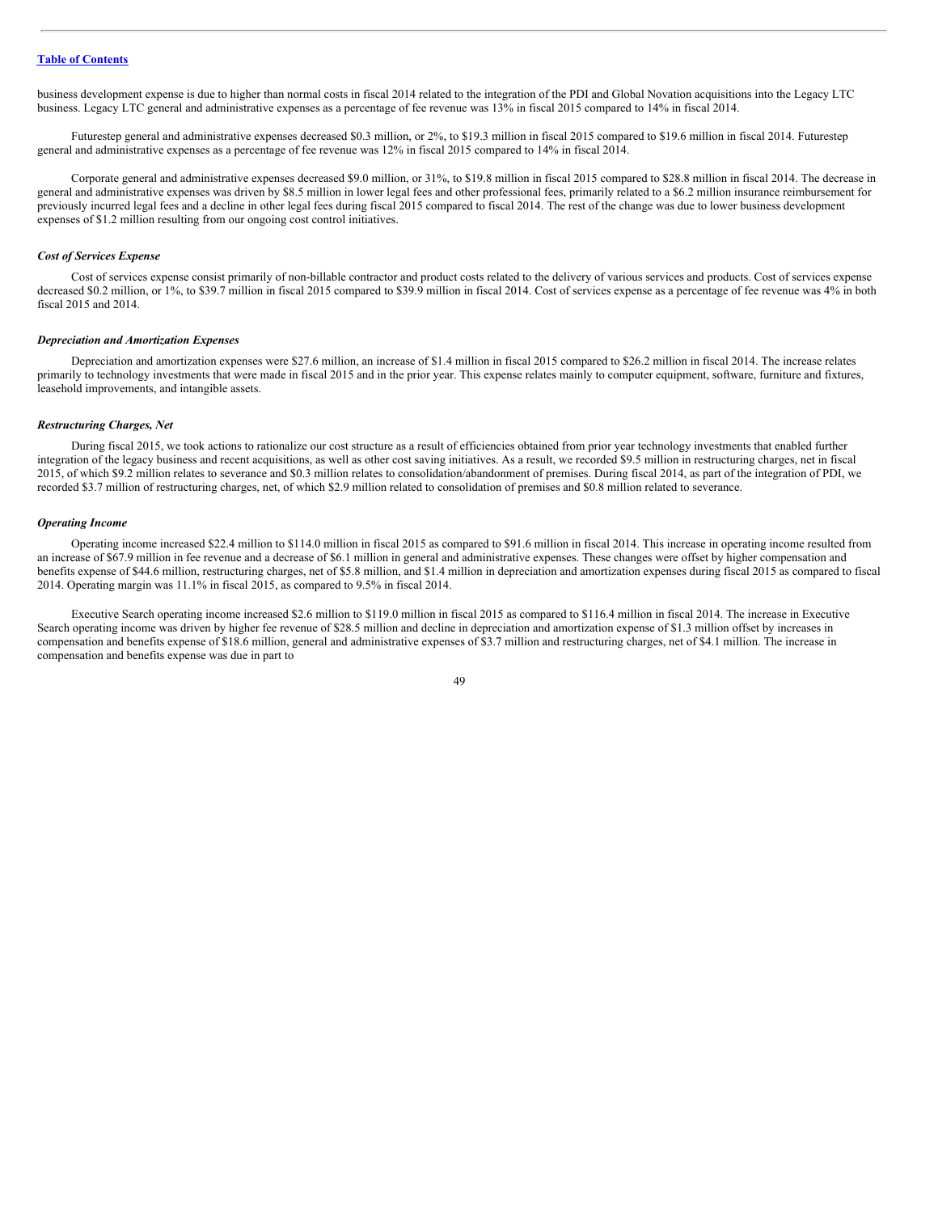business development expense is due to higher than normal costs in fiscal 2014 related to the integration of the PDI and Global Novation acquisitions into the Legacy LTC business. Legacy LTC general and administrative expenses as a percentage of fee revenue was 13% in fiscal 2015 compared to 14% in fiscal 2014.

Futurestep general and administrative expenses decreased $0.3 million, or 2%, to $19.3 million in fiscal 2015 compared to $19.6 million in fiscal 2014. Futurestep general and administrative expenses as a percentage of fee revenue was 12% in fiscal 2015 compared to 14% in fiscal 2014.

Corporate general and administrative expenses decreased $9.0 million, or 31%, to $19.8 million in fiscal 2015 compared to $28.8 million in fiscal 2014. The decrease in general and administrative expenses was driven by $8.5 million in lower legal fees and other professional fees, primarily related to a $6.2 million insurance reimbursement for previously incurred legal fees and a decline in other legal fees during fiscal 2015 compared to fiscal 2014. The rest of the change was due to lower business development expenses of $1.2 million resulting from our ongoing cost control initiatives.

### *Cost of Services Expense*

Cost of services expense consist primarily of non-billable contractor and product costs related to the delivery of various services and products. Cost of services expense decreased $0.2 million, or 1%, to $39.7 million in fiscal 2015 compared to $39.9 million in fiscal 2014. Cost of services expense as a percentage of fee revenue was 4% in both fiscal 2015 and 2014.

### *Depreciation and Amortization Expenses*

Depreciation and amortization expenses were $27.6 million, an increase of $1.4 million in fiscal 2015 compared to $26.2 million in fiscal 2014. The increase relates primarily to technology investments that were made in fiscal 2015 and in the prior year. This expense relates mainly to computer equipment, software, furniture and fixtures, leasehold improvements, and intangible assets.

### *Restructuring Charges, Net*

During fiscal 2015, we took actions to rationalize our cost structure as a result of efficiencies obtained from prior year technology investments that enabled further integration of the legacy business and recent acquisitions, as well as other cost saving initiatives. As a result, we recorded $9.5 million in restructuring charges, net in fiscal 2015, of which $9.2 million relates to severance and $0.3 million relates to consolidation/abandonment of premises. During fiscal 2014, as part of the integration of PDI, we recorded $3.7 million of restructuring charges, net, of which $2.9 million related to consolidation of premises and $0.8 million related to severance.

### *Operating Income*

Operating income increased $22.4 million to $114.0 million in fiscal 2015 as compared to $91.6 million in fiscal 2014. This increase in operating income resulted from an increase of $67.9 million in fee revenue and a decrease of $6.1 million in general and administrative expenses. These changes were offset by higher compensation and benefits expense of $44.6 million, restructuring charges, net of $5.8 million, and $1.4 million in depreciation and amortization expenses during fiscal 2015 as compared to fiscal 2014. Operating margin was 11.1% in fiscal 2015, as compared to 9.5% in fiscal 2014.

Executive Search operating income increased $2.6 million to $119.0 million in fiscal 2015 as compared to $116.4 million in fiscal 2014. The increase in Executive Search operating income was driven by higher fee revenue of $28.5 million and decline in depreciation and amortization expense of $1.3 million offset by increases in compensation and benefits expense of $18.6 million, general and administrative expenses of $3.7 million and restructuring charges, net of $4.1 million. The increase in compensation and benefits expense was due in part to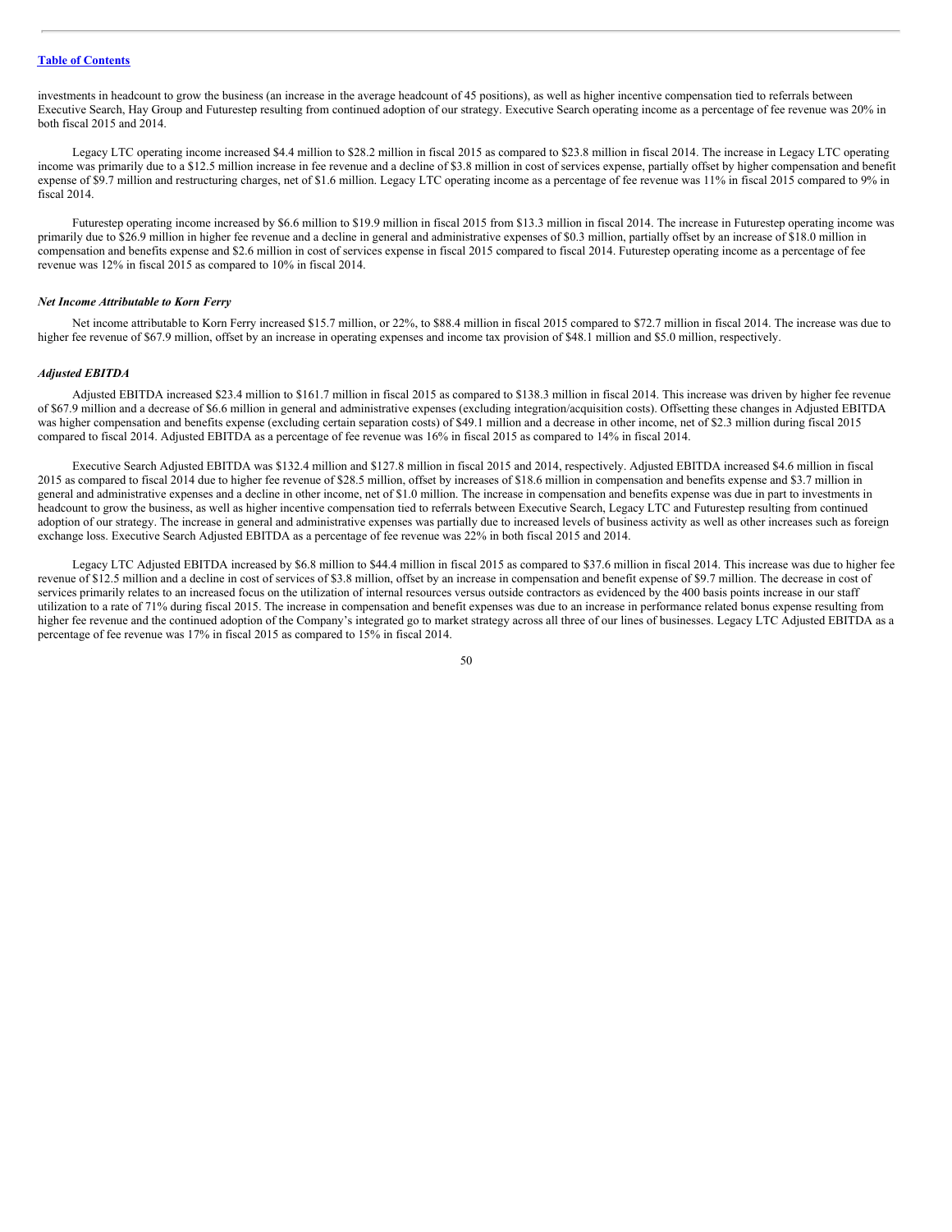investments in headcount to grow the business (an increase in the average headcount of 45 positions), as well as higher incentive compensation tied to referrals between Executive Search, Hay Group and Futurestep resulting from continued adoption of our strategy. Executive Search operating income as a percentage of fee revenue was 20% in both fiscal 2015 and 2014.

Legacy LTC operating income increased $4.4 million to $28.2 million in fiscal 2015 as compared to $23.8 million in fiscal 2014. The increase in Legacy LTC operating income was primarily due to a $12.5 million increase in fee revenue and a decline of $3.8 million in cost of services expense, partially offset by higher compensation and benefit expense of $9.7 million and restructuring charges, net of $1.6 million. Legacy LTC operating income as a percentage of fee revenue was 11% in fiscal 2015 compared to 9% in fiscal 2014.

Futurestep operating income increased by $6.6 million to $19.9 million in fiscal 2015 from $13.3 million in fiscal 2014. The increase in Futurestep operating income was primarily due to $26.9 million in higher fee revenue and a decline in general and administrative expenses of $0.3 million, partially offset by an increase of $18.0 million in compensation and benefits expense and $2.6 million in cost of services expense in fiscal 2015 compared to fiscal 2014. Futurestep operating income as a percentage of fee revenue was 12% in fiscal 2015 as compared to 10% in fiscal 2014.

### *Net Income Attributable to Korn Ferry*

Net income attributable to Korn Ferry increased $15.7 million, or 22%, to $88.4 million in fiscal 2015 compared to $72.7 million in fiscal 2014. The increase was due to higher fee revenue of $67.9 million, offset by an increase in operating expenses and income tax provision of $48.1 million and $5.0 million, respectively.

### *Adjusted EBITDA*

Adjusted EBITDA increased $23.4 million to $161.7 million in fiscal 2015 as compared to $138.3 million in fiscal 2014. This increase was driven by higher fee revenue of $67.9 million and a decrease of $6.6 million in general and administrative expenses (excluding integration/acquisition costs). Offsetting these changes in Adjusted EBITDA was higher compensation and benefits expense (excluding certain separation costs) of $49.1 million and a decrease in other income, net of $2.3 million during fiscal 2015 compared to fiscal 2014. Adjusted EBITDA as a percentage of fee revenue was 16% in fiscal 2015 as compared to 14% in fiscal 2014.

Executive Search Adjusted EBITDA was $132.4 million and $127.8 million in fiscal 2015 and 2014, respectively. Adjusted EBITDA increased $4.6 million in fiscal 2015 as compared to fiscal 2014 due to higher fee revenue of $28.5 million, offset by increases of $18.6 million in compensation and benefits expense and $3.7 million in general and administrative expenses and a decline in other income, net of $1.0 million. The increase in compensation and benefits expense was due in part to investments in headcount to grow the business, as well as higher incentive compensation tied to referrals between Executive Search, Legacy LTC and Futurestep resulting from continued adoption of our strategy. The increase in general and administrative expenses was partially due to increased levels of business activity as well as other increases such as foreign exchange loss. Executive Search Adjusted EBITDA as a percentage of fee revenue was 22% in both fiscal 2015 and 2014.

Legacy LTC Adjusted EBITDA increased by $6.8 million to $44.4 million in fiscal 2015 as compared to $37.6 million in fiscal 2014. This increase was due to higher fee revenue of $12.5 million and a decline in cost of services of $3.8 million, offset by an increase in compensation and benefit expense of $9.7 million. The decrease in cost of services primarily relates to an increased focus on the utilization of internal resources versus outside contractors as evidenced by the 400 basis points increase in our staff utilization to a rate of 71% during fiscal 2015. The increase in compensation and benefit expenses was due to an increase in performance related bonus expense resulting from higher fee revenue and the continued adoption of the Company's integrated go to market strategy across all three of our lines of businesses. Legacy LTC Adjusted EBITDA as a percentage of fee revenue was 17% in fiscal 2015 as compared to 15% in fiscal 2014.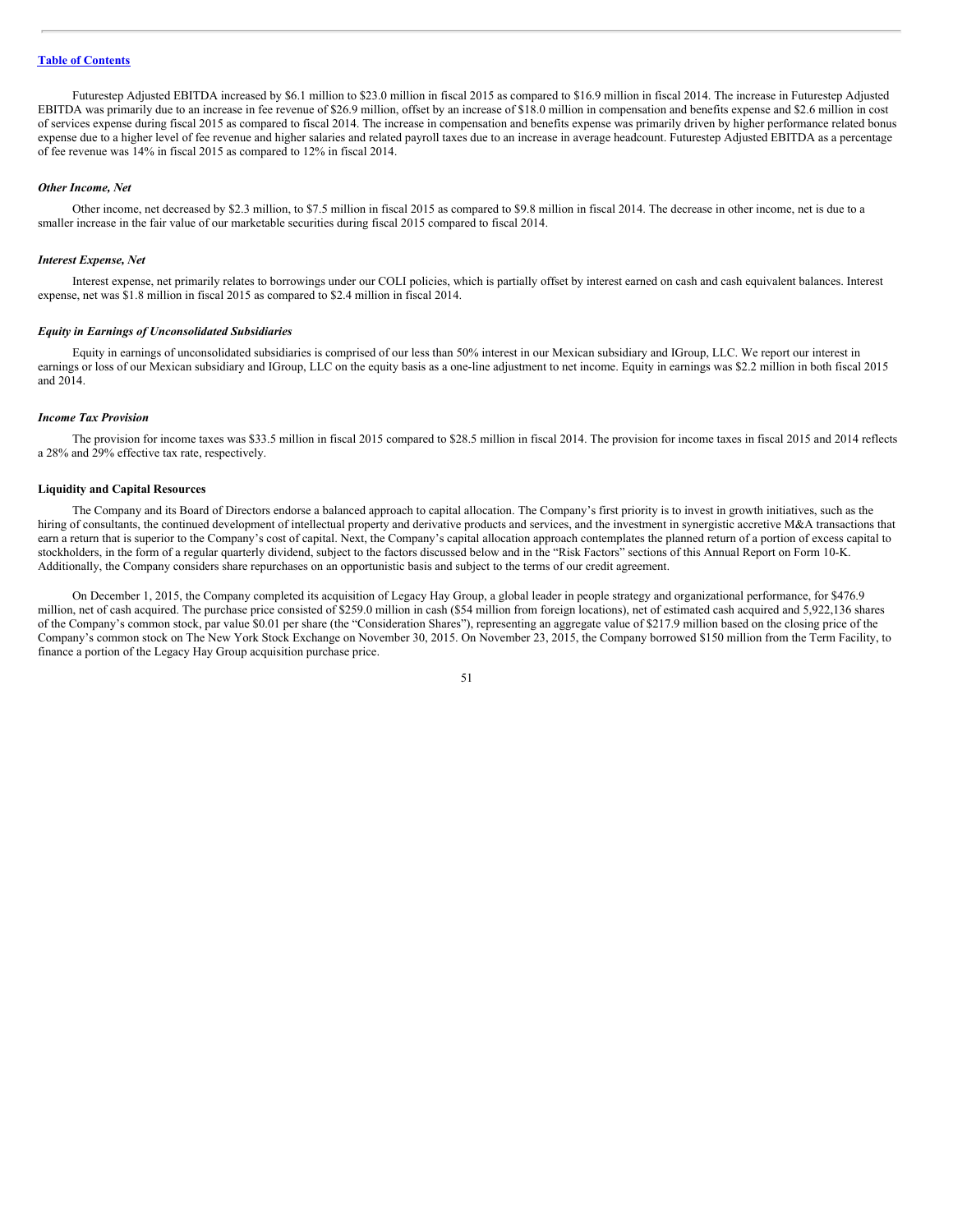Futurestep Adjusted EBITDA increased by $6.1 million to $23.0 million in fiscal 2015 as compared to $16.9 million in fiscal 2014. The increase in Futurestep Adjusted EBITDA was primarily due to an increase in fee revenue of $26.9 million, offset by an increase of $18.0 million in compensation and benefits expense and $2.6 million in cost of services expense during fiscal 2015 as compared to fiscal 2014. The increase in compensation and benefits expense was primarily driven by higher performance related bonus expense due to a higher level of fee revenue and higher salaries and related payroll taxes due to an increase in average headcount. Futurestep Adjusted EBITDA as a percentage of fee revenue was 14% in fiscal 2015 as compared to 12% in fiscal 2014.

### *Other Income, Net*

Other income, net decreased by $2.3 million, to $7.5 million in fiscal 2015 as compared to $9.8 million in fiscal 2014. The decrease in other income, net is due to a smaller increase in the fair value of our marketable securities during fiscal 2015 compared to fiscal 2014.

### *Interest Expense, Net*

Interest expense, net primarily relates to borrowings under our COLI policies, which is partially offset by interest earned on cash and cash equivalent balances. Interest expense, net was $1.8 million in fiscal 2015 as compared to $2.4 million in fiscal 2014.

### *Equity in Earnings of Unconsolidated Subsidiaries*

Equity in earnings of unconsolidated subsidiaries is comprised of our less than 50% interest in our Mexican subsidiary and IGroup, LLC. We report our interest in earnings or loss of our Mexican subsidiary and IGroup, LLC on the equity basis as a one-line adjustment to net income. Equity in earnings was $2.2 million in both fiscal 2015 and 2014.

### *Income Tax Provision*

The provision for income taxes was $33.5 million in fiscal 2015 compared to $28.5 million in fiscal 2014. The provision for income taxes in fiscal 2015 and 2014 reflects a 28% and 29% effective tax rate, respectively.

## Liquidity and Capital Resources

The Company and its Board of Directors endorse a balanced approach to capital allocation. The Company's first priority is to invest in growth initiatives, such as the hiring of consultants, the continued development of intellectual property and derivative products and services, and the investment in synergistic accretive M&A transactions that earn a return that is superior to the Company's cost of capital. Next, the Company's capital allocation approach contemplates the planned return of a portion of excess capital to stockholders, in the form of a regular quarterly dividend, subject to the factors discussed below and in the "Risk Factors" sections of this Annual Report on Form 10-K. Additionally, the Company considers share repurchases on an opportunistic basis and subject to the terms of our credit agreement.

On December 1, 2015, the Company completed its acquisition of Legacy Hay Group, a global leader in people strategy and organizational performance, for $476.9 million, net of cash acquired. The purchase price consisted of $259.0 million in cash ($54 million from foreign locations), net of estimated cash acquired and 5,922,136 shares of the Company's common stock, par value $0.01 per share (the "Consideration Shares"), representing an aggregate value of $217.9 million based on the closing price of the Company's common stock on The New York Stock Exchange on November 30, 2015. On November 23, 2015, the Company borrowed $150 million from the Term Facility, to finance a portion of the Legacy Hay Group acquisition purchase price.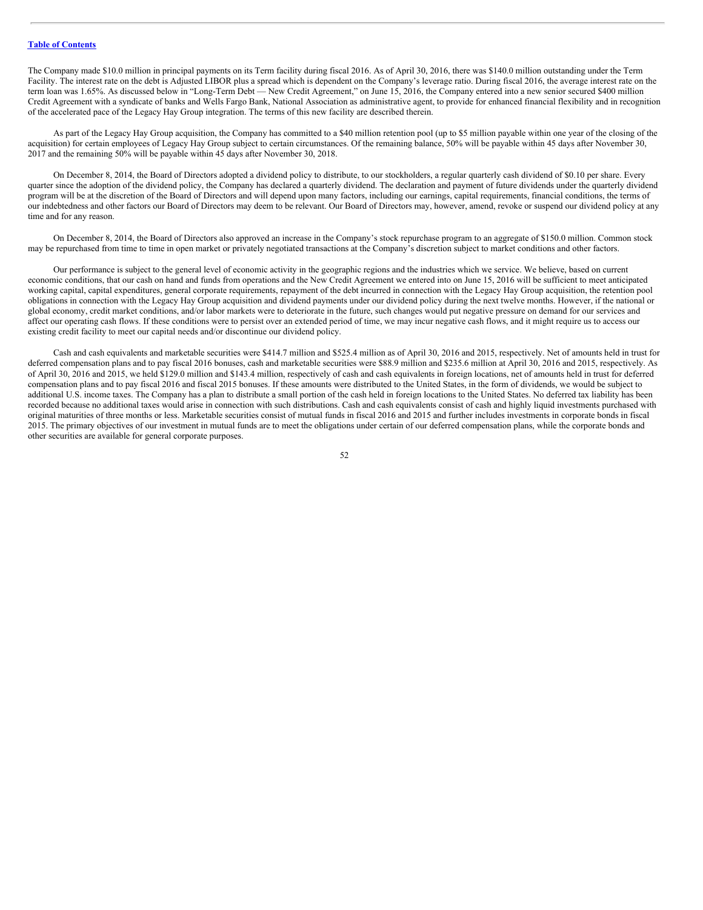The Company made $10.0 million in principal payments on its Term facility during fiscal 2016. As of April 30, 2016, there was $140.0 million outstanding under the Term Facility. The interest rate on the debt is Adjusted LIBOR plus a spread which is dependent on the Company's leverage ratio. During fiscal 2016, the average interest rate on the term loan was 1.65%. As discussed below in "Long-Term Debt — New Credit Agreement," on June 15, 2016, the Company entered into a new senior secured $400 million Credit Agreement with a syndicate of banks and Wells Fargo Bank, National Association as administrative agent, to provide for enhanced financial flexibility and in recognition of the accelerated pace of the Legacy Hay Group integration. The terms of this new facility are described therein.

As part of the Legacy Hay Group acquisition, the Company has committed to a $40 million retention pool (up to $5 million payable within one year of the closing of the acquisition) for certain employees of Legacy Hay Group subject to certain circumstances. Of the remaining balance, 50% will be payable within 45 days after November 30, 2017 and the remaining 50% will be payable within 45 days after November 30, 2018.

On December 8, 2014, the Board of Directors adopted a dividend policy to distribute, to our stockholders, a regular quarterly cash dividend of $0.10 per share. Every quarter since the adoption of the dividend policy, the Company has declared a quarterly dividend. The declaration and payment of future dividends under the quarterly dividend program will be at the discretion of the Board of Directors and will depend upon many factors, including our earnings, capital requirements, financial conditions, the terms of our indebtedness and other factors our Board of Directors may deem to be relevant. Our Board of Directors may, however, amend, revoke or suspend our dividend policy at any time and for any reason.

On December 8, 2014, the Board of Directors also approved an increase in the Company's stock repurchase program to an aggregate of $150.0 million. Common stock may be repurchased from time to time in open market or privately negotiated transactions at the Company's discretion subject to market conditions and other factors.

Our performance is subject to the general level of economic activity in the geographic regions and the industries which we service. We believe, based on current economic conditions, that our cash on hand and funds from operations and the New Credit Agreement we entered into on June 15, 2016 will be sufficient to meet anticipated working capital, capital expenditures, general corporate requirements, repayment of the debt incurred in connection with the Legacy Hay Group acquisition, the retention pool obligations in connection with the Legacy Hay Group acquisition and dividend payments under our dividend policy during the next twelve months. However, if the national or global economy, credit market conditions, and/or labor markets were to deteriorate in the future, such changes would put negative pressure on demand for our services and affect our operating cash flows. If these conditions were to persist over an extended period of time, we may incur negative cash flows, and it might require us to access our existing credit facility to meet our capital needs and/or discontinue our dividend policy.

Cash and cash equivalents and marketable securities were $414.7 million and $525.4 million as of April 30, 2016 and 2015, respectively. Net of amounts held in trust for deferred compensation plans and to pay fiscal 2016 bonuses, cash and marketable securities were $88.9 million and $235.6 million at April 30, 2016 and 2015, respectively. As of April 30, 2016 and 2015, we held $129.0 million and $143.4 million, respectively of cash and cash equivalents in foreign locations, net of amounts held in trust for deferred compensation plans and to pay fiscal 2016 and fiscal 2015 bonuses. If these amounts were distributed to the United States, in the form of dividends, we would be subject to additional U.S. income taxes. The Company has a plan to distribute a small portion of the cash held in foreign locations to the United States. No deferred tax liability has been recorded because no additional taxes would arise in connection with such distributions. Cash and cash equivalents consist of cash and highly liquid investments purchased with original maturities of three months or less. Marketable securities consist of mutual funds in fiscal 2016 and 2015 and further includes investments in corporate bonds in fiscal 2015. The primary objectives of our investment in mutual funds are to meet the obligations under certain of our deferred compensation plans, while the corporate bonds and other securities are available for general corporate purposes.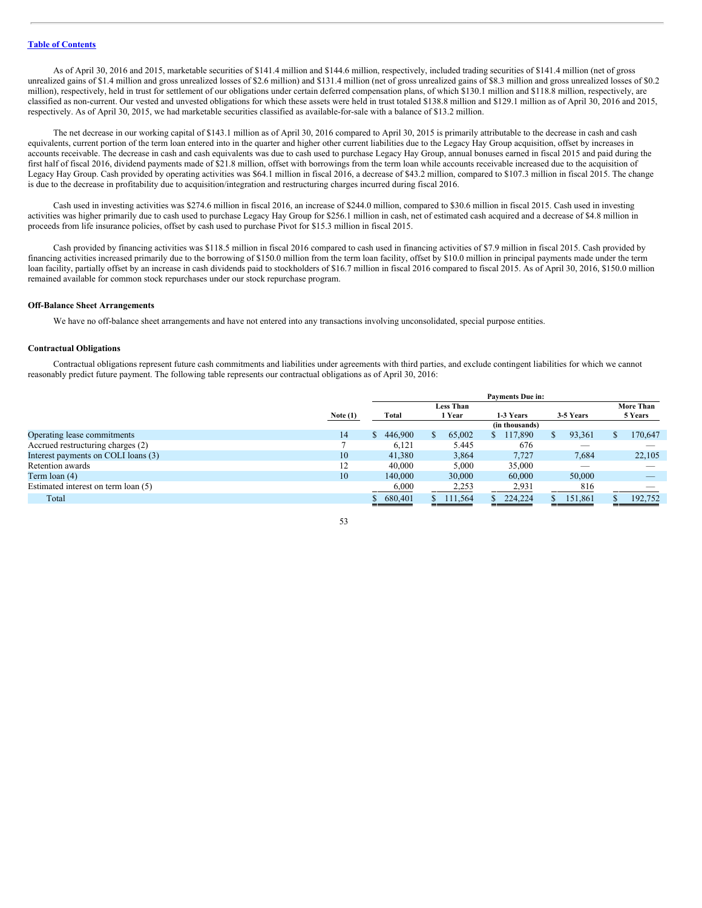As of April 30, 2016 and 2015, marketable securities of $141.4 million and $144.6 million, respectively, included trading securities of $141.4 million (net of gross unrealized gains of $1.4 million and gross unrealized losses of $2.6 million) and $131.4 million (net of gross unrealized gains of $8.3 million and gross unrealized losses of $0.2 million), respectively, held in trust for settlement of our obligations under certain deferred compensation plans, of which $130.1 million and $118.8 million, respectively, are classified as non-current. Our vested and unvested obligations for which these assets were held in trust totaled $138.8 million and $129.1 million as of April 30, 2016 and 2015, respectively. As of April 30, 2015, we had marketable securities classified as available-for-sale with a balance of $13.2 million.

The net decrease in our working capital of $143.1 million as of April 30, 2016 compared to April 30, 2015 is primarily attributable to the decrease in cash and cash equivalents, current portion of the term loan entered into in the quarter and higher other current liabilities due to the Legacy Hay Group acquisition, offset by increases in accounts receivable. The decrease in cash and cash equivalents was due to cash used to purchase Legacy Hay Group, annual bonuses earned in fiscal 2015 and paid during the first half of fiscal 2016, dividend payments made of $21.8 million, offset with borrowings from the term loan while accounts receivable increased due to the acquisition of Legacy Hay Group. Cash provided by operating activities was $64.1 million in fiscal 2016, a decrease of $43.2 million, compared to $107.3 million in fiscal 2015. The change is due to the decrease in profitability due to acquisition/integration and restructuring charges incurred during fiscal 2016.

Cash used in investing activities was $274.6 million in fiscal 2016, an increase of $244.0 million, compared to $30.6 million in fiscal 2015. Cash used in investing activities was higher primarily due to cash used to purchase Legacy Hay Group for $256.1 million in cash, net of estimated cash acquired and a decrease of $4.8 million in proceeds from life insurance policies, offset by cash used to purchase Pivot for $15.3 million in fiscal 2015.

Cash provided by financing activities was $118.5 million in fiscal 2016 compared to cash used in financing activities of $7.9 million in fiscal 2015. Cash provided by financing activities increased primarily due to the borrowing of $150.0 million from the term loan facility, offset by $10.0 million in principal payments made under the term loan facility, partially offset by an increase in cash dividends paid to stockholders of $16.7 million in fiscal 2016 compared to fiscal 2015. As of April 30, 2016, $150.0 million remained available for common stock repurchases under our stock repurchase program.

### Off-Balance Sheet Arrangements

We have no off-balance sheet arrangements and have not entered into any transactions involving unconsolidated, special purpose entities.

### Contractual Obligations

Contractual obligations represent future cash commitments and liabilities under agreements with third parties, and exclude contingent liabilities for which we cannot reasonably predict future payment. The following table represents our contractual obligations as of April 30, 2016:

| | | Payments Due in: | | | | |
|---|---|---|---|---|---|---|
| | Note (1) | Total | Less Than 1 Year | 1-3 Years | 3-5 Years | More Than 5 Years |
| | | | | (in thousands) | | |
| Operating lease commitments | 14 | $ 446,900 | $ 65,002 | $ 117,890 | $ 93,361 | $ 170,647 |
| Accrued restructuring charges (2) | 7 | 6,121 | 5.445 | 676 | — | — |
| Interest payments on COLI loans (3) | 10 | 41,380 | 3,864 | 7,727 | 7,684 | 22,105 |
| Retention awards | 12 | 40,000 | 5,000 | 35,000 | — | — |
| Term loan (4) | 10 | 140,000 | 30,000 | 60,000 | 50,000 | — |
| Estimated interest on term loan (5) | | 6,000 | 2,253 | 2,931 | 816 | — |
| Total | | $ 680,401 | $ 111,564 | $ 224,224 | $ 151,861 | $ 192,752 |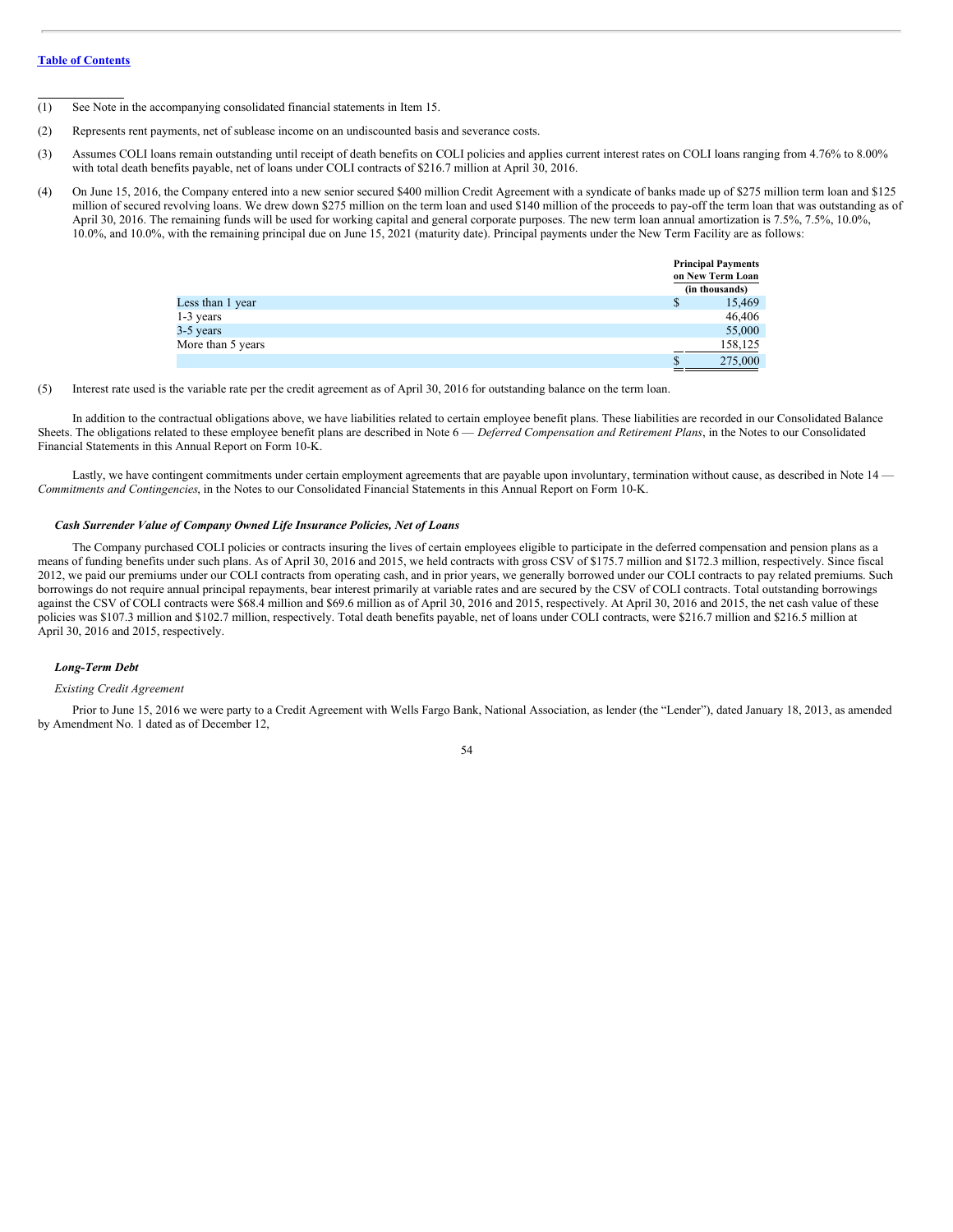(1) See Note in the accompanying consolidated financial statements in Item 15.

(2) Represents rent payments, net of sublease income on an undiscounted basis and severance costs.

(3) Assumes COLI loans remain outstanding until receipt of death benefits on COLI policies and applies current interest rates on COLI loans ranging from 4.76% to 8.00% with total death benefits payable, net of loans under COLI contracts of $216.7 million at April 30, 2016.

(4) On June 15, 2016, the Company entered into a new senior secured $400 million Credit Agreement with a syndicate of banks made up of $275 million term loan and $125 million of secured revolving loans. We drew down $275 million on the term loan and used $140 million of the proceeds to pay-off the term loan that was outstanding as of April 30, 2016. The remaining funds will be used for working capital and general corporate purposes. The new term loan annual amortization is 7.5%, 7.5%, 10.0%, 10.0%, and 10.0%, with the remaining principal due on June 15, 2021 (maturity date). Principal payments under the New Term Facility are as follows:

| | Principal Payments on New Term Loan (in thousands) |
|---|---|
| Less than 1 year | $ 15,469 |
| 1-3 years | 46,406 |
| 3-5 years | 55,000 |
| More than 5 years | 158,125 |
| | $ 275,000 |

(5) Interest rate used is the variable rate per the credit agreement as of April 30, 2016 for outstanding balance on the term loan.

In addition to the contractual obligations above, we have liabilities related to certain employee benefit plans. These liabilities are recorded in our Consolidated Balance Sheets. The obligations related to these employee benefit plans are described in Note 6 — *Deferred Compensation and Retirement Plans*, in the Notes to our Consolidated Financial Statements in this Annual Report on Form 10-K.

Lastly, we have contingent commitments under certain employment agreements that are payable upon involuntary, termination without cause, as described in Note 14 — *Commitments and Contingencies*, in the Notes to our Consolidated Financial Statements in this Annual Report on Form 10-K.

#### *Cash Surrender Value of Company Owned Life Insurance Policies, Net of Loans*

The Company purchased COLI policies or contracts insuring the lives of certain employees eligible to participate in the deferred compensation and pension plans as a means of funding benefits under such plans. As of April 30, 2016 and 2015, we held contracts with gross CSV of $175.7 million and $172.3 million, respectively. Since fiscal 2012, we paid our premiums under our COLI contracts from operating cash, and in prior years, we generally borrowed under our COLI contracts to pay related premiums. Such borrowings do not require annual principal repayments, bear interest primarily at variable rates and are secured by the CSV of COLI contracts. Total outstanding borrowings against the CSV of COLI contracts were $68.4 million and $69.6 million as of April 30, 2016 and 2015, respectively. At April 30, 2016 and 2015, the net cash value of these policies was $107.3 million and $102.7 million, respectively. Total death benefits payable, net of loans under COLI contracts, were $216.7 million and $216.5 million at April 30, 2016 and 2015, respectively.

#### *Long-Term Debt*

*Existing Credit Agreement*

Prior to June 15, 2016 we were party to a Credit Agreement with Wells Fargo Bank, National Association, as lender (the "Lender"), dated January 18, 2013, as amended by Amendment No. 1 dated as of December 12,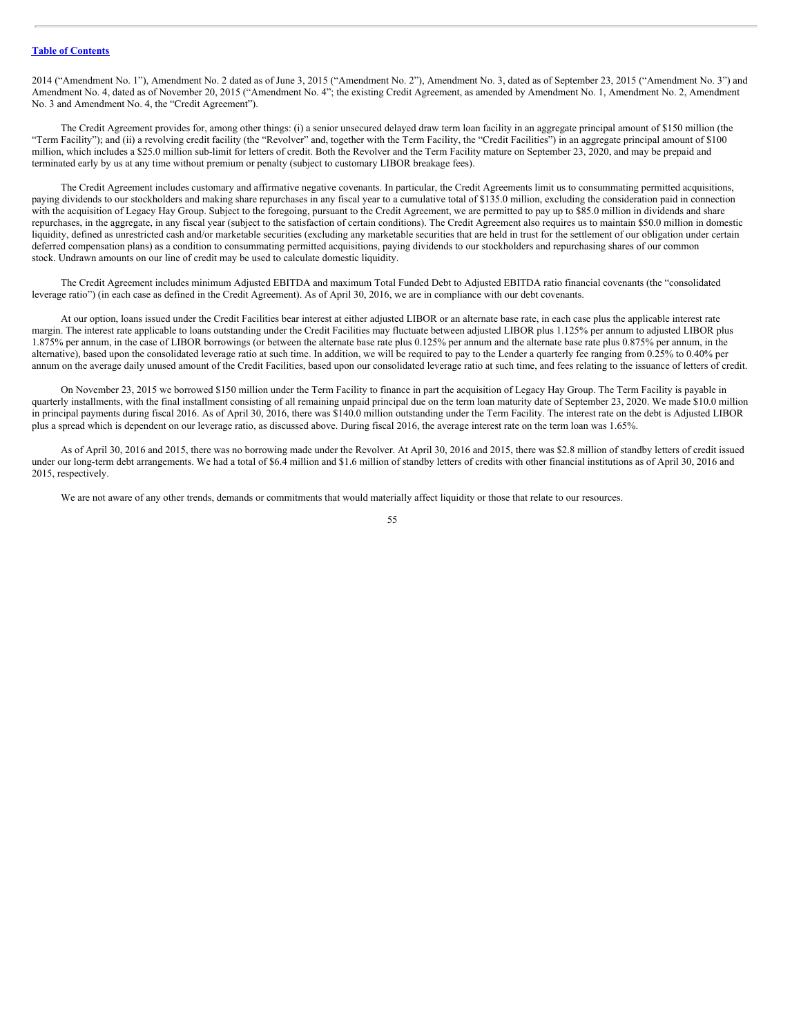2014 ("Amendment No. 1"), Amendment No. 2 dated as of June 3, 2015 ("Amendment No. 2"), Amendment No. 3, dated as of September 23, 2015 ("Amendment No. 3") and Amendment No. 4, dated as of November 20, 2015 ("Amendment No. 4"; the existing Credit Agreement, as amended by Amendment No. 1, Amendment No. 2, Amendment No. 3 and Amendment No. 4, the "Credit Agreement").

The Credit Agreement provides for, among other things: (i) a senior unsecured delayed draw term loan facility in an aggregate principal amount of $150 million (the "Term Facility"); and (ii) a revolving credit facility (the "Revolver" and, together with the Term Facility, the "Credit Facilities") in an aggregate principal amount of $100 million, which includes a $25.0 million sub-limit for letters of credit. Both the Revolver and the Term Facility mature on September 23, 2020, and may be prepaid and terminated early by us at any time without premium or penalty (subject to customary LIBOR breakage fees).

The Credit Agreement includes customary and affirmative negative covenants. In particular, the Credit Agreements limit us to consummating permitted acquisitions, paying dividends to our stockholders and making share repurchases in any fiscal year to a cumulative total of $135.0 million, excluding the consideration paid in connection with the acquisition of Legacy Hay Group. Subject to the foregoing, pursuant to the Credit Agreement, we are permitted to pay up to $85.0 million in dividends and share repurchases, in the aggregate, in any fiscal year (subject to the satisfaction of certain conditions). The Credit Agreement also requires us to maintain $50.0 million in domestic liquidity, defined as unrestricted cash and/or marketable securities (excluding any marketable securities that are held in trust for the settlement of our obligation under certain deferred compensation plans) as a condition to consummating permitted acquisitions, paying dividends to our stockholders and repurchasing shares of our common stock. Undrawn amounts on our line of credit may be used to calculate domestic liquidity.

The Credit Agreement includes minimum Adjusted EBITDA and maximum Total Funded Debt to Adjusted EBITDA ratio financial covenants (the "consolidated leverage ratio") (in each case as defined in the Credit Agreement). As of April 30, 2016, we are in compliance with our debt covenants.

At our option, loans issued under the Credit Facilities bear interest at either adjusted LIBOR or an alternate base rate, in each case plus the applicable interest rate margin. The interest rate applicable to loans outstanding under the Credit Facilities may fluctuate between adjusted LIBOR plus 1.125% per annum to adjusted LIBOR plus 1.875% per annum, in the case of LIBOR borrowings (or between the alternate base rate plus 0.125% per annum and the alternate base rate plus 0.875% per annum, in the alternative), based upon the consolidated leverage ratio at such time. In addition, we will be required to pay to the Lender a quarterly fee ranging from 0.25% to 0.40% per annum on the average daily unused amount of the Credit Facilities, based upon our consolidated leverage ratio at such time, and fees relating to the issuance of letters of credit.

On November 23, 2015 we borrowed $150 million under the Term Facility to finance in part the acquisition of Legacy Hay Group. The Term Facility is payable in quarterly installments, with the final installment consisting of all remaining unpaid principal due on the term loan maturity date of September 23, 2020. We made $10.0 million in principal payments during fiscal 2016. As of April 30, 2016, there was $140.0 million outstanding under the Term Facility. The interest rate on the debt is Adjusted LIBOR plus a spread which is dependent on our leverage ratio, as discussed above. During fiscal 2016, the average interest rate on the term loan was 1.65%.

As of April 30, 2016 and 2015, there was no borrowing made under the Revolver. At April 30, 2016 and 2015, there was $2.8 million of standby letters of credit issued under our long-term debt arrangements. We had a total of $6.4 million and $1.6 million of standby letters of credits with other financial institutions as of April 30, 2016 and 2015, respectively.

We are not aware of any other trends, demands or commitments that would materially affect liquidity or those that relate to our resources.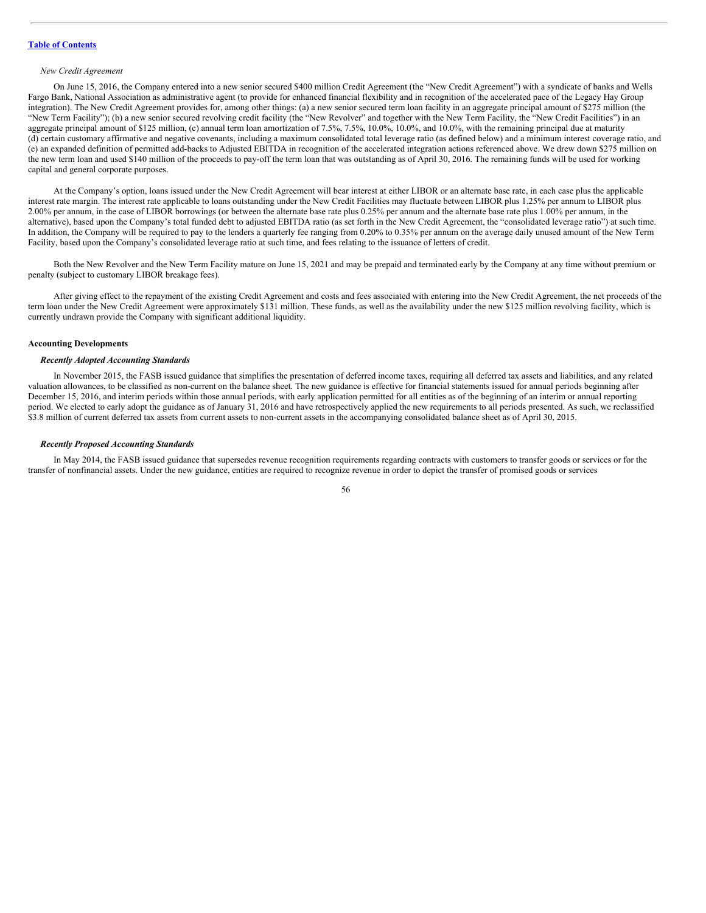*New Credit Agreement*

On June 15, 2016, the Company entered into a new senior secured $400 million Credit Agreement (the "New Credit Agreement") with a syndicate of banks and Wells Fargo Bank, National Association as administrative agent (to provide for enhanced financial flexibility and in recognition of the accelerated pace of the Legacy Hay Group integration). The New Credit Agreement provides for, among other things: (a) a new senior secured term loan facility in an aggregate principal amount of $275 million (the "New Term Facility"); (b) a new senior secured revolving credit facility (the "New Revolver" and together with the New Term Facility, the "New Credit Facilities") in an aggregate principal amount of $125 million, (c) annual term loan amortization of 7.5%, 7.5%, 10.0%, 10.0%, and 10.0%, with the remaining principal due at maturity (d) certain customary affirmative and negative covenants, including a maximum consolidated total leverage ratio (as defined below) and a minimum interest coverage ratio, and (e) an expanded definition of permitted add-backs to Adjusted EBITDA in recognition of the accelerated integration actions referenced above. We drew down $275 million on the new term loan and used $140 million of the proceeds to pay-off the term loan that was outstanding as of April 30, 2016. The remaining funds will be used for working capital and general corporate purposes.

At the Company's option, loans issued under the New Credit Agreement will bear interest at either LIBOR or an alternate base rate, in each case plus the applicable interest rate margin. The interest rate applicable to loans outstanding under the New Credit Facilities may fluctuate between LIBOR plus 1.25% per annum to LIBOR plus 2.00% per annum, in the case of LIBOR borrowings (or between the alternate base rate plus 0.25% per annum and the alternate base rate plus 1.00% per annum, in the alternative), based upon the Company's total funded debt to adjusted EBITDA ratio (as set forth in the New Credit Agreement, the "consolidated leverage ratio") at such time. In addition, the Company will be required to pay to the lenders a quarterly fee ranging from 0.20% to 0.35% per annum on the average daily unused amount of the New Term Facility, based upon the Company's consolidated leverage ratio at such time, and fees relating to the issuance of letters of credit.

Both the New Revolver and the New Term Facility mature on June 15, 2021 and may be prepaid and terminated early by the Company at any time without premium or penalty (subject to customary LIBOR breakage fees).

After giving effect to the repayment of the existing Credit Agreement and costs and fees associated with entering into the New Credit Agreement, the net proceeds of the term loan under the New Credit Agreement were approximately $131 million. These funds, as well as the availability under the new $125 million revolving facility, which is currently undrawn provide the Company with significant additional liquidity.

**Accounting Developments**

***Recently Adopted Accounting Standards***

In November 2015, the FASB issued guidance that simplifies the presentation of deferred income taxes, requiring all deferred tax assets and liabilities, and any related valuation allowances, to be classified as non-current on the balance sheet. The new guidance is effective for financial statements issued for annual periods beginning after December 15, 2016, and interim periods within those annual periods, with early application permitted for all entities as of the beginning of an interim or annual reporting period. We elected to early adopt the guidance as of January 31, 2016 and have retrospectively applied the new requirements to all periods presented. As such, we reclassified $3.8 million of current deferred tax assets from current assets to non-current assets in the accompanying consolidated balance sheet as of April 30, 2015.

***Recently Proposed Accounting Standards***

In May 2014, the FASB issued guidance that supersedes revenue recognition requirements regarding contracts with customers to transfer goods or services or for the transfer of nonfinancial assets. Under the new guidance, entities are required to recognize revenue in order to depict the transfer of promised goods or services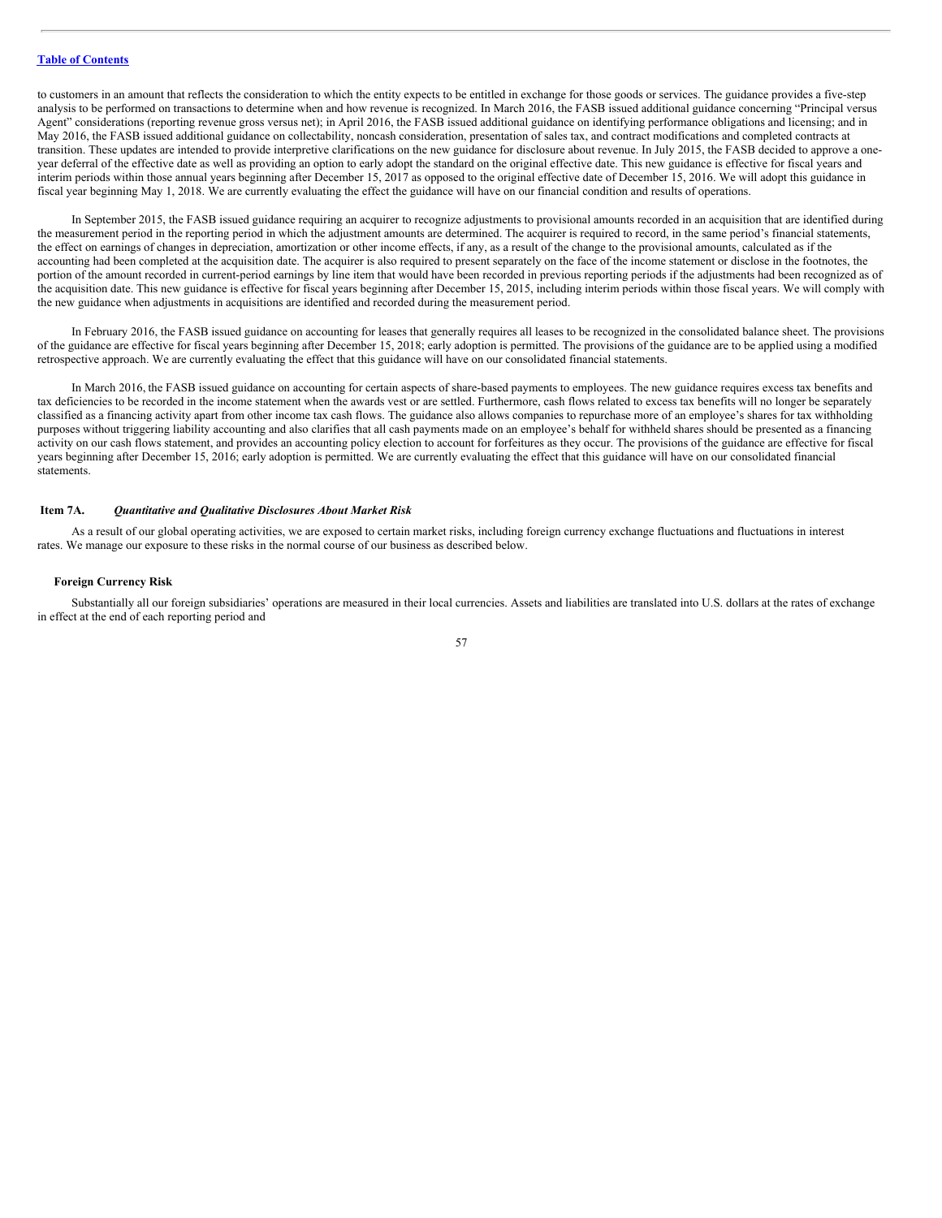to customers in an amount that reflects the consideration to which the entity expects to be entitled in exchange for those goods or services. The guidance provides a five-step analysis to be performed on transactions to determine when and how revenue is recognized. In March 2016, the FASB issued additional guidance concerning "Principal versus Agent" considerations (reporting revenue gross versus net); in April 2016, the FASB issued additional guidance on identifying performance obligations and licensing; and in May 2016, the FASB issued additional guidance on collectability, noncash consideration, presentation of sales tax, and contract modifications and completed contracts at transition. These updates are intended to provide interpretive clarifications on the new guidance for disclosure about revenue. In July 2015, the FASB decided to approve a one-year deferral of the effective date as well as providing an option to early adopt the standard on the original effective date. This new guidance is effective for fiscal years and interim periods within those annual years beginning after December 15, 2017 as opposed to the original effective date of December 15, 2016. We will adopt this guidance in fiscal year beginning May 1, 2018. We are currently evaluating the effect the guidance will have on our financial condition and results of operations.

In September 2015, the FASB issued guidance requiring an acquirer to recognize adjustments to provisional amounts recorded in an acquisition that are identified during the measurement period in the reporting period in which the adjustment amounts are determined. The acquirer is required to record, in the same period's financial statements, the effect on earnings of changes in depreciation, amortization or other income effects, if any, as a result of the change to the provisional amounts, calculated as if the accounting had been completed at the acquisition date. The acquirer is also required to present separately on the face of the income statement or disclose in the footnotes, the portion of the amount recorded in current-period earnings by line item that would have been recorded in previous reporting periods if the adjustments had been recognized as of the acquisition date. This new guidance is effective for fiscal years beginning after December 15, 2015, including interim periods within those fiscal years. We will comply with the new guidance when adjustments in acquisitions are identified and recorded during the measurement period.

In February 2016, the FASB issued guidance on accounting for leases that generally requires all leases to be recognized in the consolidated balance sheet. The provisions of the guidance are effective for fiscal years beginning after December 15, 2018; early adoption is permitted. The provisions of the guidance are to be applied using a modified retrospective approach. We are currently evaluating the effect that this guidance will have on our consolidated financial statements.

In March 2016, the FASB issued guidance on accounting for certain aspects of share-based payments to employees. The new guidance requires excess tax benefits and tax deficiencies to be recorded in the income statement when the awards vest or are settled. Furthermore, cash flows related to excess tax benefits will no longer be separately classified as a financing activity apart from other income tax cash flows. The guidance also allows companies to repurchase more of an employee's shares for tax withholding purposes without triggering liability accounting and also clarifies that all cash payments made on an employee's behalf for withheld shares should be presented as a financing activity on our cash flows statement, and provides an accounting policy election to account for forfeitures as they occur. The provisions of the guidance are effective for fiscal years beginning after December 15, 2016; early adoption is permitted. We are currently evaluating the effect that this guidance will have on our consolidated financial statements.

## Item 7A. *Quantitative and Qualitative Disclosures About Market Risk*

As a result of our global operating activities, we are exposed to certain market risks, including foreign currency exchange fluctuations and fluctuations in interest rates. We manage our exposure to these risks in the normal course of our business as described below.

### Foreign Currency Risk

Substantially all our foreign subsidiaries' operations are measured in their local currencies. Assets and liabilities are translated into U.S. dollars at the rates of exchange in effect at the end of each reporting period and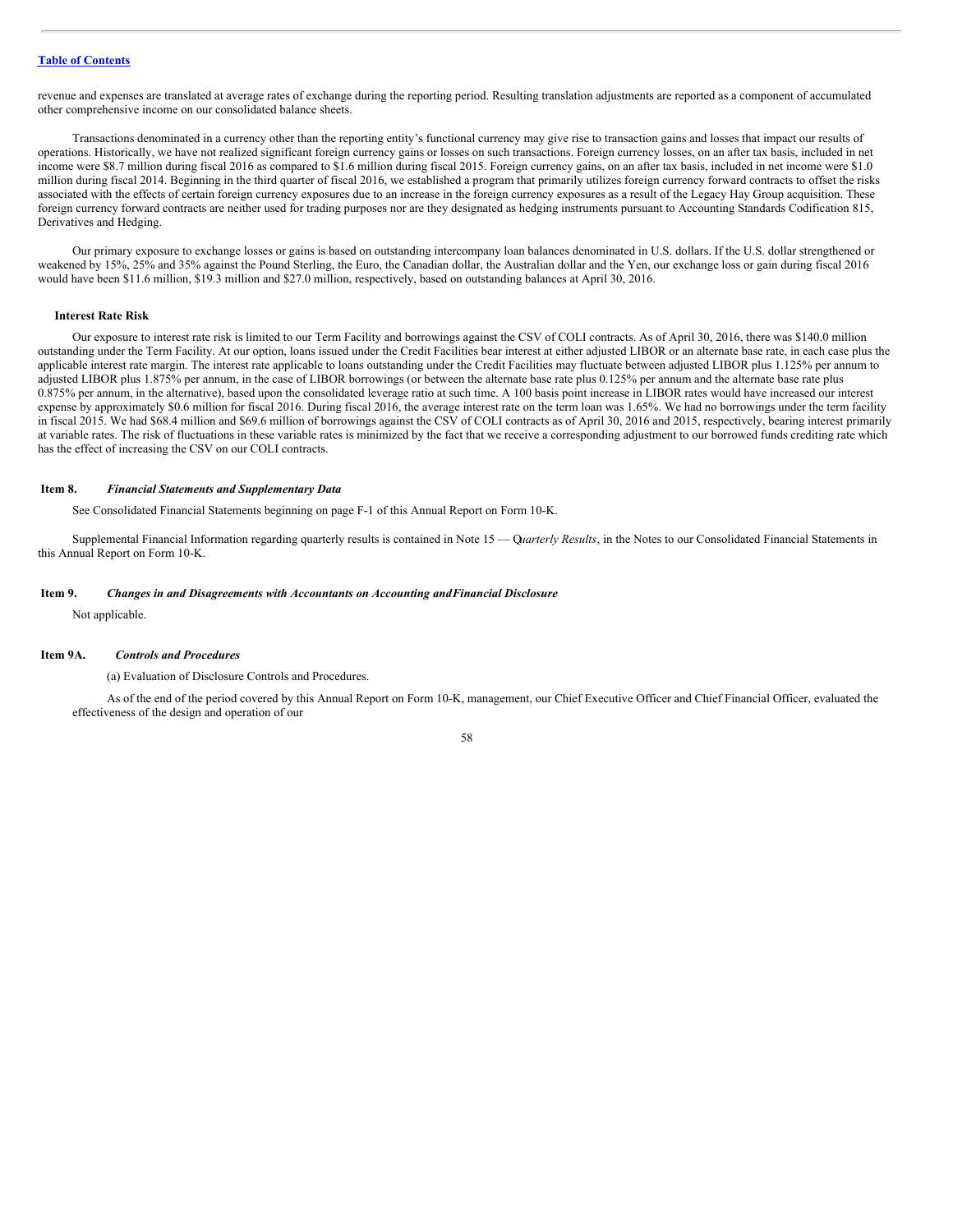revenue and expenses are translated at average rates of exchange during the reporting period. Resulting translation adjustments are reported as a component of accumulated other comprehensive income on our consolidated balance sheets.

Transactions denominated in a currency other than the reporting entity's functional currency may give rise to transaction gains and losses that impact our results of operations. Historically, we have not realized significant foreign currency gains or losses on such transactions. Foreign currency losses, on an after tax basis, included in net income were $8.7 million during fiscal 2016 as compared to $1.6 million during fiscal 2015. Foreign currency gains, on an after tax basis, included in net income were $1.0 million during fiscal 2014. Beginning in the third quarter of fiscal 2016, we established a program that primarily utilizes foreign currency forward contracts to offset the risks associated with the effects of certain foreign currency exposures due to an increase in the foreign currency exposures as a result of the Legacy Hay Group acquisition. These foreign currency forward contracts are neither used for trading purposes nor are they designated as hedging instruments pursuant to Accounting Standards Codification 815, Derivatives and Hedging.

Our primary exposure to exchange losses or gains is based on outstanding intercompany loan balances denominated in U.S. dollars. If the U.S. dollar strengthened or weakened by 15%, 25% and 35% against the Pound Sterling, the Euro, the Canadian dollar, the Australian dollar and the Yen, our exchange loss or gain during fiscal 2016 would have been $11.6 million, $19.3 million and $27.0 million, respectively, based on outstanding balances at April 30, 2016.

#### Interest Rate Risk

Our exposure to interest rate risk is limited to our Term Facility and borrowings against the CSV of COLI contracts. As of April 30, 2016, there was $140.0 million outstanding under the Term Facility. At our option, loans issued under the Credit Facilities bear interest at either adjusted LIBOR or an alternate base rate, in each case plus the applicable interest rate margin. The interest rate applicable to loans outstanding under the Credit Facilities may fluctuate between adjusted LIBOR plus 1.125% per annum to adjusted LIBOR plus 1.875% per annum, in the case of LIBOR borrowings (or between the alternate base rate plus 0.125% per annum and the alternate base rate plus 0.875% per annum, in the alternative), based upon the consolidated leverage ratio at such time. A 100 basis point increase in LIBOR rates would have increased our interest expense by approximately $0.6 million for fiscal 2016. During fiscal 2016, the average interest rate on the term loan was 1.65%. We had no borrowings under the term facility in fiscal 2015. We had $68.4 million and $69.6 million of borrowings against the CSV of COLI contracts as of April 30, 2016 and 2015, respectively, bearing interest primarily at variable rates. The risk of fluctuations in these variable rates is minimized by the fact that we receive a corresponding adjustment to our borrowed funds crediting rate which has the effect of increasing the CSV on our COLI contracts.

## Item 8. *Financial Statements and Supplementary Data*

See Consolidated Financial Statements beginning on page F-1 of this Annual Report on Form 10-K.

Supplemental Financial Information regarding quarterly results is contained in Note 15 — *Quarterly Results*, in the Notes to our Consolidated Financial Statements in this Annual Report on Form 10-K.

## Item 9. *Changes in and Disagreements with Accountants on Accounting and Financial Disclosure*

Not applicable.

## Item 9A. *Controls and Procedures*

(a) Evaluation of Disclosure Controls and Procedures.

As of the end of the period covered by this Annual Report on Form 10-K, management, our Chief Executive Officer and Chief Financial Officer, evaluated the effectiveness of the design and operation of our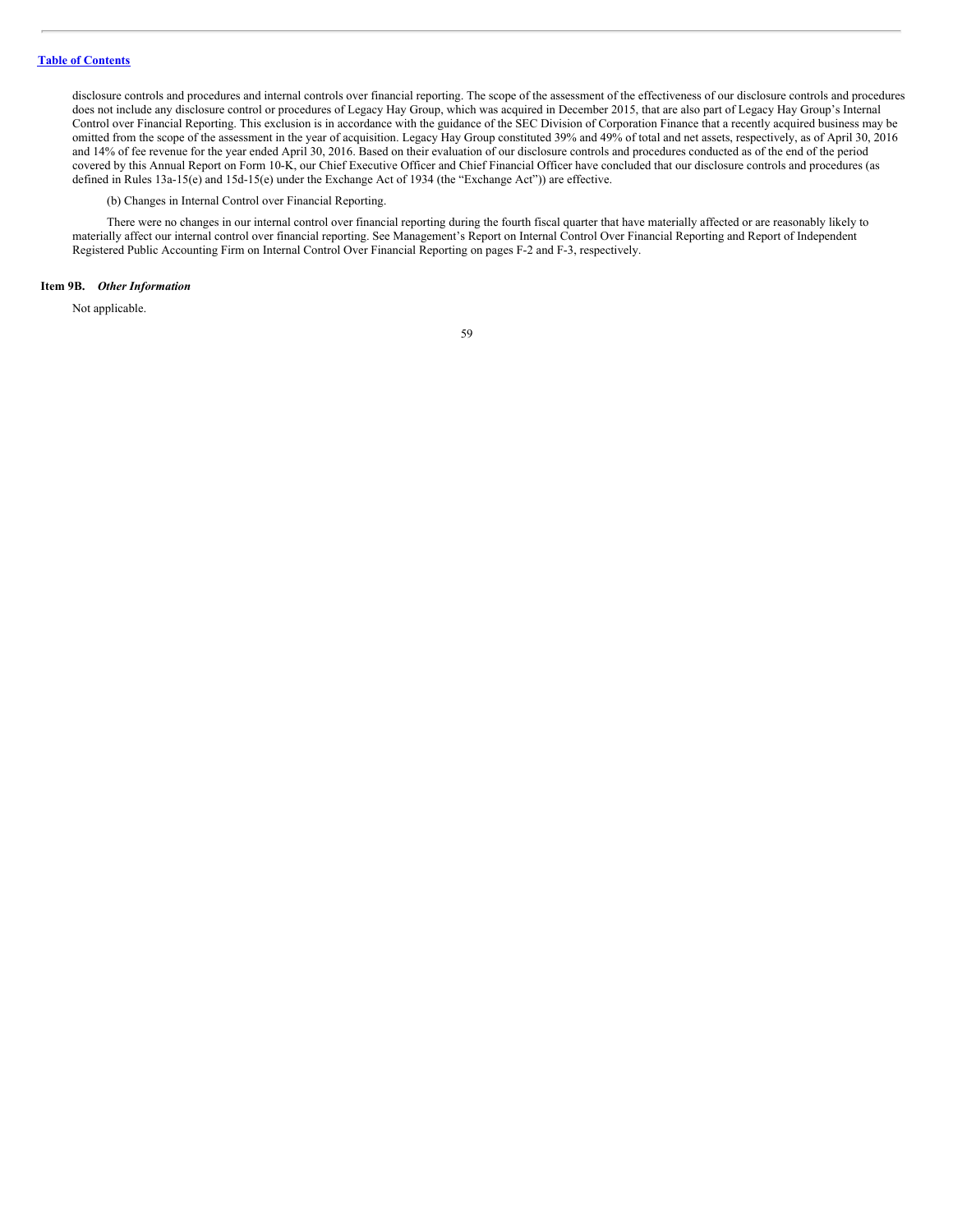disclosure controls and procedures and internal controls over financial reporting. The scope of the assessment of the effectiveness of our disclosure controls and procedures does not include any disclosure control or procedures of Legacy Hay Group, which was acquired in December 2015, that are also part of Legacy Hay Group's Internal Control over Financial Reporting. This exclusion is in accordance with the guidance of the SEC Division of Corporation Finance that a recently acquired business may be omitted from the scope of the assessment in the year of acquisition. Legacy Hay Group constituted 39% and 49% of total and net assets, respectively, as of April 30, 2016 and 14% of fee revenue for the year ended April 30, 2016. Based on their evaluation of our disclosure controls and procedures conducted as of the end of the period covered by this Annual Report on Form 10-K, our Chief Executive Officer and Chief Financial Officer have concluded that our disclosure controls and procedures (as defined in Rules 13a-15(e) and 15d-15(e) under the Exchange Act of 1934 (the "Exchange Act")) are effective.

(b) Changes in Internal Control over Financial Reporting.

There were no changes in our internal control over financial reporting during the fourth fiscal quarter that have materially affected or are reasonably likely to materially affect our internal control over financial reporting. See Management's Report on Internal Control Over Financial Reporting and Report of Independent Registered Public Accounting Firm on Internal Control Over Financial Reporting on pages F-2 and F-3, respectively.

**Item 9B.** ***Other Information***

Not applicable.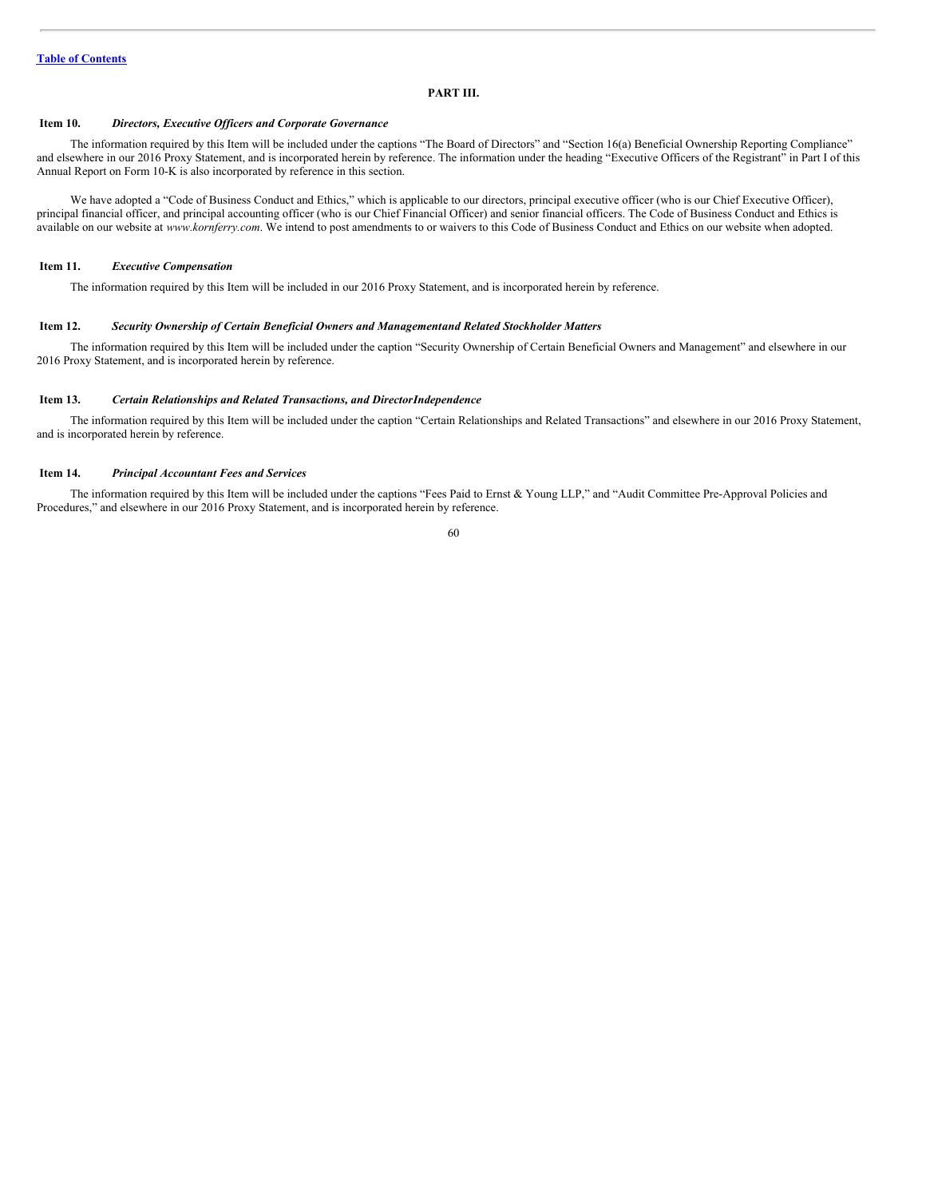[Table of Contents](#)

# PART III.

## Item 10. *Directors, Executive Officers and Corporate Governance*

The information required by this Item will be included under the captions "The Board of Directors" and "Section 16(a) Beneficial Ownership Reporting Compliance" and elsewhere in our 2016 Proxy Statement, and is incorporated herein by reference. The information under the heading "Executive Officers of the Registrant" in Part I of this Annual Report on Form 10-K is also incorporated by reference in this section.

We have adopted a "Code of Business Conduct and Ethics," which is applicable to our directors, principal executive officer (who is our Chief Executive Officer), principal financial officer, and principal accounting officer (who is our Chief Financial Officer) and senior financial officers. The Code of Business Conduct and Ethics is available on our website at *www.kornferry.com*. We intend to post amendments to or waivers to this Code of Business Conduct and Ethics on our website when adopted.

## Item 11. *Executive Compensation*

The information required by this Item will be included in our 2016 Proxy Statement, and is incorporated herein by reference.

## Item 12. *Security Ownership of Certain Beneficial Owners and Managementand Related Stockholder Matters*

The information required by this Item will be included under the caption "Security Ownership of Certain Beneficial Owners and Management" and elsewhere in our 2016 Proxy Statement, and is incorporated herein by reference.

## Item 13. *Certain Relationships and Related Transactions, and DirectorIndependence*

The information required by this Item will be included under the caption "Certain Relationships and Related Transactions" and elsewhere in our 2016 Proxy Statement, and is incorporated herein by reference.

## Item 14. *Principal Accountant Fees and Services*

The information required by this Item will be included under the captions "Fees Paid to Ernst & Young LLP," and "Audit Committee Pre-Approval Policies and Procedures," and elsewhere in our 2016 Proxy Statement, and is incorporated herein by reference.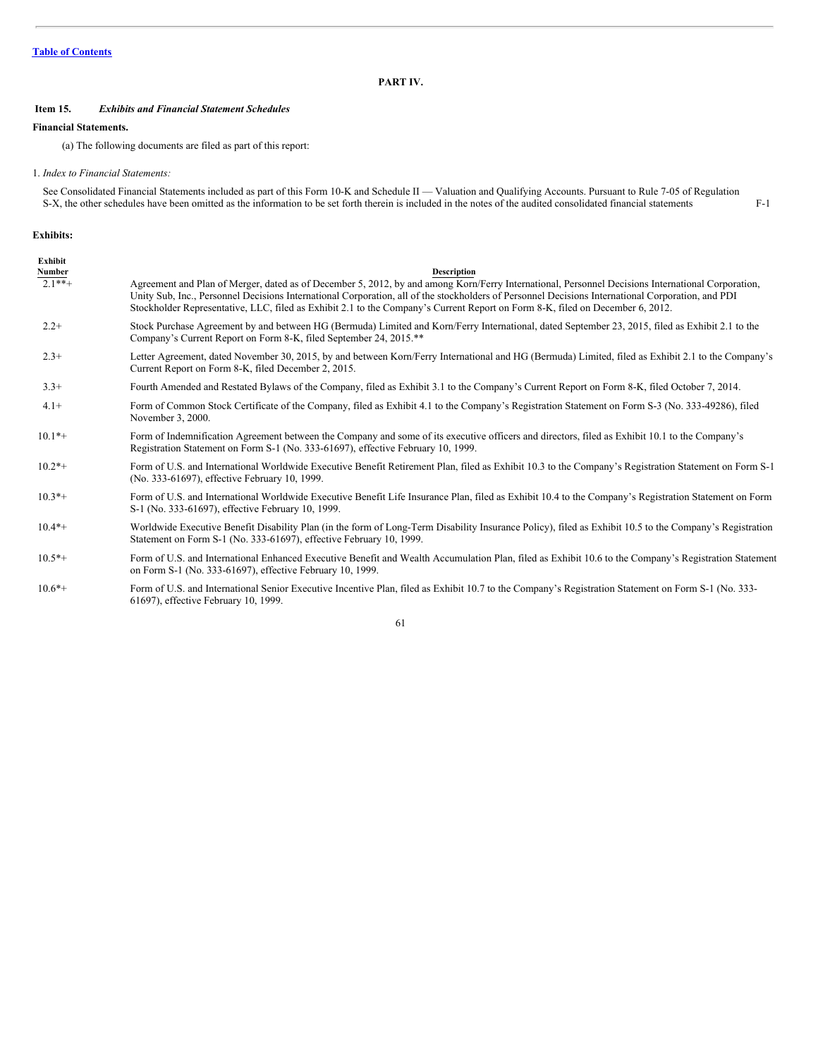[Table of Contents](#)

# PART IV.

## Item 15. *Exhibits and Financial Statement Schedules*

**Financial Statements.**

(a) The following documents are filed as part of this report:

1. *Index to Financial Statements:*

See Consolidated Financial Statements included as part of this Form 10-K and Schedule II — Valuation and Qualifying Accounts. Pursuant to Rule 7-05 of Regulation S-X, the other schedules have been omitted as the information to be set forth therein is included in the notes of the audited consolidated financial statements F-1

**Exhibits:**

| Exhibit Number | Description |
|---|---|
| 2.1**+ | Agreement and Plan of Merger, dated as of December 5, 2012, by and among Korn/Ferry International, Personnel Decisions International Corporation, Unity Sub, Inc., Personnel Decisions International Corporation, all of the stockholders of Personnel Decisions International Corporation, and PDI Stockholder Representative, LLC, filed as Exhibit 2.1 to the Company's Current Report on Form 8-K, filed on December 6, 2012. |
| 2.2+ | Stock Purchase Agreement by and between HG (Bermuda) Limited and Korn/Ferry International, dated September 23, 2015, filed as Exhibit 2.1 to the Company's Current Report on Form 8-K, filed September 24, 2015.** |
| 2.3+ | Letter Agreement, dated November 30, 2015, by and between Korn/Ferry International and HG (Bermuda) Limited, filed as Exhibit 2.1 to the Company's Current Report on Form 8-K, filed December 2, 2015. |
| 3.3+ | Fourth Amended and Restated Bylaws of the Company, filed as Exhibit 3.1 to the Company's Current Report on Form 8-K, filed October 7, 2014. |
| 4.1+ | Form of Common Stock Certificate of the Company, filed as Exhibit 4.1 to the Company's Registration Statement on Form S-3 (No. 333-49286), filed November 3, 2000. |
| 10.1*+ | Form of Indemnification Agreement between the Company and some of its executive officers and directors, filed as Exhibit 10.1 to the Company's Registration Statement on Form S-1 (No. 333-61697), effective February 10, 1999. |
| 10.2*+ | Form of U.S. and International Worldwide Executive Benefit Retirement Plan, filed as Exhibit 10.3 to the Company's Registration Statement on Form S-1 (No. 333-61697), effective February 10, 1999. |
| 10.3*+ | Form of U.S. and International Worldwide Executive Benefit Life Insurance Plan, filed as Exhibit 10.4 to the Company's Registration Statement on Form S-1 (No. 333-61697), effective February 10, 1999. |
| 10.4*+ | Worldwide Executive Benefit Disability Plan (in the form of Long-Term Disability Insurance Policy), filed as Exhibit 10.5 to the Company's Registration Statement on Form S-1 (No. 333-61697), effective February 10, 1999. |
| 10.5*+ | Form of U.S. and International Enhanced Executive Benefit and Wealth Accumulation Plan, filed as Exhibit 10.6 to the Company's Registration Statement on Form S-1 (No. 333-61697), effective February 10, 1999. |
| 10.6*+ | Form of U.S. and International Senior Executive Incentive Plan, filed as Exhibit 10.7 to the Company's Registration Statement on Form S-1 (No. 333-61697), effective February 10, 1999. |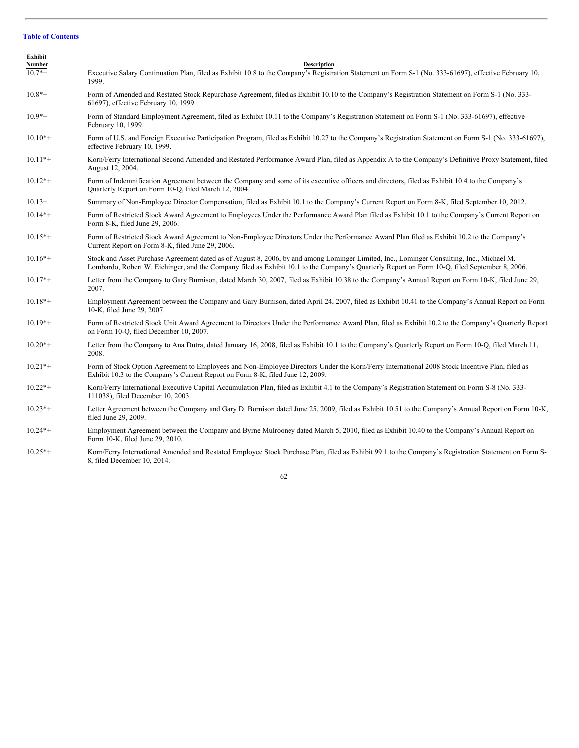[Table of Contents](#)

| Exhibit Number | Description |
|---|---|
| 10.7*+ | Executive Salary Continuation Plan, filed as Exhibit 10.8 to the Company's Registration Statement on Form S-1 (No. 333-61697), effective February 10, 1999. |
| 10.8*+ | Form of Amended and Restated Stock Repurchase Agreement, filed as Exhibit 10.10 to the Company's Registration Statement on Form S-1 (No. 333-61697), effective February 10, 1999. |
| 10.9*+ | Form of Standard Employment Agreement, filed as Exhibit 10.11 to the Company's Registration Statement on Form S-1 (No. 333-61697), effective February 10, 1999. |
| 10.10*+ | Form of U.S. and Foreign Executive Participation Program, filed as Exhibit 10.27 to the Company's Registration Statement on Form S-1 (No. 333-61697), effective February 10, 1999. |
| 10.11*+ | Korn/Ferry International Second Amended and Restated Performance Award Plan, filed as Appendix A to the Company's Definitive Proxy Statement, filed August 12, 2004. |
| 10.12*+ | Form of Indemnification Agreement between the Company and some of its executive officers and directors, filed as Exhibit 10.4 to the Company's Quarterly Report on Form 10-Q, filed March 12, 2004. |
| 10.13+ | Summary of Non-Employee Director Compensation, filed as Exhibit 10.1 to the Company's Current Report on Form 8-K, filed September 10, 2012. |
| 10.14*+ | Form of Restricted Stock Award Agreement to Employees Under the Performance Award Plan filed as Exhibit 10.1 to the Company's Current Report on Form 8-K, filed June 29, 2006. |
| 10.15*+ | Form of Restricted Stock Award Agreement to Non-Employee Directors Under the Performance Award Plan filed as Exhibit 10.2 to the Company's Current Report on Form 8-K, filed June 29, 2006. |
| 10.16*+ | Stock and Asset Purchase Agreement dated as of August 8, 2006, by and among Lominger Limited, Inc., Lominger Consulting, Inc., Michael M. Lombardo, Robert W. Eichinger, and the Company filed as Exhibit 10.1 to the Company's Quarterly Report on Form 10-Q, filed September 8, 2006. |
| 10.17*+ | Letter from the Company to Gary Burnison, dated March 30, 2007, filed as Exhibit 10.38 to the Company's Annual Report on Form 10-K, filed June 29, 2007. |
| 10.18*+ | Employment Agreement between the Company and Gary Burnison, dated April 24, 2007, filed as Exhibit 10.41 to the Company's Annual Report on Form 10-K, filed June 29, 2007. |
| 10.19*+ | Form of Restricted Stock Unit Award Agreement to Directors Under the Performance Award Plan, filed as Exhibit 10.2 to the Company's Quarterly Report on Form 10-Q, filed December 10, 2007. |
| 10.20*+ | Letter from the Company to Ana Dutra, dated January 16, 2008, filed as Exhibit 10.1 to the Company's Quarterly Report on Form 10-Q, filed March 11, 2008. |
| 10.21*+ | Form of Stock Option Agreement to Employees and Non-Employee Directors Under the Korn/Ferry International 2008 Stock Incentive Plan, filed as Exhibit 10.3 to the Company's Current Report on Form 8-K, filed June 12, 2009. |
| 10.22*+ | Korn/Ferry International Executive Capital Accumulation Plan, filed as Exhibit 4.1 to the Company's Registration Statement on Form S-8 (No. 333-111038), filed December 10, 2003. |
| 10.23*+ | Letter Agreement between the Company and Gary D. Burnison dated June 25, 2009, filed as Exhibit 10.51 to the Company's Annual Report on Form 10-K, filed June 29, 2009. |
| 10.24*+ | Employment Agreement between the Company and Byrne Mulrooney dated March 5, 2010, filed as Exhibit 10.40 to the Company's Annual Report on Form 10-K, filed June 29, 2010. |
| 10.25*+ | Korn/Ferry International Amended and Restated Employee Stock Purchase Plan, filed as Exhibit 99.1 to the Company's Registration Statement on Form S-8, filed December 10, 2014. |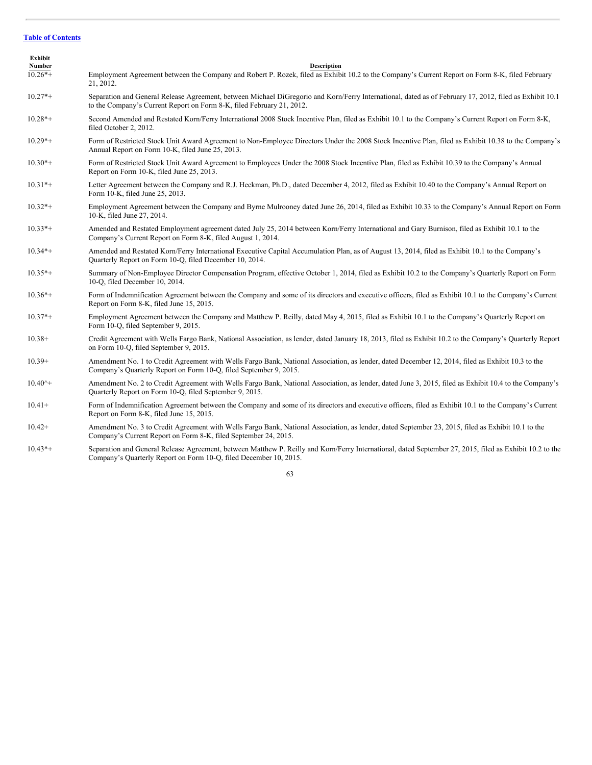[Table of Contents](#)

| Exhibit Number | Description |
| --- | --- |
| 10.26*+ | Employment Agreement between the Company and Robert P. Rozek, filed as Exhibit 10.2 to the Company's Current Report on Form 8-K, filed February 21, 2012. |
| 10.27*+ | Separation and General Release Agreement, between Michael DiGregorio and Korn/Ferry International, dated as of February 17, 2012, filed as Exhibit 10.1 to the Company's Current Report on Form 8-K, filed February 21, 2012. |
| 10.28*+ | Second Amended and Restated Korn/Ferry International 2008 Stock Incentive Plan, filed as Exhibit 10.1 to the Company's Current Report on Form 8-K, filed October 2, 2012. |
| 10.29*+ | Form of Restricted Stock Unit Award Agreement to Non-Employee Directors Under the 2008 Stock Incentive Plan, filed as Exhibit 10.38 to the Company's Annual Report on Form 10-K, filed June 25, 2013. |
| 10.30*+ | Form of Restricted Stock Unit Award Agreement to Employees Under the 2008 Stock Incentive Plan, filed as Exhibit 10.39 to the Company's Annual Report on Form 10-K, filed June 25, 2013. |
| 10.31*+ | Letter Agreement between the Company and R.J. Heckman, Ph.D., dated December 4, 2012, filed as Exhibit 10.40 to the Company's Annual Report on Form 10-K, filed June 25, 2013. |
| 10.32*+ | Employment Agreement between the Company and Byrne Mulrooney dated June 26, 2014, filed as Exhibit 10.33 to the Company's Annual Report on Form 10-K, filed June 27, 2014. |
| 10.33*+ | Amended and Restated Employment agreement dated July 25, 2014 between Korn/Ferry International and Gary Burnison, filed as Exhibit 10.1 to the Company's Current Report on Form 8-K, filed August 1, 2014. |
| 10.34*+ | Amended and Restated Korn/Ferry International Executive Capital Accumulation Plan, as of August 13, 2014, filed as Exhibit 10.1 to the Company's Quarterly Report on Form 10-Q, filed December 10, 2014. |
| 10.35*+ | Summary of Non-Employee Director Compensation Program, effective October 1, 2014, filed as Exhibit 10.2 to the Company's Quarterly Report on Form 10-Q, filed December 10, 2014. |
| 10.36*+ | Form of Indemnification Agreement between the Company and some of its directors and executive officers, filed as Exhibit 10.1 to the Company's Current Report on Form 8-K, filed June 15, 2015. |
| 10.37*+ | Employment Agreement between the Company and Matthew P. Reilly, dated May 4, 2015, filed as Exhibit 10.1 to the Company's Quarterly Report on Form 10-Q, filed September 9, 2015. |
| 10.38+ | Credit Agreement with Wells Fargo Bank, National Association, as lender, dated January 18, 2013, filed as Exhibit 10.2 to the Company's Quarterly Report on Form 10-Q, filed September 9, 2015. |
| 10.39+ | Amendment No. 1 to Credit Agreement with Wells Fargo Bank, National Association, as lender, dated December 12, 2014, filed as Exhibit 10.3 to the Company's Quarterly Report on Form 10-Q, filed September 9, 2015. |
| 10.40^+ | Amendment No. 2 to Credit Agreement with Wells Fargo Bank, National Association, as lender, dated June 3, 2015, filed as Exhibit 10.4 to the Company's Quarterly Report on Form 10-Q, filed September 9, 2015. |
| 10.41+ | Form of Indemnification Agreement between the Company and some of its directors and executive officers, filed as Exhibit 10.1 to the Company's Current Report on Form 8-K, filed June 15, 2015. |
| 10.42+ | Amendment No. 3 to Credit Agreement with Wells Fargo Bank, National Association, as lender, dated September 23, 2015, filed as Exhibit 10.1 to the Company's Current Report on Form 8-K, filed September 24, 2015. |
| 10.43*+ | Separation and General Release Agreement, between Matthew P. Reilly and Korn/Ferry International, dated September 27, 2015, filed as Exhibit 10.2 to the Company's Quarterly Report on Form 10-Q, filed December 10, 2015. |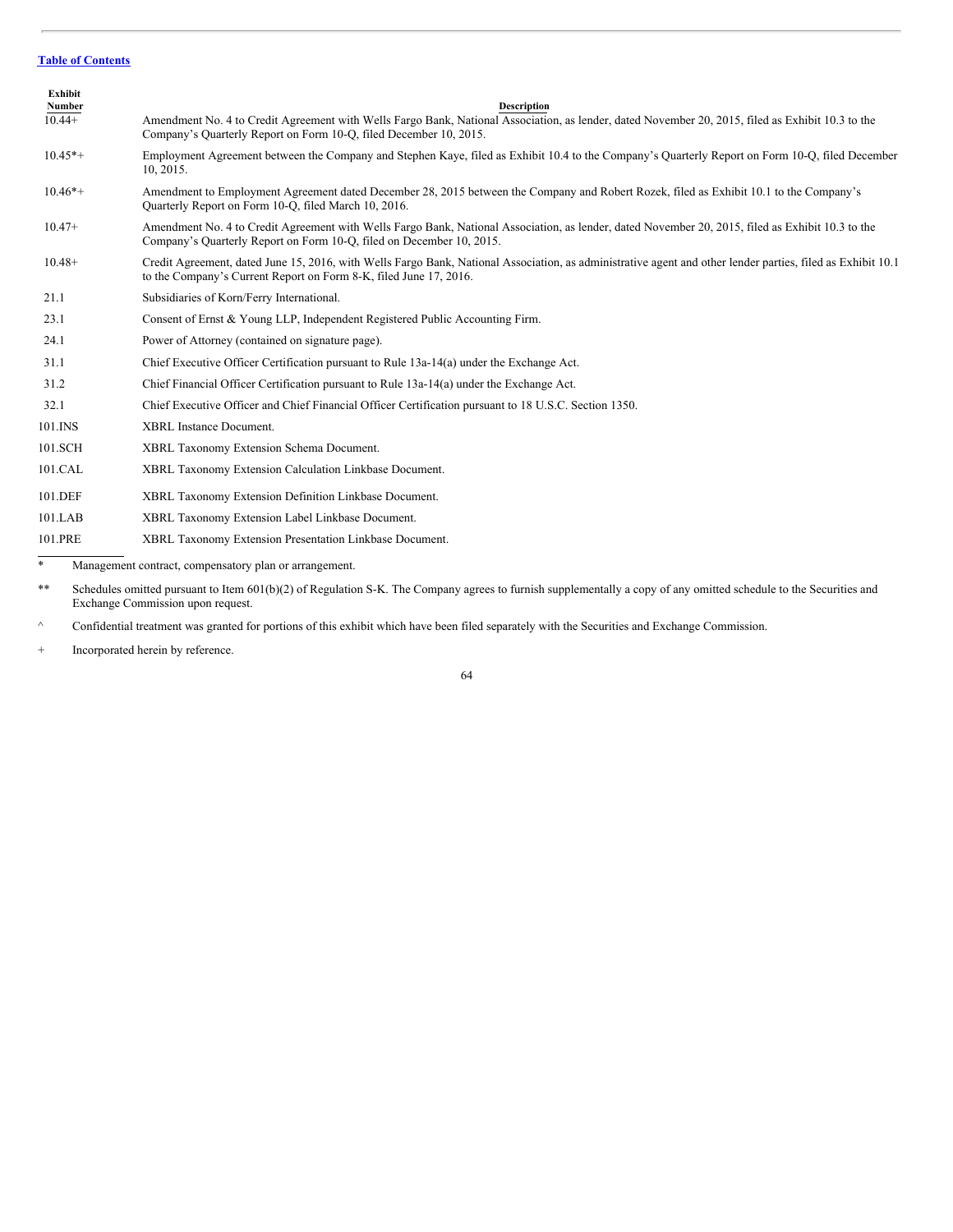[Table of Contents](#)

| Exhibit Number | Description |
| --- | --- |
| 10.44+ | Amendment No. 4 to Credit Agreement with Wells Fargo Bank, National Association, as lender, dated November 20, 2015, filed as Exhibit 10.3 to the Company's Quarterly Report on Form 10-Q, filed December 10, 2015. |
| 10.45*+ | Employment Agreement between the Company and Stephen Kaye, filed as Exhibit 10.4 to the Company's Quarterly Report on Form 10-Q, filed December 10, 2015. |
| 10.46*+ | Amendment to Employment Agreement dated December 28, 2015 between the Company and Robert Rozek, filed as Exhibit 10.1 to the Company's Quarterly Report on Form 10-Q, filed March 10, 2016. |
| 10.47+ | Amendment No. 4 to Credit Agreement with Wells Fargo Bank, National Association, as lender, dated November 20, 2015, filed as Exhibit 10.3 to the Company's Quarterly Report on Form 10-Q, filed on December 10, 2015. |
| 10.48+ | Credit Agreement, dated June 15, 2016, with Wells Fargo Bank, National Association, as administrative agent and other lender parties, filed as Exhibit 10.1 to the Company's Current Report on Form 8-K, filed June 17, 2016. |
| 21.1 | Subsidiaries of Korn/Ferry International. |
| 23.1 | Consent of Ernst & Young LLP, Independent Registered Public Accounting Firm. |
| 24.1 | Power of Attorney (contained on signature page). |
| 31.1 | Chief Executive Officer Certification pursuant to Rule 13a-14(a) under the Exchange Act. |
| 31.2 | Chief Financial Officer Certification pursuant to Rule 13a-14(a) under the Exchange Act. |
| 32.1 | Chief Executive Officer and Chief Financial Officer Certification pursuant to 18 U.S.C. Section 1350. |
| 101.INS | XBRL Instance Document. |
| 101.SCH | XBRL Taxonomy Extension Schema Document. |
| 101.CAL | XBRL Taxonomy Extension Calculation Linkbase Document. |
| 101.DEF | XBRL Taxonomy Extension Definition Linkbase Document. |
| 101.LAB | XBRL Taxonomy Extension Label Linkbase Document. |
| 101.PRE | XBRL Taxonomy Extension Presentation Linkbase Document. |

\* Management contract, compensatory plan or arrangement.

** Schedules omitted pursuant to Item 601(b)(2) of Regulation S-K. The Company agrees to furnish supplementally a copy of any omitted schedule to the Securities and Exchange Commission upon request.

^ Confidential treatment was granted for portions of this exhibit which have been filed separately with the Securities and Exchange Commission.

\+ Incorporated herein by reference.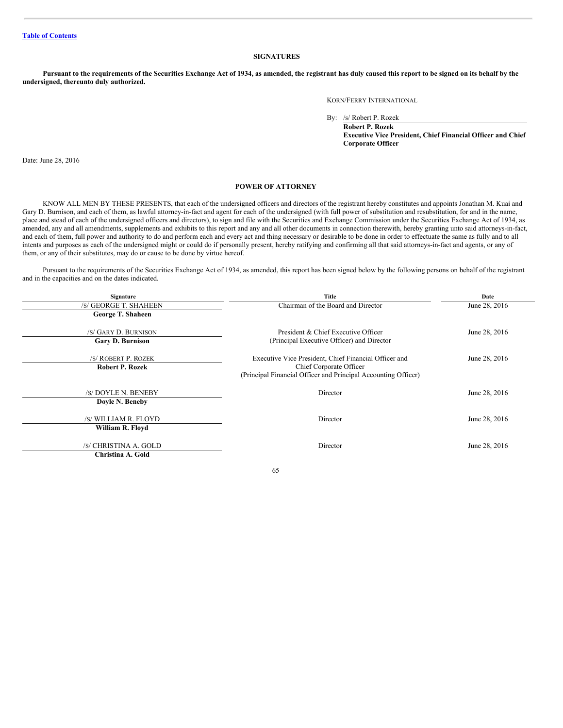## SIGNATURES

**Pursuant to the requirements of the Securities Exchange Act of 1934, as amended, the registrant has duly caused this report to be signed on its behalf by the undersigned, thereunto duly authorized.**

KORN/FERRY INTERNATIONAL

By: /s/ Robert P. Rozek
**Robert P. Rozek**
**Executive Vice President, Chief Financial Officer and Chief Corporate Officer**

Date: June 28, 2016

## POWER OF ATTORNEY

KNOW ALL MEN BY THESE PRESENTS, that each of the undersigned officers and directors of the registrant hereby constitutes and appoints Jonathan M. Kuai and Gary D. Burnison, and each of them, as lawful attorney-in-fact and agent for each of the undersigned (with full power of substitution and resubstitution, for and in the name, place and stead of each of the undersigned officers and directors), to sign and file with the Securities and Exchange Commission under the Securities Exchange Act of 1934, as amended, any and all amendments, supplements and exhibits to this report and any and all other documents in connection therewith, hereby granting unto said attorneys-in-fact, and each of them, full power and authority to do and perform each and every act and thing necessary or desirable to be done in order to effectuate the same as fully and to all intents and purposes as each of the undersigned might or could do if personally present, hereby ratifying and confirming all that said attorneys-in-fact and agents, or any of them, or any of their substitutes, may do or cause to be done by virtue hereof.

Pursuant to the requirements of the Securities Exchange Act of 1934, as amended, this report has been signed below by the following persons on behalf of the registrant and in the capacities and on the dates indicated.

| Signature | Title | Date |
|---|---|---|
| /S/ GEORGE T. SHAHEEN<br>**George T. Shaheen** | Chairman of the Board and Director | June 28, 2016 |
| /S/ GARY D. BURNISON<br>**Gary D. Burnison** | President & Chief Executive Officer<br>(Principal Executive Officer) and Director | June 28, 2016 |
| /S/ ROBERT P. ROZEK<br>**Robert P. Rozek** | Executive Vice President, Chief Financial Officer and Chief Corporate Officer<br>(Principal Financial Officer and Principal Accounting Officer) | June 28, 2016 |
| /S/ DOYLE N. BENEBY<br>**Doyle N. Beneby** | Director | June 28, 2016 |
| /S/ WILLIAM R. FLOYD<br>**William R. Floyd** | Director | June 28, 2016 |
| /S/ CHRISTINA A. GOLD<br>**Christina A. Gold** | Director | June 28, 2016 |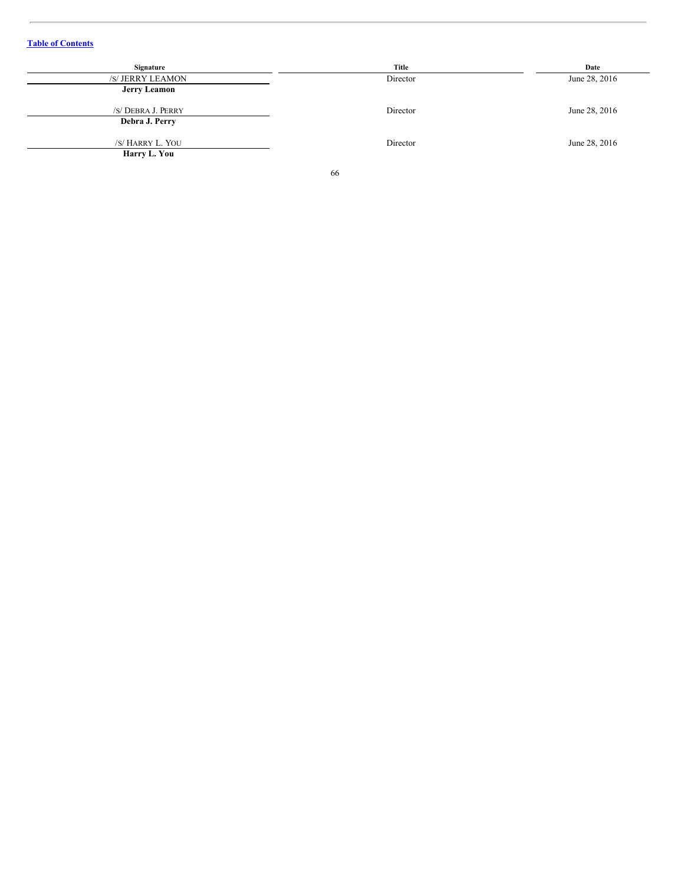[Table of Contents](#)

| Signature | Title | Date |
|---|---|---|
| /S/ JERRY LEAMON<br>**Jerry Leamon** | Director | June 28, 2016 |
| /S/ DEBRA J. PERRY<br>**Debra J. Perry** | Director | June 28, 2016 |
| /S/ HARRY L. YOU<br>**Harry L. You** | Director | June 28, 2016 |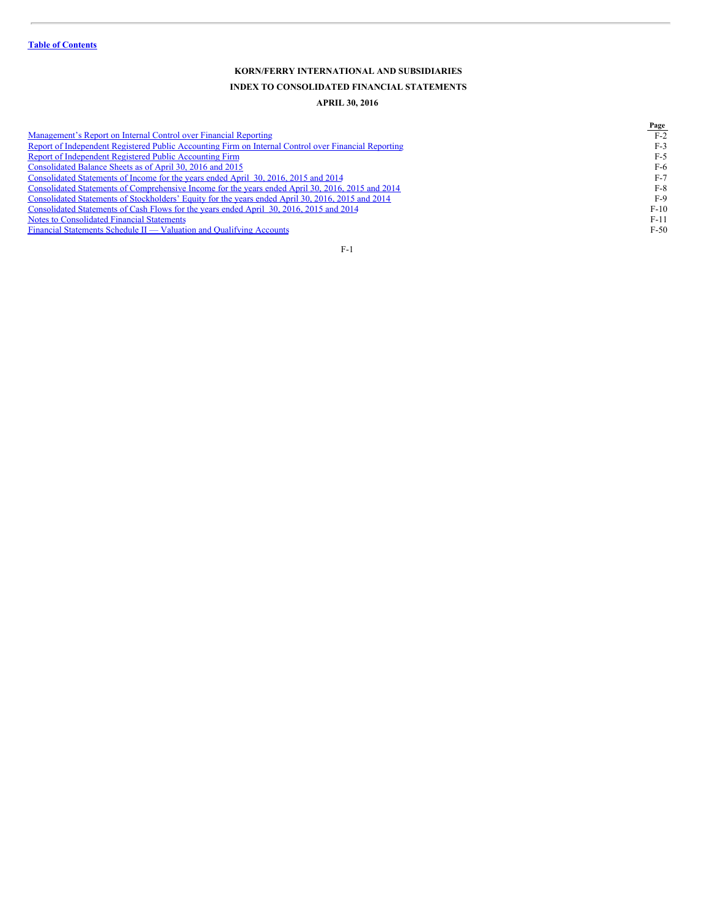**Table of Contents**

# KORN/FERRY INTERNATIONAL AND SUBSIDIARIES

## INDEX TO CONSOLIDATED FINANCIAL STATEMENTS

### APRIL 30, 2016

| | Page |
|---|---|
| Management's Report on Internal Control over Financial Reporting | F-2 |
| Report of Independent Registered Public Accounting Firm on Internal Control over Financial Reporting | F-3 |
| Report of Independent Registered Public Accounting Firm | F-5 |
| Consolidated Balance Sheets as of April 30, 2016 and 2015 | F-6 |
| Consolidated Statements of Income for the years ended April 30, 2016, 2015 and 2014 | F-7 |
| Consolidated Statements of Comprehensive Income for the years ended April 30, 2016, 2015 and 2014 | F-8 |
| Consolidated Statements of Stockholders' Equity for the years ended April 30, 2016, 2015 and 2014 | F-9 |
| Consolidated Statements of Cash Flows for the years ended April 30, 2016, 2015 and 2014 | F-10 |
| Notes to Consolidated Financial Statements | F-11 |
| Financial Statements Schedule II — Valuation and Qualifying Accounts | F-50 |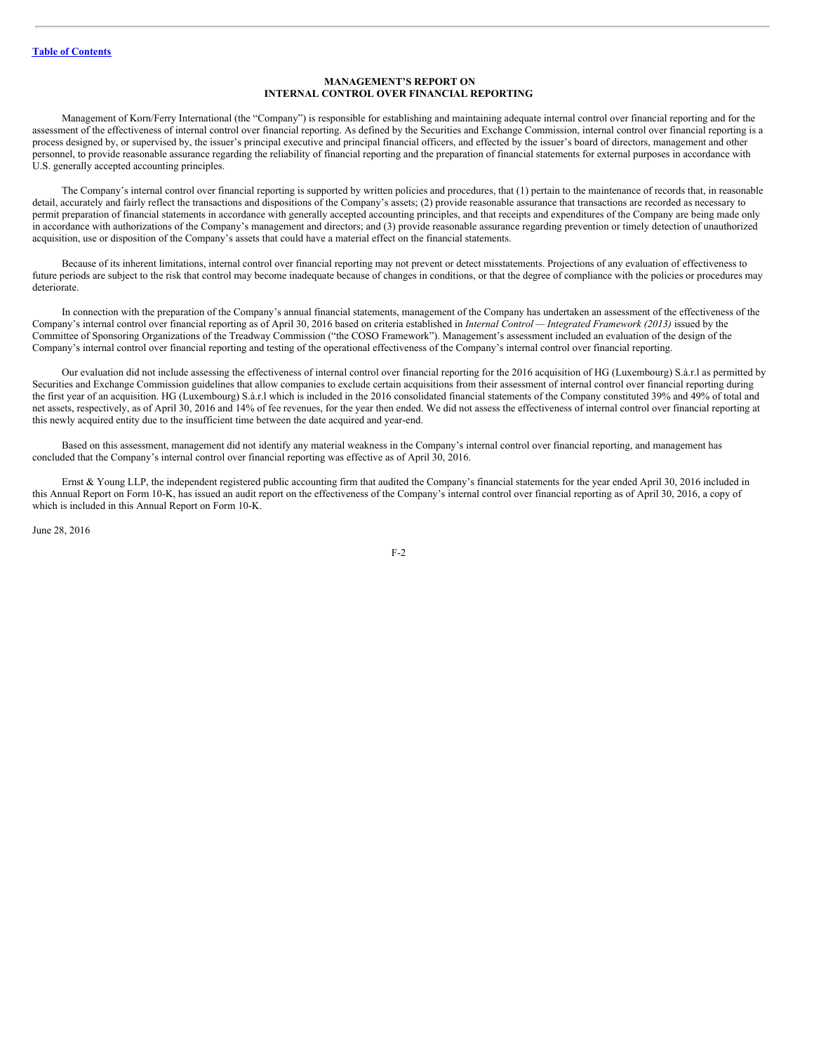# MANAGEMENT'S REPORT ON INTERNAL CONTROL OVER FINANCIAL REPORTING

Management of Korn/Ferry International (the "Company") is responsible for establishing and maintaining adequate internal control over financial reporting and for the assessment of the effectiveness of internal control over financial reporting. As defined by the Securities and Exchange Commission, internal control over financial reporting is a process designed by, or supervised by, the issuer's principal executive and principal financial officers, and effected by the issuer's board of directors, management and other personnel, to provide reasonable assurance regarding the reliability of financial reporting and the preparation of financial statements for external purposes in accordance with U.S. generally accepted accounting principles.

The Company's internal control over financial reporting is supported by written policies and procedures, that (1) pertain to the maintenance of records that, in reasonable detail, accurately and fairly reflect the transactions and dispositions of the Company's assets; (2) provide reasonable assurance that transactions are recorded as necessary to permit preparation of financial statements in accordance with generally accepted accounting principles, and that receipts and expenditures of the Company are being made only in accordance with authorizations of the Company's management and directors; and (3) provide reasonable assurance regarding prevention or timely detection of unauthorized acquisition, use or disposition of the Company's assets that could have a material effect on the financial statements.

Because of its inherent limitations, internal control over financial reporting may not prevent or detect misstatements. Projections of any evaluation of effectiveness to future periods are subject to the risk that control may become inadequate because of changes in conditions, or that the degree of compliance with the policies or procedures may deteriorate.

In connection with the preparation of the Company's annual financial statements, management of the Company has undertaken an assessment of the effectiveness of the Company's internal control over financial reporting as of April 30, 2016 based on criteria established in *Internal Control — Integrated Framework (2013)* issued by the Committee of Sponsoring Organizations of the Treadway Commission ("the COSO Framework"). Management's assessment included an evaluation of the design of the Company's internal control over financial reporting and testing of the operational effectiveness of the Company's internal control over financial reporting.

Our evaluation did not include assessing the effectiveness of internal control over financial reporting for the 2016 acquisition of HG (Luxembourg) S.à.r.l as permitted by Securities and Exchange Commission guidelines that allow companies to exclude certain acquisitions from their assessment of internal control over financial reporting during the first year of an acquisition. HG (Luxembourg) S.à.r.l which is included in the 2016 consolidated financial statements of the Company constituted 39% and 49% of total and net assets, respectively, as of April 30, 2016 and 14% of fee revenues, for the year then ended. We did not assess the effectiveness of internal control over financial reporting at this newly acquired entity due to the insufficient time between the date acquired and year-end.

Based on this assessment, management did not identify any material weakness in the Company's internal control over financial reporting, and management has concluded that the Company's internal control over financial reporting was effective as of April 30, 2016.

Ernst & Young LLP, the independent registered public accounting firm that audited the Company's financial statements for the year ended April 30, 2016 included in this Annual Report on Form 10-K, has issued an audit report on the effectiveness of the Company's internal control over financial reporting as of April 30, 2016, a copy of which is included in this Annual Report on Form 10-K.

June 28, 2016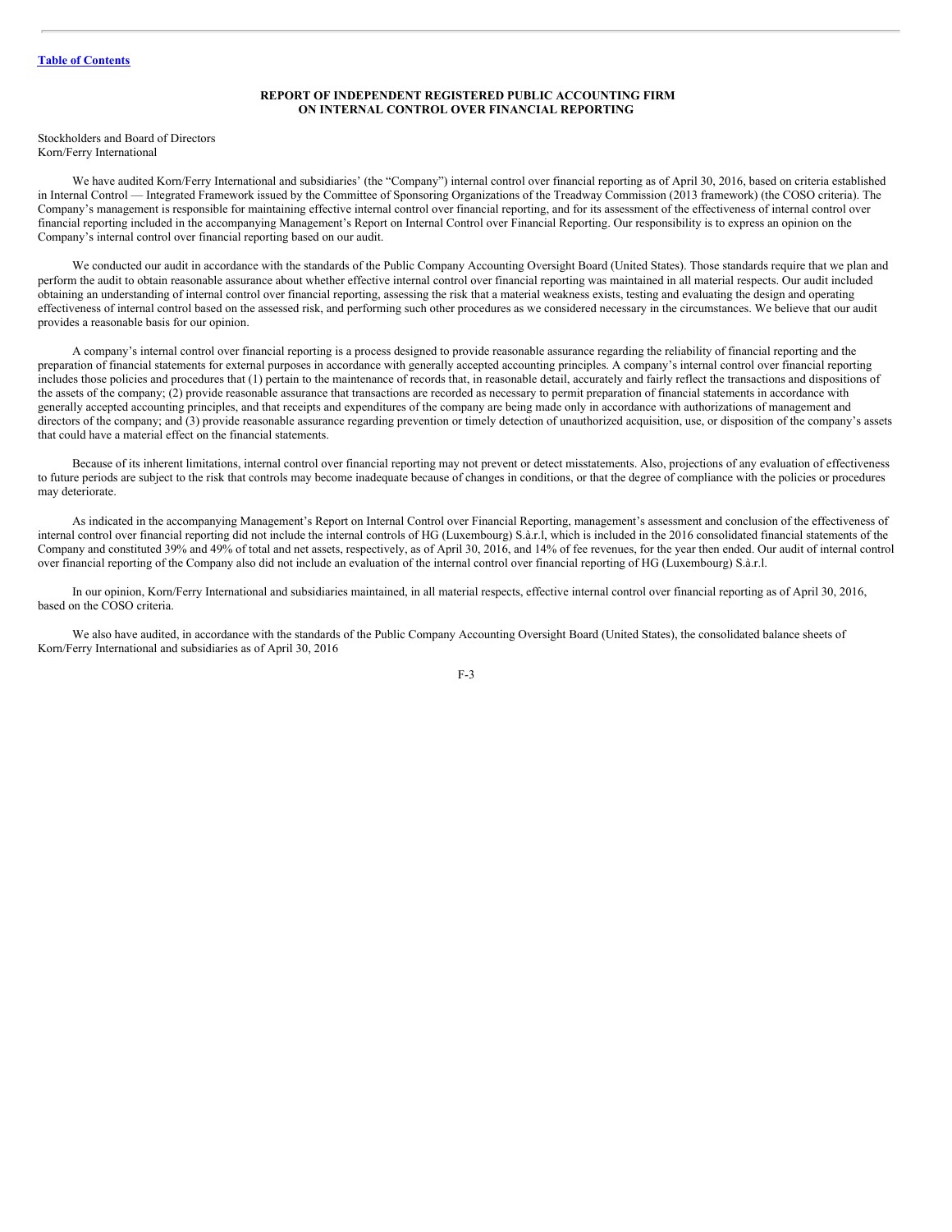[Table of Contents](#)

## REPORT OF INDEPENDENT REGISTERED PUBLIC ACCOUNTING FIRM ON INTERNAL CONTROL OVER FINANCIAL REPORTING

Stockholders and Board of Directors
Korn/Ferry International

We have audited Korn/Ferry International and subsidiaries' (the "Company") internal control over financial reporting as of April 30, 2016, based on criteria established in Internal Control — Integrated Framework issued by the Committee of Sponsoring Organizations of the Treadway Commission (2013 framework) (the COSO criteria). The Company's management is responsible for maintaining effective internal control over financial reporting, and for its assessment of the effectiveness of internal control over financial reporting included in the accompanying Management's Report on Internal Control over Financial Reporting. Our responsibility is to express an opinion on the Company's internal control over financial reporting based on our audit.

We conducted our audit in accordance with the standards of the Public Company Accounting Oversight Board (United States). Those standards require that we plan and perform the audit to obtain reasonable assurance about whether effective internal control over financial reporting was maintained in all material respects. Our audit included obtaining an understanding of internal control over financial reporting, assessing the risk that a material weakness exists, testing and evaluating the design and operating effectiveness of internal control based on the assessed risk, and performing such other procedures as we considered necessary in the circumstances. We believe that our audit provides a reasonable basis for our opinion.

A company's internal control over financial reporting is a process designed to provide reasonable assurance regarding the reliability of financial reporting and the preparation of financial statements for external purposes in accordance with generally accepted accounting principles. A company's internal control over financial reporting includes those policies and procedures that (1) pertain to the maintenance of records that, in reasonable detail, accurately and fairly reflect the transactions and dispositions of the assets of the company; (2) provide reasonable assurance that transactions are recorded as necessary to permit preparation of financial statements in accordance with generally accepted accounting principles, and that receipts and expenditures of the company are being made only in accordance with authorizations of management and directors of the company; and (3) provide reasonable assurance regarding prevention or timely detection of unauthorized acquisition, use, or disposition of the company's assets that could have a material effect on the financial statements.

Because of its inherent limitations, internal control over financial reporting may not prevent or detect misstatements. Also, projections of any evaluation of effectiveness to future periods are subject to the risk that controls may become inadequate because of changes in conditions, or that the degree of compliance with the policies or procedures may deteriorate.

As indicated in the accompanying Management's Report on Internal Control over Financial Reporting, management's assessment and conclusion of the effectiveness of internal control over financial reporting did not include the internal controls of HG (Luxembourg) S.à.r.l, which is included in the 2016 consolidated financial statements of the Company and constituted 39% and 49% of total and net assets, respectively, as of April 30, 2016, and 14% of fee revenues, for the year then ended. Our audit of internal control over financial reporting of the Company also did not include an evaluation of the internal control over financial reporting of HG (Luxembourg) S.à.r.l.

In our opinion, Korn/Ferry International and subsidiaries maintained, in all material respects, effective internal control over financial reporting as of April 30, 2016, based on the COSO criteria.

We also have audited, in accordance with the standards of the Public Company Accounting Oversight Board (United States), the consolidated balance sheets of Korn/Ferry International and subsidiaries as of April 30, 2016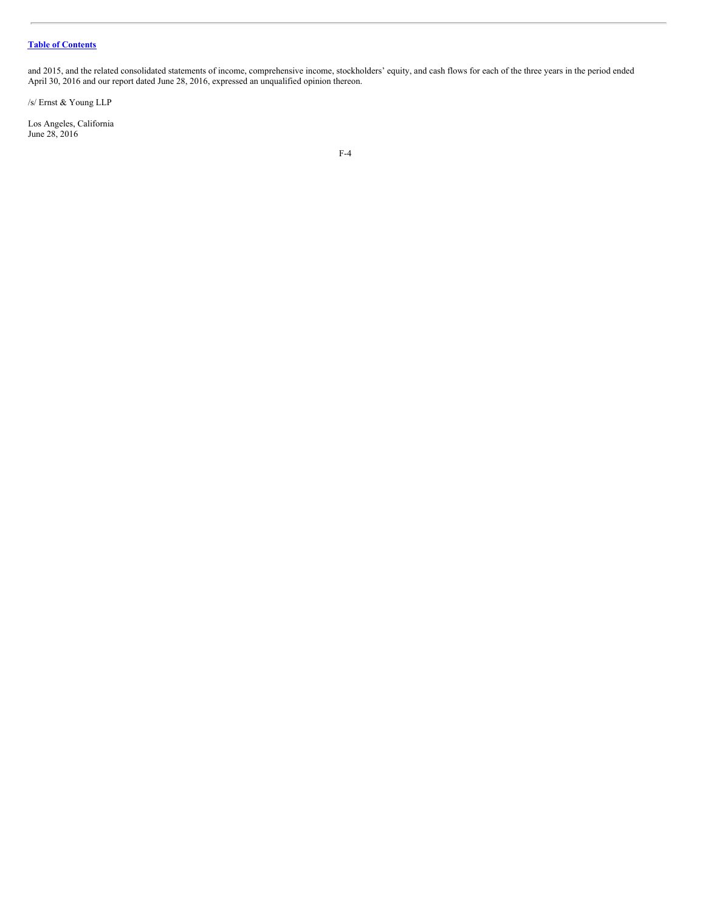and 2015, and the related consolidated statements of income, comprehensive income, stockholders' equity, and cash flows for each of the three years in the period ended April 30, 2016 and our report dated June 28, 2016, expressed an unqualified opinion thereon.

/s/ Ernst & Young LLP

Los Angeles, California
June 28, 2016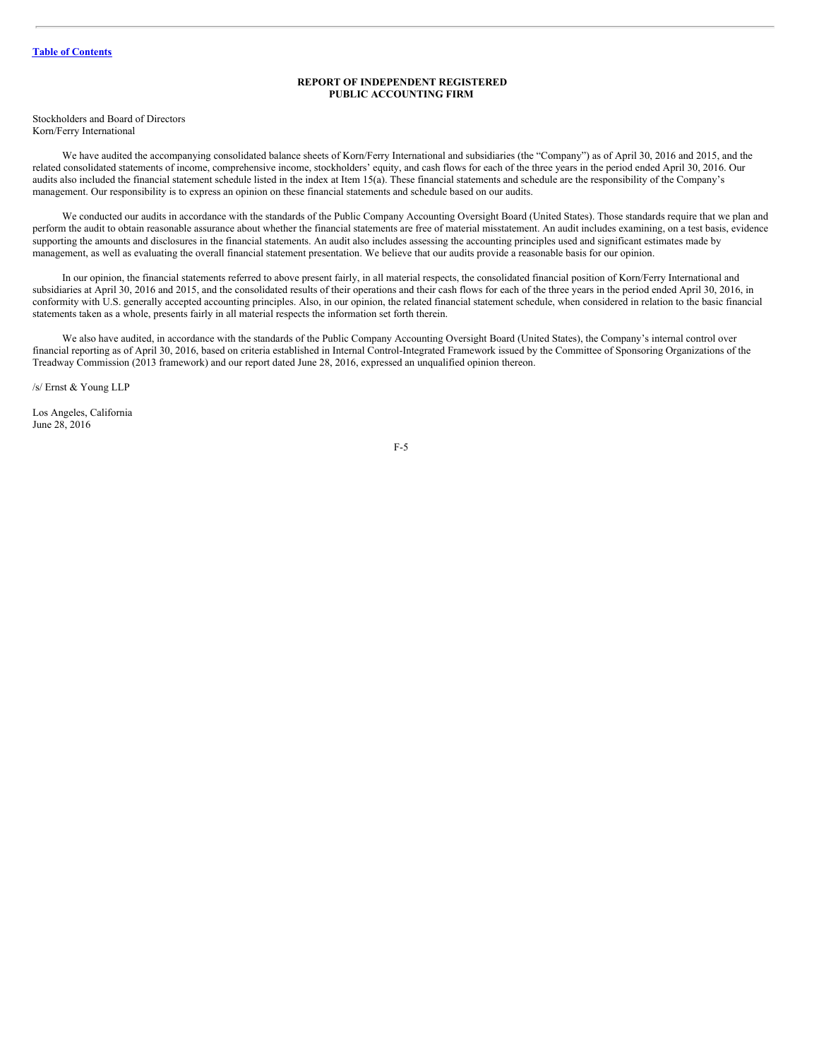# REPORT OF INDEPENDENT REGISTERED PUBLIC ACCOUNTING FIRM

Stockholders and Board of Directors
Korn/Ferry International

We have audited the accompanying consolidated balance sheets of Korn/Ferry International and subsidiaries (the "Company") as of April 30, 2016 and 2015, and the related consolidated statements of income, comprehensive income, stockholders' equity, and cash flows for each of the three years in the period ended April 30, 2016. Our audits also included the financial statement schedule listed in the index at Item 15(a). These financial statements and schedule are the responsibility of the Company's management. Our responsibility is to express an opinion on these financial statements and schedule based on our audits.

We conducted our audits in accordance with the standards of the Public Company Accounting Oversight Board (United States). Those standards require that we plan and perform the audit to obtain reasonable assurance about whether the financial statements are free of material misstatement. An audit includes examining, on a test basis, evidence supporting the amounts and disclosures in the financial statements. An audit also includes assessing the accounting principles used and significant estimates made by management, as well as evaluating the overall financial statement presentation. We believe that our audits provide a reasonable basis for our opinion.

In our opinion, the financial statements referred to above present fairly, in all material respects, the consolidated financial position of Korn/Ferry International and subsidiaries at April 30, 2016 and 2015, and the consolidated results of their operations and their cash flows for each of the three years in the period ended April 30, 2016, in conformity with U.S. generally accepted accounting principles. Also, in our opinion, the related financial statement schedule, when considered in relation to the basic financial statements taken as a whole, presents fairly in all material respects the information set forth therein.

We also have audited, in accordance with the standards of the Public Company Accounting Oversight Board (United States), the Company's internal control over financial reporting as of April 30, 2016, based on criteria established in Internal Control-Integrated Framework issued by the Committee of Sponsoring Organizations of the Treadway Commission (2013 framework) and our report dated June 28, 2016, expressed an unqualified opinion thereon.

/s/ Ernst & Young LLP

Los Angeles, California
June 28, 2016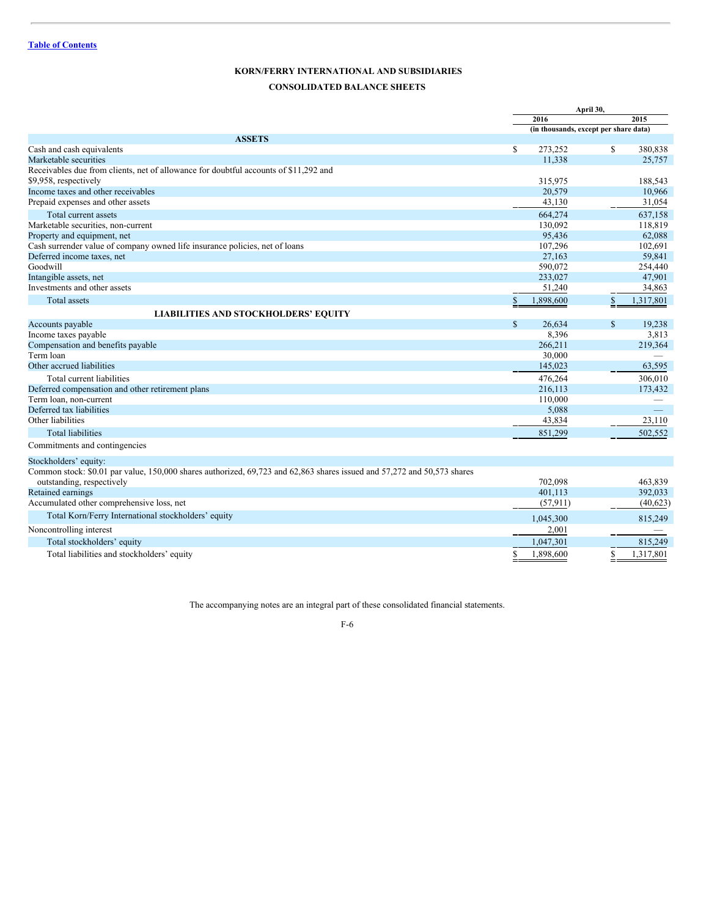Table of Contents

## KORN/FERRY INTERNATIONAL AND SUBSIDIARIES

## CONSOLIDATED BALANCE SHEETS

| | April 30, | |
|---|---|---|
| | 2016 | 2015 |
| | (in thousands, except per share data) | |
| **ASSETS** | | |
| Cash and cash equivalents | $ 273,252 | $ 380,838 |
| Marketable securities | 11,338 | 25,757 |
| Receivables due from clients, net of allowance for doubtful accounts of $11,292 and $9,958, respectively | 315,975 | 188,543 |
| Income taxes and other receivables | 20,579 | 10,966 |
| Prepaid expenses and other assets | 43,130 | 31,054 |
| Total current assets | 664,274 | 637,158 |
| Marketable securities, non-current | 130,092 | 118,819 |
| Property and equipment, net | 95,436 | 62,088 |
| Cash surrender value of company owned life insurance policies, net of loans | 107,296 | 102,691 |
| Deferred income taxes, net | 27,163 | 59,841 |
| Goodwill | 590,072 | 254,440 |
| Intangible assets, net | 233,027 | 47,901 |
| Investments and other assets | 51,240 | 34,863 |
| Total assets | $ 1,898,600 | $ 1,317,801 |
| **LIABILITIES AND STOCKHOLDERS' EQUITY** | | |
| Accounts payable | $ 26,634 | $ 19,238 |
| Income taxes payable | 8,396 | 3,813 |
| Compensation and benefits payable | 266,211 | 219,364 |
| Term loan | 30,000 | — |
| Other accrued liabilities | 145,023 | 63,595 |
| Total current liabilities | 476,264 | 306,010 |
| Deferred compensation and other retirement plans | 216,113 | 173,432 |
| Term loan, non-current | 110,000 | — |
| Deferred tax liabilities | 5,088 | — |
| Other liabilities | 43,834 | 23,110 |
| Total liabilities | 851,299 | 502,552 |
| Commitments and contingencies | | |
| Stockholders' equity: | | |
| Common stock: $0.01 par value, 150,000 shares authorized, 69,723 and 62,863 shares issued and 57,272 and 50,573 shares outstanding, respectively | 702,098 | 463,839 |
| Retained earnings | 401,113 | 392,033 |
| Accumulated other comprehensive loss, net | (57,911) | (40,623) |
| Total Korn/Ferry International stockholders' equity | 1,045,300 | 815,249 |
| Noncontrolling interest | 2,001 | — |
| Total stockholders' equity | 1,047,301 | 815,249 |
| Total liabilities and stockholders' equity | $ 1,898,600 | $ 1,317,801 |

The accompanying notes are an integral part of these consolidated financial statements.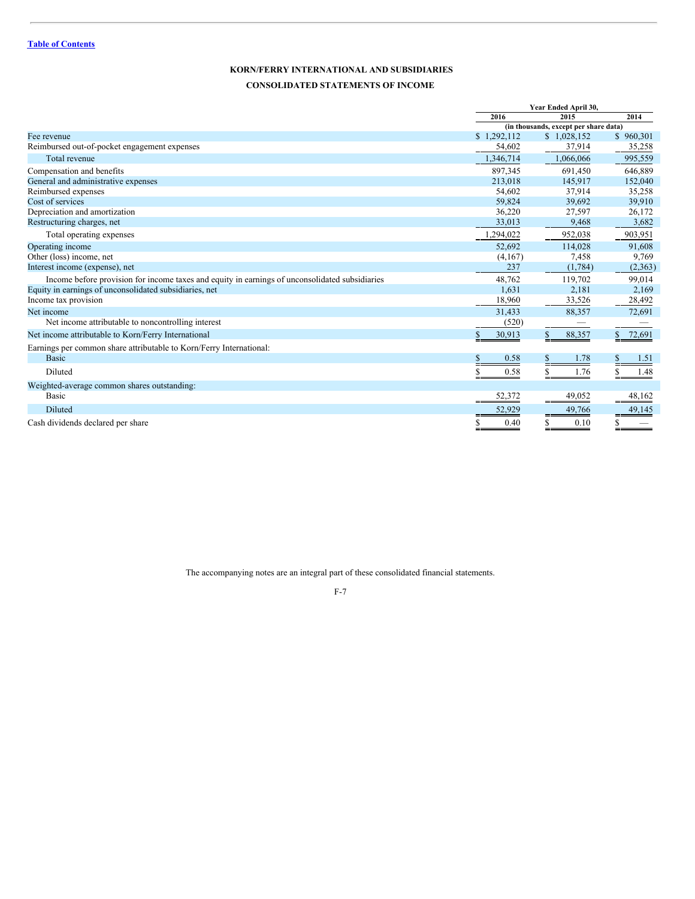**Table of Contents**

## KORN/FERRY INTERNATIONAL AND SUBSIDIARIES

## CONSOLIDATED STATEMENTS OF INCOME

| | Year Ended April 30, | | |
|---|---|---|---|
| | 2016 | 2015 | 2014 |
| | (in thousands, except per share data) | | |
| Fee revenue | $ 1,292,112 | $ 1,028,152 | $ 960,301 |
| Reimbursed out-of-pocket engagement expenses | 54,602 | 37,914 | 35,258 |
| Total revenue | 1,346,714 | 1,066,066 | 995,559 |
| Compensation and benefits | 897,345 | 691,450 | 646,889 |
| General and administrative expenses | 213,018 | 145,917 | 152,040 |
| Reimbursed expenses | 54,602 | 37,914 | 35,258 |
| Cost of services | 59,824 | 39,692 | 39,910 |
| Depreciation and amortization | 36,220 | 27,597 | 26,172 |
| Restructuring charges, net | 33,013 | 9,468 | 3,682 |
| Total operating expenses | 1,294,022 | 952,038 | 903,951 |
| Operating income | 52,692 | 114,028 | 91,608 |
| Other (loss) income, net | (4,167) | 7,458 | 9,769 |
| Interest income (expense), net | 237 | (1,784) | (2,363) |
| Income before provision for income taxes and equity in earnings of unconsolidated subsidiaries | 48,762 | 119,702 | 99,014 |
| Equity in earnings of unconsolidated subsidiaries, net | 1,631 | 2,181 | 2,169 |
| Income tax provision | 18,960 | 33,526 | 28,492 |
| Net income | 31,433 | 88,357 | 72,691 |
| Net income attributable to noncontrolling interest | (520) | — | — |
| Net income attributable to Korn/Ferry International | $ 30,913 | $ 88,357 | $ 72,691 |
| Earnings per common share attributable to Korn/Ferry International: | | | |
| Basic | $ 0.58 | $ 1.78 | $ 1.51 |
| Diluted | $ 0.58 | $ 1.76 | $ 1.48 |
| Weighted-average common shares outstanding: | | | |
| Basic | 52,372 | 49,052 | 48,162 |
| Diluted | 52,929 | 49,766 | 49,145 |
| Cash dividends declared per share | $ 0.40 | $ 0.10 | $ — |

The accompanying notes are an integral part of these consolidated financial statements.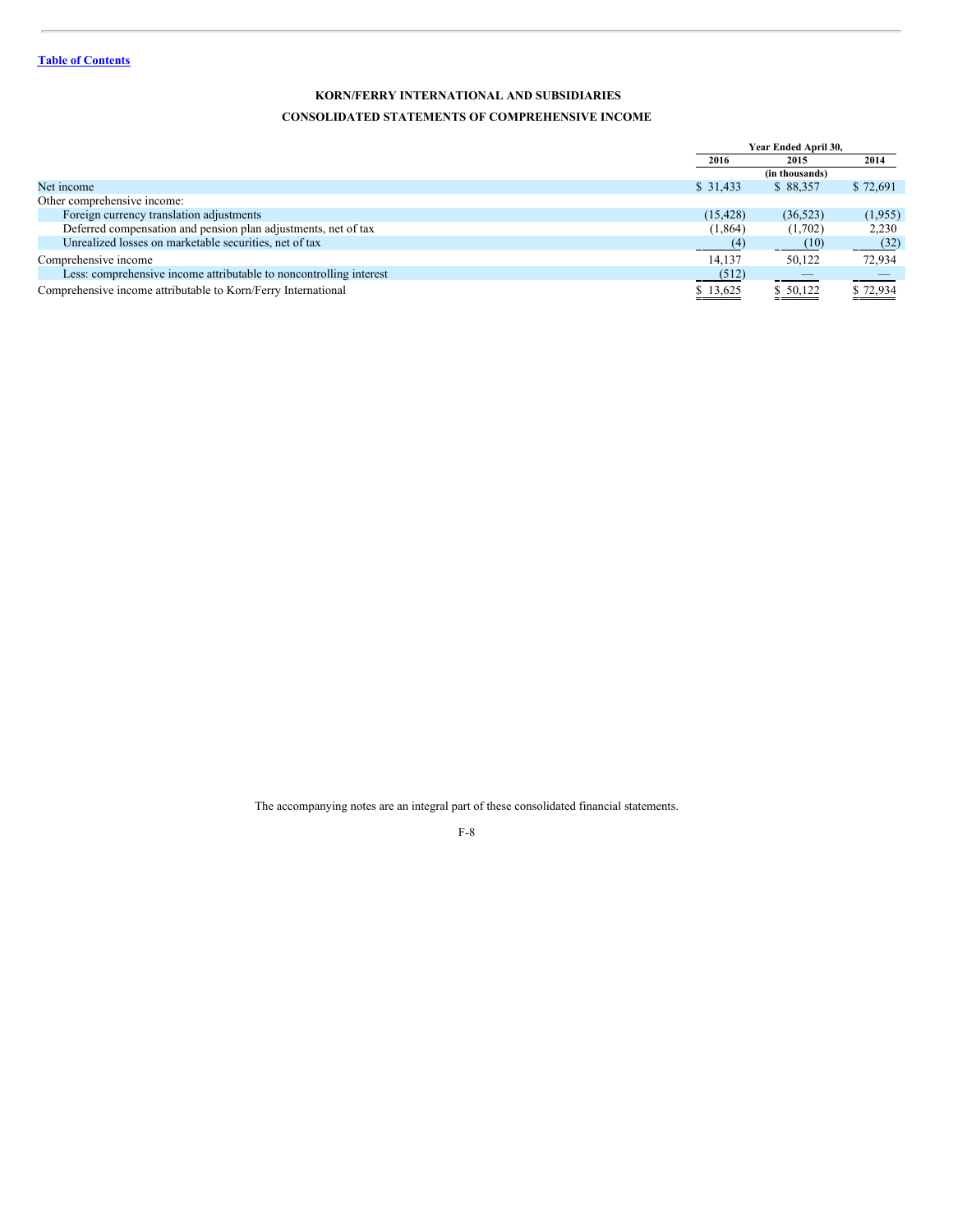**KORN/FERRY INTERNATIONAL AND SUBSIDIARIES**

**CONSOLIDATED STATEMENTS OF COMPREHENSIVE INCOME**

| | Year Ended April 30, | | |
|---|---|---|---|
| | 2016 | 2015 | 2014 |
| | | (in thousands) | |
| Net income | $ 31,433 | $ 88,357 | $ 72,691 |
| Other comprehensive income: | | | |
| Foreign currency translation adjustments | (15,428) | (36,523) | (1,955) |
| Deferred compensation and pension plan adjustments, net of tax | (1,864) | (1,702) | 2,230 |
| Unrealized losses on marketable securities, net of tax | (4) | (10) | (32) |
| Comprehensive income | 14,137 | 50,122 | 72,934 |
| Less: comprehensive income attributable to noncontrolling interest | (512) | — | — |
| Comprehensive income attributable to Korn/Ferry International | $ 13,625 | $ 50,122 | $ 72,934 |

The accompanying notes are an integral part of these consolidated financial statements.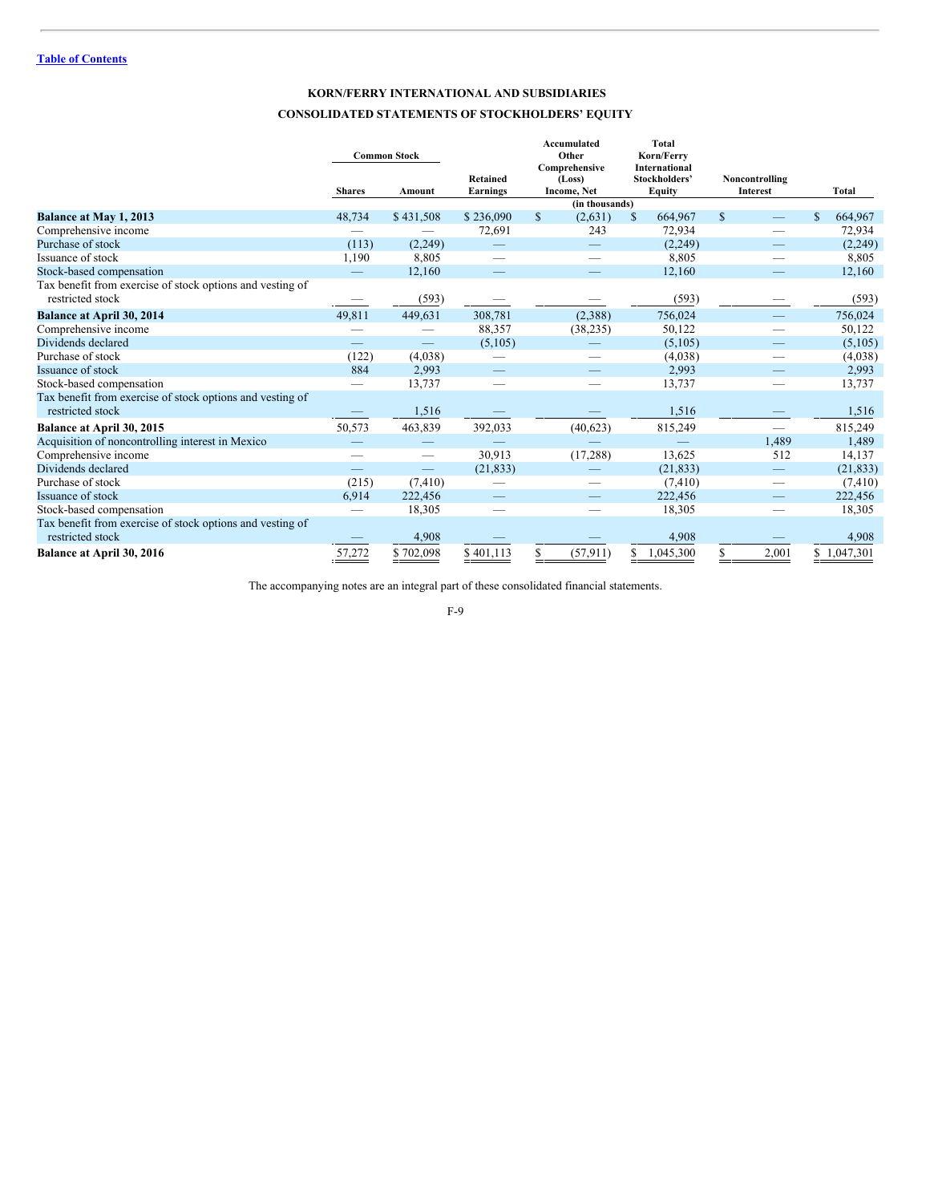[Table of Contents](#)

## KORN/FERRY INTERNATIONAL AND SUBSIDIARIES

## CONSOLIDATED STATEMENTS OF STOCKHOLDERS' EQUITY

| | Common Stock | | Retained Earnings | Accumulated Other Comprehensive (Loss) Income, Net | Total Korn/Ferry International Stockholders' Equity | Noncontrolling Interest | Total |
|---|---|---|---|---|---|---|---|
| | Shares | Amount | | | | | |
| | | | | (in thousands) | | | |
| **Balance at May 1, 2013** | 48,734 | $ 431,508 | $ 236,090 | $ (2,631) | $ 664,967 | $ — | $ 664,967 |
| Comprehensive income | — | — | 72,691 | 243 | 72,934 | — | 72,934 |
| Purchase of stock | (113) | (2,249) | — | — | (2,249) | — | (2,249) |
| Issuance of stock | 1,190 | 8,805 | — | — | 8,805 | — | 8,805 |
| Stock-based compensation | — | 12,160 | — | — | 12,160 | — | 12,160 |
| Tax benefit from exercise of stock options and vesting of restricted stock | — | (593) | — | — | (593) | — | (593) |
| **Balance at April 30, 2014** | 49,811 | 449,631 | 308,781 | (2,388) | 756,024 | — | 756,024 |
| Comprehensive income | — | — | 88,357 | (38,235) | 50,122 | — | 50,122 |
| Dividends declared | — | — | (5,105) | — | (5,105) | — | (5,105) |
| Purchase of stock | (122) | (4,038) | — | — | (4,038) | — | (4,038) |
| Issuance of stock | 884 | 2,993 | — | — | 2,993 | — | 2,993 |
| Stock-based compensation | — | 13,737 | — | — | 13,737 | — | 13,737 |
| Tax benefit from exercise of stock options and vesting of restricted stock | — | 1,516 | — | — | 1,516 | — | 1,516 |
| **Balance at April 30, 2015** | 50,573 | 463,839 | 392,033 | (40,623) | 815,249 | — | 815,249 |
| Acquisition of noncontrolling interest in Mexico | — | — | — | — | — | 1,489 | 1,489 |
| Comprehensive income | — | — | 30,913 | (17,288) | 13,625 | 512 | 14,137 |
| Dividends declared | — | — | (21,833) | — | (21,833) | — | (21,833) |
| Purchase of stock | (215) | (7,410) | — | — | (7,410) | — | (7,410) |
| Issuance of stock | 6,914 | 222,456 | — | — | 222,456 | — | 222,456 |
| Stock-based compensation | — | 18,305 | — | — | 18,305 | — | 18,305 |
| Tax benefit from exercise of stock options and vesting of restricted stock | — | 4,908 | — | — | 4,908 | — | 4,908 |
| **Balance at April 30, 2016** | 57,272 | $ 702,098 | $ 401,113 | $ (57,911) | $ 1,045,300 | $ 2,001 | $ 1,047,301 |

The accompanying notes are an integral part of these consolidated financial statements.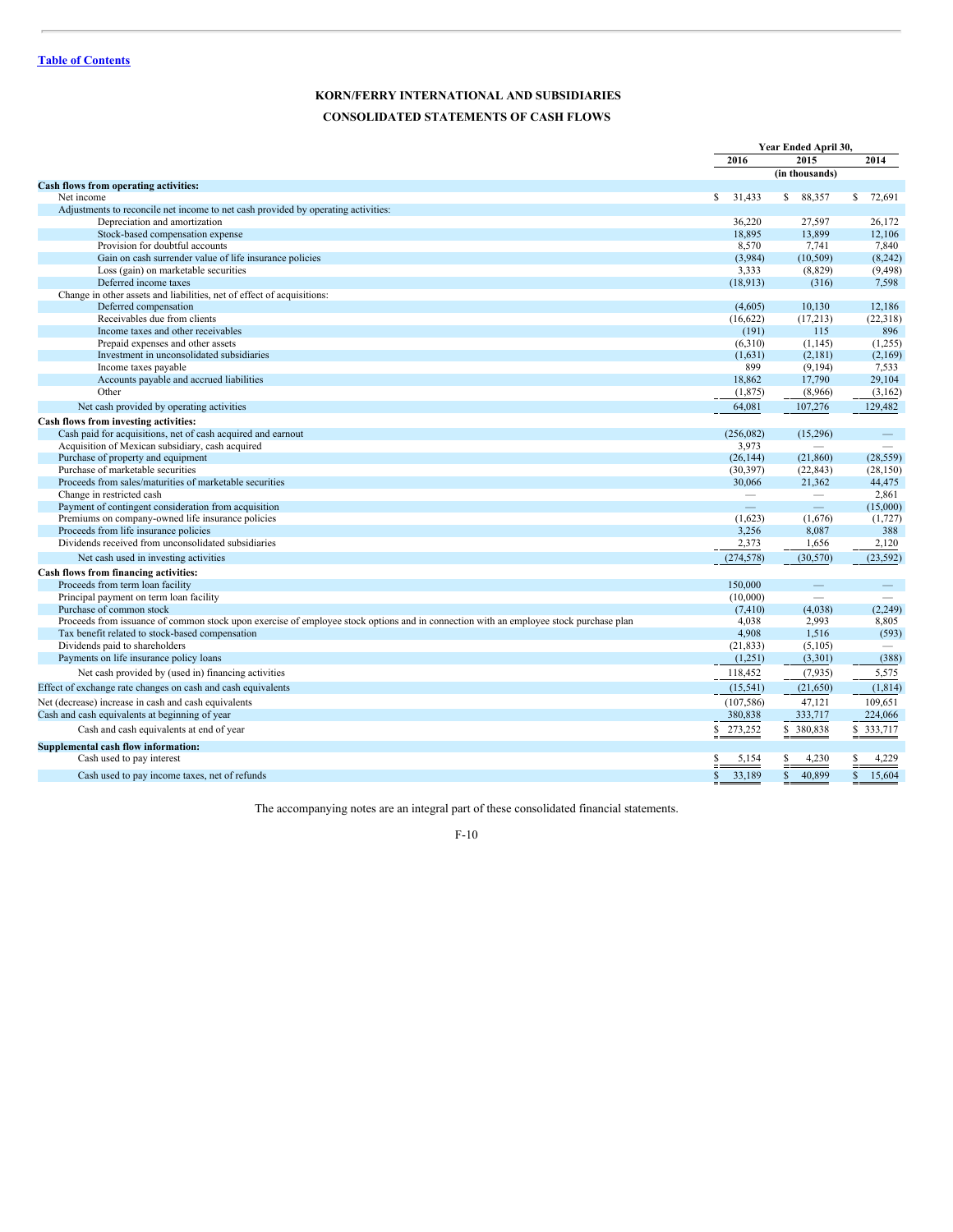[Table of Contents](#)

# KORN/FERRY INTERNATIONAL AND SUBSIDIARIES

## CONSOLIDATED STATEMENTS OF CASH FLOWS

| | Year Ended April 30, | | |
|---|---|---|---|
| | 2016 | 2015 | 2014 |
| | (in thousands) | | |
| **Cash flows from operating activities:** | | | |
| Net income | $ 31,433 | $ 88,357 | $ 72,691 |
| Adjustments to reconcile net income to net cash provided by operating activities: | | | |
| Depreciation and amortization | 36,220 | 27,597 | 26,172 |
| Stock-based compensation expense | 18,895 | 13,899 | 12,106 |
| Provision for doubtful accounts | 8,570 | 7,741 | 7,840 |
| Gain on cash surrender value of life insurance policies | (3,984) | (10,509) | (8,242) |
| Loss (gain) on marketable securities | 3,333 | (8,829) | (9,498) |
| Deferred income taxes | (18,913) | (316) | 7,598 |
| Change in other assets and liabilities, net of effect of acquisitions: | | | |
| Deferred compensation | (4,605) | 10,130 | 12,186 |
| Receivables due from clients | (16,622) | (17,213) | (22,318) |
| Income taxes and other receivables | (191) | 115 | 896 |
| Prepaid expenses and other assets | (6,310) | (1,145) | (1,255) |
| Investment in unconsolidated subsidiaries | (1,631) | (2,181) | (2,169) |
| Income taxes payable | 899 | (9,194) | 7,533 |
| Accounts payable and accrued liabilities | 18,862 | 17,790 | 29,104 |
| Other | (1,875) | (8,966) | (3,162) |
| Net cash provided by operating activities | 64,081 | 107,276 | 129,482 |
| **Cash flows from investing activities:** | | | |
| Cash paid for acquisitions, net of cash acquired and earnout | (256,082) | (15,296) | — |
| Acquisition of Mexican subsidiary, cash acquired | 3,973 | — | — |
| Purchase of property and equipment | (26,144) | (21,860) | (28,559) |
| Purchase of marketable securities | (30,397) | (22,843) | (28,150) |
| Proceeds from sales/maturities of marketable securities | 30,066 | 21,362 | 44,475 |
| Change in restricted cash | — | — | 2,861 |
| Payment of contingent consideration from acquisition | — | — | (15,000) |
| Premiums on company-owned life insurance policies | (1,623) | (1,676) | (1,727) |
| Proceeds from life insurance policies | 3,256 | 8,087 | 388 |
| Dividends received from unconsolidated subsidiaries | 2,373 | 1,656 | 2,120 |
| Net cash used in investing activities | (274,578) | (30,570) | (23,592) |
| **Cash flows from financing activities:** | | | |
| Proceeds from term loan facility | 150,000 | — | — |
| Principal payment on term loan facility | (10,000) | — | — |
| Purchase of common stock | (7,410) | (4,038) | (2,249) |
| Proceeds from issuance of common stock upon exercise of employee stock options and in connection with an employee stock purchase plan | 4,038 | 2,993 | 8,805 |
| Tax benefit related to stock-based compensation | 4,908 | 1,516 | (593) |
| Dividends paid to shareholders | (21,833) | (5,105) | — |
| Payments on life insurance policy loans | (1,251) | (3,301) | (388) |
| Net cash provided by (used in) financing activities | 118,452 | (7,935) | 5,575 |
| Effect of exchange rate changes on cash and cash equivalents | (15,541) | (21,650) | (1,814) |
| Net (decrease) increase in cash and cash equivalents | (107,586) | 47,121 | 109,651 |
| Cash and cash equivalents at beginning of year | 380,838 | 333,717 | 224,066 |
| Cash and cash equivalents at end of year | $ 273,252 | $ 380,838 | $ 333,717 |
| **Supplemental cash flow information:** | | | |
| Cash used to pay interest | $ 5,154 | $ 4,230 | $ 4,229 |
| Cash used to pay income taxes, net of refunds | $ 33,189 | $ 40,899 | $ 15,604 |

The accompanying notes are an integral part of these consolidated financial statements.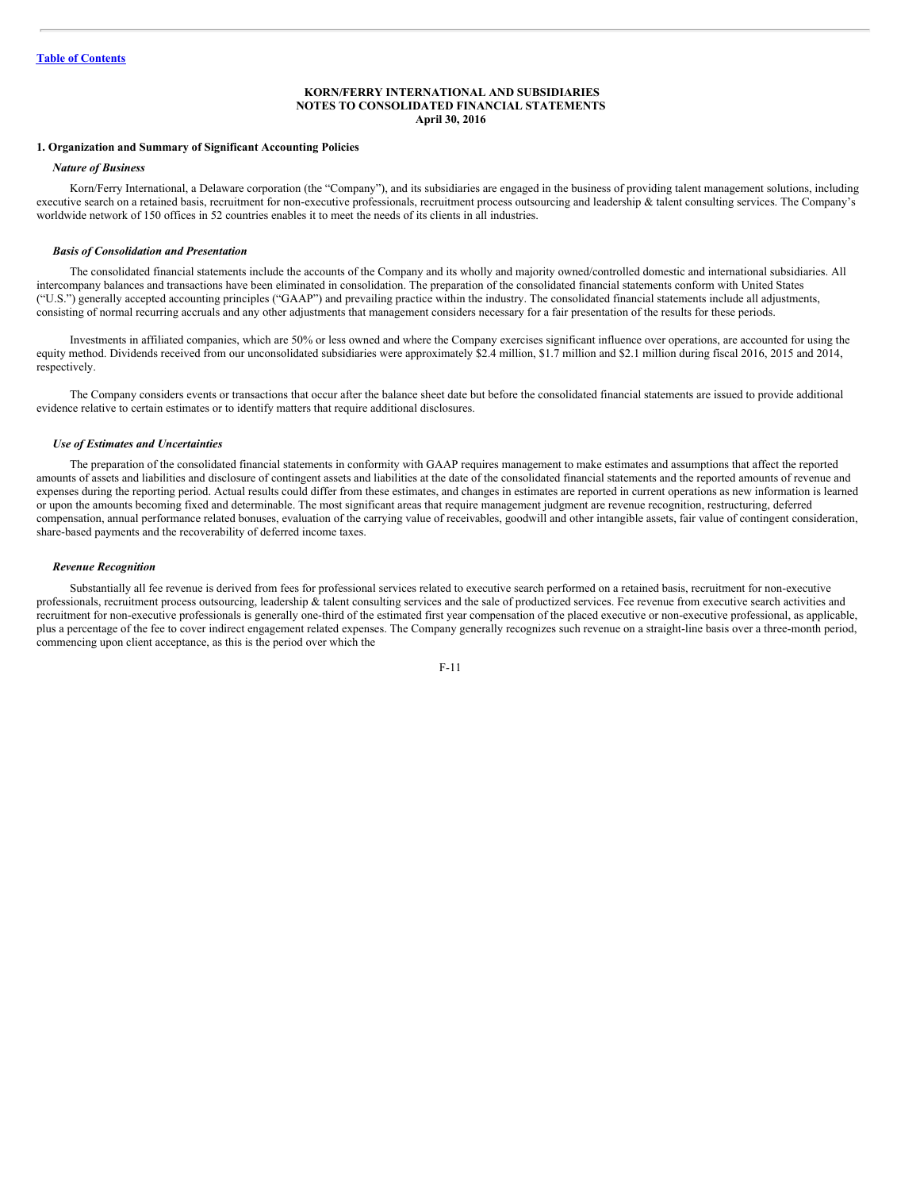**KORN/FERRY INTERNATIONAL AND SUBSIDIARIES**
**NOTES TO CONSOLIDATED FINANCIAL STATEMENTS**
**April 30, 2016**

### 1. Organization and Summary of Significant Accounting Policies

***Nature of Business***

Korn/Ferry International, a Delaware corporation (the "Company"), and its subsidiaries are engaged in the business of providing talent management solutions, including executive search on a retained basis, recruitment for non-executive professionals, recruitment process outsourcing and leadership & talent consulting services. The Company's worldwide network of 150 offices in 52 countries enables it to meet the needs of its clients in all industries.

***Basis of Consolidation and Presentation***

The consolidated financial statements include the accounts of the Company and its wholly and majority owned/controlled domestic and international subsidiaries. All intercompany balances and transactions have been eliminated in consolidation. The preparation of the consolidated financial statements conform with United States ("U.S.") generally accepted accounting principles ("GAAP") and prevailing practice within the industry. The consolidated financial statements include all adjustments, consisting of normal recurring accruals and any other adjustments that management considers necessary for a fair presentation of the results for these periods.

Investments in affiliated companies, which are 50% or less owned and where the Company exercises significant influence over operations, are accounted for using the equity method. Dividends received from our unconsolidated subsidiaries were approximately \$2.4 million, \$1.7 million and \$2.1 million during fiscal 2016, 2015 and 2014, respectively.

The Company considers events or transactions that occur after the balance sheet date but before the consolidated financial statements are issued to provide additional evidence relative to certain estimates or to identify matters that require additional disclosures.

***Use of Estimates and Uncertainties***

The preparation of the consolidated financial statements in conformity with GAAP requires management to make estimates and assumptions that affect the reported amounts of assets and liabilities and disclosure of contingent assets and liabilities at the date of the consolidated financial statements and the reported amounts of revenue and expenses during the reporting period. Actual results could differ from these estimates, and changes in estimates are reported in current operations as new information is learned or upon the amounts becoming fixed and determinable. The most significant areas that require management judgment are revenue recognition, restructuring, deferred compensation, annual performance related bonuses, evaluation of the carrying value of receivables, goodwill and other intangible assets, fair value of contingent consideration, share-based payments and the recoverability of deferred income taxes.

***Revenue Recognition***

Substantially all fee revenue is derived from fees for professional services related to executive search performed on a retained basis, recruitment for non-executive professionals, recruitment process outsourcing, leadership & talent consulting services and the sale of productized services. Fee revenue from executive search activities and recruitment for non-executive professionals is generally one-third of the estimated first year compensation of the placed executive or non-executive professional, as applicable, plus a percentage of the fee to cover indirect engagement related expenses. The Company generally recognizes such revenue on a straight-line basis over a three-month period, commencing upon client acceptance, as this is the period over which the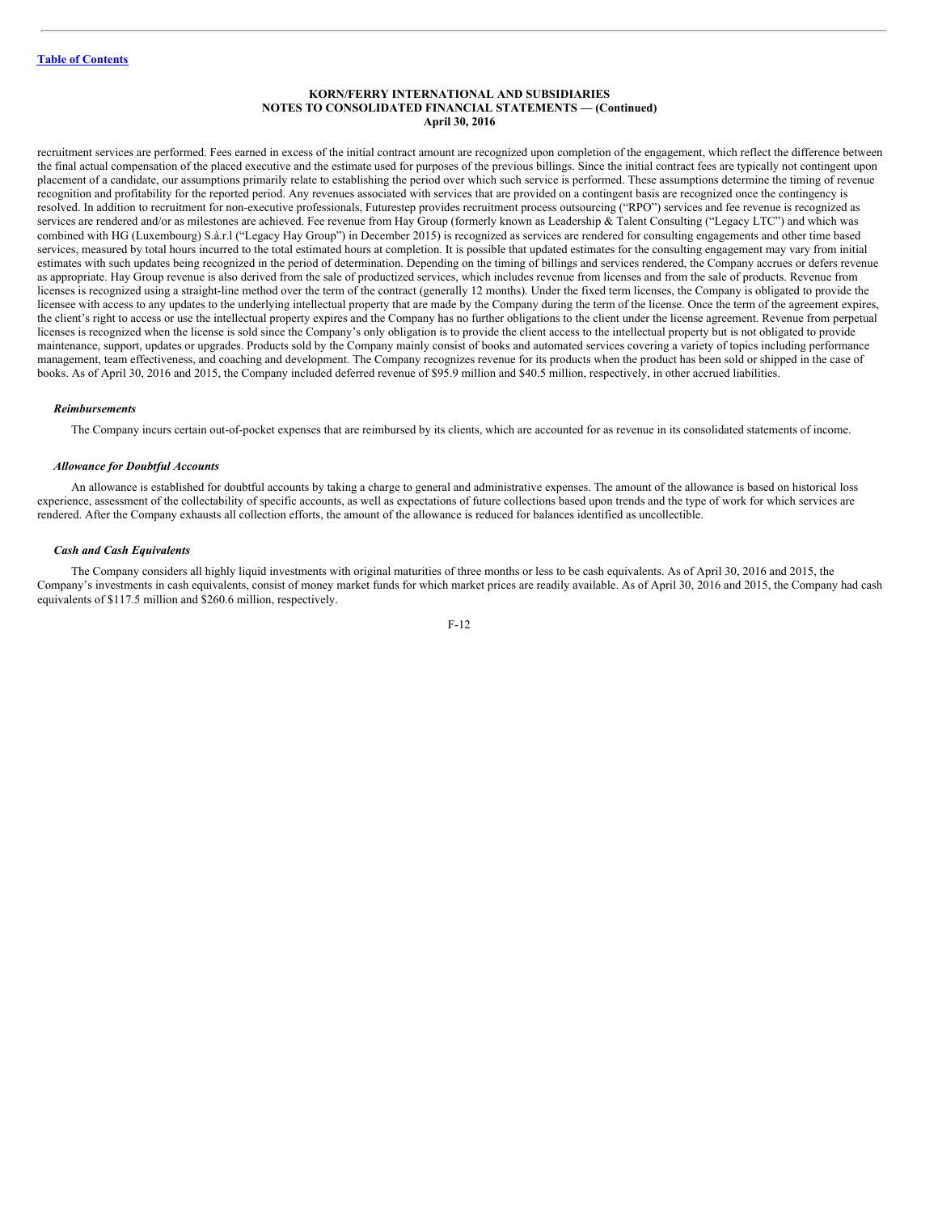recruitment services are performed. Fees earned in excess of the initial contract amount are recognized upon completion of the engagement, which reflect the difference between the final actual compensation of the placed executive and the estimate used for purposes of the previous billings. Since the initial contract fees are typically not contingent upon placement of a candidate, our assumptions primarily relate to establishing the period over which such service is performed. These assumptions determine the timing of revenue recognition and profitability for the reported period. Any revenues associated with services that are provided on a contingent basis are recognized once the contingency is resolved. In addition to recruitment for non-executive professionals, Futurestep provides recruitment process outsourcing ("RPO") services and fee revenue is recognized as services are rendered and/or as milestones are achieved. Fee revenue from Hay Group (formerly known as Leadership & Talent Consulting ("Legacy LTC") and which was combined with HG (Luxembourg) S.à.r.l ("Legacy Hay Group") in December 2015) is recognized as services are rendered for consulting engagements and other time based services, measured by total hours incurred to the total estimated hours at completion. It is possible that updated estimates for the consulting engagement may vary from initial estimates with such updates being recognized in the period of determination. Depending on the timing of billings and services rendered, the Company accrues or defers revenue as appropriate. Hay Group revenue is also derived from the sale of productized services, which includes revenue from licenses and from the sale of products. Revenue from licenses is recognized using a straight-line method over the term of the contract (generally 12 months). Under the fixed term licenses, the Company is obligated to provide the licensee with access to any updates to the underlying intellectual property that are made by the Company during the term of the license. Once the term of the agreement expires, the client's right to access or use the intellectual property expires and the Company has no further obligations to the client under the license agreement. Revenue from perpetual licenses is recognized when the license is sold since the Company's only obligation is to provide the client access to the intellectual property but is not obligated to provide maintenance, support, updates or upgrades. Products sold by the Company mainly consist of books and automated services covering a variety of topics including performance management, team effectiveness, and coaching and development. The Company recognizes revenue for its products when the product has been sold or shipped in the case of books. As of April 30, 2016 and 2015, the Company included deferred revenue of $95.9 million and $40.5 million, respectively, in other accrued liabilities.

***Reimbursements***

The Company incurs certain out-of-pocket expenses that are reimbursed by its clients, which are accounted for as revenue in its consolidated statements of income.

***Allowance for Doubtful Accounts***

An allowance is established for doubtful accounts by taking a charge to general and administrative expenses. The amount of the allowance is based on historical loss experience, assessment of the collectability of specific accounts, as well as expectations of future collections based upon trends and the type of work for which services are rendered. After the Company exhausts all collection efforts, the amount of the allowance is reduced for balances identified as uncollectible.

***Cash and Cash Equivalents***

The Company considers all highly liquid investments with original maturities of three months or less to be cash equivalents. As of April 30, 2016 and 2015, the Company's investments in cash equivalents, consist of money market funds for which market prices are readily available. As of April 30, 2016 and 2015, the Company had cash equivalents of $117.5 million and $260.6 million, respectively.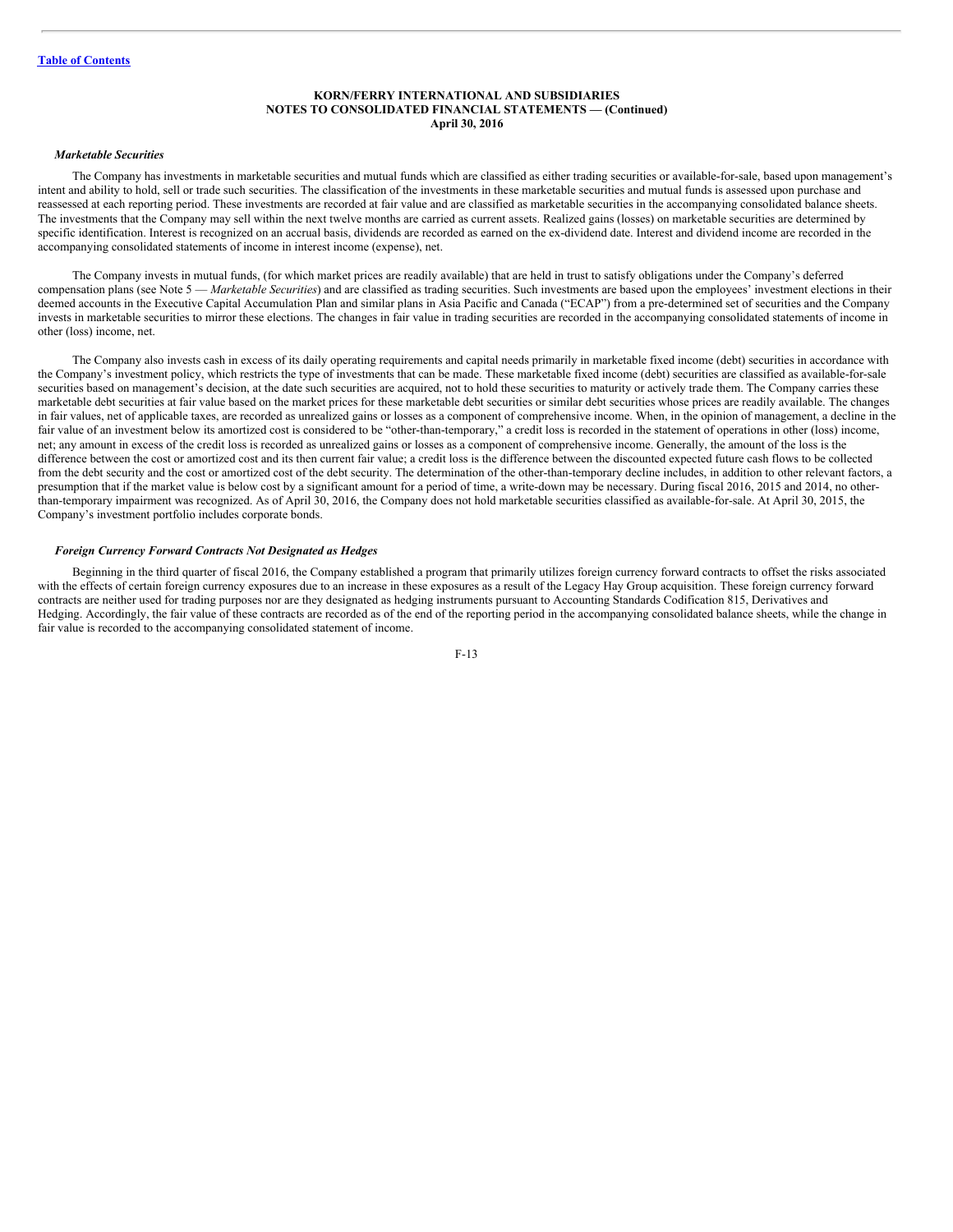#### KORN/FERRY INTERNATIONAL AND SUBSIDIARIES
#### NOTES TO CONSOLIDATED FINANCIAL STATEMENTS — (Continued)
#### April 30, 2016

***Marketable Securities***

The Company has investments in marketable securities and mutual funds which are classified as either trading securities or available-for-sale, based upon management's intent and ability to hold, sell or trade such securities. The classification of the investments in these marketable securities and mutual funds is assessed upon purchase and reassessed at each reporting period. These investments are recorded at fair value and are classified as marketable securities in the accompanying consolidated balance sheets. The investments that the Company may sell within the next twelve months are carried as current assets. Realized gains (losses) on marketable securities are determined by specific identification. Interest is recognized on an accrual basis, dividends are recorded as earned on the ex-dividend date. Interest and dividend income are recorded in the accompanying consolidated statements of income in interest income (expense), net.

The Company invests in mutual funds, (for which market prices are readily available) that are held in trust to satisfy obligations under the Company's deferred compensation plans (see Note 5 — *Marketable Securities*) and are classified as trading securities. Such investments are based upon the employees' investment elections in their deemed accounts in the Executive Capital Accumulation Plan and similar plans in Asia Pacific and Canada ("ECAP") from a pre-determined set of securities and the Company invests in marketable securities to mirror these elections. The changes in fair value in trading securities are recorded in the accompanying consolidated statements of income in other (loss) income, net.

The Company also invests cash in excess of its daily operating requirements and capital needs primarily in marketable fixed income (debt) securities in accordance with the Company's investment policy, which restricts the type of investments that can be made. These marketable fixed income (debt) securities are classified as available-for-sale securities based on management's decision, at the date such securities are acquired, not to hold these securities to maturity or actively trade them. The Company carries these marketable debt securities at fair value based on the market prices for these marketable debt securities or similar debt securities whose prices are readily available. The changes in fair values, net of applicable taxes, are recorded as unrealized gains or losses as a component of comprehensive income. When, in the opinion of management, a decline in the fair value of an investment below its amortized cost is considered to be "other-than-temporary," a credit loss is recorded in the statement of operations in other (loss) income, net; any amount in excess of the credit loss is recorded as unrealized gains or losses as a component of comprehensive income. Generally, the amount of the loss is the difference between the cost or amortized cost and its then current fair value; a credit loss is the difference between the discounted expected future cash flows to be collected from the debt security and the cost or amortized cost of the debt security. The determination of the other-than-temporary decline includes, in addition to other relevant factors, a presumption that if the market value is below cost by a significant amount for a period of time, a write-down may be necessary. During fiscal 2016, 2015 and 2014, no other-than-temporary impairment was recognized. As of April 30, 2016, the Company does not hold marketable securities classified as available-for-sale. At April 30, 2015, the Company's investment portfolio includes corporate bonds.

***Foreign Currency Forward Contracts Not Designated as Hedges***

Beginning in the third quarter of fiscal 2016, the Company established a program that primarily utilizes foreign currency forward contracts to offset the risks associated with the effects of certain foreign currency exposures due to an increase in these exposures as a result of the Legacy Hay Group acquisition. These foreign currency forward contracts are neither used for trading purposes nor are they designated as hedging instruments pursuant to Accounting Standards Codification 815, Derivatives and Hedging. Accordingly, the fair value of these contracts are recorded as of the end of the reporting period in the accompanying consolidated balance sheets, while the change in fair value is recorded to the accompanying consolidated statement of income.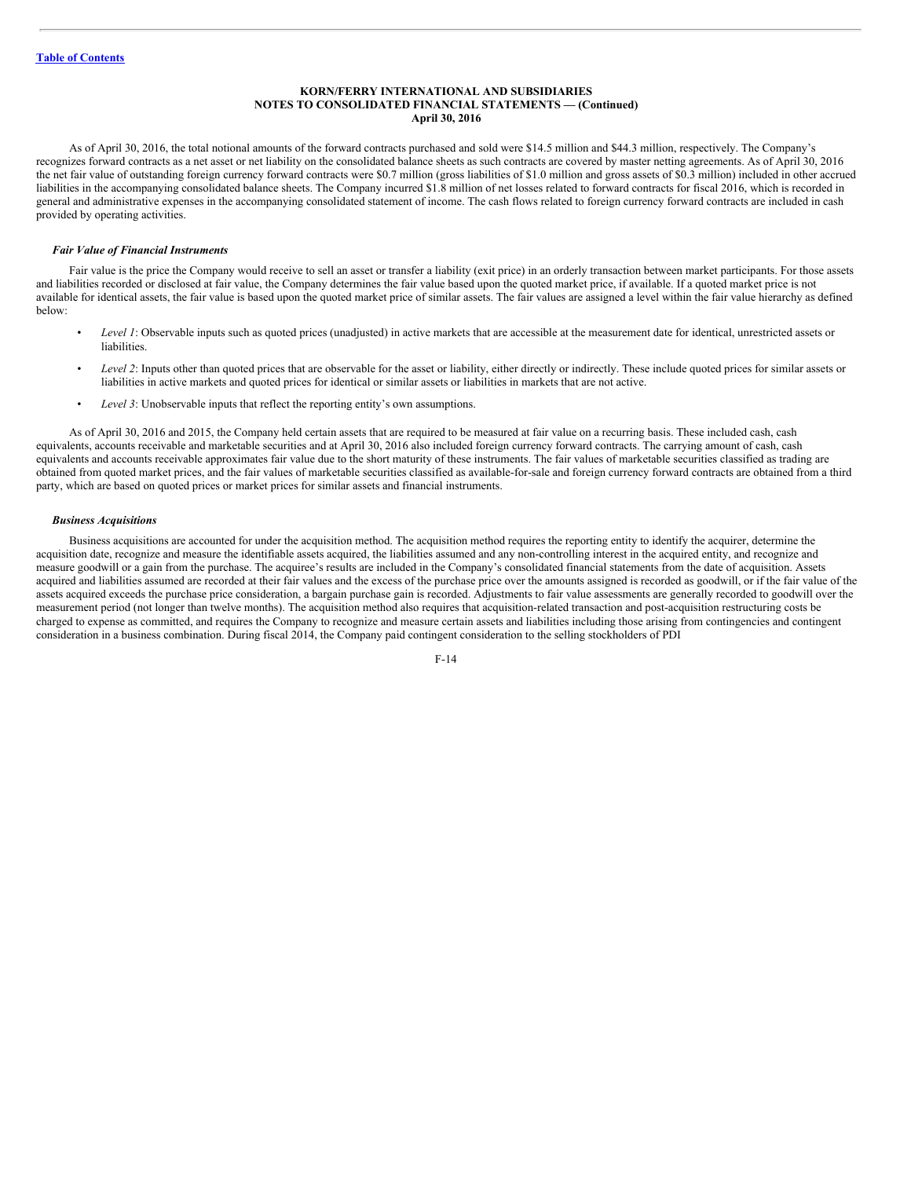As of April 30, 2016, the total notional amounts of the forward contracts purchased and sold were $14.5 million and $44.3 million, respectively. The Company's recognizes forward contracts as a net asset or net liability on the consolidated balance sheets as such contracts are covered by master netting agreements. As of April 30, 2016 the net fair value of outstanding foreign currency forward contracts were $0.7 million (gross liabilities of $1.0 million and gross assets of $0.3 million) included in other accrued liabilities in the accompanying consolidated balance sheets. The Company incurred $1.8 million of net losses related to forward contracts for fiscal 2016, which is recorded in general and administrative expenses in the accompanying consolidated statement of income. The cash flows related to foreign currency forward contracts are included in cash provided by operating activities.

***Fair Value of Financial Instruments***

Fair value is the price the Company would receive to sell an asset or transfer a liability (exit price) in an orderly transaction between market participants. For those assets and liabilities recorded or disclosed at fair value, the Company determines the fair value based upon the quoted market price, if available. If a quoted market price is not available for identical assets, the fair value is based upon the quoted market price of similar assets. The fair values are assigned a level within the fair value hierarchy as defined below:

- *Level 1*: Observable inputs such as quoted prices (unadjusted) in active markets that are accessible at the measurement date for identical, unrestricted assets or liabilities.
- *Level 2*: Inputs other than quoted prices that are observable for the asset or liability, either directly or indirectly. These include quoted prices for similar assets or liabilities in active markets and quoted prices for identical or similar assets or liabilities in markets that are not active.
- *Level 3*: Unobservable inputs that reflect the reporting entity's own assumptions.

As of April 30, 2016 and 2015, the Company held certain assets that are required to be measured at fair value on a recurring basis. These included cash, cash equivalents, accounts receivable and marketable securities and at April 30, 2016 also included foreign currency forward contracts. The carrying amount of cash, cash equivalents and accounts receivable approximates fair value due to the short maturity of these instruments. The fair values of marketable securities classified as trading are obtained from quoted market prices, and the fair values of marketable securities classified as available-for-sale and foreign currency forward contracts are obtained from a third party, which are based on quoted prices or market prices for similar assets and financial instruments.

***Business Acquisitions***

Business acquisitions are accounted for under the acquisition method. The acquisition method requires the reporting entity to identify the acquirer, determine the acquisition date, recognize and measure the identifiable assets acquired, the liabilities assumed and any non-controlling interest in the acquired entity, and recognize and measure goodwill or a gain from the purchase. The acquiree's results are included in the Company's consolidated financial statements from the date of acquisition. Assets acquired and liabilities assumed are recorded at their fair values and the excess of the purchase price over the amounts assigned is recorded as goodwill, or if the fair value of the assets acquired exceeds the purchase price consideration, a bargain purchase gain is recorded. Adjustments to fair value assessments are generally recorded to goodwill over the measurement period (not longer than twelve months). The acquisition method also requires that acquisition-related transaction and post-acquisition restructuring costs be charged to expense as committed, and requires the Company to recognize and measure certain assets and liabilities including those arising from contingencies and contingent consideration in a business combination. During fiscal 2014, the Company paid contingent consideration to the selling stockholders of PDI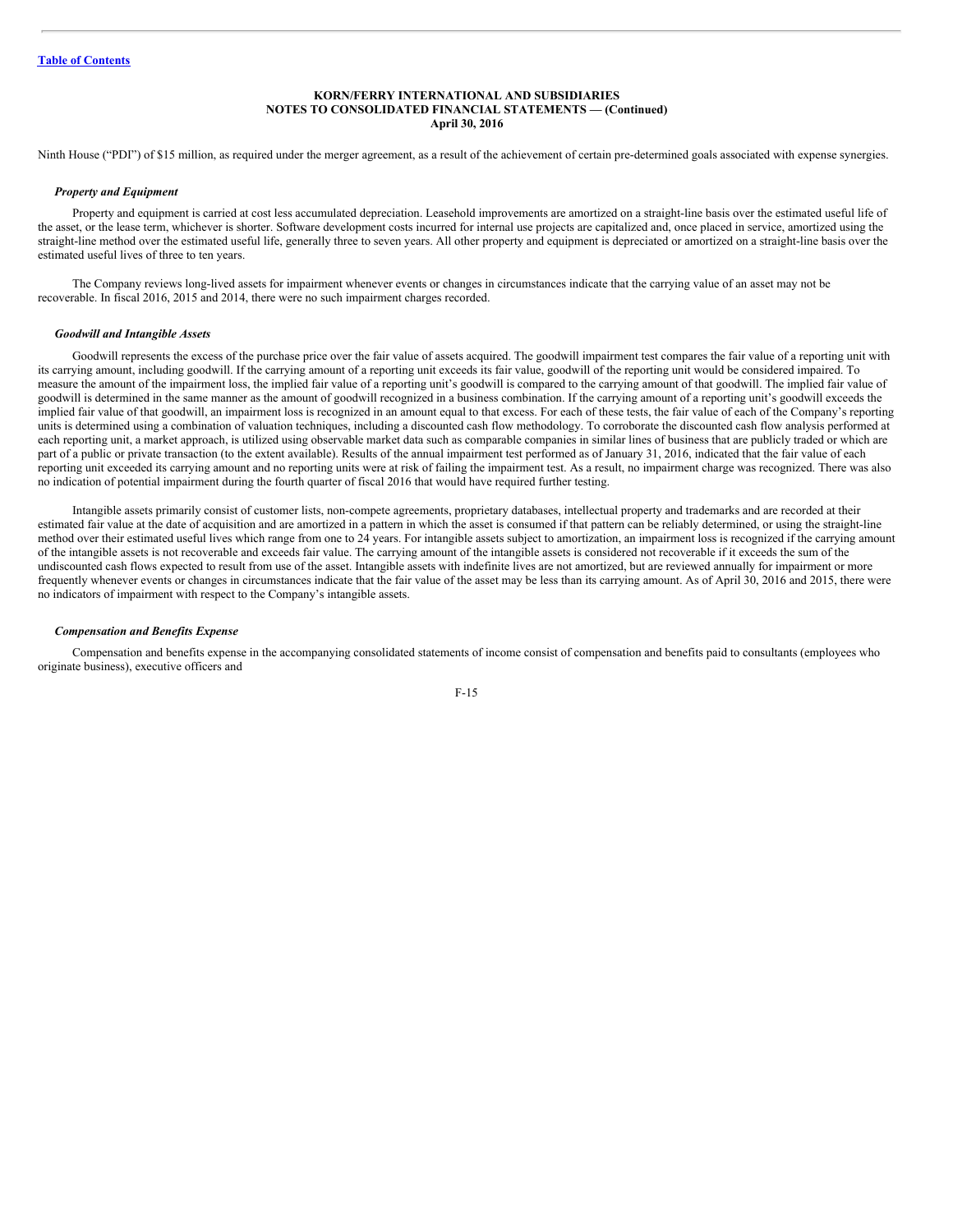Ninth House ("PDI") of $15 million, as required under the merger agreement, as a result of the achievement of certain pre-determined goals associated with expense synergies.

***Property and Equipment***

Property and equipment is carried at cost less accumulated depreciation. Leasehold improvements are amortized on a straight-line basis over the estimated useful life of the asset, or the lease term, whichever is shorter. Software development costs incurred for internal use projects are capitalized and, once placed in service, amortized using the straight-line method over the estimated useful life, generally three to seven years. All other property and equipment is depreciated or amortized on a straight-line basis over the estimated useful lives of three to ten years.

The Company reviews long-lived assets for impairment whenever events or changes in circumstances indicate that the carrying value of an asset may not be recoverable. In fiscal 2016, 2015 and 2014, there were no such impairment charges recorded.

***Goodwill and Intangible Assets***

Goodwill represents the excess of the purchase price over the fair value of assets acquired. The goodwill impairment test compares the fair value of a reporting unit with its carrying amount, including goodwill. If the carrying amount of a reporting unit exceeds its fair value, goodwill of the reporting unit would be considered impaired. To measure the amount of the impairment loss, the implied fair value of a reporting unit's goodwill is compared to the carrying amount of that goodwill. The implied fair value of goodwill is determined in the same manner as the amount of goodwill recognized in a business combination. If the carrying amount of a reporting unit's goodwill exceeds the implied fair value of that goodwill, an impairment loss is recognized in an amount equal to that excess. For each of these tests, the fair value of each of the Company's reporting units is determined using a combination of valuation techniques, including a discounted cash flow methodology. To corroborate the discounted cash flow analysis performed at each reporting unit, a market approach, is utilized using observable market data such as comparable companies in similar lines of business that are publicly traded or which are part of a public or private transaction (to the extent available). Results of the annual impairment test performed as of January 31, 2016, indicated that the fair value of each reporting unit exceeded its carrying amount and no reporting units were at risk of failing the impairment test. As a result, no impairment charge was recognized. There was also no indication of potential impairment during the fourth quarter of fiscal 2016 that would have required further testing.

Intangible assets primarily consist of customer lists, non-compete agreements, proprietary databases, intellectual property and trademarks and are recorded at their estimated fair value at the date of acquisition and are amortized in a pattern in which the asset is consumed if that pattern can be reliably determined, or using the straight-line method over their estimated useful lives which range from one to 24 years. For intangible assets subject to amortization, an impairment loss is recognized if the carrying amount of the intangible assets is not recoverable and exceeds fair value. The carrying amount of the intangible assets is considered not recoverable if it exceeds the sum of the undiscounted cash flows expected to result from use of the asset. Intangible assets with indefinite lives are not amortized, but are reviewed annually for impairment or more frequently whenever events or changes in circumstances indicate that the fair value of the asset may be less than its carrying amount. As of April 30, 2016 and 2015, there were no indicators of impairment with respect to the Company's intangible assets.

***Compensation and Benefits Expense***

Compensation and benefits expense in the accompanying consolidated statements of income consist of compensation and benefits paid to consultants (employees who originate business), executive officers and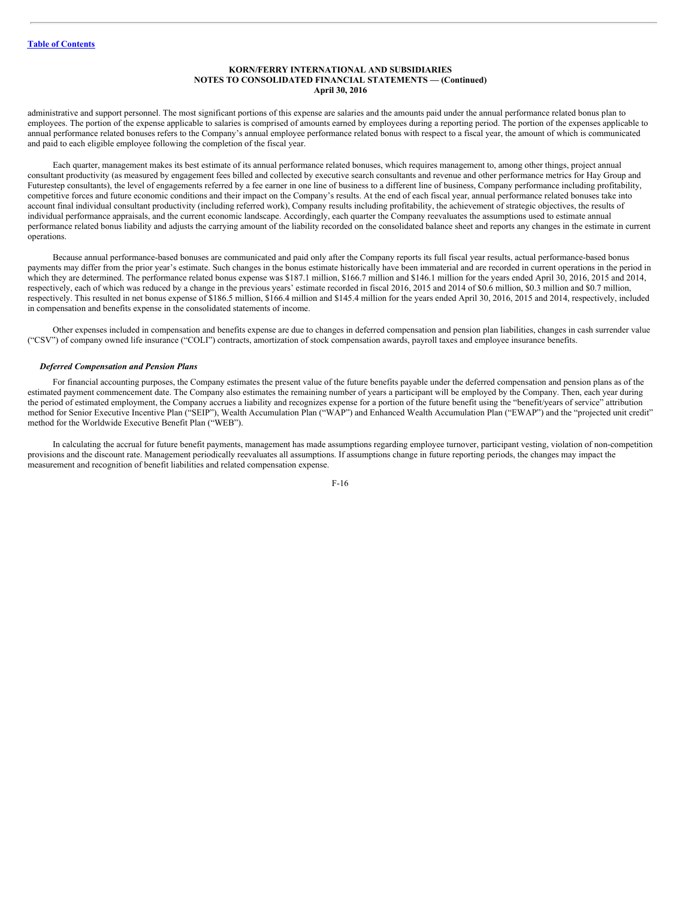administrative and support personnel. The most significant portions of this expense are salaries and the amounts paid under the annual performance related bonus plan to employees. The portion of the expense applicable to salaries is comprised of amounts earned by employees during a reporting period. The portion of the expenses applicable to annual performance related bonuses refers to the Company's annual employee performance related bonus with respect to a fiscal year, the amount of which is communicated and paid to each eligible employee following the completion of the fiscal year.

Each quarter, management makes its best estimate of its annual performance related bonuses, which requires management to, among other things, project annual consultant productivity (as measured by engagement fees billed and collected by executive search consultants and revenue and other performance metrics for Hay Group and Futurestep consultants), the level of engagements referred by a fee earner in one line of business to a different line of business, Company performance including profitability, competitive forces and future economic conditions and their impact on the Company's results. At the end of each fiscal year, annual performance related bonuses take into account final individual consultant productivity (including referred work), Company results including profitability, the achievement of strategic objectives, the results of individual performance appraisals, and the current economic landscape. Accordingly, each quarter the Company reevaluates the assumptions used to estimate annual performance related bonus liability and adjusts the carrying amount of the liability recorded on the consolidated balance sheet and reports any changes in the estimate in current operations.

Because annual performance-based bonuses are communicated and paid only after the Company reports its full fiscal year results, actual performance-based bonus payments may differ from the prior year's estimate. Such changes in the bonus estimate historically have been immaterial and are recorded in current operations in the period in which they are determined. The performance related bonus expense was $187.1 million, $166.7 million and $146.1 million for the years ended April 30, 2016, 2015 and 2014, respectively, each of which was reduced by a change in the previous years' estimate recorded in fiscal 2016, 2015 and 2014 of $0.6 million, $0.3 million and $0.7 million, respectively. This resulted in net bonus expense of $186.5 million, $166.4 million and $145.4 million for the years ended April 30, 2016, 2015 and 2014, respectively, included in compensation and benefits expense in the consolidated statements of income.

Other expenses included in compensation and benefits expense are due to changes in deferred compensation and pension plan liabilities, changes in cash surrender value ("CSV") of company owned life insurance ("COLI") contracts, amortization of stock compensation awards, payroll taxes and employee insurance benefits.

***Deferred Compensation and Pension Plans***

For financial accounting purposes, the Company estimates the present value of the future benefits payable under the deferred compensation and pension plans as of the estimated payment commencement date. The Company also estimates the remaining number of years a participant will be employed by the Company. Then, each year during the period of estimated employment, the Company accrues a liability and recognizes expense for a portion of the future benefit using the "benefit/years of service" attribution method for Senior Executive Incentive Plan ("SEIP"), Wealth Accumulation Plan ("WAP") and Enhanced Wealth Accumulation Plan ("EWAP") and the "projected unit credit" method for the Worldwide Executive Benefit Plan ("WEB").

In calculating the accrual for future benefit payments, management has made assumptions regarding employee turnover, participant vesting, violation of non-competition provisions and the discount rate. Management periodically reevaluates all assumptions. If assumptions change in future reporting periods, the changes may impact the measurement and recognition of benefit liabilities and related compensation expense.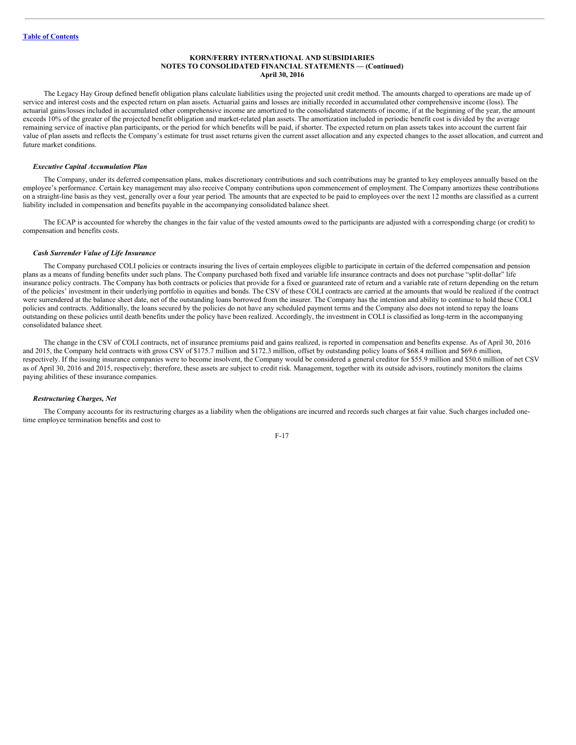The Legacy Hay Group defined benefit obligation plans calculate liabilities using the projected unit credit method. The amounts charged to operations are made up of service and interest costs and the expected return on plan assets. Actuarial gains and losses are initially recorded in accumulated other comprehensive income (loss). The actuarial gains/losses included in accumulated other comprehensive income are amortized to the consolidated statements of income, if at the beginning of the year, the amount exceeds 10% of the greater of the projected benefit obligation and market-related plan assets. The amortization included in periodic benefit cost is divided by the average remaining service of inactive plan participants, or the period for which benefits will be paid, if shorter. The expected return on plan assets takes into account the current fair value of plan assets and reflects the Company's estimate for trust asset returns given the current asset allocation and any expected changes to the asset allocation, and current and future market conditions.

***Executive Capital Accumulation Plan***

The Company, under its deferred compensation plans, makes discretionary contributions and such contributions may be granted to key employees annually based on the employee's performance. Certain key management may also receive Company contributions upon commencement of employment. The Company amortizes these contributions on a straight-line basis as they vest, generally over a four year period. The amounts that are expected to be paid to employees over the next 12 months are classified as a current liability included in compensation and benefits payable in the accompanying consolidated balance sheet.

The ECAP is accounted for whereby the changes in the fair value of the vested amounts owed to the participants are adjusted with a corresponding charge (or credit) to compensation and benefits costs.

***Cash Surrender Value of Life Insurance***

The Company purchased COLI policies or contracts insuring the lives of certain employees eligible to participate in certain of the deferred compensation and pension plans as a means of funding benefits under such plans. The Company purchased both fixed and variable life insurance contracts and does not purchase "split-dollar" life insurance policy contracts. The Company has both contracts or policies that provide for a fixed or guaranteed rate of return and a variable rate of return depending on the return of the policies' investment in their underlying portfolio in equities and bonds. The CSV of these COLI contracts are carried at the amounts that would be realized if the contract were surrendered at the balance sheet date, net of the outstanding loans borrowed from the insurer. The Company has the intention and ability to continue to hold these COLI policies and contracts. Additionally, the loans secured by the policies do not have any scheduled payment terms and the Company also does not intend to repay the loans outstanding on these policies until death benefits under the policy have been realized. Accordingly, the investment in COLI is classified as long-term in the accompanying consolidated balance sheet.

The change in the CSV of COLI contracts, net of insurance premiums paid and gains realized, is reported in compensation and benefits expense. As of April 30, 2016 and 2015, the Company held contracts with gross CSV of $175.7 million and $172.3 million, offset by outstanding policy loans of $68.4 million and $69.6 million, respectively. If the issuing insurance companies were to become insolvent, the Company would be considered a general creditor for $55.9 million and $50.6 million of net CSV as of April 30, 2016 and 2015, respectively; therefore, these assets are subject to credit risk. Management, together with its outside advisors, routinely monitors the claims paying abilities of these insurance companies.

***Restructuring Charges, Net***

The Company accounts for its restructuring charges as a liability when the obligations are incurred and records such charges at fair value. Such charges included one-time employee termination benefits and cost to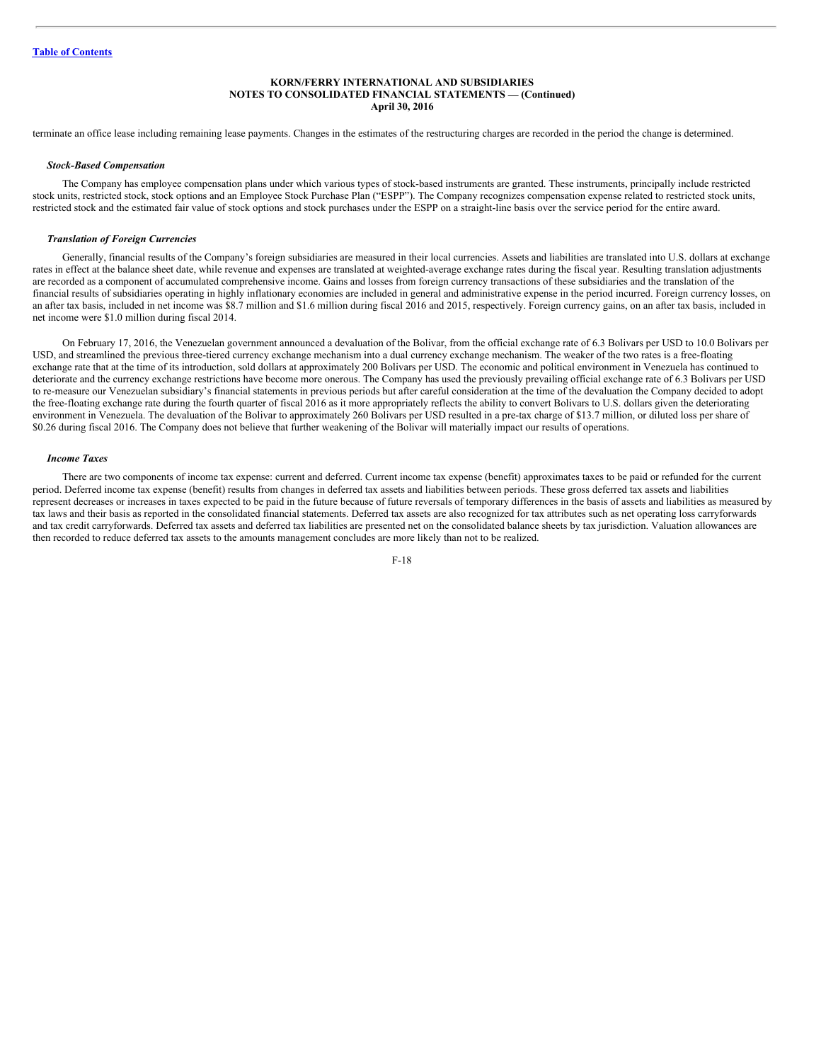terminate an office lease including remaining lease payments. Changes in the estimates of the restructuring charges are recorded in the period the change is determined.

***Stock-Based Compensation***

The Company has employee compensation plans under which various types of stock-based instruments are granted. These instruments, principally include restricted stock units, restricted stock, stock options and an Employee Stock Purchase Plan ("ESPP"). The Company recognizes compensation expense related to restricted stock units, restricted stock and the estimated fair value of stock options and stock purchases under the ESPP on a straight-line basis over the service period for the entire award.

***Translation of Foreign Currencies***

Generally, financial results of the Company's foreign subsidiaries are measured in their local currencies. Assets and liabilities are translated into U.S. dollars at exchange rates in effect at the balance sheet date, while revenue and expenses are translated at weighted-average exchange rates during the fiscal year. Resulting translation adjustments are recorded as a component of accumulated comprehensive income. Gains and losses from foreign currency transactions of these subsidiaries and the translation of the financial results of subsidiaries operating in highly inflationary economies are included in general and administrative expense in the period incurred. Foreign currency losses, on an after tax basis, included in net income was $8.7 million and $1.6 million during fiscal 2016 and 2015, respectively. Foreign currency gains, on an after tax basis, included in net income were $1.0 million during fiscal 2014.

On February 17, 2016, the Venezuelan government announced a devaluation of the Bolivar, from the official exchange rate of 6.3 Bolivars per USD to 10.0 Bolivars per USD, and streamlined the previous three-tiered currency exchange mechanism into a dual currency exchange mechanism. The weaker of the two rates is a free-floating exchange rate that at the time of its introduction, sold dollars at approximately 200 Bolivars per USD. The economic and political environment in Venezuela has continued to deteriorate and the currency exchange restrictions have become more onerous. The Company has used the previously prevailing official exchange rate of 6.3 Bolivars per USD to re-measure our Venezuelan subsidiary's financial statements in previous periods but after careful consideration at the time of the devaluation the Company decided to adopt the free-floating exchange rate during the fourth quarter of fiscal 2016 as it more appropriately reflects the ability to convert Bolivars to U.S. dollars given the deteriorating environment in Venezuela. The devaluation of the Bolivar to approximately 260 Bolivars per USD resulted in a pre-tax charge of $13.7 million, or diluted loss per share of $0.26 during fiscal 2016. The Company does not believe that further weakening of the Bolivar will materially impact our results of operations.

***Income Taxes***

There are two components of income tax expense: current and deferred. Current income tax expense (benefit) approximates taxes to be paid or refunded for the current period. Deferred income tax expense (benefit) results from changes in deferred tax assets and liabilities between periods. These gross deferred tax assets and liabilities represent decreases or increases in taxes expected to be paid in the future because of future reversals of temporary differences in the basis of assets and liabilities as measured by tax laws and their basis as reported in the consolidated financial statements. Deferred tax assets are also recognized for tax attributes such as net operating loss carryforwards and tax credit carryforwards. Deferred tax assets and deferred tax liabilities are presented net on the consolidated balance sheets by tax jurisdiction. Valuation allowances are then recorded to reduce deferred tax assets to the amounts management concludes are more likely than not to be realized.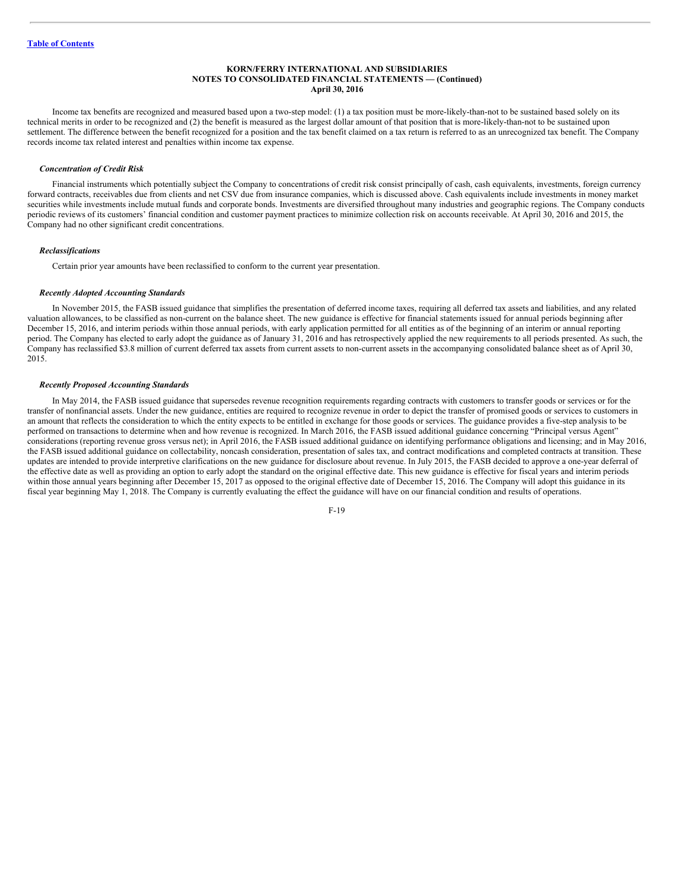Income tax benefits are recognized and measured based upon a two-step model: (1) a tax position must be more-likely-than-not to be sustained based solely on its technical merits in order to be recognized and (2) the benefit is measured as the largest dollar amount of that position that is more-likely-than-not to be sustained upon settlement. The difference between the benefit recognized for a position and the tax benefit claimed on a tax return is referred to as an unrecognized tax benefit. The Company records income tax related interest and penalties within income tax expense.

***Concentration of Credit Risk***

Financial instruments which potentially subject the Company to concentrations of credit risk consist principally of cash, cash equivalents, investments, foreign currency forward contracts, receivables due from clients and net CSV due from insurance companies, which is discussed above. Cash equivalents include investments in money market securities while investments include mutual funds and corporate bonds. Investments are diversified throughout many industries and geographic regions. The Company conducts periodic reviews of its customers' financial condition and customer payment practices to minimize collection risk on accounts receivable. At April 30, 2016 and 2015, the Company had no other significant credit concentrations.

***Reclassifications***

Certain prior year amounts have been reclassified to conform to the current year presentation.

***Recently Adopted Accounting Standards***

In November 2015, the FASB issued guidance that simplifies the presentation of deferred income taxes, requiring all deferred tax assets and liabilities, and any related valuation allowances, to be classified as non-current on the balance sheet. The new guidance is effective for financial statements issued for annual periods beginning after December 15, 2016, and interim periods within those annual periods, with early application permitted for all entities as of the beginning of an interim or annual reporting period. The Company has elected to early adopt the guidance as of January 31, 2016 and has retrospectively applied the new requirements to all periods presented. As such, the Company has reclassified $3.8 million of current deferred tax assets from current assets to non-current assets in the accompanying consolidated balance sheet as of April 30, 2015.

***Recently Proposed Accounting Standards***

In May 2014, the FASB issued guidance that supersedes revenue recognition requirements regarding contracts with customers to transfer goods or services or for the transfer of nonfinancial assets. Under the new guidance, entities are required to recognize revenue in order to depict the transfer of promised goods or services to customers in an amount that reflects the consideration to which the entity expects to be entitled in exchange for those goods or services. The guidance provides a five-step analysis to be performed on transactions to determine when and how revenue is recognized. In March 2016, the FASB issued additional guidance concerning "Principal versus Agent" considerations (reporting revenue gross versus net); in April 2016, the FASB issued additional guidance on identifying performance obligations and licensing; and in May 2016, the FASB issued additional guidance on collectability, noncash consideration, presentation of sales tax, and contract modifications and completed contracts at transition. These updates are intended to provide interpretive clarifications on the new guidance for disclosure about revenue. In July 2015, the FASB decided to approve a one-year deferral of the effective date as well as providing an option to early adopt the standard on the original effective date. This new guidance is effective for fiscal years and interim periods within those annual years beginning after December 15, 2017 as opposed to the original effective date of December 15, 2016. The Company will adopt this guidance in its fiscal year beginning May 1, 2018. The Company is currently evaluating the effect the guidance will have on our financial condition and results of operations.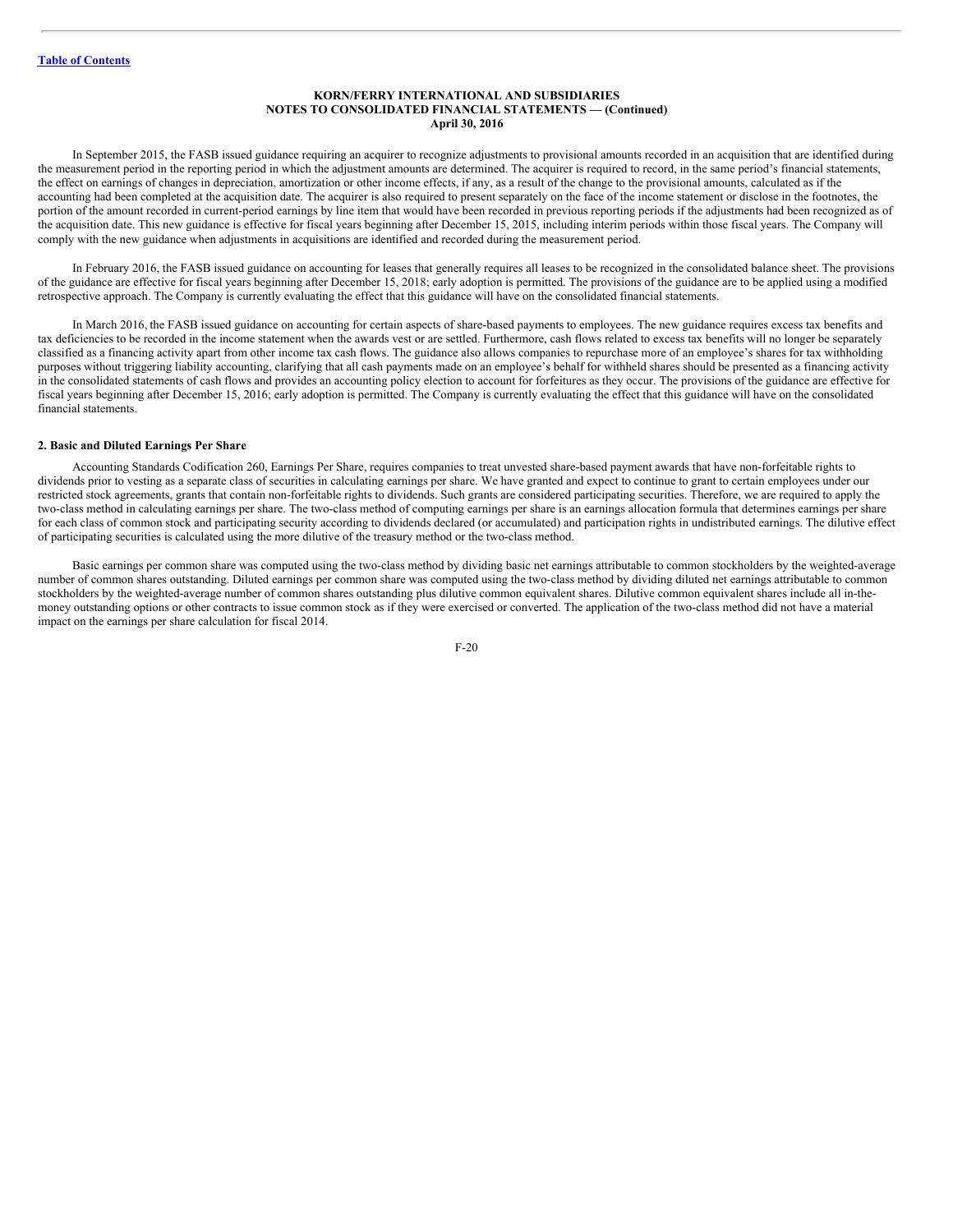In September 2015, the FASB issued guidance requiring an acquirer to recognize adjustments to provisional amounts recorded in an acquisition that are identified during the measurement period in the reporting period in which the adjustment amounts are determined. The acquirer is required to record, in the same period's financial statements, the effect on earnings of changes in depreciation, amortization or other income effects, if any, as a result of the change to the provisional amounts, calculated as if the accounting had been completed at the acquisition date. The acquirer is also required to present separately on the face of the income statement or disclose in the footnotes, the portion of the amount recorded in current-period earnings by line item that would have been recorded in previous reporting periods if the adjustments had been recognized as of the acquisition date. This new guidance is effective for fiscal years beginning after December 15, 2015, including interim periods within those fiscal years. The Company will comply with the new guidance when adjustments in acquisitions are identified and recorded during the measurement period.

In February 2016, the FASB issued guidance on accounting for leases that generally requires all leases to be recognized in the consolidated balance sheet. The provisions of the guidance are effective for fiscal years beginning after December 15, 2018; early adoption is permitted. The provisions of the guidance are to be applied using a modified retrospective approach. The Company is currently evaluating the effect that this guidance will have on the consolidated financial statements.

In March 2016, the FASB issued guidance on accounting for certain aspects of share-based payments to employees. The new guidance requires excess tax benefits and tax deficiencies to be recorded in the income statement when the awards vest or are settled. Furthermore, cash flows related to excess tax benefits will no longer be separately classified as a financing activity apart from other income tax cash flows. The guidance also allows companies to repurchase more of an employee's shares for tax withholding purposes without triggering liability accounting, clarifying that all cash payments made on an employee's behalf for withheld shares should be presented as a financing activity in the consolidated statements of cash flows and provides an accounting policy election to account for forfeitures as they occur. The provisions of the guidance are effective for fiscal years beginning after December 15, 2016; early adoption is permitted. The Company is currently evaluating the effect that this guidance will have on the consolidated financial statements.

## 2. Basic and Diluted Earnings Per Share

Accounting Standards Codification 260, Earnings Per Share, requires companies to treat unvested share-based payment awards that have non-forfeitable rights to dividends prior to vesting as a separate class of securities in calculating earnings per share. We have granted and expect to continue to grant to certain employees under our restricted stock agreements, grants that contain non-forfeitable rights to dividends. Such grants are considered participating securities. Therefore, we are required to apply the two-class method in calculating earnings per share. The two-class method of computing earnings per share is an earnings allocation formula that determines earnings per share for each class of common stock and participating security according to dividends declared (or accumulated) and participation rights in undistributed earnings. The dilutive effect of participating securities is calculated using the more dilutive of the treasury method or the two-class method.

Basic earnings per common share was computed using the two-class method by dividing basic net earnings attributable to common stockholders by the weighted-average number of common shares outstanding. Diluted earnings per common share was computed using the two-class method by dividing diluted net earnings attributable to common stockholders by the weighted-average number of common shares outstanding plus dilutive common equivalent shares. Dilutive common equivalent shares include all in-the-money outstanding options or other contracts to issue common stock as if they were exercised or converted. The application of the two-class method did not have a material impact on the earnings per share calculation for fiscal 2014.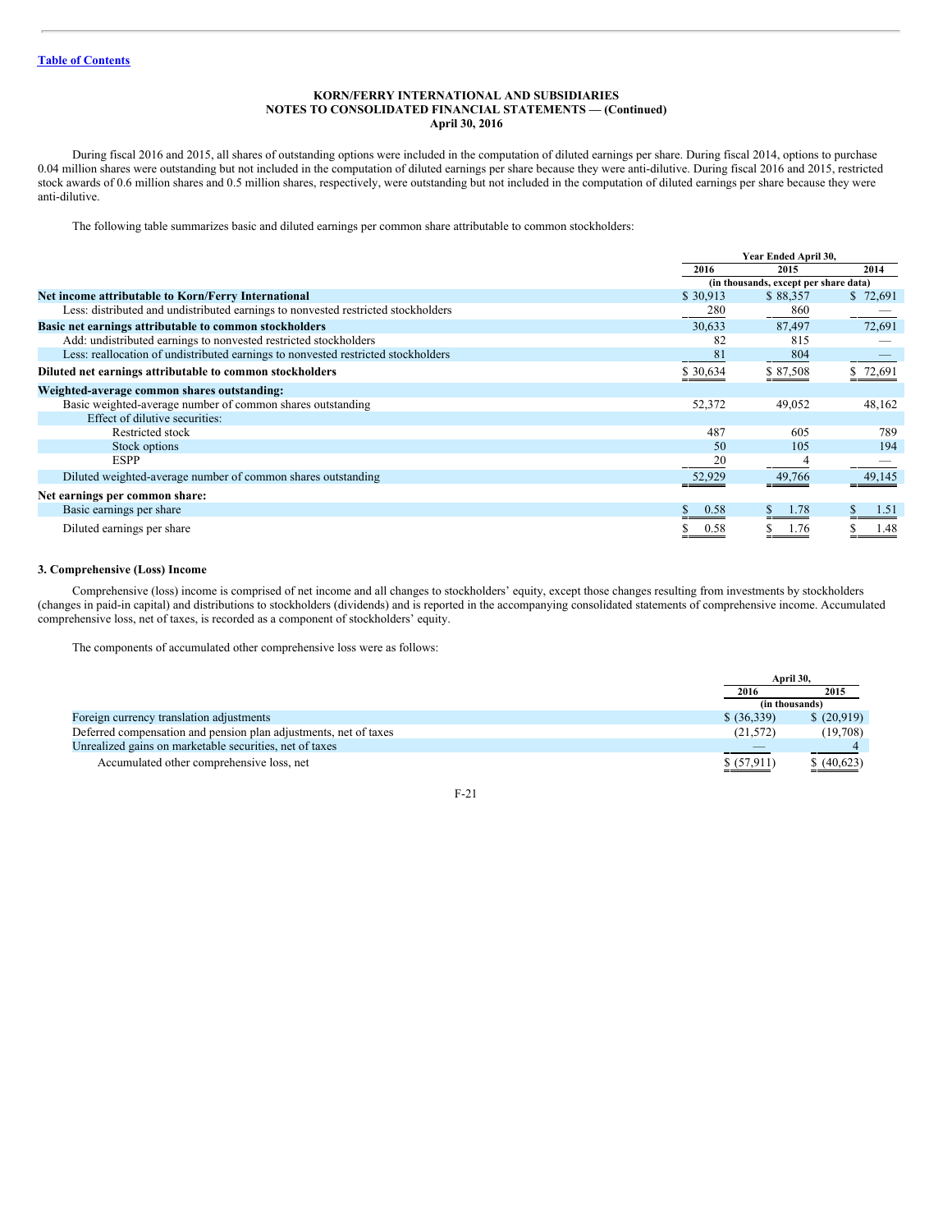**KORN/FERRY INTERNATIONAL AND SUBSIDIARIES**
**NOTES TO CONSOLIDATED FINANCIAL STATEMENTS — (Continued)**
**April 30, 2016**

During fiscal 2016 and 2015, all shares of outstanding options were included in the computation of diluted earnings per share. During fiscal 2014, options to purchase 0.04 million shares were outstanding but not included in the computation of diluted earnings per share because they were anti-dilutive. During fiscal 2016 and 2015, restricted stock awards of 0.6 million shares and 0.5 million shares, respectively, were outstanding but not included in the computation of diluted earnings per share because they were anti-dilutive.

The following table summarizes basic and diluted earnings per common share attributable to common stockholders:

| | Year Ended April 30, | | |
|---|---|---|---|
| | 2016 | 2015 | 2014 |
| | (in thousands, except per share data) | | |
| **Net income attributable to Korn/Ferry International** | $ 30,913 | $ 88,357 | $ 72,691 |
| Less: distributed and undistributed earnings to nonvested restricted stockholders | 280 | 860 | — |
| **Basic net earnings attributable to common stockholders** | 30,633 | 87,497 | 72,691 |
| Add: undistributed earnings to nonvested restricted stockholders | 82 | 815 | — |
| Less: reallocation of undistributed earnings to nonvested restricted stockholders | 81 | 804 | — |
| **Diluted net earnings attributable to common stockholders** | $ 30,634 | $ 87,508 | $ 72,691 |
| **Weighted-average common shares outstanding:** | | | |
| Basic weighted-average number of common shares outstanding | 52,372 | 49,052 | 48,162 |
| Effect of dilutive securities: | | | |
| Restricted stock | 487 | 605 | 789 |
| Stock options | 50 | 105 | 194 |
| ESPP | 20 | 4 | — |
| Diluted weighted-average number of common shares outstanding | 52,929 | 49,766 | 49,145 |
| **Net earnings per common share:** | | | |
| Basic earnings per share | $ 0.58 | $ 1.78 | $ 1.51 |
| Diluted earnings per share | $ 0.58 | $ 1.76 | $ 1.48 |

### 3. Comprehensive (Loss) Income

Comprehensive (loss) income is comprised of net income and all changes to stockholders' equity, except those changes resulting from investments by stockholders (changes in paid-in capital) and distributions to stockholders (dividends) and is reported in the accompanying consolidated statements of comprehensive income. Accumulated comprehensive loss, net of taxes, is recorded as a component of stockholders' equity.

The components of accumulated other comprehensive loss were as follows:

| | April 30, | |
|---|---|---|
| | 2016 | 2015 |
| | (in thousands) | |
| Foreign currency translation adjustments | $ (36,339) | $ (20,919) |
| Deferred compensation and pension plan adjustments, net of taxes | (21,572) | (19,708) |
| Unrealized gains on marketable securities, net of taxes | — | 4 |
| Accumulated other comprehensive loss, net | $ (57,911) | $ (40,623) |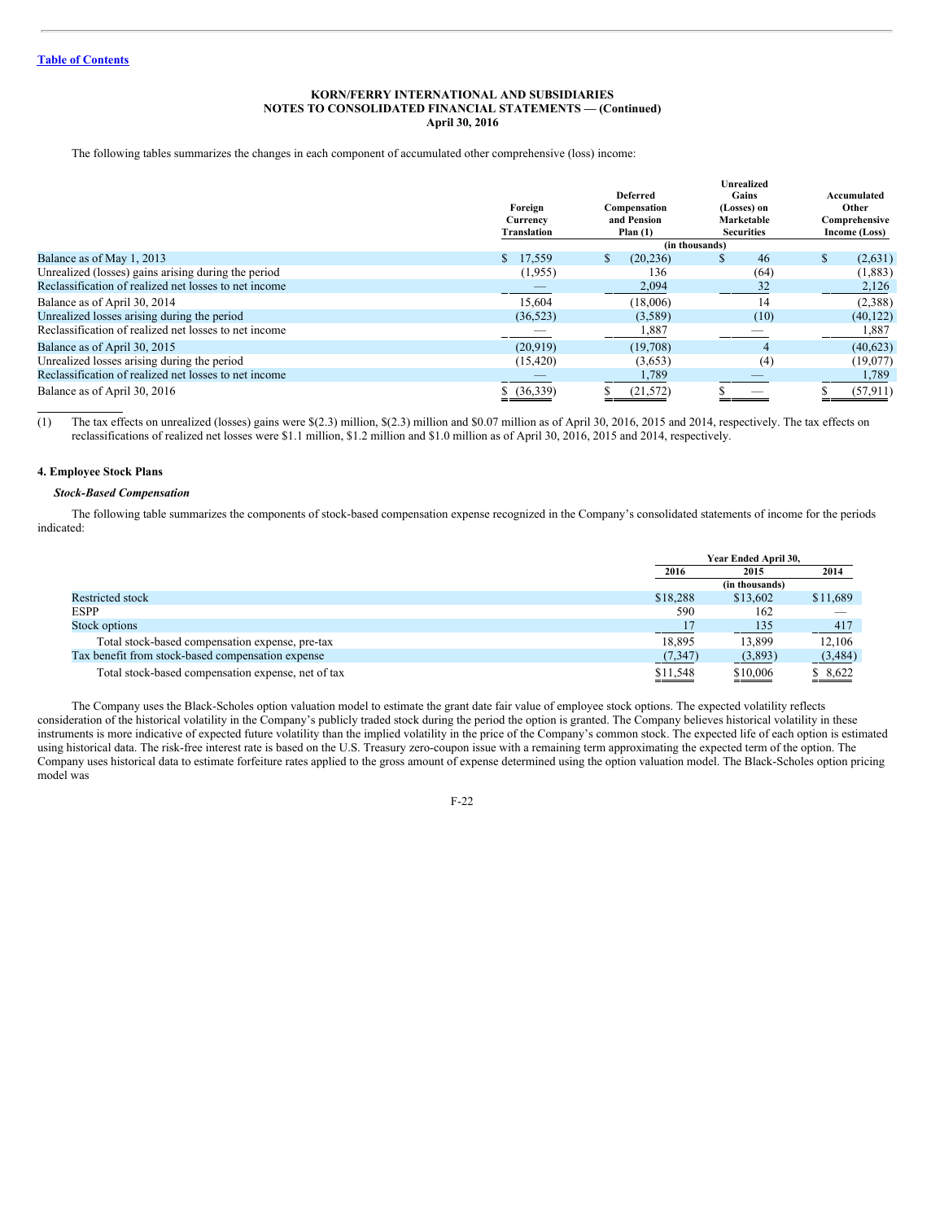KORN/FERRY INTERNATIONAL AND SUBSIDIARIES
NOTES TO CONSOLIDATED FINANCIAL STATEMENTS — (Continued)
April 30, 2016

The following tables summarizes the changes in each component of accumulated other comprehensive (loss) income:

| | Foreign Currency Translation | Deferred Compensation and Pension Plan (1) | Unrealized Gains (Losses) on Marketable Securities | Accumulated Other Comprehensive Income (Loss) |
|---|---|---|---|---|
| | | (in thousands) | | |
| Balance as of May 1, 2013 | $ 17,559 | $ (20,236) | $ 46 | $ (2,631) |
| Unrealized (losses) gains arising during the period | (1,955) | 136 | (64) | (1,883) |
| Reclassification of realized net losses to net income | — | 2,094 | 32 | 2,126 |
| Balance as of April 30, 2014 | 15,604 | (18,006) | 14 | (2,388) |
| Unrealized losses arising during the period | (36,523) | (3,589) | (10) | (40,122) |
| Reclassification of realized net losses to net income | — | 1,887 | — | 1,887 |
| Balance as of April 30, 2015 | (20,919) | (19,708) | 4 | (40,623) |
| Unrealized losses arising during the period | (15,420) | (3,653) | (4) | (19,077) |
| Reclassification of realized net losses to net income | — | 1,789 | — | 1,789 |
| Balance as of April 30, 2016 | $ (36,339) | $ (21,572) | $ — | $ (57,911) |

(1) The tax effects on unrealized (losses) gains were $(2.3) million, $(2.3) million and $0.07 million as of April 30, 2016, 2015 and 2014, respectively. The tax effects on reclassifications of realized net losses were $1.1 million, $1.2 million and $1.0 million as of April 30, 2016, 2015 and 2014, respectively.

## 4. Employee Stock Plans

### *Stock-Based Compensation*

The following table summarizes the components of stock-based compensation expense recognized in the Company's consolidated statements of income for the periods indicated:

| | Year Ended April 30, | | |
|---|---|---|---|
| | 2016 | 2015 | 2014 |
| | | (in thousands) | |
| Restricted stock | $18,288 | $13,602 | $11,689 |
| ESPP | 590 | 162 | — |
| Stock options | 17 | 135 | 417 |
| Total stock-based compensation expense, pre-tax | 18,895 | 13,899 | 12,106 |
| Tax benefit from stock-based compensation expense | (7,347) | (3,893) | (3,484) |
| Total stock-based compensation expense, net of tax | $11,548 | $10,006 | $ 8,622 |

The Company uses the Black-Scholes option valuation model to estimate the grant date fair value of employee stock options. The expected volatility reflects consideration of the historical volatility in the Company's publicly traded stock during the period the option is granted. The Company believes historical volatility in these instruments is more indicative of expected future volatility than the implied volatility in the price of the Company's common stock. The expected life of each option is estimated using historical data. The risk-free interest rate is based on the U.S. Treasury zero-coupon issue with a remaining term approximating the expected term of the option. The Company uses historical data to estimate forfeiture rates applied to the gross amount of expense determined using the option valuation model. The Black-Scholes option pricing model was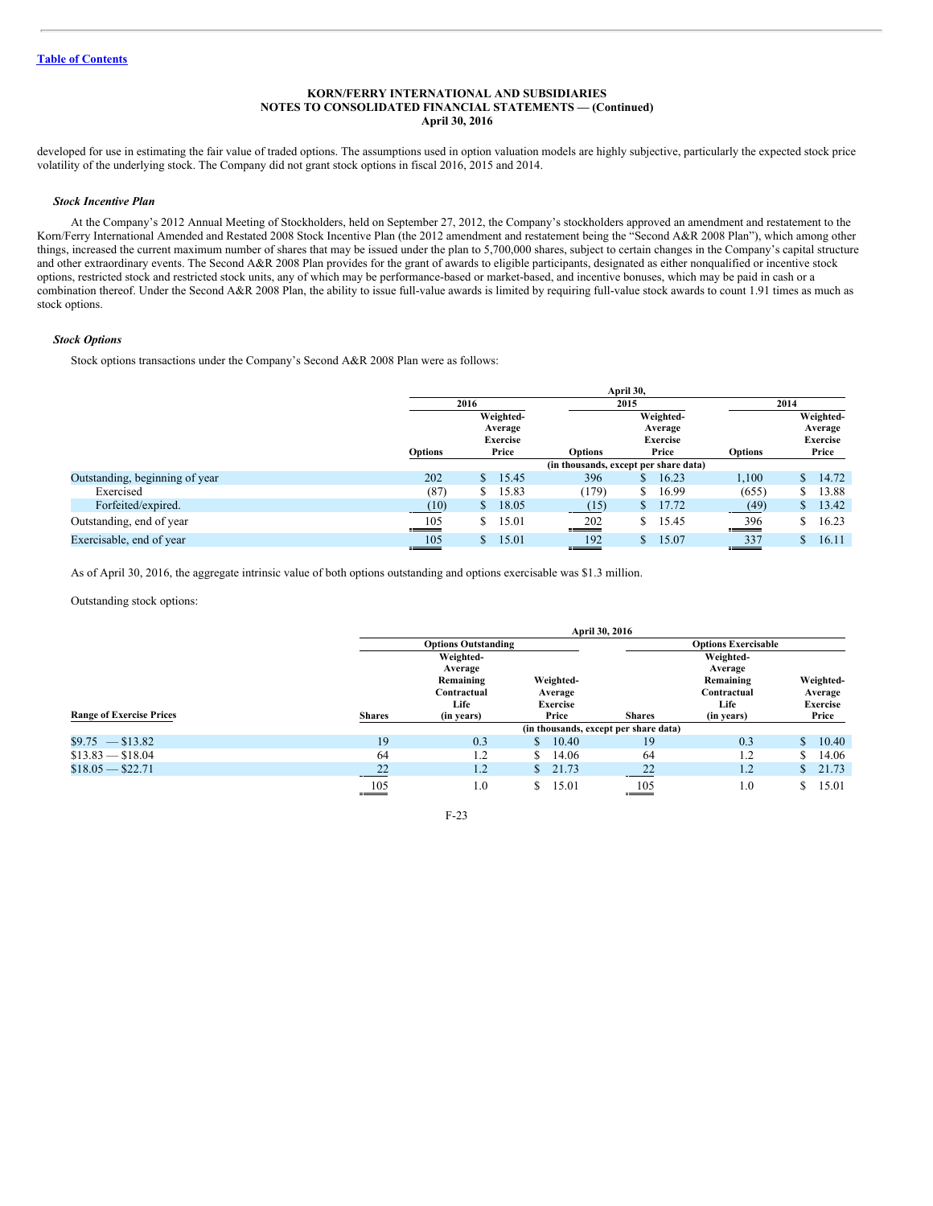developed for use in estimating the fair value of traded options. The assumptions used in option valuation models are highly subjective, particularly the expected stock price volatility of the underlying stock. The Company did not grant stock options in fiscal 2016, 2015 and 2014.

***Stock Incentive Plan***

At the Company's 2012 Annual Meeting of Stockholders, held on September 27, 2012, the Company's stockholders approved an amendment and restatement to the Korn/Ferry International Amended and Restated 2008 Stock Incentive Plan (the 2012 amendment and restatement being the "Second A&R 2008 Plan"), which among other things, increased the current maximum number of shares that may be issued under the plan to 5,700,000 shares, subject to certain changes in the Company's capital structure and other extraordinary events. The Second A&R 2008 Plan provides for the grant of awards to eligible participants, designated as either nonqualified or incentive stock options, restricted stock and restricted stock units, any of which may be performance-based or market-based, and incentive bonuses, which may be paid in cash or a combination thereof. Under the Second A&R 2008 Plan, the ability to issue full-value awards is limited by requiring full-value stock awards to count 1.91 times as much as stock options.

***Stock Options***

Stock options transactions under the Company's Second A&R 2008 Plan were as follows:

| | April 30, | | | | | |
|---|---|---|---|---|---|---|
| | 2016 | | 2015 | | 2014 | |
| | Options | Weighted-Average Exercise Price | Options | Weighted-Average Exercise Price | Options | Weighted-Average Exercise Price |
| | (in thousands, except per share data) | | | | | |
| Outstanding, beginning of year | 202 | $ 15.45 | 396 | $ 16.23 | 1,100 | $ 14.72 |
| Exercised | (87) | $ 15.83 | (179) | $ 16.99 | (655) | $ 13.88 |
| Forfeited/expired. | (10) | $ 18.05 | (15) | $ 17.72 | (49) | $ 13.42 |
| Outstanding, end of year | 105 | $ 15.01 | 202 | $ 15.45 | 396 | $ 16.23 |
| Exercisable, end of year | 105 | $ 15.01 | 192 | $ 15.07 | 337 | $ 16.11 |

As of April 30, 2016, the aggregate intrinsic value of both options outstanding and options exercisable was $1.3 million.

Outstanding stock options:

| | April 30, 2016 | | | | | |
|---|---|---|---|---|---|---|
| | Options Outstanding | | | Options Exercisable | | |
| Range of Exercise Prices | Shares | Weighted-Average Remaining Contractual Life (in years) | Weighted-Average Exercise Price | Shares | Weighted-Average Remaining Contractual Life (in years) | Weighted-Average Exercise Price |
| | (in thousands, except per share data) | | | | | |
| $9.75 — $13.82 | 19 | 0.3 | $ 10.40 | 19 | 0.3 | $ 10.40 |
| $13.83 — $18.04 | 64 | 1.2 | $ 14.06 | 64 | 1.2 | $ 14.06 |
| $18.05 — $22.71 | 22 | 1.2 | $ 21.73 | 22 | 1.2 | $ 21.73 |
| | 105 | 1.0 | $ 15.01 | 105 | 1.0 | $ 15.01 |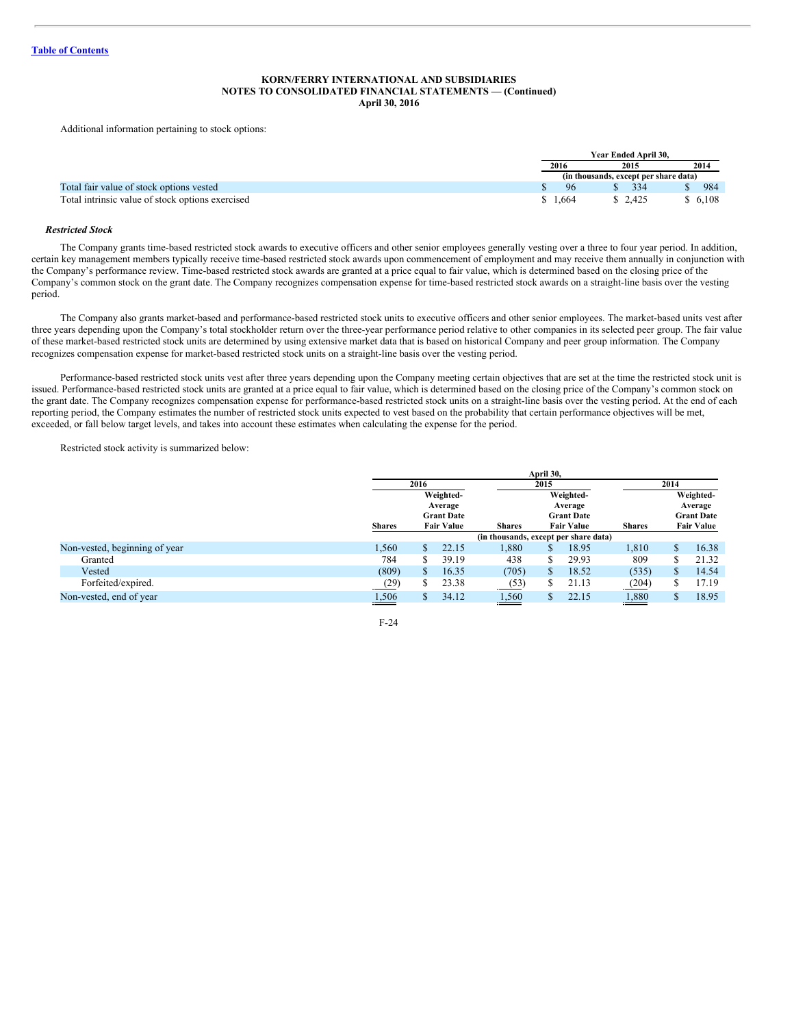KORN/FERRY INTERNATIONAL AND SUBSIDIARIES
NOTES TO CONSOLIDATED FINANCIAL STATEMENTS — (Continued)
April 30, 2016

Additional information pertaining to stock options:

| | Year Ended April 30, | | |
|---|---|---|---|
| | 2016 | 2015 | 2014 |
| | (in thousands, except per share data) | | |
| Total fair value of stock options vested | $ 96 | $ 334 | $ 984 |
| Total intrinsic value of stock options exercised | $ 1,664 | $ 2,425 | $ 6,108 |

### *Restricted Stock*

The Company grants time-based restricted stock awards to executive officers and other senior employees generally vesting over a three to four year period. In addition, certain key management members typically receive time-based restricted stock awards upon commencement of employment and may receive them annually in conjunction with the Company's performance review. Time-based restricted stock awards are granted at a price equal to fair value, which is determined based on the closing price of the Company's common stock on the grant date. The Company recognizes compensation expense for time-based restricted stock awards on a straight-line basis over the vesting period.

The Company also grants market-based and performance-based restricted stock units to executive officers and other senior employees. The market-based units vest after three years depending upon the Company's total stockholder return over the three-year performance period relative to other companies in its selected peer group. The fair value of these market-based restricted stock units are determined by using extensive market data that is based on historical Company and peer group information. The Company recognizes compensation expense for market-based restricted stock units on a straight-line basis over the vesting period.

Performance-based restricted stock units vest after three years depending upon the Company meeting certain objectives that are set at the time the restricted stock unit is issued. Performance-based restricted stock units are granted at a price equal to fair value, which is determined based on the closing price of the Company's common stock on the grant date. The Company recognizes compensation expense for performance-based restricted stock units on a straight-line basis over the vesting period. At the end of each reporting period, the Company estimates the number of restricted stock units expected to vest based on the probability that certain performance objectives will be met, exceeded, or fall below target levels, and takes into account these estimates when calculating the expense for the period.

Restricted stock activity is summarized below:

| | April 30, | | | | | |
|---|---|---|---|---|---|---|
| | 2016 | | 2015 | | 2014 | |
| | Shares | Weighted-Average Grant Date Fair Value | Shares | Weighted-Average Grant Date Fair Value | Shares | Weighted-Average Grant Date Fair Value |
| | (in thousands, except per share data) | | | | | |
| Non-vested, beginning of year | 1,560 | $ 22.15 | 1,880 | $ 18.95 | 1,810 | $ 16.38 |
| Granted | 784 | $ 39.19 | 438 | $ 29.93 | 809 | $ 21.32 |
| Vested | (809) | $ 16.35 | (705) | $ 18.52 | (535) | $ 14.54 |
| Forfeited/expired. | (29) | $ 23.38 | (53) | $ 21.13 | (204) | $ 17.19 |
| Non-vested, end of year | 1,506 | $ 34.12 | 1,560 | $ 22.15 | 1,880 | $ 18.95 |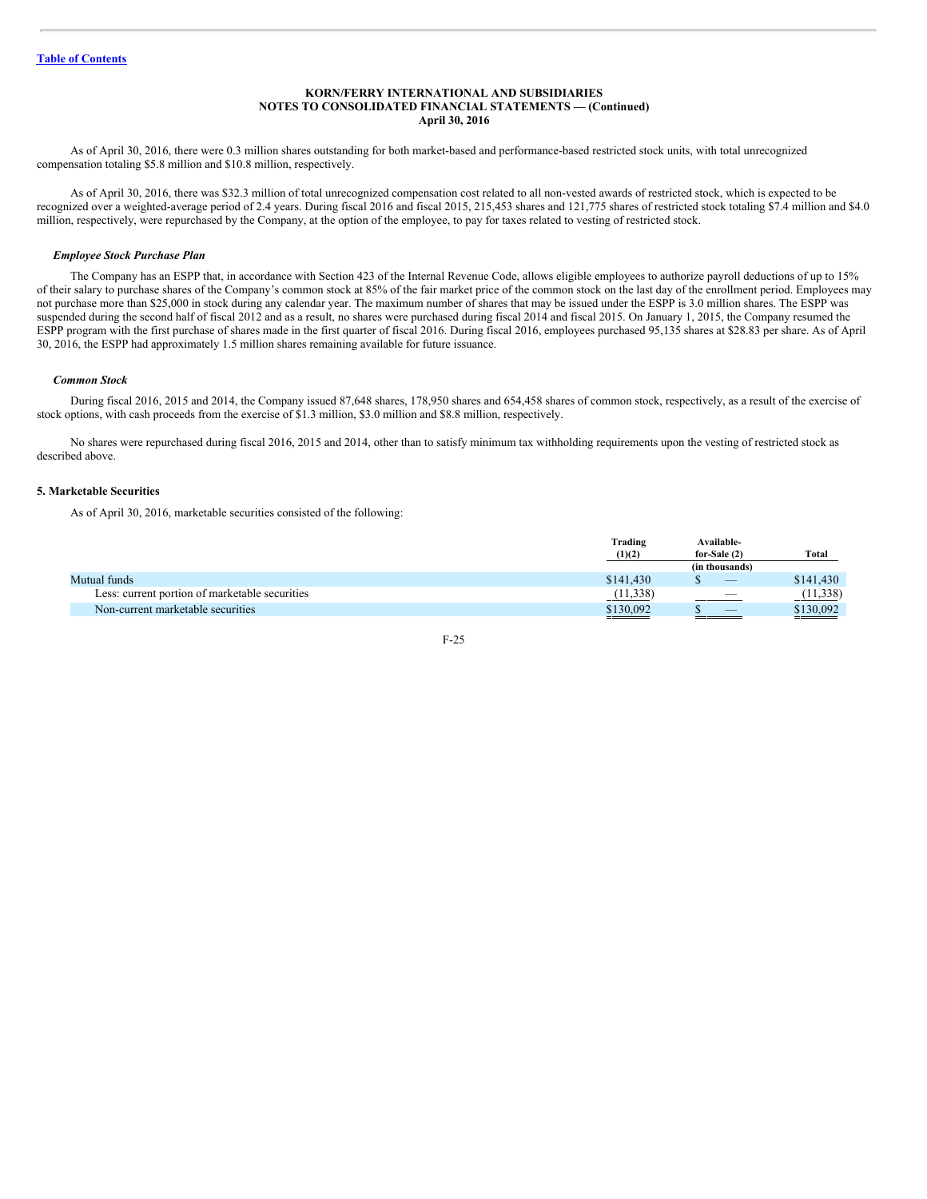As of April 30, 2016, there were 0.3 million shares outstanding for both market-based and performance-based restricted stock units, with total unrecognized compensation totaling $5.8 million and $10.8 million, respectively.

As of April 30, 2016, there was $32.3 million of total unrecognized compensation cost related to all non-vested awards of restricted stock, which is expected to be recognized over a weighted-average period of 2.4 years. During fiscal 2016 and fiscal 2015, 215,453 shares and 121,775 shares of restricted stock totaling $7.4 million and $4.0 million, respectively, were repurchased by the Company, at the option of the employee, to pay for taxes related to vesting of restricted stock.

### *Employee Stock Purchase Plan*

The Company has an ESPP that, in accordance with Section 423 of the Internal Revenue Code, allows eligible employees to authorize payroll deductions of up to 15% of their salary to purchase shares of the Company's common stock at 85% of the fair market price of the common stock on the last day of the enrollment period. Employees may not purchase more than $25,000 in stock during any calendar year. The maximum number of shares that may be issued under the ESPP is 3.0 million shares. The ESPP was suspended during the second half of fiscal 2012 and as a result, no shares were purchased during fiscal 2014 and fiscal 2015. On January 1, 2015, the Company resumed the ESPP program with the first purchase of shares made in the first quarter of fiscal 2016. During fiscal 2016, employees purchased 95,135 shares at $28.83 per share. As of April 30, 2016, the ESPP had approximately 1.5 million shares remaining available for future issuance.

### *Common Stock*

During fiscal 2016, 2015 and 2014, the Company issued 87,648 shares, 178,950 shares and 654,458 shares of common stock, respectively, as a result of the exercise of stock options, with cash proceeds from the exercise of $1.3 million, $3.0 million and $8.8 million, respectively.

No shares were repurchased during fiscal 2016, 2015 and 2014, other than to satisfy minimum tax withholding requirements upon the vesting of restricted stock as described above.

## 5. Marketable Securities

As of April 30, 2016, marketable securities consisted of the following:

| | Trading (1)(2) | Available-for-Sale (2) | Total |
|---|---|---|---|
| | | (in thousands) | |
| Mutual funds | $141,430 | $ — | $141,430 |
| Less: current portion of marketable securities | (11,338) | — | (11,338) |
| Non-current marketable securities | $130,092 | $ — | $130,092 |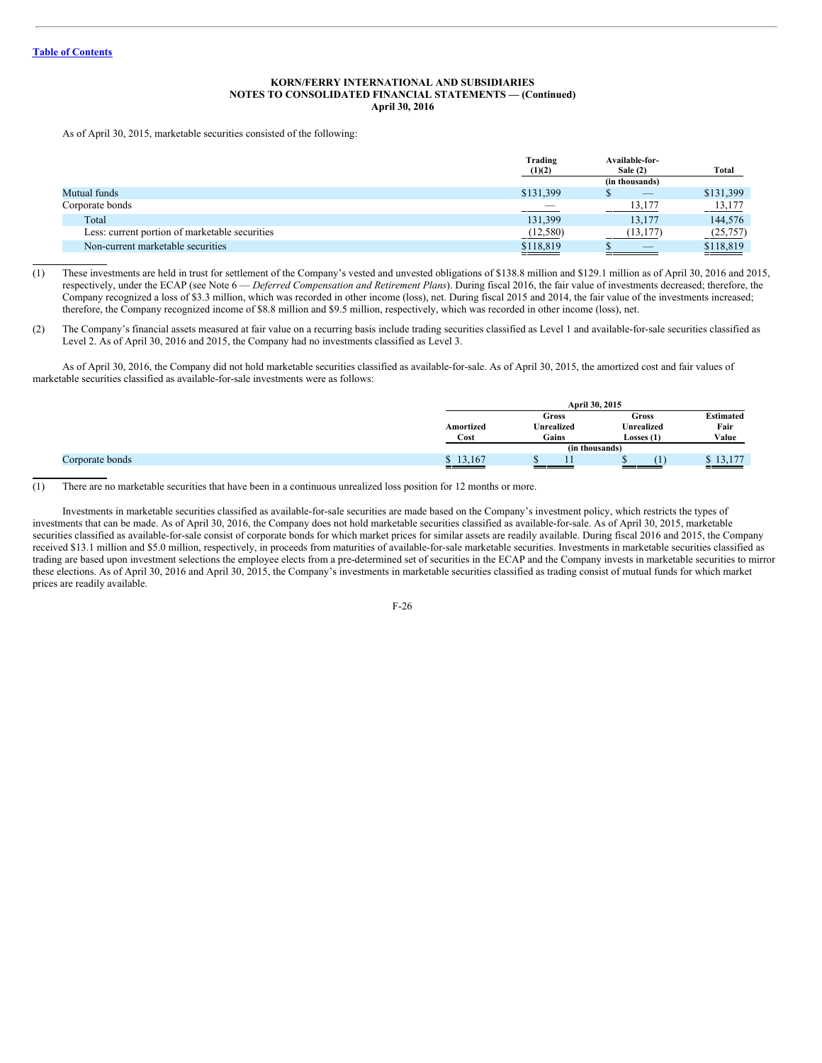As of April 30, 2015, marketable securities consisted of the following:

| | Trading (1)(2) | Available-for-Sale (2) | Total |
|---|---|---|---|
| | | (in thousands) | |
| Mutual funds | $131,399 | $ — | $131,399 |
| Corporate bonds | — | 13,177 | 13,177 |
| Total | 131,399 | 13,177 | 144,576 |
| Less: current portion of marketable securities | (12,580) | (13,177) | (25,757) |
| Non-current marketable securities | $118,819 | $ — | $118,819 |

(1) These investments are held in trust for settlement of the Company's vested and unvested obligations of $138.8 million and $129.1 million as of April 30, 2016 and 2015, respectively, under the ECAP (see Note 6 — *Deferred Compensation and Retirement Plans*). During fiscal 2016, the fair value of investments decreased; therefore, the Company recognized a loss of $3.3 million, which was recorded in other income (loss), net. During fiscal 2015 and 2014, the fair value of the investments increased; therefore, the Company recognized income of $8.8 million and $9.5 million, respectively, which was recorded in other income (loss), net.

(2) The Company's financial assets measured at fair value on a recurring basis include trading securities classified as Level 1 and available-for-sale securities classified as Level 2. As of April 30, 2016 and 2015, the Company had no investments classified as Level 3.

As of April 30, 2016, the Company did not hold marketable securities classified as available-for-sale. As of April 30, 2015, the amortized cost and fair values of marketable securities classified as available-for-sale investments were as follows:

| | April 30, 2015 | | | |
|---|---|---|---|---|
| | Amortized Cost | Gross Unrealized Gains | Gross Unrealized Losses (1) | Estimated Fair Value |
| | | (in thousands) | | |
| Corporate bonds | $ 13,167 | $ 11 | $ (1) | $ 13,177 |

(1) There are no marketable securities that have been in a continuous unrealized loss position for 12 months or more.

Investments in marketable securities classified as available-for-sale securities are made based on the Company's investment policy, which restricts the types of investments that can be made. As of April 30, 2016, the Company does not hold marketable securities classified as available-for-sale. As of April 30, 2015, marketable securities classified as available-for-sale consist of corporate bonds for which market prices for similar assets are readily available. During fiscal 2016 and 2015, the Company received $13.1 million and $5.0 million, respectively, in proceeds from maturities of available-for-sale marketable securities. Investments in marketable securities classified as trading are based upon investment selections the employee elects from a pre-determined set of securities in the ECAP and the Company invests in marketable securities to mirror these elections. As of April 30, 2016 and April 30, 2015, the Company's investments in marketable securities classified as trading consist of mutual funds for which market prices are readily available.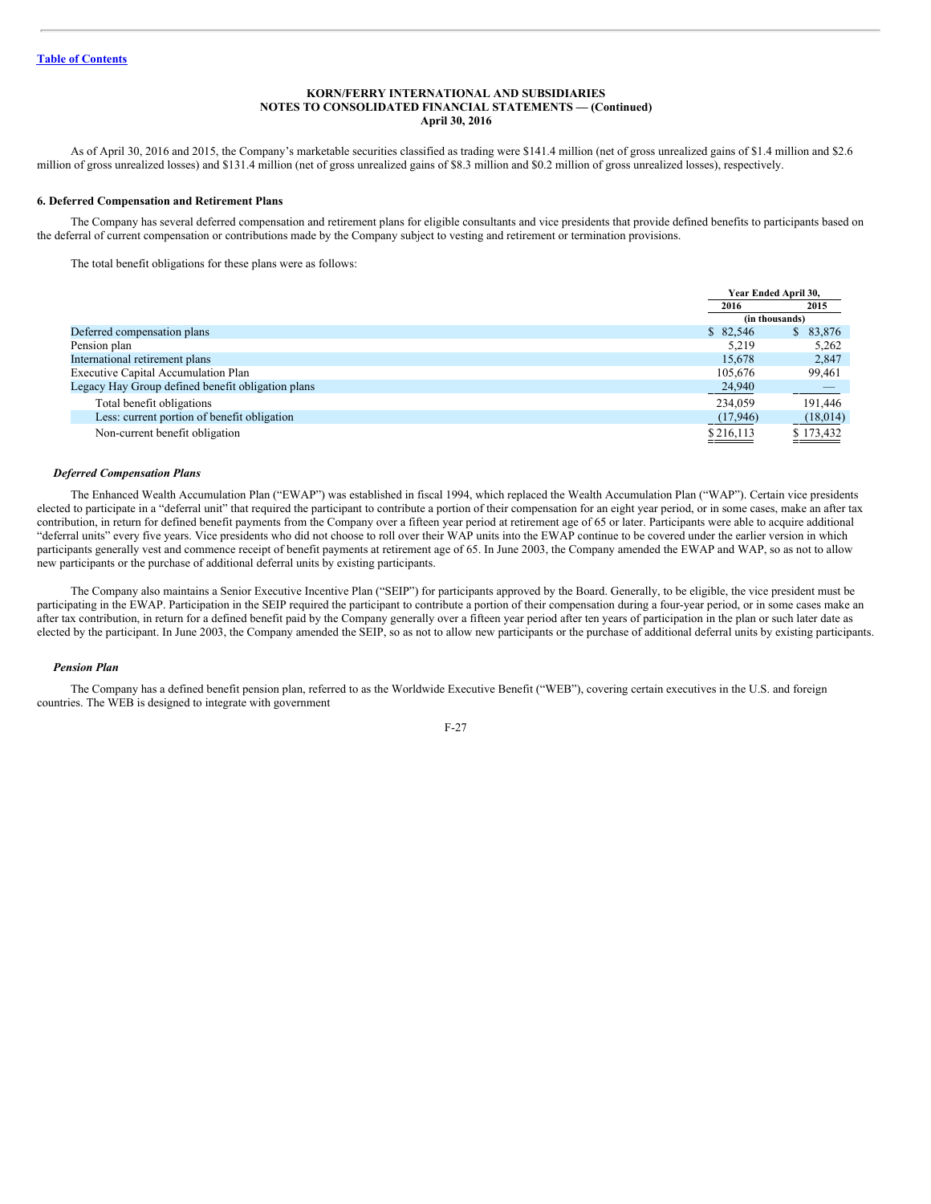As of April 30, 2016 and 2015, the Company's marketable securities classified as trading were $141.4 million (net of gross unrealized gains of $1.4 million and $2.6 million of gross unrealized losses) and $131.4 million (net of gross unrealized gains of $8.3 million and $0.2 million of gross unrealized losses), respectively.

### 6. Deferred Compensation and Retirement Plans

The Company has several deferred compensation and retirement plans for eligible consultants and vice presidents that provide defined benefits to participants based on the deferral of current compensation or contributions made by the Company subject to vesting and retirement or termination provisions.

The total benefit obligations for these plans were as follows:

| | Year Ended April 30, | |
|---|---|---|
| | 2016 | 2015 |
| | (in thousands) | |
| Deferred compensation plans | $ 82,546 | $ 83,876 |
| Pension plan | 5,219 | 5,262 |
| International retirement plans | 15,678 | 2,847 |
| Executive Capital Accumulation Plan | 105,676 | 99,461 |
| Legacy Hay Group defined benefit obligation plans | 24,940 | — |
| Total benefit obligations | 234,059 | 191,446 |
| Less: current portion of benefit obligation | (17,946) | (18,014) |
| Non-current benefit obligation | $ 216,113 | $ 173,432 |

#### *Deferred Compensation Plans*

The Enhanced Wealth Accumulation Plan ("EWAP") was established in fiscal 1994, which replaced the Wealth Accumulation Plan ("WAP"). Certain vice presidents elected to participate in a "deferral unit" that required the participant to contribute a portion of their compensation for an eight year period, or in some cases, make an after tax contribution, in return for defined benefit payments from the Company over a fifteen year period at retirement age of 65 or later. Participants were able to acquire additional "deferral units" every five years. Vice presidents who did not choose to roll over their WAP units into the EWAP continue to be covered under the earlier version in which participants generally vest and commence receipt of benefit payments at retirement age of 65. In June 2003, the Company amended the EWAP and WAP, so as not to allow new participants or the purchase of additional deferral units by existing participants.

The Company also maintains a Senior Executive Incentive Plan ("SEIP") for participants approved by the Board. Generally, to be eligible, the vice president must be participating in the EWAP. Participation in the SEIP required the participant to contribute a portion of their compensation during a four-year period, or in some cases make an after tax contribution, in return for a defined benefit paid by the Company generally over a fifteen year period after ten years of participation in the plan or such later date as elected by the participant. In June 2003, the Company amended the SEIP, so as not to allow new participants or the purchase of additional deferral units by existing participants.

#### *Pension Plan*

The Company has a defined benefit pension plan, referred to as the Worldwide Executive Benefit ("WEB"), covering certain executives in the U.S. and foreign countries. The WEB is designed to integrate with government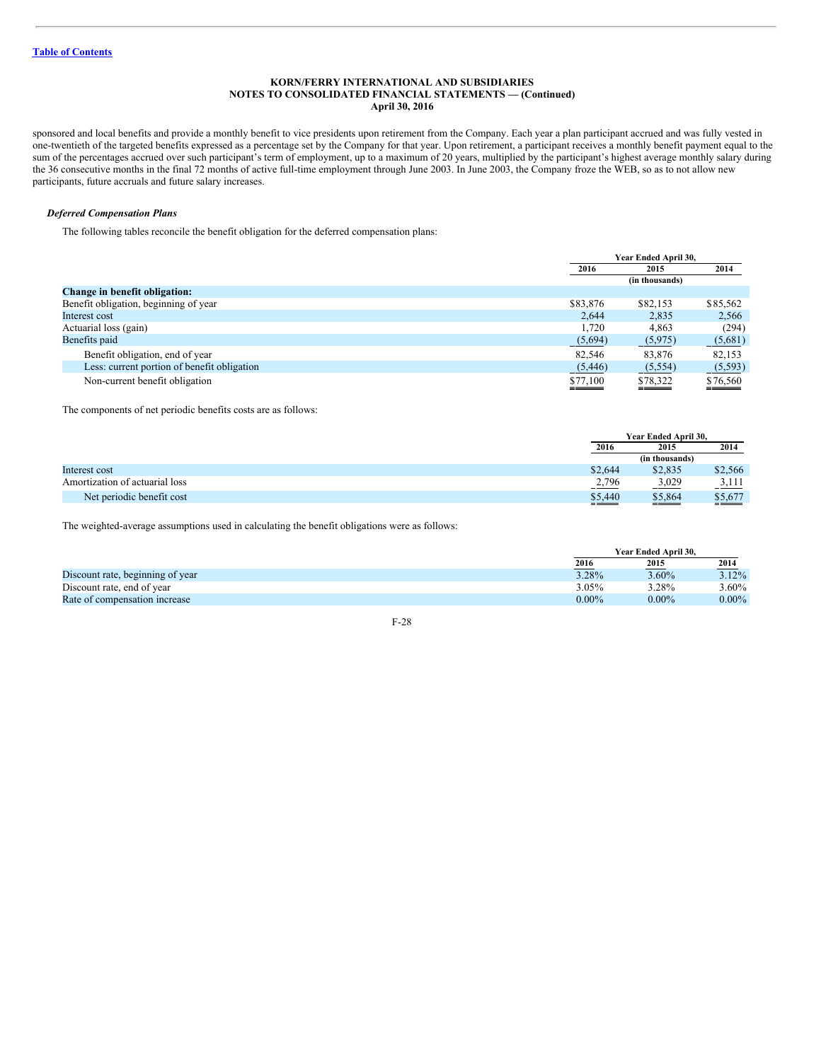sponsored and local benefits and provide a monthly benefit to vice presidents upon retirement from the Company. Each year a plan participant accrued and was fully vested in one-twentieth of the targeted benefits expressed as a percentage set by the Company for that year. Upon retirement, a participant receives a monthly benefit payment equal to the sum of the percentages accrued over such participant's term of employment, up to a maximum of 20 years, multiplied by the participant's highest average monthly salary during the 36 consecutive months in the final 72 months of active full-time employment through June 2003. In June 2003, the Company froze the WEB, so as to not allow new participants, future accruals and future salary increases.

### *Deferred Compensation Plans*

The following tables reconcile the benefit obligation for the deferred compensation plans:

| | Year Ended April 30, | | |
|---|---|---|---|
| | 2016 | 2015 | 2014 |
| | | (in thousands) | |
| **Change in benefit obligation:** | | | |
| Benefit obligation, beginning of year | $83,876 | $82,153 | $85,562 |
| Interest cost | 2,644 | 2,835 | 2,566 |
| Actuarial loss (gain) | 1,720 | 4,863 | (294) |
| Benefits paid | (5,694) | (5,975) | (5,681) |
| Benefit obligation, end of year | 82,546 | 83,876 | 82,153 |
| Less: current portion of benefit obligation | (5,446) | (5,554) | (5,593) |
| Non-current benefit obligation | $77,100 | $78,322 | $76,560 |

The components of net periodic benefits costs are as follows:

| | Year Ended April 30, | | |
|---|---|---|---|
| | 2016 | 2015 | 2014 |
| | | (in thousands) | |
| Interest cost | $2,644 | $2,835 | $2,566 |
| Amortization of actuarial loss | 2,796 | 3,029 | 3,111 |
| Net periodic benefit cost | $5,440 | $5,864 | $5,677 |

The weighted-average assumptions used in calculating the benefit obligations were as follows:

| | Year Ended April 30, | | |
|---|---|---|---|
| | 2016 | 2015 | 2014 |
| Discount rate, beginning of year | 3.28% | 3.60% | 3.12% |
| Discount rate, end of year | 3.05% | 3.28% | 3.60% |
| Rate of compensation increase | 0.00% | 0.00% | 0.00% |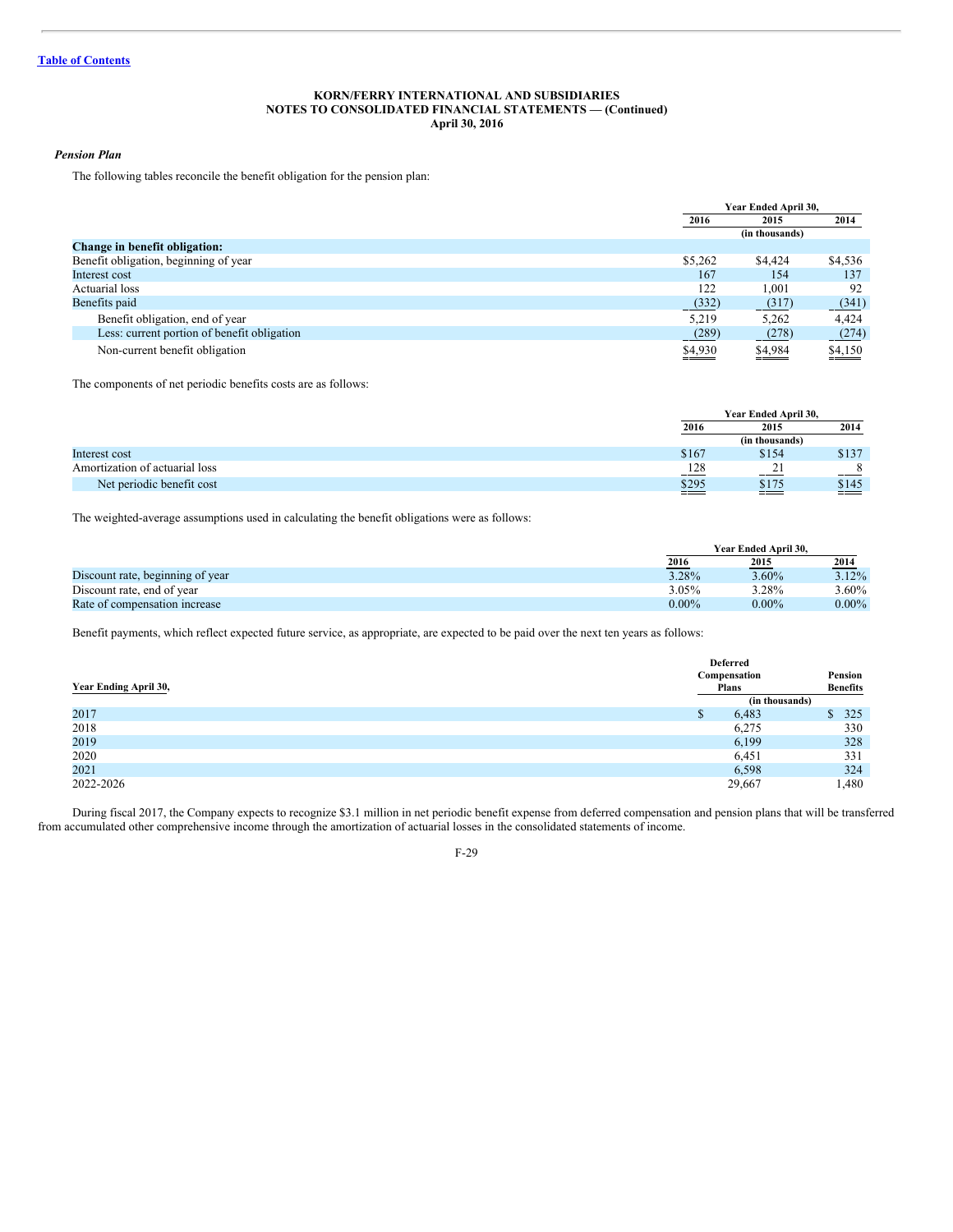**KORN/FERRY INTERNATIONAL AND SUBSIDIARIES**
**NOTES TO CONSOLIDATED FINANCIAL STATEMENTS — (Continued)**
**April 30, 2016**

***Pension Plan***

The following tables reconcile the benefit obligation for the pension plan:

| | Year Ended April 30, | | |
|---|---|---|---|
| | 2016 | 2015 | 2014 |
| | | (in thousands) | |
| **Change in benefit obligation:** | | | |
| Benefit obligation, beginning of year | $5,262 | $4,424 | $4,536 |
| Interest cost | 167 | 154 | 137 |
| Actuarial loss | 122 | 1,001 | 92 |
| Benefits paid | (332) | (317) | (341) |
| Benefit obligation, end of year | 5,219 | 5,262 | 4,424 |
| Less: current portion of benefit obligation | (289) | (278) | (274) |
| Non-current benefit obligation | $4,930 | $4,984 | $4,150 |

The components of net periodic benefits costs are as follows:

| | Year Ended April 30, | | |
|---|---|---|---|
| | 2016 | 2015 | 2014 |
| | | (in thousands) | |
| Interest cost | $167 | $154 | $137 |
| Amortization of actuarial loss | 128 | 21 | 8 |
| Net periodic benefit cost | $295 | $175 | $145 |

The weighted-average assumptions used in calculating the benefit obligations were as follows:

| | Year Ended April 30, | | |
|---|---|---|---|
| | 2016 | 2015 | 2014 |
| Discount rate, beginning of year | 3.28% | 3.60% | 3.12% |
| Discount rate, end of year | 3.05% | 3.28% | 3.60% |
| Rate of compensation increase | 0.00% | 0.00% | 0.00% |

Benefit payments, which reflect expected future service, as appropriate, are expected to be paid over the next ten years as follows:

| Year Ending April 30, | Deferred Compensation Plans | Pension Benefits |
|---|---|---|
| | (in thousands) | |
| 2017 | $ 6,483 | $ 325 |
| 2018 | 6,275 | 330 |
| 2019 | 6,199 | 328 |
| 2020 | 6,451 | 331 |
| 2021 | 6,598 | 324 |
| 2022-2026 | 29,667 | 1,480 |

During fiscal 2017, the Company expects to recognize $3.1 million in net periodic benefit expense from deferred compensation and pension plans that will be transferred from accumulated other comprehensive income through the amortization of actuarial losses in the consolidated statements of income.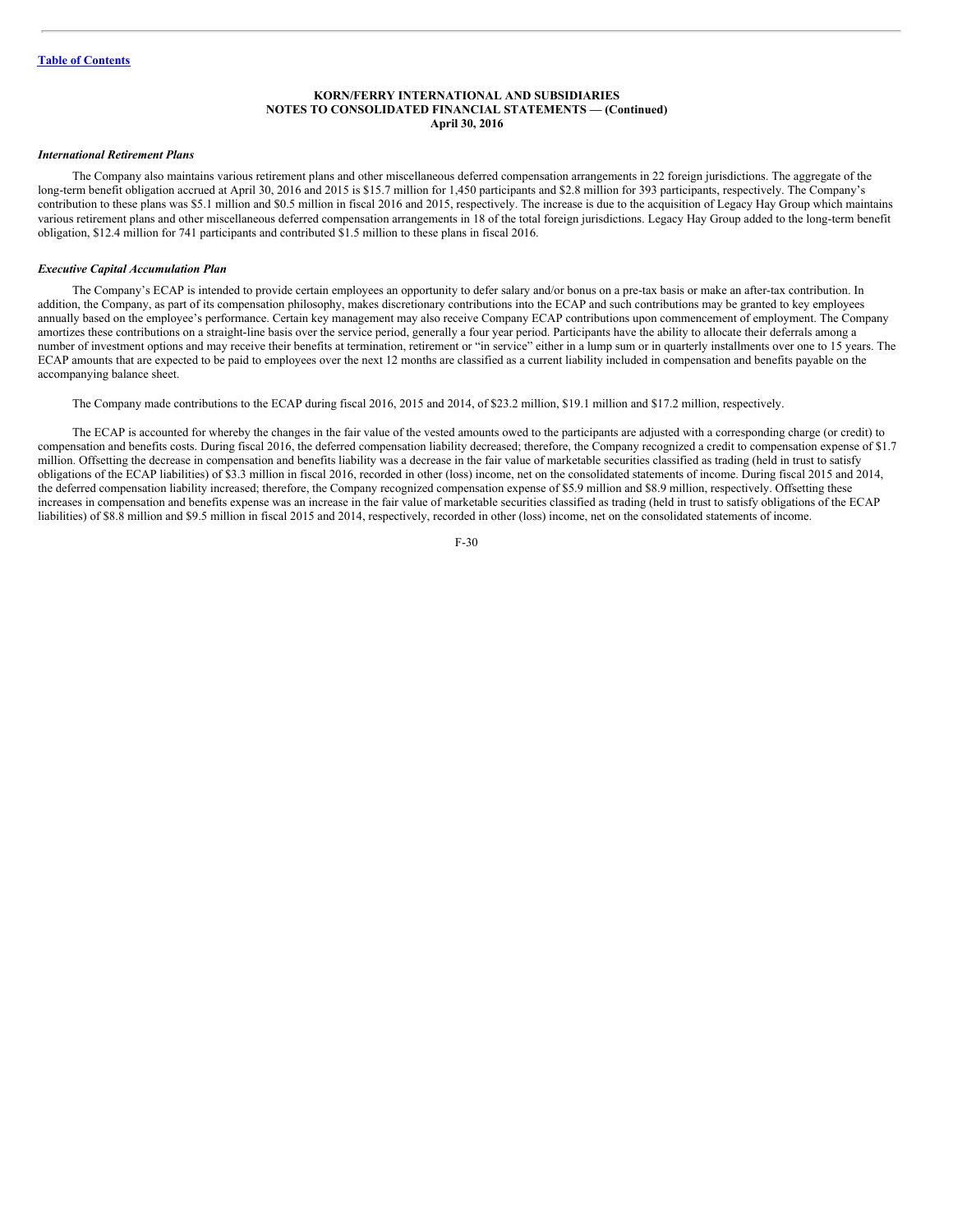### *International Retirement Plans*

The Company also maintains various retirement plans and other miscellaneous deferred compensation arrangements in 22 foreign jurisdictions. The aggregate of the long-term benefit obligation accrued at April 30, 2016 and 2015 is $15.7 million for 1,450 participants and $2.8 million for 393 participants, respectively. The Company's contribution to these plans was $5.1 million and $0.5 million in fiscal 2016 and 2015, respectively. The increase is due to the acquisition of Legacy Hay Group which maintains various retirement plans and other miscellaneous deferred compensation arrangements in 18 of the total foreign jurisdictions. Legacy Hay Group added to the long-term benefit obligation, $12.4 million for 741 participants and contributed $1.5 million to these plans in fiscal 2016.

### *Executive Capital Accumulation Plan*

The Company's ECAP is intended to provide certain employees an opportunity to defer salary and/or bonus on a pre-tax basis or make an after-tax contribution. In addition, the Company, as part of its compensation philosophy, makes discretionary contributions into the ECAP and such contributions may be granted to key employees annually based on the employee's performance. Certain key management may also receive Company ECAP contributions upon commencement of employment. The Company amortizes these contributions on a straight-line basis over the service period, generally a four year period. Participants have the ability to allocate their deferrals among a number of investment options and may receive their benefits at termination, retirement or "in service" either in a lump sum or in quarterly installments over one to 15 years. The ECAP amounts that are expected to be paid to employees over the next 12 months are classified as a current liability included in compensation and benefits payable on the accompanying balance sheet.

The Company made contributions to the ECAP during fiscal 2016, 2015 and 2014, of $23.2 million, $19.1 million and $17.2 million, respectively.

The ECAP is accounted for whereby the changes in the fair value of the vested amounts owed to the participants are adjusted with a corresponding charge (or credit) to compensation and benefits costs. During fiscal 2016, the deferred compensation liability decreased; therefore, the Company recognized a credit to compensation expense of $1.7 million. Offsetting the decrease in compensation and benefits liability was a decrease in the fair value of marketable securities classified as trading (held in trust to satisfy obligations of the ECAP liabilities) of $3.3 million in fiscal 2016, recorded in other (loss) income, net on the consolidated statements of income. During fiscal 2015 and 2014, the deferred compensation liability increased; therefore, the Company recognized compensation expense of $5.9 million and $8.9 million, respectively. Offsetting these increases in compensation and benefits expense was an increase in the fair value of marketable securities classified as trading (held in trust to satisfy obligations of the ECAP liabilities) of $8.8 million and $9.5 million in fiscal 2015 and 2014, respectively, recorded in other (loss) income, net on the consolidated statements of income.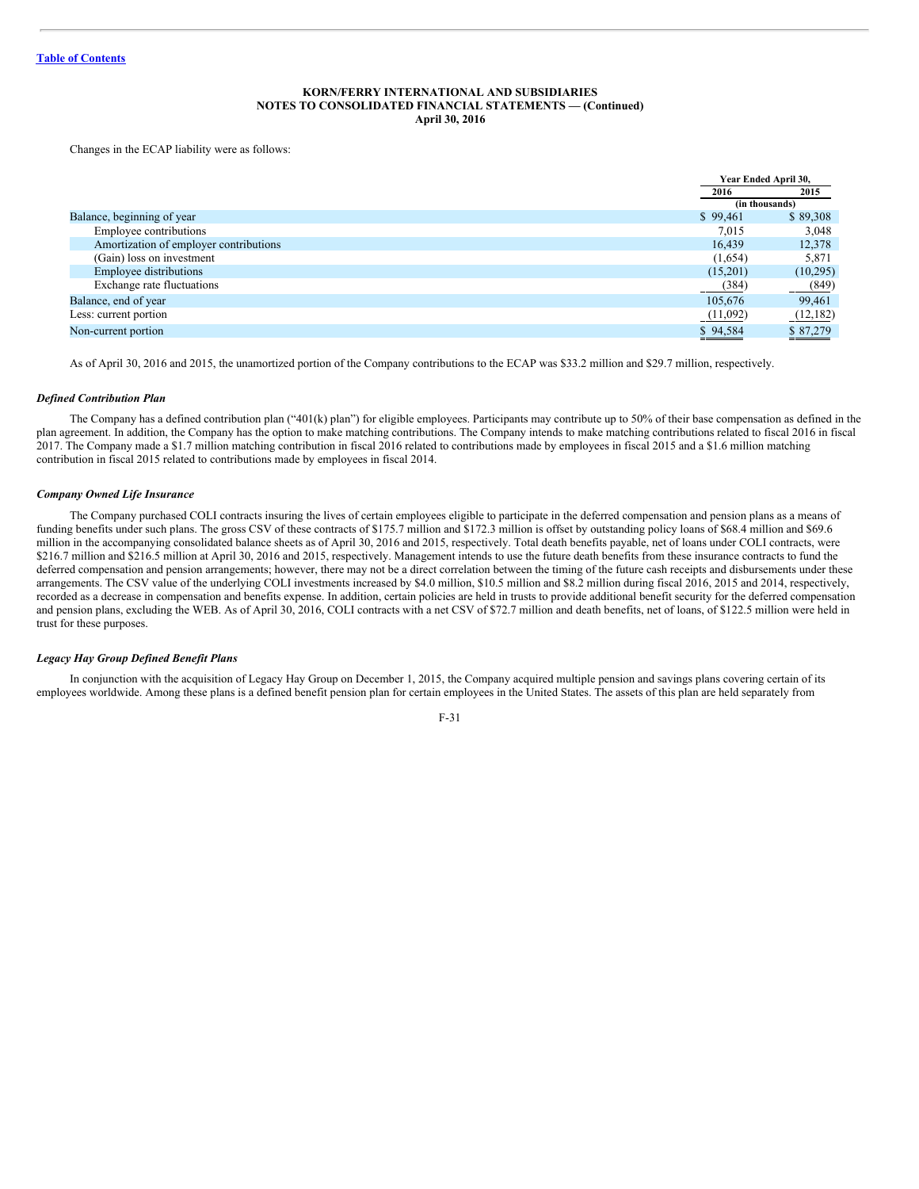Changes in the ECAP liability were as follows:

| | Year Ended April 30, | |
|---|---|---|
| | 2016 | 2015 |
| | (in thousands) | |
| Balance, beginning of year | $ 99,461 | $ 89,308 |
| Employee contributions | 7,015 | 3,048 |
| Amortization of employer contributions | 16,439 | 12,378 |
| (Gain) loss on investment | (1,654) | 5,871 |
| Employee distributions | (15,201) | (10,295) |
| Exchange rate fluctuations | (384) | (849) |
| Balance, end of year | 105,676 | 99,461 |
| Less: current portion | (11,092) | (12,182) |
| Non-current portion | $ 94,584 | $ 87,279 |

As of April 30, 2016 and 2015, the unamortized portion of the Company contributions to the ECAP was $33.2 million and $29.7 million, respectively.

### *Defined Contribution Plan*

The Company has a defined contribution plan ("401(k) plan") for eligible employees. Participants may contribute up to 50% of their base compensation as defined in the plan agreement. In addition, the Company has the option to make matching contributions. The Company intends to make matching contributions related to fiscal 2016 in fiscal 2017. The Company made a $1.7 million matching contribution in fiscal 2016 related to contributions made by employees in fiscal 2015 and a $1.6 million matching contribution in fiscal 2015 related to contributions made by employees in fiscal 2014.

### *Company Owned Life Insurance*

The Company purchased COLI contracts insuring the lives of certain employees eligible to participate in the deferred compensation and pension plans as a means of funding benefits under such plans. The gross CSV of these contracts of $175.7 million and $172.3 million is offset by outstanding policy loans of $68.4 million and $69.6 million in the accompanying consolidated balance sheets as of April 30, 2016 and 2015, respectively. Total death benefits payable, net of loans under COLI contracts, were $216.7 million and $216.5 million at April 30, 2016 and 2015, respectively. Management intends to use the future death benefits from these insurance contracts to fund the deferred compensation and pension arrangements; however, there may not be a direct correlation between the timing of the future cash receipts and disbursements under these arrangements. The CSV value of the underlying COLI investments increased by $4.0 million, $10.5 million and $8.2 million during fiscal 2016, 2015 and 2014, respectively, recorded as a decrease in compensation and benefits expense. In addition, certain policies are held in trusts to provide additional benefit security for the deferred compensation and pension plans, excluding the WEB. As of April 30, 2016, COLI contracts with a net CSV of $72.7 million and death benefits, net of loans, of $122.5 million were held in trust for these purposes.

### *Legacy Hay Group Defined Benefit Plans*

In conjunction with the acquisition of Legacy Hay Group on December 1, 2015, the Company acquired multiple pension and savings plans covering certain of its employees worldwide. Among these plans is a defined benefit pension plan for certain employees in the United States. The assets of this plan are held separately from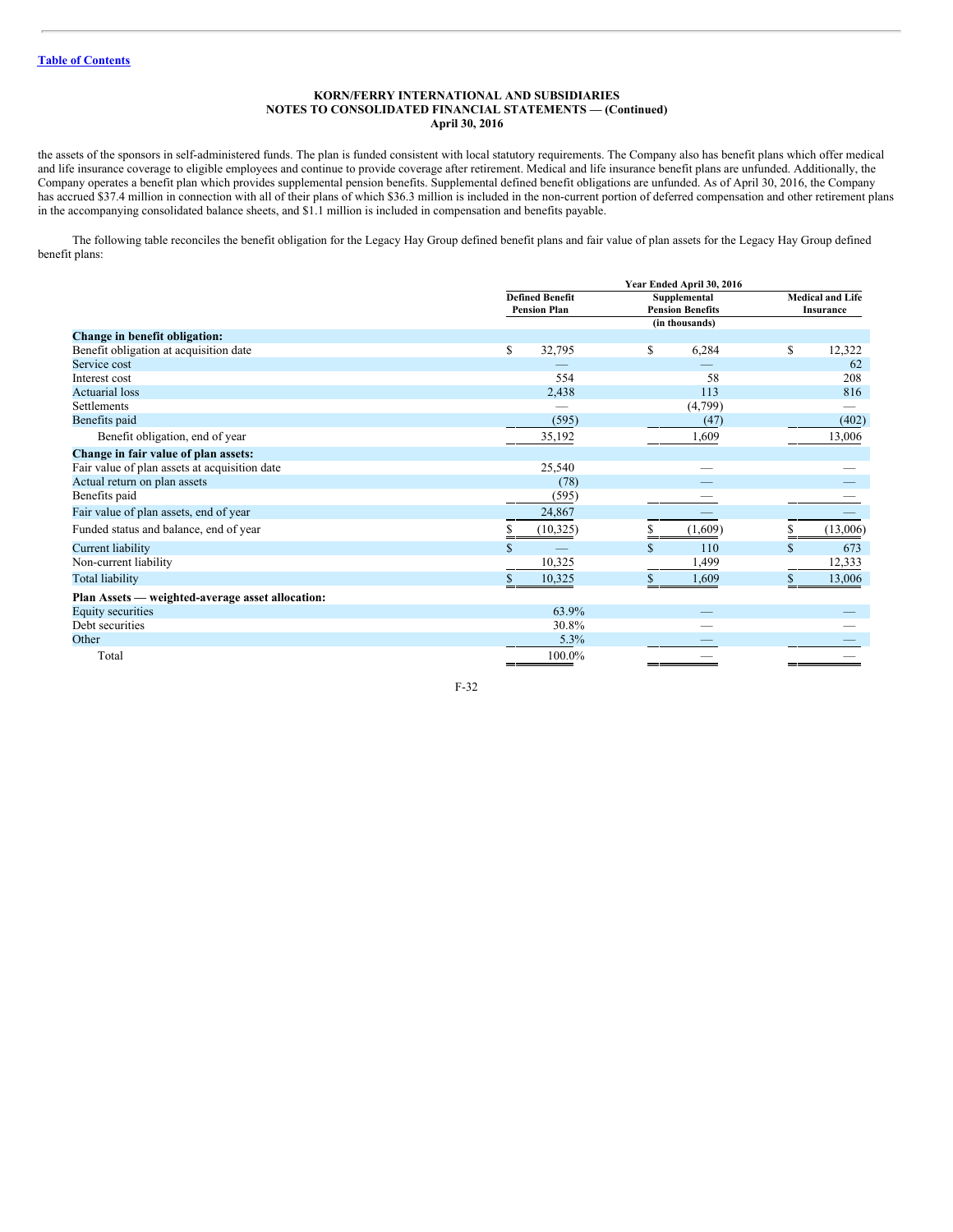the assets of the sponsors in self-administered funds. The plan is funded consistent with local statutory requirements. The Company also has benefit plans which offer medical and life insurance coverage to eligible employees and continue to provide coverage after retirement. Medical and life insurance benefit plans are unfunded. Additionally, the Company operates a benefit plan which provides supplemental pension benefits. Supplemental defined benefit obligations are unfunded. As of April 30, 2016, the Company has accrued $37.4 million in connection with all of their plans of which $36.3 million is included in the non-current portion of deferred compensation and other retirement plans in the accompanying consolidated balance sheets, and $1.1 million is included in compensation and benefits payable.

The following table reconciles the benefit obligation for the Legacy Hay Group defined benefit plans and fair value of plan assets for the Legacy Hay Group defined benefit plans:

| | Year Ended April 30, 2016 | | |
|---|---|---|---|
| | Defined Benefit Pension Plan | Supplemental Pension Benefits | Medical and Life Insurance |
| | | (in thousands) | |
| **Change in benefit obligation:** | | | |
| Benefit obligation at acquisition date | $ 32,795 | $ 6,284 | $ 12,322 |
| Service cost | — | — | 62 |
| Interest cost | 554 | 58 | 208 |
| Actuarial loss | 2,438 | 113 | 816 |
| Settlements | — | (4,799) | — |
| Benefits paid | (595) | (47) | (402) |
| Benefit obligation, end of year | 35,192 | 1,609 | 13,006 |
| **Change in fair value of plan assets:** | | | |
| Fair value of plan assets at acquisition date | 25,540 | — | — |
| Actual return on plan assets | (78) | — | — |
| Benefits paid | (595) | — | — |
| Fair value of plan assets, end of year | 24,867 | — | — |
| Funded status and balance, end of year | $ (10,325) | $ (1,609) | $ (13,006) |
| Current liability | $ — | $ 110 | $ 673 |
| Non-current liability | 10,325 | 1,499 | 12,333 |
| Total liability | $ 10,325 | $ 1,609 | $ 13,006 |
| **Plan Assets — weighted-average asset allocation:** | | | |
| Equity securities | 63.9% | — | — |
| Debt securities | 30.8% | — | — |
| Other | 5.3% | — | — |
| Total | 100.0% | — | — |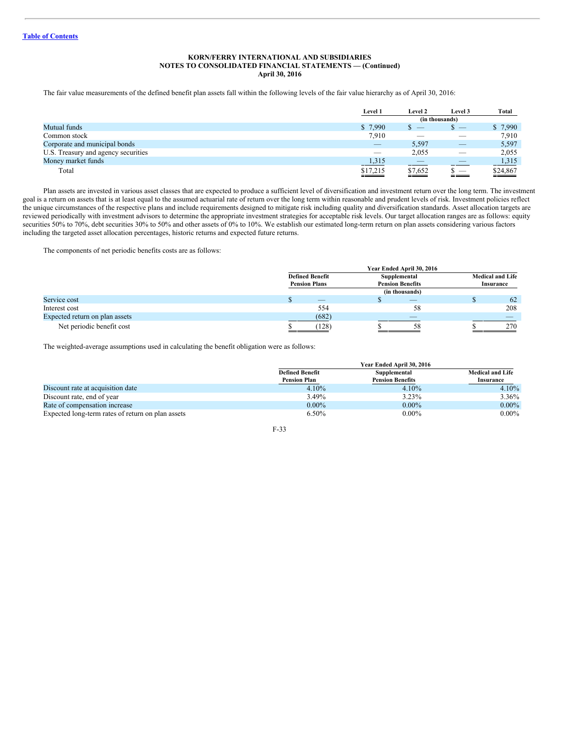**KORN/FERRY INTERNATIONAL AND SUBSIDIARIES**
**NOTES TO CONSOLIDATED FINANCIAL STATEMENTS — (Continued)**
**April 30, 2016**

The fair value measurements of the defined benefit plan assets fall within the following levels of the fair value hierarchy as of April 30, 2016:

| | Level 1 | Level 2 | Level 3 | Total |
|---|---|---|---|---|
| | (in thousands) | | | |
| Mutual funds | $ 7,990 | $ — | $ — | $ 7,990 |
| Common stock | 7,910 | — | — | 7,910 |
| Corporate and municipal bonds | — | 5,597 | — | 5,597 |
| U.S. Treasury and agency securities | — | 2,055 | — | 2,055 |
| Money market funds | 1,315 | — | — | 1,315 |
| Total | $17,215 | $7,652 | $ — | $24,867 |

Plan assets are invested in various asset classes that are expected to produce a sufficient level of diversification and investment return over the long term. The investment goal is a return on assets that is at least equal to the assumed actuarial rate of return over the long term within reasonable and prudent levels of risk. Investment policies reflect the unique circumstances of the respective plans and include requirements designed to mitigate risk including quality and diversification standards. Asset allocation targets are reviewed periodically with investment advisors to determine the appropriate investment strategies for acceptable risk levels. Our target allocation ranges are as follows: equity securities 50% to 70%, debt securities 30% to 50% and other assets of 0% to 10%. We establish our estimated long-term return on plan assets considering various factors including the targeted asset allocation percentages, historic returns and expected future returns.

The components of net periodic benefits costs are as follows:

| | Year Ended April 30, 2016 | | |
|---|---|---|---|
| | Defined Benefit Pension Plans | Supplemental Pension Benefits | Medical and Life Insurance |
| | (in thousands) | | |
| Service cost | $ — | $ — | $ 62 |
| Interest cost | 554 | 58 | 208 |
| Expected return on plan assets | (682) | — | — |
| Net periodic benefit cost | $ (128) | $ 58 | $ 270 |

The weighted-average assumptions used in calculating the benefit obligation were as follows:

| | Year Ended April 30, 2016 | | |
|---|---|---|---|
| | Defined Benefit Pension Plan | Supplemental Pension Benefits | Medical and Life Insurance |
| Discount rate at acquisition date | 4.10% | 4.10% | 4.10% |
| Discount rate, end of year | 3.49% | 3.23% | 3.36% |
| Rate of compensation increase | 0.00% | 0.00% | 0.00% |
| Expected long-term rates of return on plan assets | 6.50% | 0.00% | 0.00% |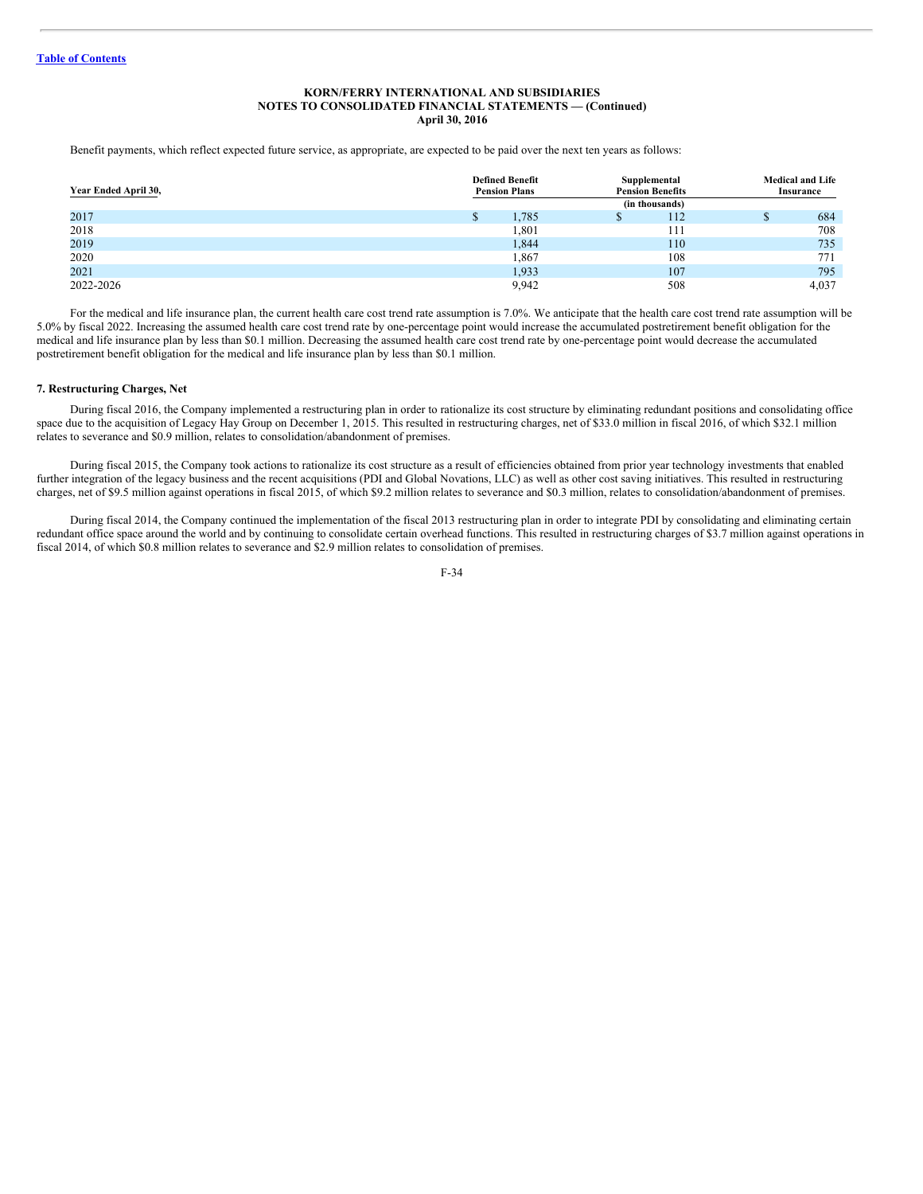Benefit payments, which reflect expected future service, as appropriate, are expected to be paid over the next ten years as follows:

| Year Ended April 30, | Defined Benefit Pension Plans | Supplemental Pension Benefits | Medical and Life Insurance |
|---|---|---|---|
| | | (in thousands) | |
| 2017 | $ 1,785 | $ 112 | $ 684 |
| 2018 | 1,801 | 111 | 708 |
| 2019 | 1,844 | 110 | 735 |
| 2020 | 1,867 | 108 | 771 |
| 2021 | 1,933 | 107 | 795 |
| 2022-2026 | 9,942 | 508 | 4,037 |

For the medical and life insurance plan, the current health care cost trend rate assumption is 7.0%. We anticipate that the health care cost trend rate assumption will be 5.0% by fiscal 2022. Increasing the assumed health care cost trend rate by one-percentage point would increase the accumulated postretirement benefit obligation for the medical and life insurance plan by less than $0.1 million. Decreasing the assumed health care cost trend rate by one-percentage point would decrease the accumulated postretirement benefit obligation for the medical and life insurance plan by less than $0.1 million.

**7. Restructuring Charges, Net**

During fiscal 2016, the Company implemented a restructuring plan in order to rationalize its cost structure by eliminating redundant positions and consolidating office space due to the acquisition of Legacy Hay Group on December 1, 2015. This resulted in restructuring charges, net of $33.0 million in fiscal 2016, of which $32.1 million relates to severance and $0.9 million, relates to consolidation/abandonment of premises.

During fiscal 2015, the Company took actions to rationalize its cost structure as a result of efficiencies obtained from prior year technology investments that enabled further integration of the legacy business and the recent acquisitions (PDI and Global Novations, LLC) as well as other cost saving initiatives. This resulted in restructuring charges, net of $9.5 million against operations in fiscal 2015, of which $9.2 million relates to severance and $0.3 million, relates to consolidation/abandonment of premises.

During fiscal 2014, the Company continued the implementation of the fiscal 2013 restructuring plan in order to integrate PDI by consolidating and eliminating certain redundant office space around the world and by continuing to consolidate certain overhead functions. This resulted in restructuring charges of $3.7 million against operations in fiscal 2014, of which $0.8 million relates to severance and $2.9 million relates to consolidation of premises.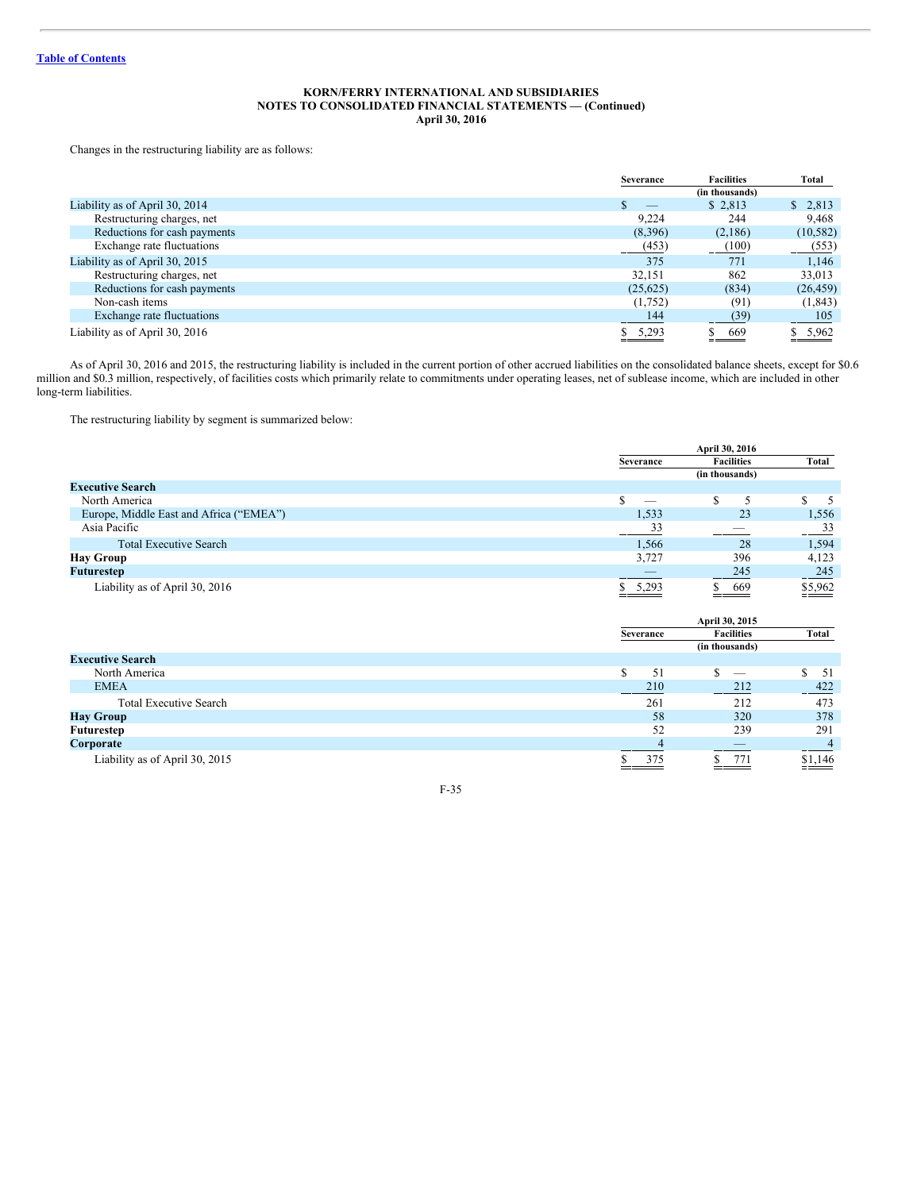Changes in the restructuring liability are as follows:

| | Severance | Facilities | Total |
|---|---|---|---|
| | | (in thousands) | |
| Liability as of April 30, 2014 | $ — | $ 2,813 | $ 2,813 |
| Restructuring charges, net | 9,224 | 244 | 9,468 |
| Reductions for cash payments | (8,396) | (2,186) | (10,582) |
| Exchange rate fluctuations | (453) | (100) | (553) |
| Liability as of April 30, 2015 | 375 | 771 | 1,146 |
| Restructuring charges, net | 32,151 | 862 | 33,013 |
| Reductions for cash payments | (25,625) | (834) | (26,459) |
| Non-cash items | (1,752) | (91) | (1,843) |
| Exchange rate fluctuations | 144 | (39) | 105 |
| Liability as of April 30, 2016 | $ 5,293 | $ 669 | $ 5,962 |

As of April 30, 2016 and 2015, the restructuring liability is included in the current portion of other accrued liabilities on the consolidated balance sheets, except for $0.6 million and $0.3 million, respectively, of facilities costs which primarily relate to commitments under operating leases, net of sublease income, which are included in other long-term liabilities.

The restructuring liability by segment is summarized below:

| | April 30, 2016 | | |
|---|---|---|---|
| | Severance | Facilities | Total |
| | | (in thousands) | |
| **Executive Search** | | | |
| North America | $ — | $ 5 | $ 5 |
| Europe, Middle East and Africa ("EMEA") | 1,533 | 23 | 1,556 |
| Asia Pacific | 33 | — | 33 |
| Total Executive Search | 1,566 | 28 | 1,594 |
| **Hay Group** | 3,727 | 396 | 4,123 |
| **Futurestep** | — | 245 | 245 |
| Liability as of April 30, 2016 | $ 5,293 | $ 669 | $5,962 |

| | April 30, 2015 | | |
|---|---|---|---|
| | Severance | Facilities | Total |
| | | (in thousands) | |
| **Executive Search** | | | |
| North America | $ 51 | $ — | $ 51 |
| EMEA | 210 | 212 | 422 |
| Total Executive Search | 261 | 212 | 473 |
| **Hay Group** | 58 | 320 | 378 |
| **Futurestep** | 52 | 239 | 291 |
| **Corporate** | 4 | — | 4 |
| Liability as of April 30, 2015 | $ 375 | $ 771 | $1,146 |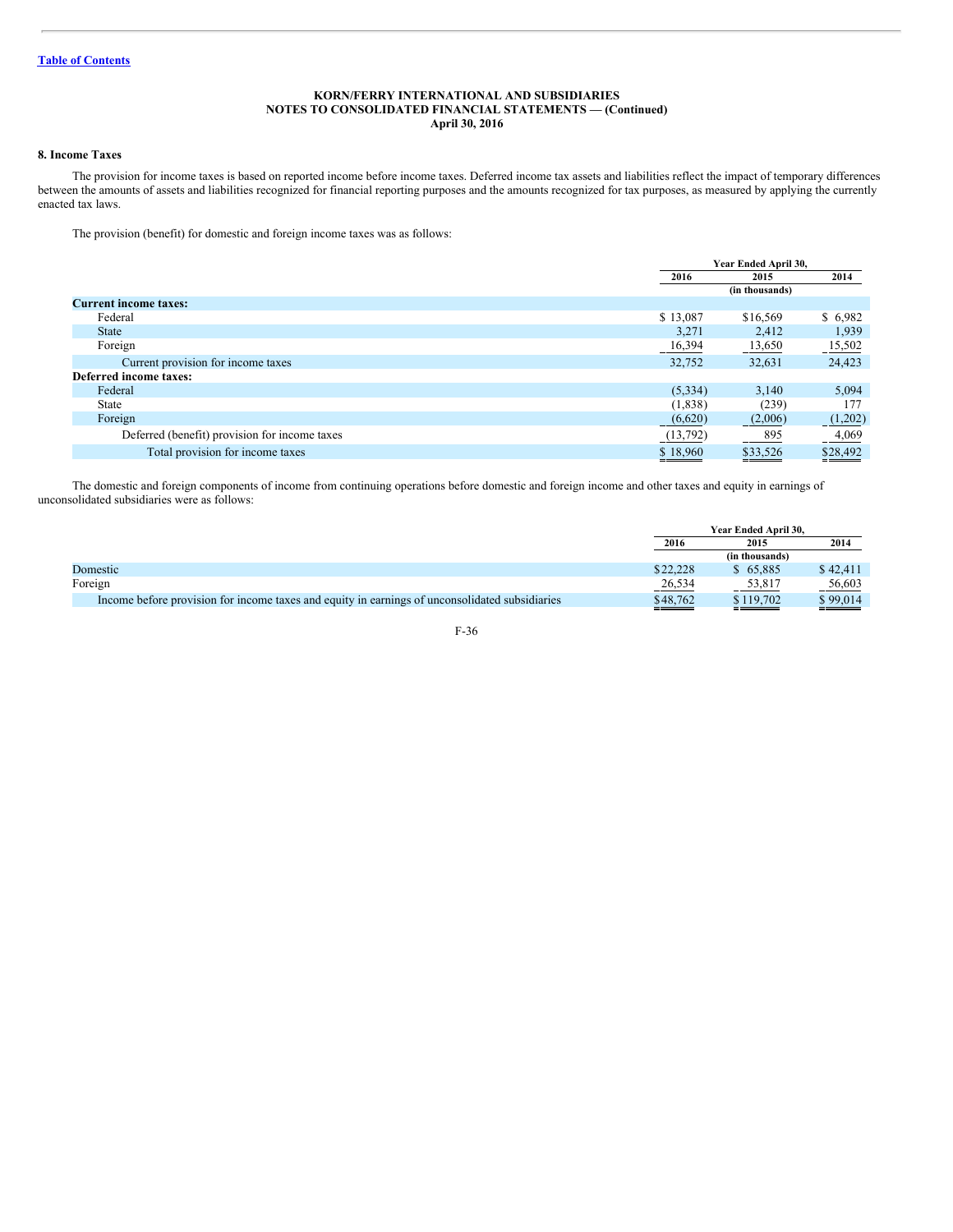**KORN/FERRY INTERNATIONAL AND SUBSIDIARIES**
**NOTES TO CONSOLIDATED FINANCIAL STATEMENTS — (Continued)**
**April 30, 2016**

### 8. Income Taxes

The provision for income taxes is based on reported income before income taxes. Deferred income tax assets and liabilities reflect the impact of temporary differences between the amounts of assets and liabilities recognized for financial reporting purposes and the amounts recognized for tax purposes, as measured by applying the currently enacted tax laws.

The provision (benefit) for domestic and foreign income taxes was as follows:

| | Year Ended April 30, | | |
|---|---|---|---|
| | 2016 | 2015 | 2014 |
| | (in thousands) | | |
| **Current income taxes:** | | | |
| Federal | $ 13,087 | $16,569 | $ 6,982 |
| State | 3,271 | 2,412 | 1,939 |
| Foreign | 16,394 | 13,650 | 15,502 |
| Current provision for income taxes | 32,752 | 32,631 | 24,423 |
| **Deferred income taxes:** | | | |
| Federal | (5,334) | 3,140 | 5,094 |
| State | (1,838) | (239) | 177 |
| Foreign | (6,620) | (2,006) | (1,202) |
| Deferred (benefit) provision for income taxes | (13,792) | 895 | 4,069 |
| Total provision for income taxes | $ 18,960 | $33,526 | $28,492 |

The domestic and foreign components of income from continuing operations before domestic and foreign income and other taxes and equity in earnings of unconsolidated subsidiaries were as follows:

| | Year Ended April 30, | | |
|---|---|---|---|
| | 2016 | 2015 | 2014 |
| | (in thousands) | | |
| Domestic | $22,228 | $ 65,885 | $ 42,411 |
| Foreign | 26,534 | 53,817 | 56,603 |
| Income before provision for income taxes and equity in earnings of unconsolidated subsidiaries | $48,762 | $ 119,702 | $ 99,014 |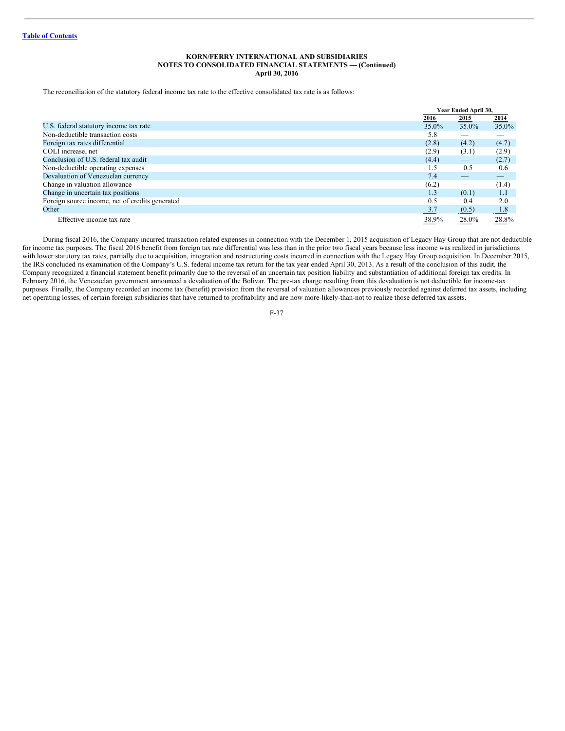**KORN/FERRY INTERNATIONAL AND SUBSIDIARIES**
**NOTES TO CONSOLIDATED FINANCIAL STATEMENTS — (Continued)**
**April 30, 2016**

The reconciliation of the statutory federal income tax rate to the effective consolidated tax rate is as follows:

| | Year Ended April 30, | | |
|---|---|---|---|
| | 2016 | 2015 | 2014 |
| U.S. federal statutory income tax rate | 35.0% | 35.0% | 35.0% |
| Non-deductible transaction costs | 5.8 | — | — |
| Foreign tax rates differential | (2.8) | (4.2) | (4.7) |
| COLI increase, net | (2.9) | (3.1) | (2.9) |
| Conclusion of U.S. federal tax audit | (4.4) | — | (2.7) |
| Non-deductible operating expenses | 1.5 | 0.5 | 0.6 |
| Devaluation of Venezuelan currency | 7.4 | — | — |
| Change in valuation allowance | (6.2) | — | (1.4) |
| Change in uncertain tax positions | 1.3 | (0.1) | 1.1 |
| Foreign source income, net of credits generated | 0.5 | 0.4 | 2.0 |
| Other | 3.7 | (0.5) | 1.8 |
| Effective income tax rate | 38.9% | 28.0% | 28.8% |

During fiscal 2016, the Company incurred transaction related expenses in connection with the December 1, 2015 acquisition of Legacy Hay Group that are not deductible for income tax purposes. The fiscal 2016 benefit from foreign tax rate differential was less than in the prior two fiscal years because less income was realized in jurisdictions with lower statutory tax rates, partially due to acquisition, integration and restructuring costs incurred in connection with the Legacy Hay Group acquisition. In December 2015, the IRS concluded its examination of the Company's U.S. federal income tax return for the tax year ended April 30, 2013. As a result of the conclusion of this audit, the Company recognized a financial statement benefit primarily due to the reversal of an uncertain tax position liability and substantiation of additional foreign tax credits. In February 2016, the Venezuelan government announced a devaluation of the Bolivar. The pre-tax charge resulting from this devaluation is not deductible for income-tax purposes. Finally, the Company recorded an income tax (benefit) provision from the reversal of valuation allowances previously recorded against deferred tax assets, including net operating losses, of certain foreign subsidiaries that have returned to profitability and are now more-likely-than-not to realize those deferred tax assets.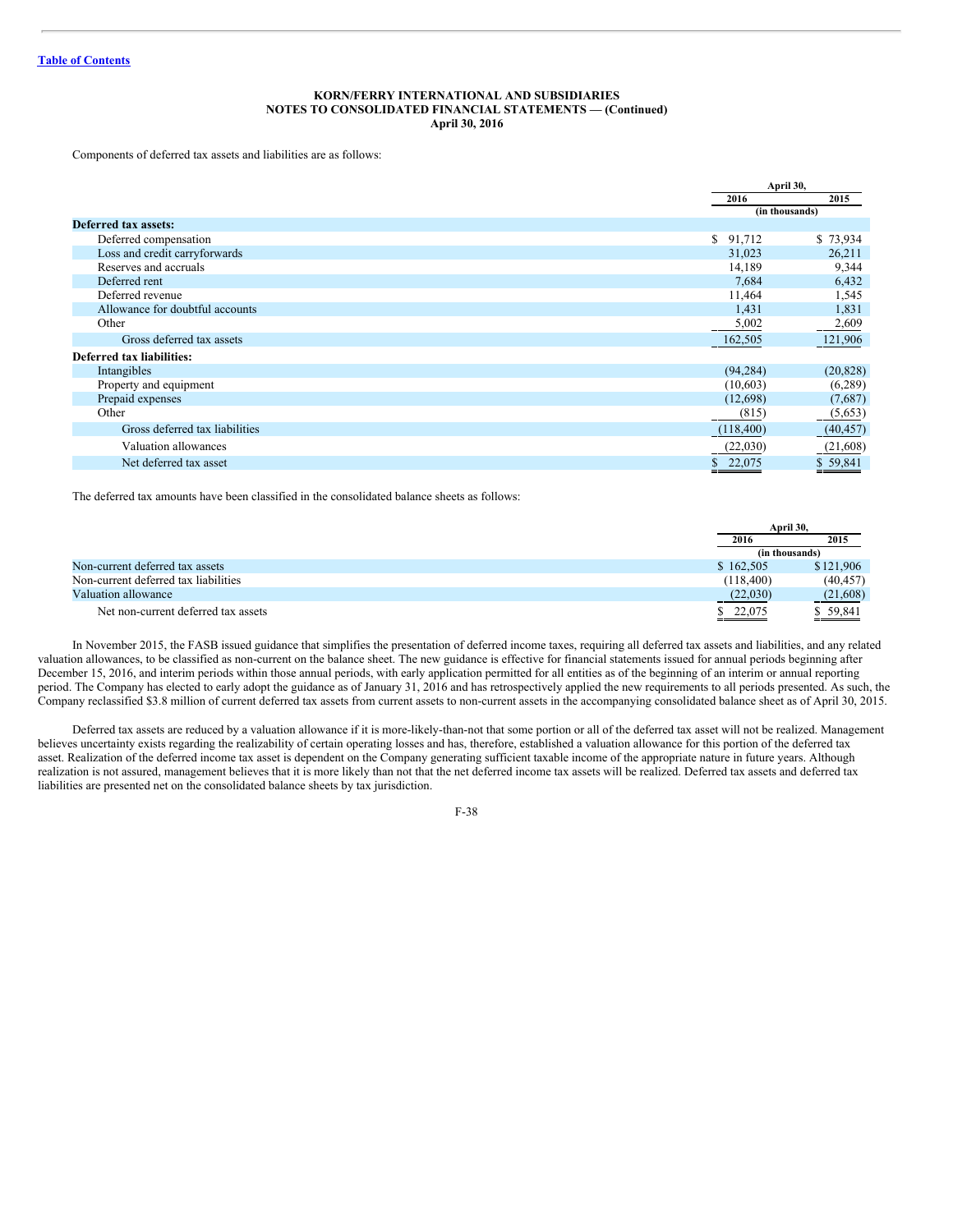KORN/FERRY INTERNATIONAL AND SUBSIDIARIES
NOTES TO CONSOLIDATED FINANCIAL STATEMENTS — (Continued)
April 30, 2016

Components of deferred tax assets and liabilities are as follows:

| | April 30, 2016 | April 30, 2015 |
|---|---|---|
| | (in thousands) | |
| **Deferred tax assets:** | | |
| Deferred compensation | $ 91,712 | $ 73,934 |
| Loss and credit carryforwards | 31,023 | 26,211 |
| Reserves and accruals | 14,189 | 9,344 |
| Deferred rent | 7,684 | 6,432 |
| Deferred revenue | 11,464 | 1,545 |
| Allowance for doubtful accounts | 1,431 | 1,831 |
| Other | 5,002 | 2,609 |
| Gross deferred tax assets | 162,505 | 121,906 |
| **Deferred tax liabilities:** | | |
| Intangibles | (94,284) | (20,828) |
| Property and equipment | (10,603) | (6,289) |
| Prepaid expenses | (12,698) | (7,687) |
| Other | (815) | (5,653) |
| Gross deferred tax liabilities | (118,400) | (40,457) |
| Valuation allowances | (22,030) | (21,608) |
| Net deferred tax asset | $ 22,075 | $ 59,841 |

The deferred tax amounts have been classified in the consolidated balance sheets as follows:

| | April 30, 2016 | April 30, 2015 |
|---|---|---|
| | (in thousands) | |
| Non-current deferred tax assets | $ 162,505 | $ 121,906 |
| Non-current deferred tax liabilities | (118,400) | (40,457) |
| Valuation allowance | (22,030) | (21,608) |
| Net non-current deferred tax assets | $ 22,075 | $ 59,841 |

In November 2015, the FASB issued guidance that simplifies the presentation of deferred income taxes, requiring all deferred tax assets and liabilities, and any related valuation allowances, to be classified as non-current on the balance sheet. The new guidance is effective for financial statements issued for annual periods beginning after December 15, 2016, and interim periods within those annual periods, with early application permitted for all entities as of the beginning of an interim or annual reporting period. The Company has elected to early adopt the guidance as of January 31, 2016 and has retrospectively applied the new requirements to all periods presented. As such, the Company reclassified $3.8 million of current deferred tax assets from current assets to non-current assets in the accompanying consolidated balance sheet as of April 30, 2015.

Deferred tax assets are reduced by a valuation allowance if it is more-likely-than-not that some portion or all of the deferred tax asset will not be realized. Management believes uncertainty exists regarding the realizability of certain operating losses and has, therefore, established a valuation allowance for this portion of the deferred tax asset. Realization of the deferred income tax asset is dependent on the Company generating sufficient taxable income of the appropriate nature in future years. Although realization is not assured, management believes that it is more likely than not that the net deferred income tax assets will be realized. Deferred tax assets and deferred tax liabilities are presented net on the consolidated balance sheets by tax jurisdiction.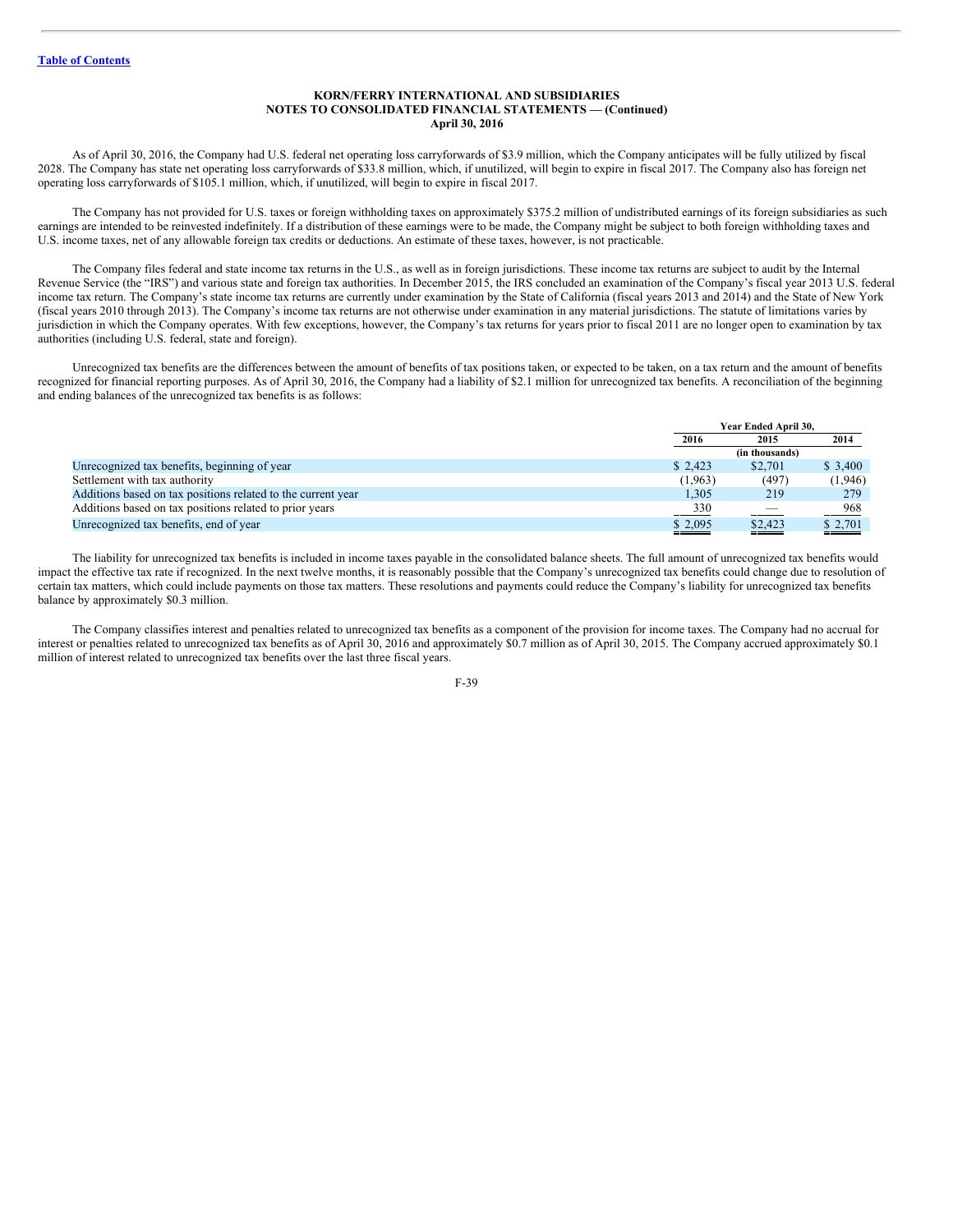**KORN/FERRY INTERNATIONAL AND SUBSIDIARIES**
**NOTES TO CONSOLIDATED FINANCIAL STATEMENTS — (Continued)**
**April 30, 2016**

As of April 30, 2016, the Company had U.S. federal net operating loss carryforwards of $3.9 million, which the Company anticipates will be fully utilized by fiscal 2028. The Company has state net operating loss carryforwards of $33.8 million, which, if unutilized, will begin to expire in fiscal 2017. The Company also has foreign net operating loss carryforwards of $105.1 million, which, if unutilized, will begin to expire in fiscal 2017.

The Company has not provided for U.S. taxes or foreign withholding taxes on approximately $375.2 million of undistributed earnings of its foreign subsidiaries as such earnings are intended to be reinvested indefinitely. If a distribution of these earnings were to be made, the Company might be subject to both foreign withholding taxes and U.S. income taxes, net of any allowable foreign tax credits or deductions. An estimate of these taxes, however, is not practicable.

The Company files federal and state income tax returns in the U.S., as well as in foreign jurisdictions. These income tax returns are subject to audit by the Internal Revenue Service (the "IRS") and various state and foreign tax authorities. In December 2015, the IRS concluded an examination of the Company's fiscal year 2013 U.S. federal income tax return. The Company's state income tax returns are currently under examination by the State of California (fiscal years 2013 and 2014) and the State of New York (fiscal years 2010 through 2013). The Company's income tax returns are not otherwise under examination in any material jurisdictions. The statute of limitations varies by jurisdiction in which the Company operates. With few exceptions, however, the Company's tax returns for years prior to fiscal 2011 are no longer open to examination by tax authorities (including U.S. federal, state and foreign).

Unrecognized tax benefits are the differences between the amount of benefits of tax positions taken, or expected to be taken, on a tax return and the amount of benefits recognized for financial reporting purposes. As of April 30, 2016, the Company had a liability of $2.1 million for unrecognized tax benefits. A reconciliation of the beginning and ending balances of the unrecognized tax benefits is as follows:

| | Year Ended April 30, | | |
|---|---|---|---|
| | 2016 | 2015 | 2014 |
| | (in thousands) | | |
| Unrecognized tax benefits, beginning of year | $ 2,423 | $2,701 | $ 3,400 |
| Settlement with tax authority | (1,963) | (497) | (1,946) |
| Additions based on tax positions related to the current year | 1,305 | 219 | 279 |
| Additions based on tax positions related to prior years | 330 | — | 968 |
| Unrecognized tax benefits, end of year | $ 2,095 | $2,423 | $ 2,701 |

The liability for unrecognized tax benefits is included in income taxes payable in the consolidated balance sheets. The full amount of unrecognized tax benefits would impact the effective tax rate if recognized. In the next twelve months, it is reasonably possible that the Company's unrecognized tax benefits could change due to resolution of certain tax matters, which could include payments on those tax matters. These resolutions and payments could reduce the Company's liability for unrecognized tax benefits balance by approximately $0.3 million.

The Company classifies interest and penalties related to unrecognized tax benefits as a component of the provision for income taxes. The Company had no accrual for interest or penalties related to unrecognized tax benefits as of April 30, 2016 and approximately $0.7 million as of April 30, 2015. The Company accrued approximately $0.1 million of interest related to unrecognized tax benefits over the last three fiscal years.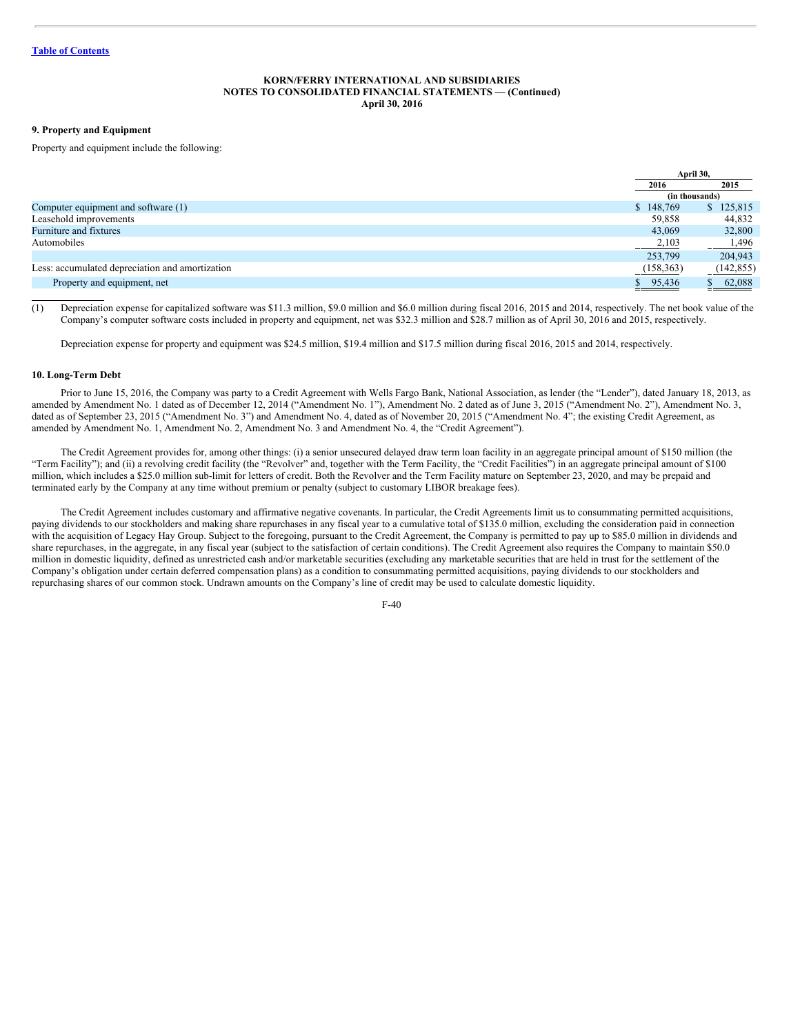**KORN/FERRY INTERNATIONAL AND SUBSIDIARIES**
**NOTES TO CONSOLIDATED FINANCIAL STATEMENTS — (Continued)**
**April 30, 2016**

## 9. Property and Equipment

Property and equipment include the following:

| | April 30, | |
|---|---|---|
| | 2016 | 2015 |
| | (in thousands) | |
| Computer equipment and software (1) | $ 148,769 | $ 125,815 |
| Leasehold improvements | 59,858 | 44,832 |
| Furniture and fixtures | 43,069 | 32,800 |
| Automobiles | 2,103 | 1,496 |
| | 253,799 | 204,943 |
| Less: accumulated depreciation and amortization | (158,363) | (142,855) |
| Property and equipment, net | $ 95,436 | $ 62,088 |

(1) Depreciation expense for capitalized software was $11.3 million, $9.0 million and $6.0 million during fiscal 2016, 2015 and 2014, respectively. The net book value of the Company's computer software costs included in property and equipment, net was $32.3 million and $28.7 million as of April 30, 2016 and 2015, respectively.

Depreciation expense for property and equipment was $24.5 million, $19.4 million and $17.5 million during fiscal 2016, 2015 and 2014, respectively.

## 10. Long-Term Debt

Prior to June 15, 2016, the Company was party to a Credit Agreement with Wells Fargo Bank, National Association, as lender (the "Lender"), dated January 18, 2013, as amended by Amendment No. 1 dated as of December 12, 2014 ("Amendment No. 1"), Amendment No. 2 dated as of June 3, 2015 ("Amendment No. 2"), Amendment No. 3, dated as of September 23, 2015 ("Amendment No. 3") and Amendment No. 4, dated as of November 20, 2015 ("Amendment No. 4"; the existing Credit Agreement, as amended by Amendment No. 1, Amendment No. 2, Amendment No. 3 and Amendment No. 4, the "Credit Agreement").

The Credit Agreement provides for, among other things: (i) a senior unsecured delayed draw term loan facility in an aggregate principal amount of $150 million (the "Term Facility"); and (ii) a revolving credit facility (the "Revolver" and, together with the Term Facility, the "Credit Facilities") in an aggregate principal amount of $100 million, which includes a $25.0 million sub-limit for letters of credit. Both the Revolver and the Term Facility mature on September 23, 2020, and may be prepaid and terminated early by the Company at any time without premium or penalty (subject to customary LIBOR breakage fees).

The Credit Agreement includes customary and affirmative negative covenants. In particular, the Credit Agreements limit us to consummating permitted acquisitions, paying dividends to our stockholders and making share repurchases in any fiscal year to a cumulative total of $135.0 million, excluding the consideration paid in connection with the acquisition of Legacy Hay Group. Subject to the foregoing, pursuant to the Credit Agreement, the Company is permitted to pay up to $85.0 million in dividends and share repurchases, in the aggregate, in any fiscal year (subject to the satisfaction of certain conditions). The Credit Agreement also requires the Company to maintain $50.0 million in domestic liquidity, defined as unrestricted cash and/or marketable securities (excluding any marketable securities that are held in trust for the settlement of the Company's obligation under certain deferred compensation plans) as a condition to consummating permitted acquisitions, paying dividends to our stockholders and repurchasing shares of our common stock. Undrawn amounts on the Company's line of credit may be used to calculate domestic liquidity.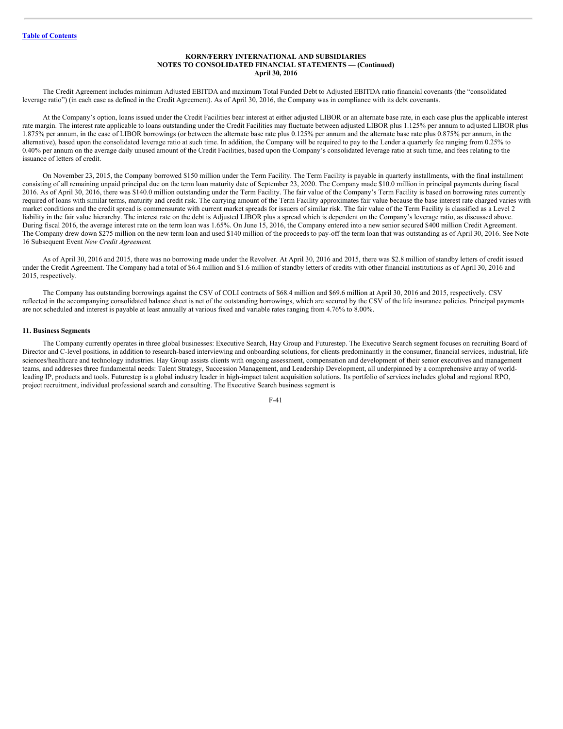The Credit Agreement includes minimum Adjusted EBITDA and maximum Total Funded Debt to Adjusted EBITDA ratio financial covenants (the "consolidated leverage ratio") (in each case as defined in the Credit Agreement). As of April 30, 2016, the Company was in compliance with its debt covenants.

At the Company's option, loans issued under the Credit Facilities bear interest at either adjusted LIBOR or an alternate base rate, in each case plus the applicable interest rate margin. The interest rate applicable to loans outstanding under the Credit Facilities may fluctuate between adjusted LIBOR plus 1.125% per annum to adjusted LIBOR plus 1.875% per annum, in the case of LIBOR borrowings (or between the alternate base rate plus 0.125% per annum and the alternate base rate plus 0.875% per annum, in the alternative), based upon the consolidated leverage ratio at such time. In addition, the Company will be required to pay to the Lender a quarterly fee ranging from 0.25% to 0.40% per annum on the average daily unused amount of the Credit Facilities, based upon the Company's consolidated leverage ratio at such time, and fees relating to the issuance of letters of credit.

On November 23, 2015, the Company borrowed $150 million under the Term Facility. The Term Facility is payable in quarterly installments, with the final installment consisting of all remaining unpaid principal due on the term loan maturity date of September 23, 2020. The Company made $10.0 million in principal payments during fiscal 2016. As of April 30, 2016, there was $140.0 million outstanding under the Term Facility. The fair value of the Company's Term Facility is based on borrowing rates currently required of loans with similar terms, maturity and credit risk. The carrying amount of the Term Facility approximates fair value because the base interest rate charged varies with market conditions and the credit spread is commensurate with current market spreads for issuers of similar risk. The fair value of the Term Facility is classified as a Level 2 liability in the fair value hierarchy. The interest rate on the debt is Adjusted LIBOR plus a spread which is dependent on the Company's leverage ratio, as discussed above. During fiscal 2016, the average interest rate on the term loan was 1.65%. On June 15, 2016, the Company entered into a new senior secured $400 million Credit Agreement. The Company drew down $275 million on the new term loan and used $140 million of the proceeds to pay-off the term loan that was outstanding as of April 30, 2016. See Note 16 Subsequent Event *New Credit Agreement*.

As of April 30, 2016 and 2015, there was no borrowing made under the Revolver. At April 30, 2016 and 2015, there was $2.8 million of standby letters of credit issued under the Credit Agreement. The Company had a total of $6.4 million and $1.6 million of standby letters of credits with other financial institutions as of April 30, 2016 and 2015, respectively.

The Company has outstanding borrowings against the CSV of COLI contracts of $68.4 million and $69.6 million at April 30, 2016 and 2015, respectively. CSV reflected in the accompanying consolidated balance sheet is net of the outstanding borrowings, which are secured by the CSV of the life insurance policies. Principal payments are not scheduled and interest is payable at least annually at various fixed and variable rates ranging from 4.76% to 8.00%.

## 11. Business Segments

The Company currently operates in three global businesses: Executive Search, Hay Group and Futurestep. The Executive Search segment focuses on recruiting Board of Director and C-level positions, in addition to research-based interviewing and onboarding solutions, for clients predominantly in the consumer, financial services, industrial, life sciences/healthcare and technology industries. Hay Group assists clients with ongoing assessment, compensation and development of their senior executives and management teams, and addresses three fundamental needs: Talent Strategy, Succession Management, and Leadership Development, all underpinned by a comprehensive array of world-leading IP, products and tools. Futurestep is a global industry leader in high-impact talent acquisition solutions. Its portfolio of services includes global and regional RPO, project recruitment, individual professional search and consulting. The Executive Search business segment is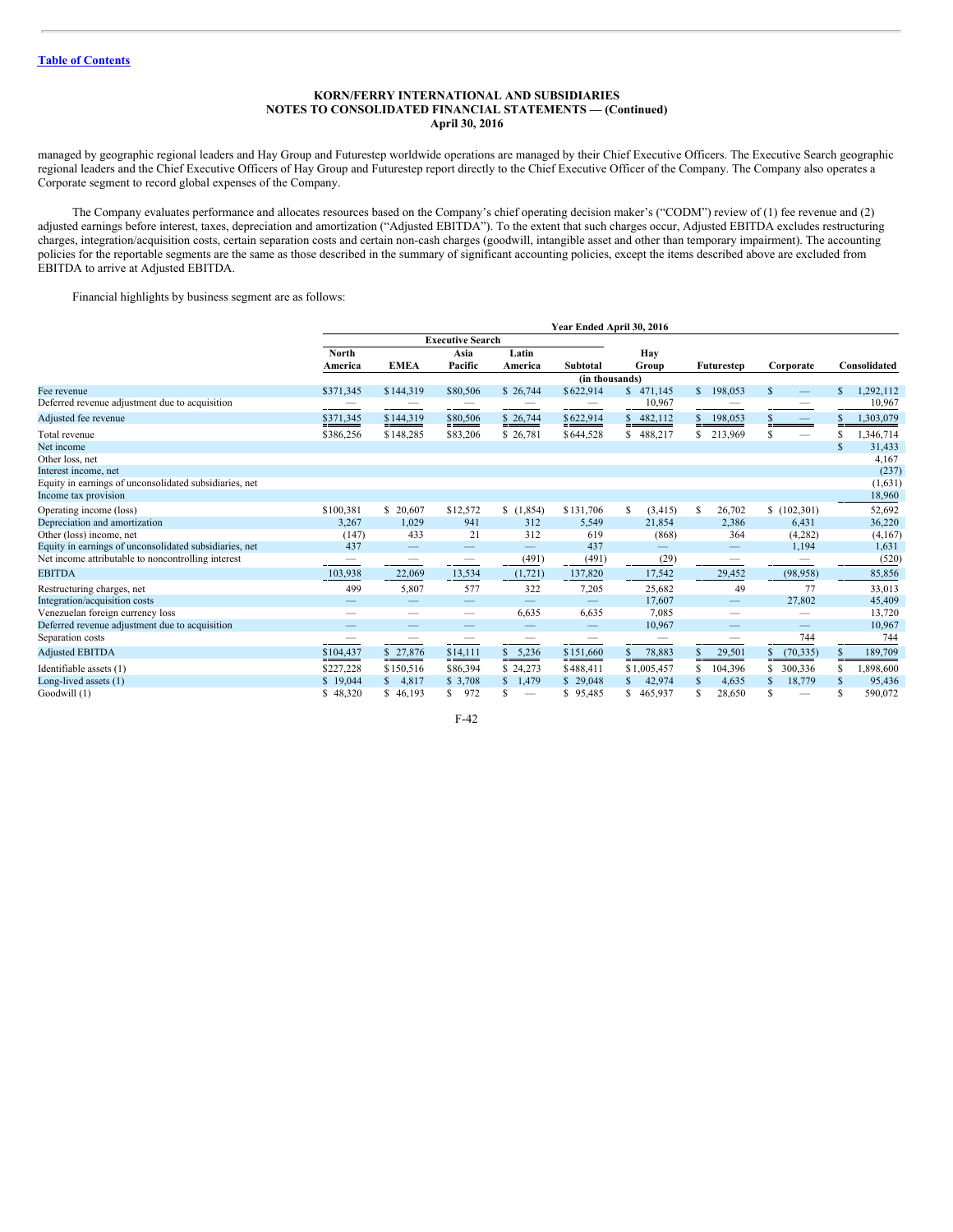managed by geographic regional leaders and Hay Group and Futurestep worldwide operations are managed by their Chief Executive Officers. The Executive Search geographic regional leaders and the Chief Executive Officers of Hay Group and Futurestep report directly to the Chief Executive Officer of the Company. The Company also operates a Corporate segment to record global expenses of the Company.

The Company evaluates performance and allocates resources based on the Company's chief operating decision maker's ("CODM") review of (1) fee revenue and (2) adjusted earnings before interest, taxes, depreciation and amortization ("Adjusted EBITDA"). To the extent that such charges occur, Adjusted EBITDA excludes restructuring charges, integration/acquisition costs, certain separation costs and certain non-cash charges (goodwill, intangible asset and other than temporary impairment). The accounting policies for the reportable segments are the same as those described in the summary of significant accounting policies, except the items described above are excluded from EBITDA to arrive at Adjusted EBITDA.

Financial highlights by business segment are as follows:

| | Year Ended April 30, 2016 | | | | | | | | |
|---|---|---|---|---|---|---|---|---|---|
| | Executive Search | | | | | | | | |
| | North America | EMEA | Asia Pacific | Latin America | Subtotal | Hay Group | Futurestep | Corporate | Consolidated |
| | (in thousands) | | | | | | | | |
| Fee revenue | $371,345 | $144,319 | $80,506 | $ 26,744 | $622,914 | $ 471,145 | $ 198,053 | $ — | $ 1,292,112 |
| Deferred revenue adjustment due to acquisition | — | — | — | — | — | 10,967 | — | — | 10,967 |
| Adjusted fee revenue | $371,345 | $144,319 | $80,506 | $ 26,744 | $622,914 | $ 482,112 | $ 198,053 | $ — | $ 1,303,079 |
| Total revenue | $386,256 | $148,285 | $83,206 | $ 26,781 | $644,528 | $ 488,217 | $ 213,969 | $ — | $ 1,346,714 |
| Net income | | | | | | | | | $ 31,433 |
| Other loss, net | | | | | | | | | 4,167 |
| Interest income, net | | | | | | | | | (237) |
| Equity in earnings of unconsolidated subsidiaries, net | | | | | | | | | (1,631) |
| Income tax provision | | | | | | | | | 18,960 |
| Operating income (loss) | $100,381 | $ 20,607 | $12,572 | $ (1,854) | $131,706 | $ (3,415) | $ 26,702 | $ (102,301) | 52,692 |
| Depreciation and amortization | 3,267 | 1,029 | 941 | 312 | 5,549 | 21,854 | 2,386 | 6,431 | 36,220 |
| Other (loss) income, net | (147) | 433 | 21 | 312 | 619 | (868) | 364 | (4,282) | (4,167) |
| Equity in earnings of unconsolidated subsidiaries, net | 437 | — | — | — | 437 | — | — | 1,194 | 1,631 |
| Net income attributable to noncontrolling interest | — | — | — | (491) | (491) | (29) | — | — | (520) |
| EBITDA | 103,938 | 22,069 | 13,534 | (1,721) | 137,820 | 17,542 | 29,452 | (98,958) | 85,856 |
| Restructuring charges, net | 499 | 5,807 | 577 | 322 | 7,205 | 25,682 | 49 | 77 | 33,013 |
| Integration/acquisition costs | — | — | — | — | — | 17,607 | — | 27,802 | 45,409 |
| Venezuelan foreign currency loss | — | — | — | 6,635 | 6,635 | 7,085 | — | — | 13,720 |
| Deferred revenue adjustment due to acquisition | — | — | — | — | — | 10,967 | — | — | 10,967 |
| Separation costs | — | — | — | — | — | — | — | 744 | 744 |
| Adjusted EBITDA | $104,437 | $ 27,876 | $14,111 | $ 5,236 | $151,660 | $ 78,883 | $ 29,501 | $ (70,335) | $ 189,709 |
| Identifiable assets (1) | $227,228 | $150,516 | $86,394 | $ 24,273 | $488,411 | $1,005,457 | $ 104,396 | $ 300,336 | $ 1,898,600 |
| Long-lived assets (1) | $ 19,044 | $ 4,817 | $ 3,708 | $ 1,479 | $ 29,048 | $ 42,974 | $ 4,635 | $ 18,779 | $ 95,436 |
| Goodwill (1) | $ 48,320 | $ 46,193 | $ 972 | $ — | $ 95,485 | $ 465,937 | $ 28,650 | $ — | $ 590,072 |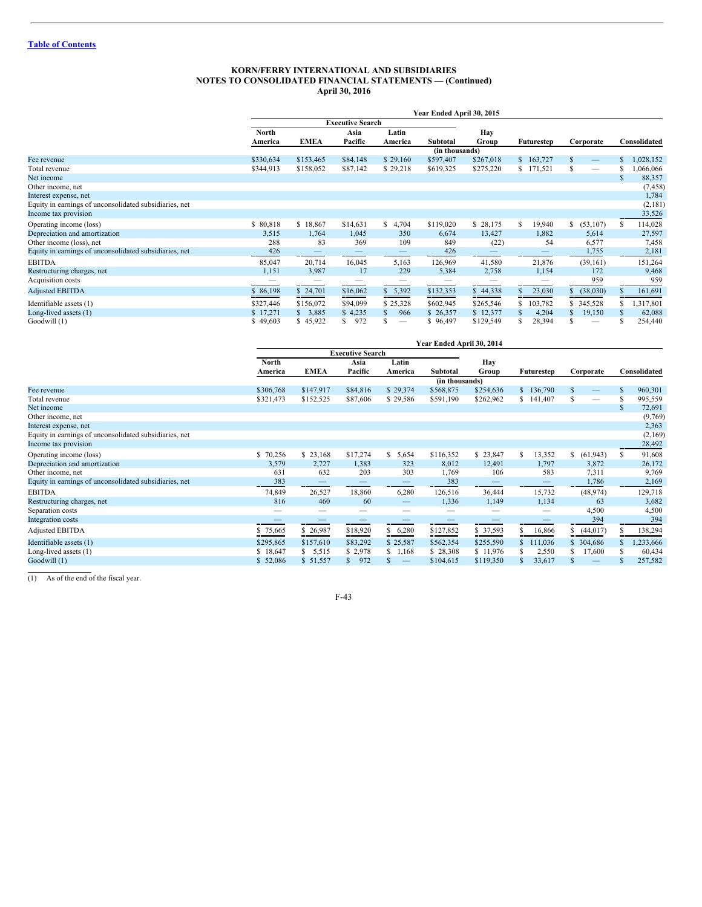Table of Contents

**KORN/FERRY INTERNATIONAL AND SUBSIDIARIES**
**NOTES TO CONSOLIDATED FINANCIAL STATEMENTS — (Continued)**
**April 30, 2016**

| | Year Ended April 30, 2015 | | | | | | | | |
|---|---|---|---|---|---|---|---|---|---|
| | Executive Search | | | | | | | | |
| | North America | EMEA | Asia Pacific | Latin America | Subtotal | Hay Group | Futurestep | Corporate | Consolidated |
| | (in thousands) | | | | | | | | |
| Fee revenue | $330,634 | $153,465 | $84,148 | $ 29,160 | $597,407 | $267,018 | $ 163,727 | $ — | $ 1,028,152 |
| Total revenue | $344,913 | $158,052 | $87,142 | $ 29,218 | $619,325 | $275,220 | $ 171,521 | $ — | $ 1,066,066 |
| Net income | | | | | | | | | $ 88,357 |
| Other income, net | | | | | | | | | (7,458) |
| Interest expense, net | | | | | | | | | 1,784 |
| Equity in earnings of unconsolidated subsidiaries, net | | | | | | | | | (2,181) |
| Income tax provision | | | | | | | | | 33,526 |
| Operating income (loss) | $ 80,818 | $ 18,867 | $14,631 | $ 4,704 | $119,020 | $ 28,175 | $ 19,940 | $ (53,107) | $ 114,028 |
| Depreciation and amortization | 3,515 | 1,764 | 1,045 | 350 | 6,674 | 13,427 | 1,882 | 5,614 | 27,597 |
| Other income (loss), net | 288 | 83 | 369 | 109 | 849 | (22) | 54 | 6,577 | 7,458 |
| Equity in earnings of unconsolidated subsidiaries, net | 426 | — | — | — | 426 | — | — | 1,755 | 2,181 |
| EBITDA | 85,047 | 20,714 | 16,045 | 5,163 | 126,969 | 41,580 | 21,876 | (39,161) | 151,264 |
| Restructuring charges, net | 1,151 | 3,987 | 17 | 229 | 5,384 | 2,758 | 1,154 | 172 | 9,468 |
| Acquisition costs | — | — | — | — | — | — | — | 959 | 959 |
| Adjusted EBITDA | $ 86,198 | $ 24,701 | $16,062 | $ 5,392 | $132,353 | $ 44,338 | $ 23,030 | $ (38,030) | $ 161,691 |
| Identifiable assets (1) | $327,446 | $156,072 | $94,099 | $ 25,328 | $602,945 | $265,546 | $ 103,782 | $ 345,528 | $ 1,317,801 |
| Long-lived assets (1) | $ 17,271 | $ 3,885 | $ 4,235 | $ 966 | $ 26,357 | $ 12,377 | $ 4,204 | $ 19,150 | $ 62,088 |
| Goodwill (1) | $ 49,603 | $ 45,922 | $ 972 | $ — | $ 96,497 | $129,549 | $ 28,394 | $ — | $ 254,440 |

| | Year Ended April 30, 2014 | | | | | | | | |
|---|---|---|---|---|---|---|---|---|---|
| | Executive Search | | | | | | | | |
| | North America | EMEA | Asia Pacific | Latin America | Subtotal | Hay Group | Futurestep | Corporate | Consolidated |
| | (in thousands) | | | | | | | | |
| Fee revenue | $306,768 | $147,917 | $84,816 | $ 29,374 | $568,875 | $254,636 | $ 136,790 | $ — | $ 960,301 |
| Total revenue | $321,473 | $152,525 | $87,606 | $ 29,586 | $591,190 | $262,962 | $ 141,407 | $ — | $ 995,559 |
| Net income | | | | | | | | | $ 72,691 |
| Other income, net | | | | | | | | | (9,769) |
| Interest expense, net | | | | | | | | | 2,363 |
| Equity in earnings of unconsolidated subsidiaries, net | | | | | | | | | (2,169) |
| Income tax provision | | | | | | | | | 28,492 |
| Operating income (loss) | $ 70,256 | $ 23,168 | $17,274 | $ 5,654 | $116,352 | $ 23,847 | $ 13,352 | $ (61,943) | $ 91,608 |
| Depreciation and amortization | 3,579 | 2,727 | 1,383 | 323 | 8,012 | 12,491 | 1,797 | 3,872 | 26,172 |
| Other income, net | 631 | 632 | 203 | 303 | 1,769 | 106 | 583 | 7,311 | 9,769 |
| Equity in earnings of unconsolidated subsidiaries, net | 383 | — | — | — | 383 | — | — | 1,786 | 2,169 |
| EBITDA | 74,849 | 26,527 | 18,860 | 6,280 | 126,516 | 36,444 | 15,732 | (48,974) | 129,718 |
| Restructuring charges, net | 816 | 460 | 60 | — | 1,336 | 1,149 | 1,134 | 63 | 3,682 |
| Separation costs | — | — | — | — | — | — | — | 4,500 | 4,500 |
| Integration costs | — | — | — | — | — | — | — | 394 | 394 |
| Adjusted EBITDA | $ 75,665 | $ 26,987 | $18,920 | $ 6,280 | $127,852 | $ 37,593 | $ 16,866 | $ (44,017) | $ 138,294 |
| Identifiable assets (1) | $295,865 | $157,610 | $83,292 | $ 25,587 | $562,354 | $255,590 | $ 111,036 | $ 304,686 | $ 1,233,666 |
| Long-lived assets (1) | $ 18,647 | $ 5,515 | $ 2,978 | $ 1,168 | $ 28,308 | $ 11,976 | $ 2,550 | $ 17,600 | $ 60,434 |
| Goodwill (1) | $ 52,086 | $ 51,557 | $ 972 | $ — | $104,615 | $119,350 | $ 33,617 | $ — | $ 257,582 |

(1) As of the end of the fiscal year.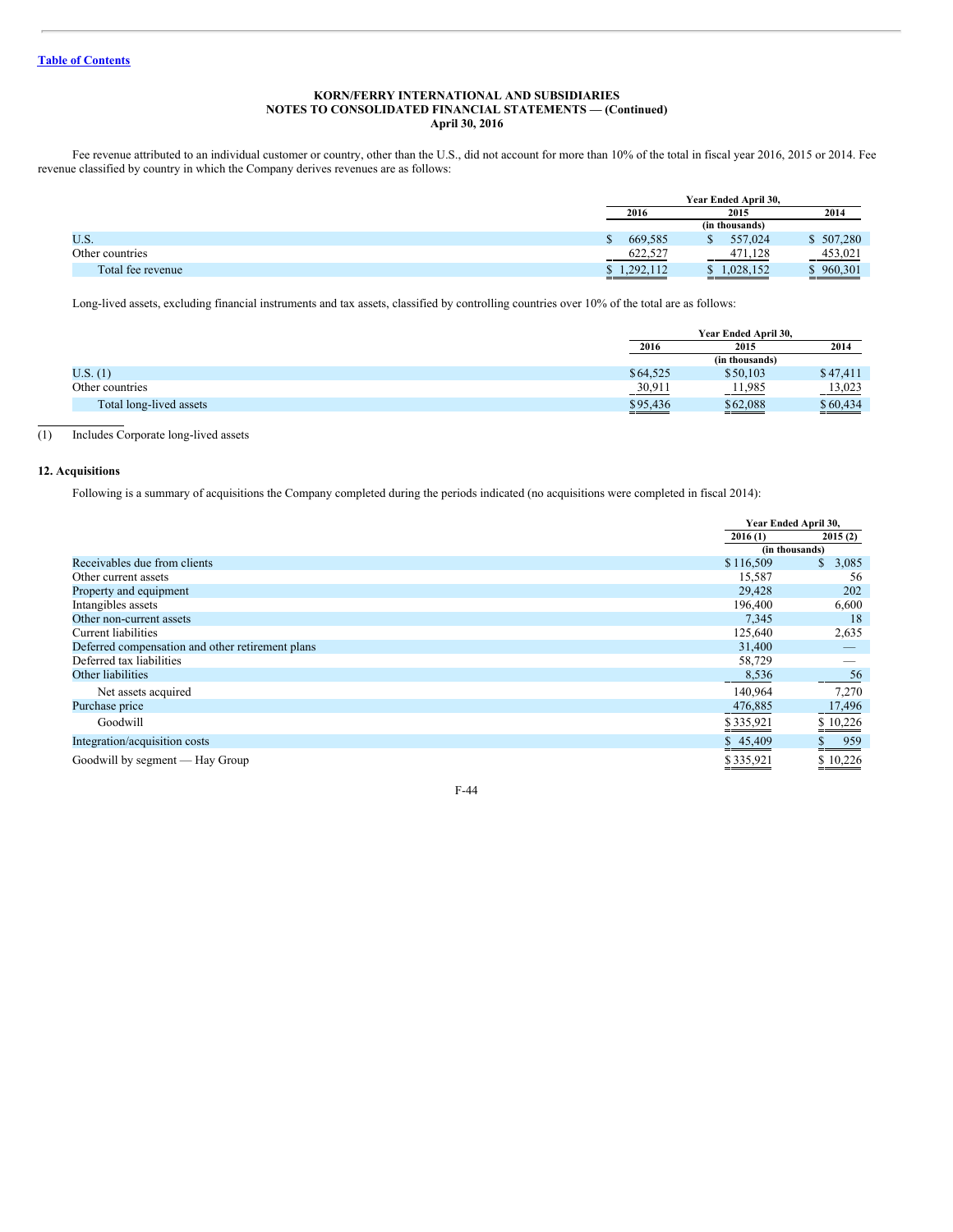KORN/FERRY INTERNATIONAL AND SUBSIDIARIES
NOTES TO CONSOLIDATED FINANCIAL STATEMENTS — (Continued)
April 30, 2016

Fee revenue attributed to an individual customer or country, other than the U.S., did not account for more than 10% of the total in fiscal year 2016, 2015 or 2014. Fee revenue classified by country in which the Company derives revenues are as follows:

| | Year Ended April 30, | | |
|---|---|---|---|
| | 2016 | 2015 | 2014 |
| | (in thousands) | | |
| U.S. | $ 669,585 | $ 557,024 | $ 507,280 |
| Other countries | 622,527 | 471,128 | 453,021 |
| Total fee revenue | $ 1,292,112 | $ 1,028,152 | $ 960,301 |

Long-lived assets, excluding financial instruments and tax assets, classified by controlling countries over 10% of the total are as follows:

| | Year Ended April 30, | | |
|---|---|---|---|
| | 2016 | 2015 | 2014 |
| | (in thousands) | | |
| U.S. (1) | $64,525 | $50,103 | $47,411 |
| Other countries | 30,911 | 11,985 | 13,023 |
| Total long-lived assets | $95,436 | $62,088 | $60,434 |

(1) Includes Corporate long-lived assets

## 12. Acquisitions

Following is a summary of acquisitions the Company completed during the periods indicated (no acquisitions were completed in fiscal 2014):

| | Year Ended April 30, | |
|---|---|---|
| | 2016 (1) | 2015 (2) |
| | (in thousands) | |
| Receivables due from clients | $ 116,509 | $ 3,085 |
| Other current assets | 15,587 | 56 |
| Property and equipment | 29,428 | 202 |
| Intangibles assets | 196,400 | 6,600 |
| Other non-current assets | 7,345 | 18 |
| Current liabilities | 125,640 | 2,635 |
| Deferred compensation and other retirement plans | 31,400 | — |
| Deferred tax liabilities | 58,729 | — |
| Other liabilities | 8,536 | 56 |
| Net assets acquired | 140,964 | 7,270 |
| Purchase price | 476,885 | 17,496 |
| Goodwill | $ 335,921 | $ 10,226 |
| Integration/acquisition costs | $ 45,409 | $ 959 |
| Goodwill by segment — Hay Group | $ 335,921 | $ 10,226 |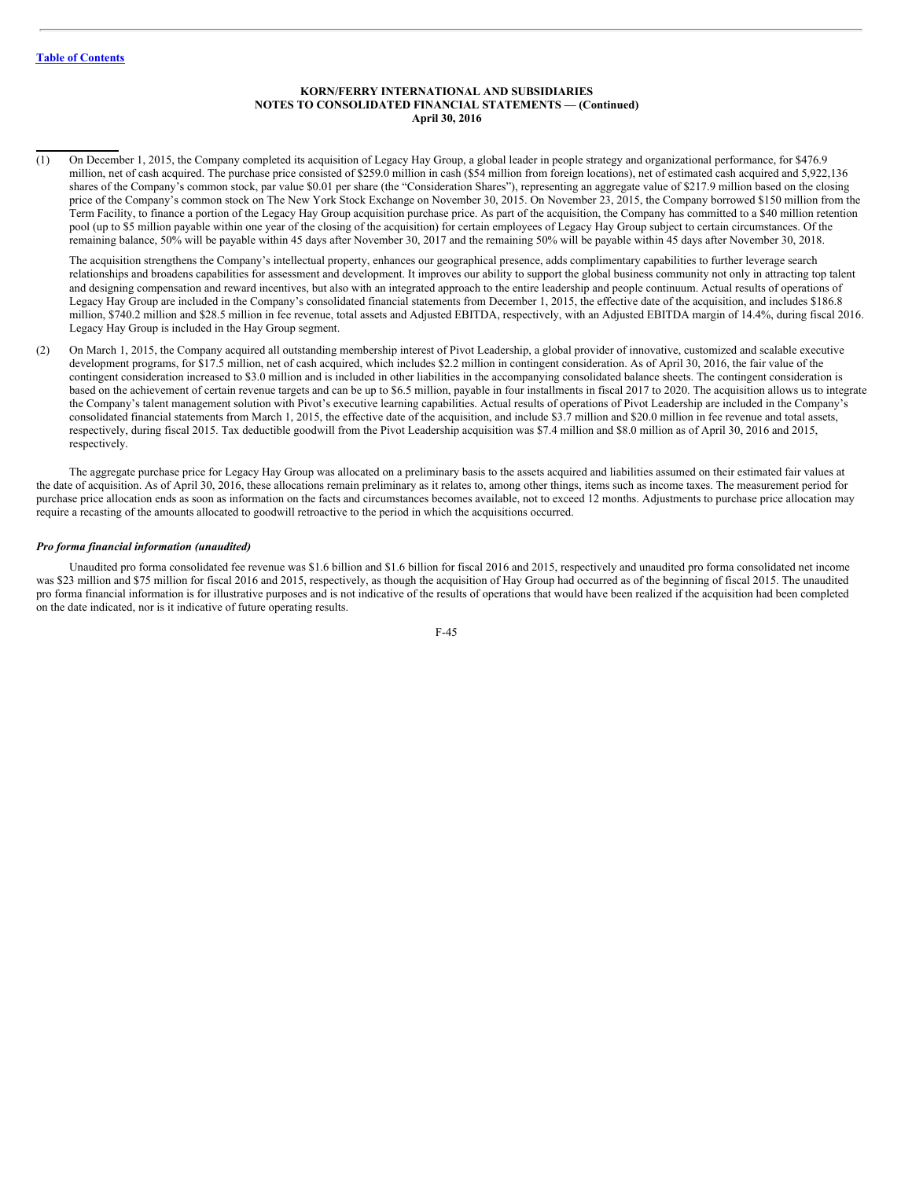(1) On December 1, 2015, the Company completed its acquisition of Legacy Hay Group, a global leader in people strategy and organizational performance, for $476.9 million, net of cash acquired. The purchase price consisted of $259.0 million in cash ($54 million from foreign locations), net of estimated cash acquired and 5,922,136 shares of the Company's common stock, par value $0.01 per share (the "Consideration Shares"), representing an aggregate value of $217.9 million based on the closing price of the Company's common stock on The New York Stock Exchange on November 30, 2015. On November 23, 2015, the Company borrowed $150 million from the Term Facility, to finance a portion of the Legacy Hay Group acquisition purchase price. As part of the acquisition, the Company has committed to a $40 million retention pool (up to $5 million payable within one year of the closing of the acquisition) for certain employees of Legacy Hay Group subject to certain circumstances. Of the remaining balance, 50% will be payable within 45 days after November 30, 2017 and the remaining 50% will be payable within 45 days after November 30, 2018.

    The acquisition strengthens the Company's intellectual property, enhances our geographical presence, adds complimentary capabilities to further leverage search relationships and broadens capabilities for assessment and development. It improves our ability to support the global business community not only in attracting top talent and designing compensation and reward incentives, but also with an integrated approach to the entire leadership and people continuum. Actual results of operations of Legacy Hay Group are included in the Company's consolidated financial statements from December 1, 2015, the effective date of the acquisition, and includes $186.8 million, $740.2 million and $28.5 million in fee revenue, total assets and Adjusted EBITDA, respectively, with an Adjusted EBITDA margin of 14.4%, during fiscal 2016. Legacy Hay Group is included in the Hay Group segment.

(2) On March 1, 2015, the Company acquired all outstanding membership interest of Pivot Leadership, a global provider of innovative, customized and scalable executive development programs, for $17.5 million, net of cash acquired, which includes $2.2 million in contingent consideration. As of April 30, 2016, the fair value of the contingent consideration increased to $3.0 million and is included in other liabilities in the accompanying consolidated balance sheets. The contingent consideration is based on the achievement of certain revenue targets and can be up to $6.5 million, payable in four installments in fiscal 2017 to 2020. The acquisition allows us to integrate the Company's talent management solution with Pivot's executive learning capabilities. Actual results of operations of Pivot Leadership are included in the Company's consolidated financial statements from March 1, 2015, the effective date of the acquisition, and include $3.7 million and $20.0 million in fee revenue and total assets, respectively, during fiscal 2015. Tax deductible goodwill from the Pivot Leadership acquisition was $7.4 million and $8.0 million as of April 30, 2016 and 2015, respectively.

The aggregate purchase price for Legacy Hay Group was allocated on a preliminary basis to the assets acquired and liabilities assumed on their estimated fair values at the date of acquisition. As of April 30, 2016, these allocations remain preliminary as it relates to, among other things, items such as income taxes. The measurement period for purchase price allocation ends as soon as information on the facts and circumstances becomes available, not to exceed 12 months. Adjustments to purchase price allocation may require a recasting of the amounts allocated to goodwill retroactive to the period in which the acquisitions occurred.

***Pro forma financial information (unaudited)***

Unaudited pro forma consolidated fee revenue was $1.6 billion and $1.6 billion for fiscal 2016 and 2015, respectively and unaudited pro forma consolidated net income was $23 million and $75 million for fiscal 2016 and 2015, respectively, as though the acquisition of Hay Group had occurred as of the beginning of fiscal 2015. The unaudited pro forma financial information is for illustrative purposes and is not indicative of the results of operations that would have been realized if the acquisition had been completed on the date indicated, nor is it indicative of future operating results.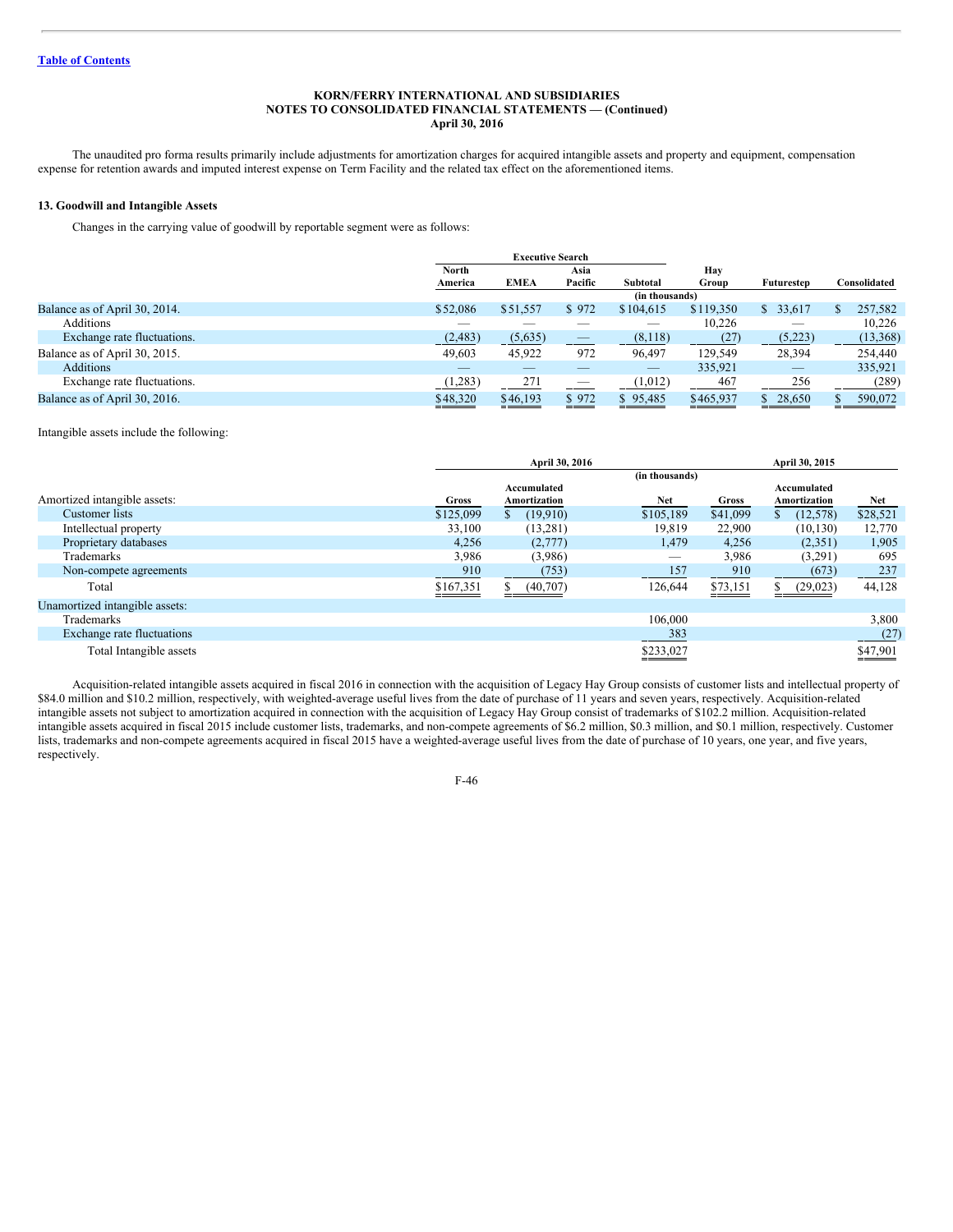[Table of Contents](#)

**KORN/FERRY INTERNATIONAL AND SUBSIDIARIES**
**NOTES TO CONSOLIDATED FINANCIAL STATEMENTS — (Continued)**
**April 30, 2016**

The unaudited pro forma results primarily include adjustments for amortization charges for acquired intangible assets and property and equipment, compensation expense for retention awards and imputed interest expense on Term Facility and the related tax effect on the aforementioned items.

### 13. Goodwill and Intangible Assets

Changes in the carrying value of goodwill by reportable segment were as follows:

| | Executive Search | | | | | | |
|---|---|---|---|---|---|---|---|
| | North America | EMEA | Asia Pacific | Subtotal | Hay Group | Futurestep | Consolidated |
| | | | | (in thousands) | | | |
| Balance as of April 30, 2014. | $52,086 | $51,557 | $ 972 | $104,615 | $119,350 | $ 33,617 | $ 257,582 |
| Additions | — | — | — | — | 10,226 | — | 10,226 |
| Exchange rate fluctuations. | (2,483) | (5,635) | — | (8,118) | (27) | (5,223) | (13,368) |
| Balance as of April 30, 2015. | 49,603 | 45,922 | 972 | 96,497 | 129,549 | 28,394 | 254,440 |
| Additions | — | — | — | — | 335,921 | — | 335,921 |
| Exchange rate fluctuations. | (1,283) | 271 | — | (1,012) | 467 | 256 | (289) |
| Balance as of April 30, 2016. | $48,320 | $46,193 | $ 972 | $ 95,485 | $465,937 | $ 28,650 | $ 590,072 |

Intangible assets include the following:

| | April 30, 2016 | | | April 30, 2015 | | |
|---|---|---|---|---|---|---|
| | | | (in thousands) | | | |
| Amortized intangible assets: | Gross | Accumulated Amortization | Net | Gross | Accumulated Amortization | Net |
| Customer lists | $125,099 | $ (19,910) | $105,189 | $41,099 | $ (12,578) | $28,521 |
| Intellectual property | 33,100 | (13,281) | 19,819 | 22,900 | (10,130) | 12,770 |
| Proprietary databases | 4,256 | (2,777) | 1,479 | 4,256 | (2,351) | 1,905 |
| Trademarks | 3,986 | (3,986) | — | 3,986 | (3,291) | 695 |
| Non-compete agreements | 910 | (753) | 157 | 910 | (673) | 237 |
| Total | $167,351 | $ (40,707) | 126,644 | $73,151 | $ (29,023) | 44,128 |
| Unamortized intangible assets: | | | | | | |
| Trademarks | | | 106,000 | | | 3,800 |
| Exchange rate fluctuations | | | 383 | | | (27) |
| Total Intangible assets | | | $233,027 | | | $47,901 |

Acquisition-related intangible assets acquired in fiscal 2016 in connection with the acquisition of Legacy Hay Group consists of customer lists and intellectual property of $84.0 million and $10.2 million, respectively, with weighted-average useful lives from the date of purchase of 11 years and seven years, respectively. Acquisition-related intangible assets not subject to amortization acquired in connection with the acquisition of Legacy Hay Group consist of trademarks of $102.2 million. Acquisition-related intangible assets acquired in fiscal 2015 include customer lists, trademarks, and non-compete agreements of $6.2 million, $0.3 million, and $0.1 million, respectively. Customer lists, trademarks and non-compete agreements acquired in fiscal 2015 have a weighted-average useful lives from the date of purchase of 10 years, one year, and five years, respectively.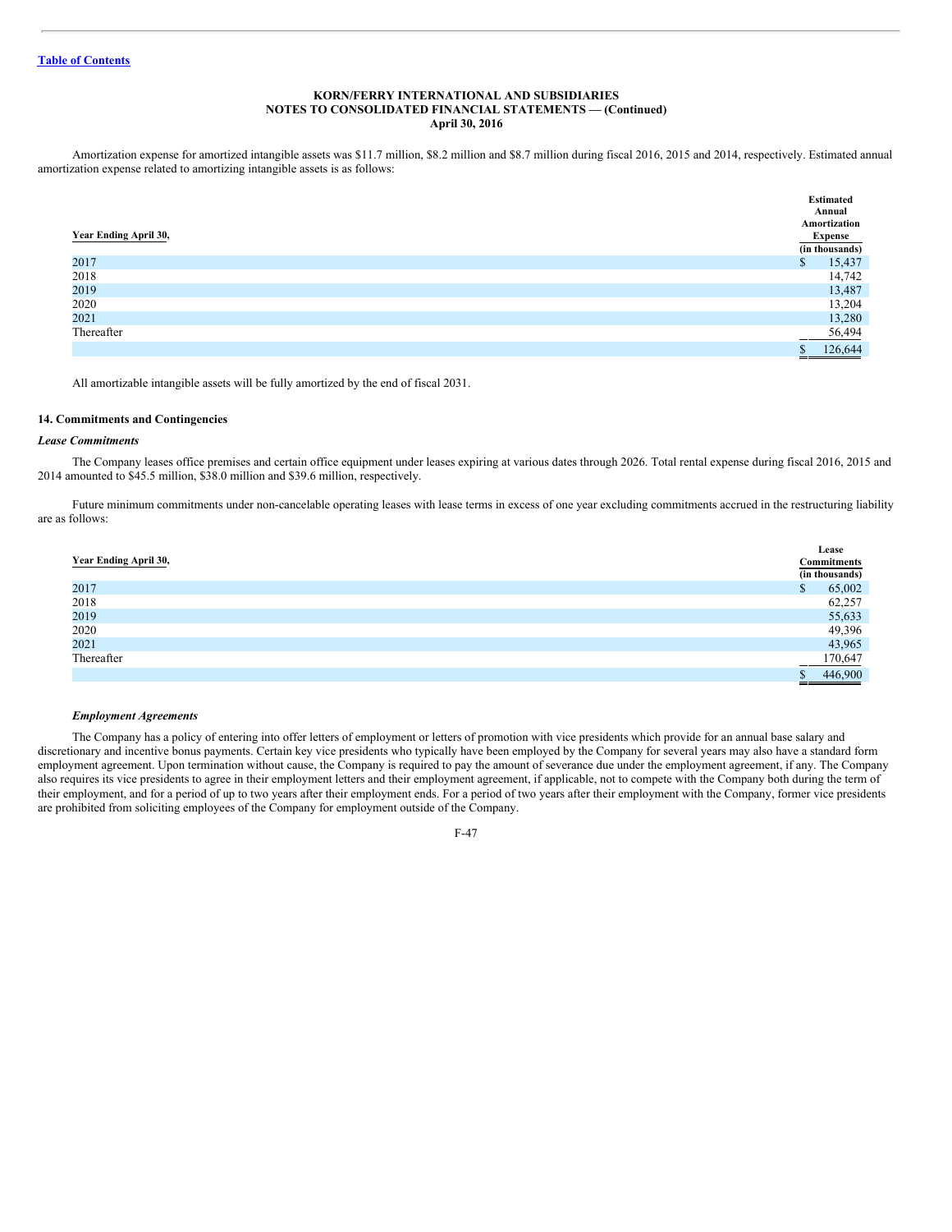Amortization expense for amortized intangible assets was $11.7 million, $8.2 million and $8.7 million during fiscal 2016, 2015 and 2014, respectively. Estimated annual amortization expense related to amortizing intangible assets is as follows:

| Year Ending April 30, | Estimated Annual Amortization Expense |
|---|---|
| | (in thousands) |
| 2017 | $ 15,437 |
| 2018 | 14,742 |
| 2019 | 13,487 |
| 2020 | 13,204 |
| 2021 | 13,280 |
| Thereafter | 56,494 |
| | $ 126,644 |

All amortizable intangible assets will be fully amortized by the end of fiscal 2031.

## 14. Commitments and Contingencies

### *Lease Commitments*

The Company leases office premises and certain office equipment under leases expiring at various dates through 2026. Total rental expense during fiscal 2016, 2015 and 2014 amounted to $45.5 million, $38.0 million and $39.6 million, respectively.

Future minimum commitments under non-cancelable operating leases with lease terms in excess of one year excluding commitments accrued in the restructuring liability are as follows:

| Year Ending April 30, | Lease Commitments |
|---|---|
| | (in thousands) |
| 2017 | $ 65,002 |
| 2018 | 62,257 |
| 2019 | 55,633 |
| 2020 | 49,396 |
| 2021 | 43,965 |
| Thereafter | 170,647 |
| | $ 446,900 |

### *Employment Agreements*

The Company has a policy of entering into offer letters of employment or letters of promotion with vice presidents which provide for an annual base salary and discretionary and incentive bonus payments. Certain key vice presidents who typically have been employed by the Company for several years may also have a standard form employment agreement. Upon termination without cause, the Company is required to pay the amount of severance due under the employment agreement, if any. The Company also requires its vice presidents to agree in their employment letters and their employment agreement, if applicable, not to compete with the Company both during the term of their employment, and for a period of up to two years after their employment ends. For a period of two years after their employment with the Company, former vice presidents are prohibited from soliciting employees of the Company for employment outside of the Company.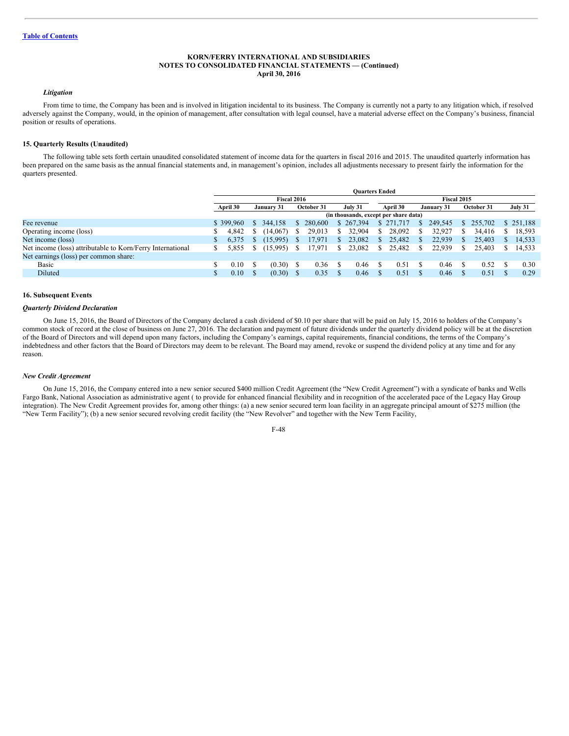[Table of Contents](#)

**KORN/FERRY INTERNATIONAL AND SUBSIDIARIES**
**NOTES TO CONSOLIDATED FINANCIAL STATEMENTS — (Continued)**
**April 30, 2016**

### *Litigation*

From time to time, the Company has been and is involved in litigation incidental to its business. The Company is currently not a party to any litigation which, if resolved adversely against the Company, would, in the opinion of management, after consultation with legal counsel, have a material adverse effect on the Company's business, financial position or results of operations.

## 15. Quarterly Results (Unaudited)

The following table sets forth certain unaudited consolidated statement of income data for the quarters in fiscal 2016 and 2015. The unaudited quarterly information has been prepared on the same basis as the annual financial statements and, in management's opinion, includes all adjustments necessary to present fairly the information for the quarters presented.

| | Quarters Ended | | | | | | | |
|---|---|---|---|---|---|---|---|---|
| | Fiscal 2016 | | | | Fiscal 2015 | | | |
| | April 30 | January 31 | October 31 | July 31 | April 30 | January 31 | October 31 | July 31 |
| | (in thousands, except per share data) | | | | | | | |
| Fee revenue | $ 399,960 | $ 344,158 | $ 280,600 | $ 267,394 | $ 271,717 | $ 249,545 | $ 255,702 | $ 251,188 |
| Operating income (loss) | $ 4,842 | $ (14,067) | $ 29,013 | $ 32,904 | $ 28,092 | $ 32,927 | $ 34,416 | $ 18,593 |
| Net income (loss) | $ 6,375 | $ (15,995) | $ 17,971 | $ 23,082 | $ 25,482 | $ 22,939 | $ 25,403 | $ 14,533 |
| Net income (loss) attributable to Korn/Ferry International | $ 5,855 | $ (15,995) | $ 17,971 | $ 23,082 | $ 25,482 | $ 22,939 | $ 25,403 | $ 14,533 |
| Net earnings (loss) per common share: | | | | | | | | |
| Basic | $ 0.10 | $ (0.30) | $ 0.36 | $ 0.46 | $ 0.51 | $ 0.46 | $ 0.52 | $ 0.30 |
| Diluted | $ 0.10 | $ (0.30) | $ 0.35 | $ 0.46 | $ 0.51 | $ 0.46 | $ 0.51 | $ 0.29 |

## 16. Subsequent Events

### *Quarterly Dividend Declaration*

On June 15, 2016, the Board of Directors of the Company declared a cash dividend of $0.10 per share that will be paid on July 15, 2016 to holders of the Company's common stock of record at the close of business on June 27, 2016. The declaration and payment of future dividends under the quarterly dividend policy will be at the discretion of the Board of Directors and will depend upon many factors, including the Company's earnings, capital requirements, financial conditions, the terms of the Company's indebtedness and other factors that the Board of Directors may deem to be relevant. The Board may amend, revoke or suspend the dividend policy at any time and for any reason.

### *New Credit Agreement*

On June 15, 2016, the Company entered into a new senior secured $400 million Credit Agreement (the "New Credit Agreement") with a syndicate of banks and Wells Fargo Bank, National Association as administrative agent ( to provide for enhanced financial flexibility and in recognition of the accelerated pace of the Legacy Hay Group integration). The New Credit Agreement provides for, among other things: (a) a new senior secured term loan facility in an aggregate principal amount of $275 million (the "New Term Facility"); (b) a new senior secured revolving credit facility (the "New Revolver" and together with the New Term Facility,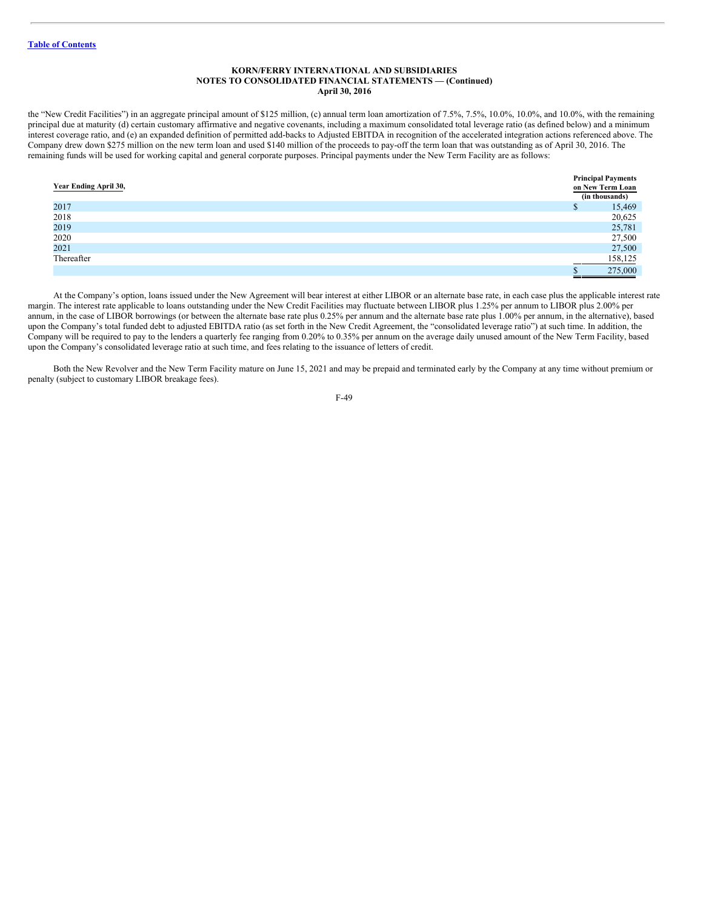the "New Credit Facilities") in an aggregate principal amount of $125 million, (c) annual term loan amortization of 7.5%, 7.5%, 10.0%, 10.0%, and 10.0%, with the remaining principal due at maturity (d) certain customary affirmative and negative covenants, including a maximum consolidated total leverage ratio (as defined below) and a minimum interest coverage ratio, and (e) an expanded definition of permitted add-backs to Adjusted EBITDA in recognition of the accelerated integration actions referenced above. The Company drew down $275 million on the new term loan and used $140 million of the proceeds to pay-off the term loan that was outstanding as of April 30, 2016. The remaining funds will be used for working capital and general corporate purposes. Principal payments under the New Term Facility are as follows:

| Year Ending April 30, | Principal Payments on New Term Loan (in thousands) |
|---|---|
| 2017 | $ 15,469 |
| 2018 | 20,625 |
| 2019 | 25,781 |
| 2020 | 27,500 |
| 2021 | 27,500 |
| Thereafter | 158,125 |
| | $ 275,000 |

At the Company's option, loans issued under the New Agreement will bear interest at either LIBOR or an alternate base rate, in each case plus the applicable interest rate margin. The interest rate applicable to loans outstanding under the New Credit Facilities may fluctuate between LIBOR plus 1.25% per annum to LIBOR plus 2.00% per annum, in the case of LIBOR borrowings (or between the alternate base rate plus 0.25% per annum and the alternate base rate plus 1.00% per annum, in the alternative), based upon the Company's total funded debt to adjusted EBITDA ratio (as set forth in the New Credit Agreement, the "consolidated leverage ratio") at such time. In addition, the Company will be required to pay to the lenders a quarterly fee ranging from 0.20% to 0.35% per annum on the average daily unused amount of the New Term Facility, based upon the Company's consolidated leverage ratio at such time, and fees relating to the issuance of letters of credit.

Both the New Revolver and the New Term Facility mature on June 15, 2021 and may be prepaid and terminated early by the Company at any time without premium or penalty (subject to customary LIBOR breakage fees).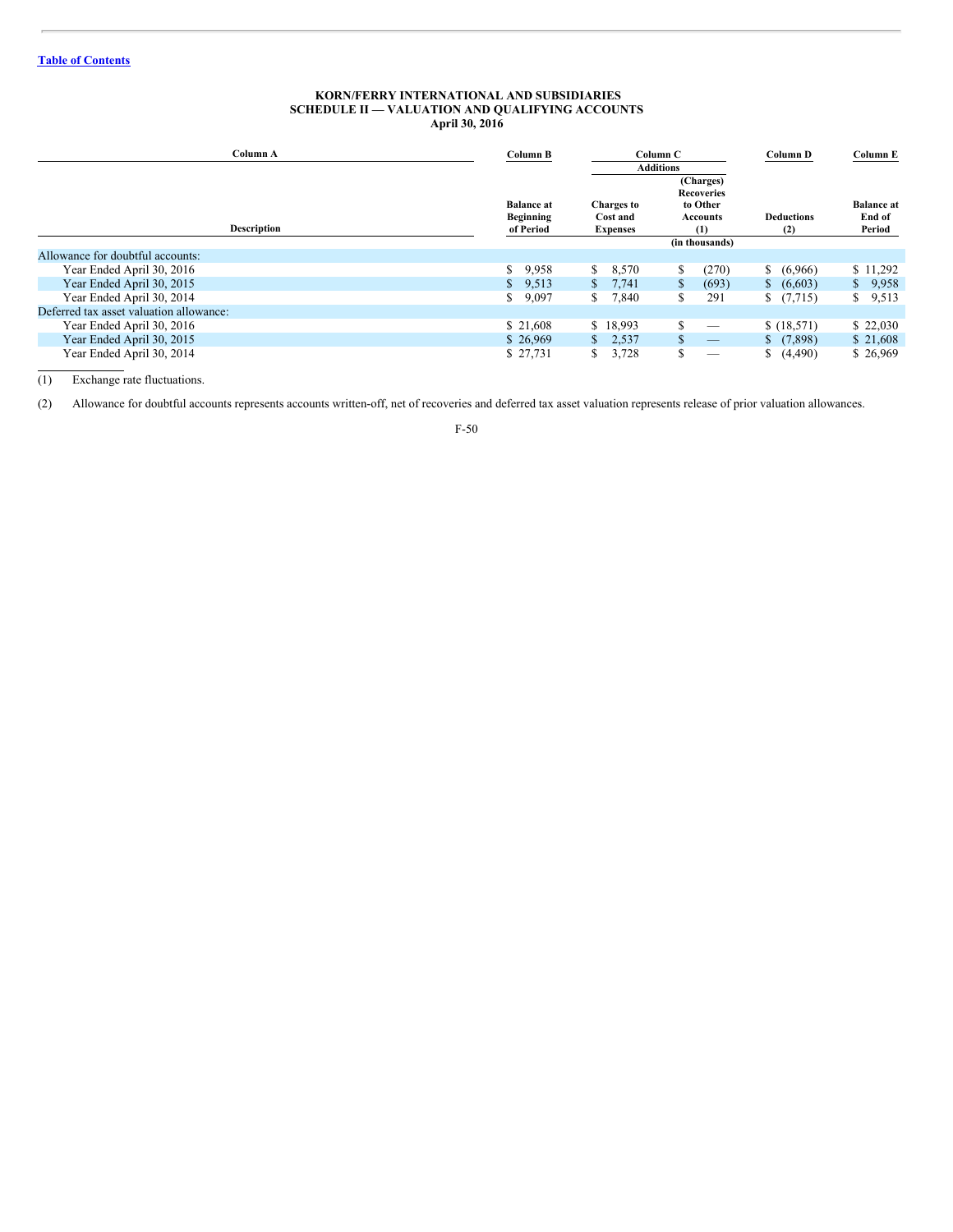**KORN/FERRY INTERNATIONAL AND SUBSIDIARIES**
**SCHEDULE II — VALUATION AND QUALIFYING ACCOUNTS**
**April 30, 2016**

| Column A | Column B | Column C | | Column D | Column E |
|---|---|---|---|---|---|
| | | Additions | | | |
| Description | Balance at Beginning of Period | Charges to Cost and Expenses | (Charges) Recoveries to Other Accounts (1) | Deductions (2) | Balance at End of Period |
| | | | (in thousands) | | |
| Allowance for doubtful accounts: | | | | | |
| Year Ended April 30, 2016 | $ 9,958 | $ 8,570 | $ (270) | $ (6,966) | $ 11,292 |
| Year Ended April 30, 2015 | $ 9,513 | $ 7,741 | $ (693) | $ (6,603) | $ 9,958 |
| Year Ended April 30, 2014 | $ 9,097 | $ 7,840 | $ 291 | $ (7,715) | $ 9,513 |
| Deferred tax asset valuation allowance: | | | | | |
| Year Ended April 30, 2016 | $ 21,608 | $ 18,993 | $ — | $ (18,571) | $ 22,030 |
| Year Ended April 30, 2015 | $ 26,969 | $ 2,537 | $ — | $ (7,898) | $ 21,608 |
| Year Ended April 30, 2014 | $ 27,731 | $ 3,728 | $ — | $ (4,490) | $ 26,969 |

(1) Exchange rate fluctuations.

(2) Allowance for doubtful accounts represents accounts written-off, net of recoveries and deferred tax asset valuation represents release of prior valuation allowances.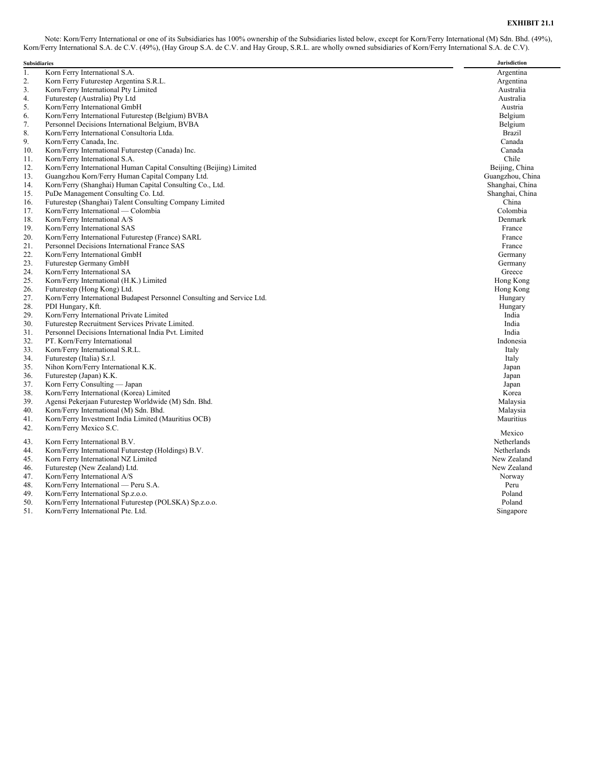**EXHIBIT 21.1**

Note: Korn/Ferry International or one of its Subsidiaries has 100% ownership of the Subsidiaries listed below, except for Korn/Ferry International (M) Sdn. Bhd. (49%), Korn/Ferry International S.A. de C.V. (49%), (Hay Group S.A. de C.V. and Hay Group, S.R.L. are wholly owned subsidiaries of Korn/Ferry International S.A. de C.V).

| | Subsidiaries | Jurisdiction |
|---|---|---|
| 1. | Korn Ferry International S.A. | Argentina |
| 2. | Korn Ferry Futurestep Argentina S.R.L. | Argentina |
| 3. | Korn/Ferry International Pty Limited | Australia |
| 4. | Futurestep (Australia) Pty Ltd | Australia |
| 5. | Korn/Ferry International GmbH | Austria |
| 6. | Korn/Ferry International Futurestep (Belgium) BVBA | Belgium |
| 7. | Personnel Decisions International Belgium, BVBA | Belgium |
| 8. | Korn/Ferry International Consultoria Ltda. | Brazil |
| 9. | Korn/Ferry Canada, Inc. | Canada |
| 10. | Korn/Ferry International Futurestep (Canada) Inc. | Canada |
| 11. | Korn/Ferry International S.A. | Chile |
| 12. | Korn/Ferry International Human Capital Consulting (Beijing) Limited | Beijing, China |
| 13. | Guangzhou Korn/Ferry Human Capital Company Ltd. | Guangzhou, China |
| 14. | Korn/Ferry (Shanghai) Human Capital Consulting Co., Ltd. | Shanghai, China |
| 15. | PuDe Management Consulting Co. Ltd. | Shanghai, China |
| 16. | Futurestep (Shanghai) Talent Consulting Company Limited | China |
| 17. | Korn/Ferry International — Colombia | Colombia |
| 18. | Korn/Ferry International A/S | Denmark |
| 19. | Korn/Ferry International SAS | France |
| 20. | Korn/Ferry International Futurestep (France) SARL | France |
| 21. | Personnel Decisions International France SAS | France |
| 22. | Korn/Ferry International GmbH | Germany |
| 23. | Futurestep Germany GmbH | Germany |
| 24. | Korn/Ferry International SA | Greece |
| 25. | Korn/Ferry International (H.K.) Limited | Hong Kong |
| 26. | Futurestep (Hong Kong) Ltd. | Hong Kong |
| 27. | Korn/Ferry International Budapest Personnel Consulting and Service Ltd. | Hungary |
| 28. | PDI Hungary, Kft. | Hungary |
| 29. | Korn/Ferry International Private Limited | India |
| 30. | Futurestep Recruitment Services Private Limited. | India |
| 31. | Personnel Decisions International India Pvt. Limited | India |
| 32. | PT. Korn/Ferry International | Indonesia |
| 33. | Korn/Ferry International S.R.L. | Italy |
| 34. | Futurestep (Italia) S.r.l. | Italy |
| 35. | Nihon Korn/Ferry International K.K. | Japan |
| 36. | Futurestep (Japan) K.K. | Japan |
| 37. | Korn Ferry Consulting — Japan | Japan |
| 38. | Korn/Ferry International (Korea) Limited | Korea |
| 39. | Agensi Pekerjaan Futurestep Worldwide (M) Sdn. Bhd. | Malaysia |
| 40. | Korn/Ferry International (M) Sdn. Bhd. | Malaysia |
| 41. | Korn/Ferry Investment India Limited (Mauritius OCB) | Mauritius |
| 42. | Korn/Ferry Mexico S.C. | Mexico |
| 43. | Korn Ferry International B.V. | Netherlands |
| 44. | Korn/Ferry International Futurestep (Holdings) B.V. | Netherlands |
| 45. | Korn Ferry International NZ Limited | New Zealand |
| 46. | Futurestep (New Zealand) Ltd. | New Zealand |
| 47. | Korn/Ferry International A/S | Norway |
| 48. | Korn/Ferry International — Peru S.A. | Peru |
| 49. | Korn/Ferry International Sp.z.o.o. | Poland |
| 50. | Korn/Ferry International Futurestep (POLSKA) Sp.z.o.o. | Poland |
| 51. | Korn/Ferry International Pte. Ltd. | Singapore |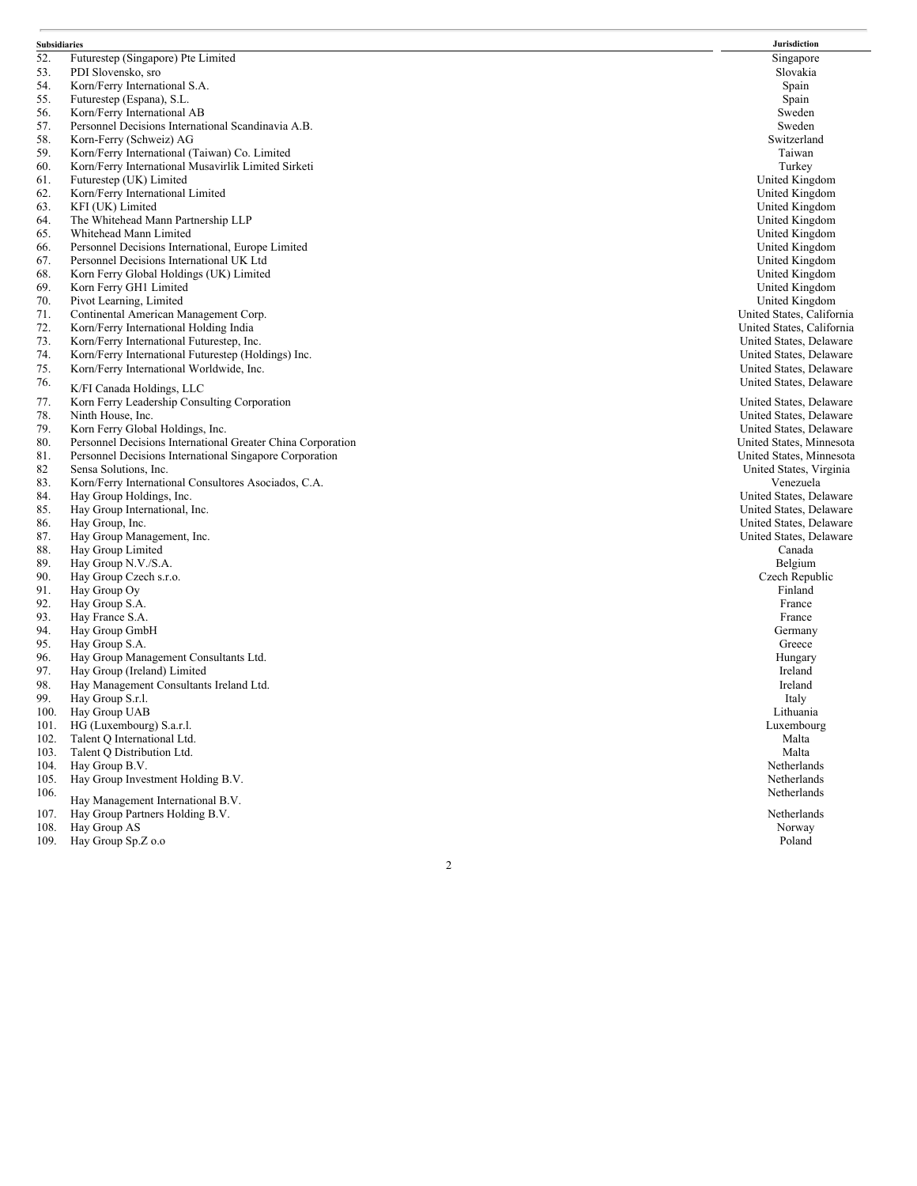| Subsidiaries | | Jurisdiction |
| --- | --- | --- |
| 52. | Futurestep (Singapore) Pte Limited | Singapore |
| 53. | PDI Slovensko, sro | Slovakia |
| 54. | Korn/Ferry International S.A. | Spain |
| 55. | Futurestep (Espana), S.L. | Spain |
| 56. | Korn/Ferry International AB | Sweden |
| 57. | Personnel Decisions International Scandinavia A.B. | Sweden |
| 58. | Korn-Ferry (Schweiz) AG | Switzerland |
| 59. | Korn/Ferry International (Taiwan) Co. Limited | Taiwan |
| 60. | Korn/Ferry International Musavirlik Limited Sirketi | Turkey |
| 61. | Futurestep (UK) Limited | United Kingdom |
| 62. | Korn/Ferry International Limited | United Kingdom |
| 63. | KFI (UK) Limited | United Kingdom |
| 64. | The Whitehead Mann Partnership LLP | United Kingdom |
| 65. | Whitehead Mann Limited | United Kingdom |
| 66. | Personnel Decisions International, Europe Limited | United Kingdom |
| 67. | Personnel Decisions International UK Ltd | United Kingdom |
| 68. | Korn Ferry Global Holdings (UK) Limited | United Kingdom |
| 69. | Korn Ferry GH1 Limited | United Kingdom |
| 70. | Pivot Learning, Limited | United Kingdom |
| 71. | Continental American Management Corp. | United States, California |
| 72. | Korn/Ferry International Holding India | United States, California |
| 73. | Korn/Ferry International Futurestep, Inc. | United States, Delaware |
| 74. | Korn/Ferry International Futurestep (Holdings) Inc. | United States, Delaware |
| 75. | Korn/Ferry International Worldwide, Inc. | United States, Delaware |
| 76. | K/FI Canada Holdings, LLC | United States, Delaware |
| 77. | Korn Ferry Leadership Consulting Corporation | United States, Delaware |
| 78. | Ninth House, Inc. | United States, Delaware |
| 79. | Korn Ferry Global Holdings, Inc. | United States, Delaware |
| 80. | Personnel Decisions International Greater China Corporation | United States, Minnesota |
| 81. | Personnel Decisions International Singapore Corporation | United States, Minnesota |
| 82 | Sensa Solutions, Inc. | United States, Virginia |
| 83. | Korn/Ferry International Consultores Asociados, C.A. | Venezuela |
| 84. | Hay Group Holdings, Inc. | United States, Delaware |
| 85. | Hay Group International, Inc. | United States, Delaware |
| 86. | Hay Group, Inc. | United States, Delaware |
| 87. | Hay Group Management, Inc. | United States, Delaware |
| 88. | Hay Group Limited | Canada |
| 89. | Hay Group N.V./S.A. | Belgium |
| 90. | Hay Group Czech s.r.o. | Czech Republic |
| 91. | Hay Group Oy | Finland |
| 92. | Hay Group S.A. | France |
| 93. | Hay France S.A. | France |
| 94. | Hay Group GmbH | Germany |
| 95. | Hay Group S.A. | Greece |
| 96. | Hay Group Management Consultants Ltd. | Hungary |
| 97. | Hay Group (Ireland) Limited | Ireland |
| 98. | Hay Management Consultants Ireland Ltd. | Ireland |
| 99. | Hay Group S.r.l. | Italy |
| 100. | Hay Group UAB | Lithuania |
| 101. | HG (Luxembourg) S.a.r.l. | Luxembourg |
| 102. | Talent Q International Ltd. | Malta |
| 103. | Talent Q Distribution Ltd. | Malta |
| 104. | Hay Group B.V. | Netherlands |
| 105. | Hay Group Investment Holding B.V. | Netherlands |
| 106. | Hay Management International B.V. | Netherlands |
| 107. | Hay Group Partners Holding B.V. | Netherlands |
| 108. | Hay Group AS | Norway |
| 109. | Hay Group Sp.Z o.o | Poland |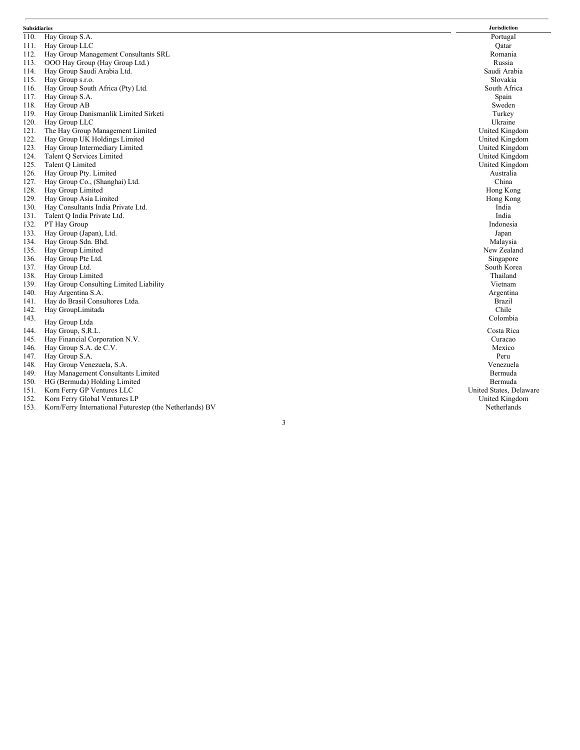| Subsidiaries | Jurisdiction |
| --- | --- |
| 110. Hay Group S.A. | Portugal |
| 111. Hay Group LLC | Qatar |
| 112. Hay Group Management Consultants SRL | Romania |
| 113. OOO Hay Group (Hay Group Ltd.) | Russia |
| 114. Hay Group Saudi Arabia Ltd. | Saudi Arabia |
| 115. Hay Group s.r.o. | Slovakia |
| 116. Hay Group South Africa (Pty) Ltd. | South Africa |
| 117. Hay Group S.A. | Spain |
| 118. Hay Group AB | Sweden |
| 119. Hay Group Danismanlik Limited Sirketi | Turkey |
| 120. Hay Group LLC | Ukraine |
| 121. The Hay Group Management Limited | United Kingdom |
| 122. Hay Group UK Holdings Limited | United Kingdom |
| 123. Hay Group Intermediary Limited | United Kingdom |
| 124. Talent Q Services Limited | United Kingdom |
| 125. Talent Q Limited | United Kingdom |
| 126. Hay Group Pty. Limited | Australia |
| 127. Hay Group Co., (Shanghai) Ltd. | China |
| 128. Hay Group Limited | Hong Kong |
| 129. Hay Group Asia Limited | Hong Kong |
| 130. Hay Consultants India Private Ltd. | India |
| 131. Talent Q India Private Ltd. | India |
| 132. PT Hay Group | Indonesia |
| 133. Hay Group (Japan), Ltd. | Japan |
| 134. Hay Group Sdn. Bhd. | Malaysia |
| 135. Hay Group Limited | New Zealand |
| 136. Hay Group Pte Ltd. | Singapore |
| 137. Hay Group Ltd. | South Korea |
| 138. Hay Group Limited | Thailand |
| 139. Hay Group Consulting Limited Liability | Vietnam |
| 140. Hay Argentina S.A. | Argentina |
| 141. Hay do Brasil Consultores Ltda. | Brazil |
| 142. Hay GroupLimitada | Chile |
| 143. Hay Group Ltda | Colombia |
| 144. Hay Group, S.R.L. | Costa Rica |
| 145. Hay Financial Corporation N.V. | Curacao |
| 146. Hay Group S.A. de C.V. | Mexico |
| 147. Hay Group S.A. | Peru |
| 148. Hay Group Venezuela, S.A. | Venezuela |
| 149. Hay Management Consultants Limited | Bermuda |
| 150. HG (Bermuda) Holding Limited | Bermuda |
| 151. Korn Ferry GP Ventures LLC | United States, Delaware |
| 152. Korn Ferry Global Ventures LP | United Kingdom |
| 153. Korn/Ferry International Futurestep (the Netherlands) BV | Netherlands |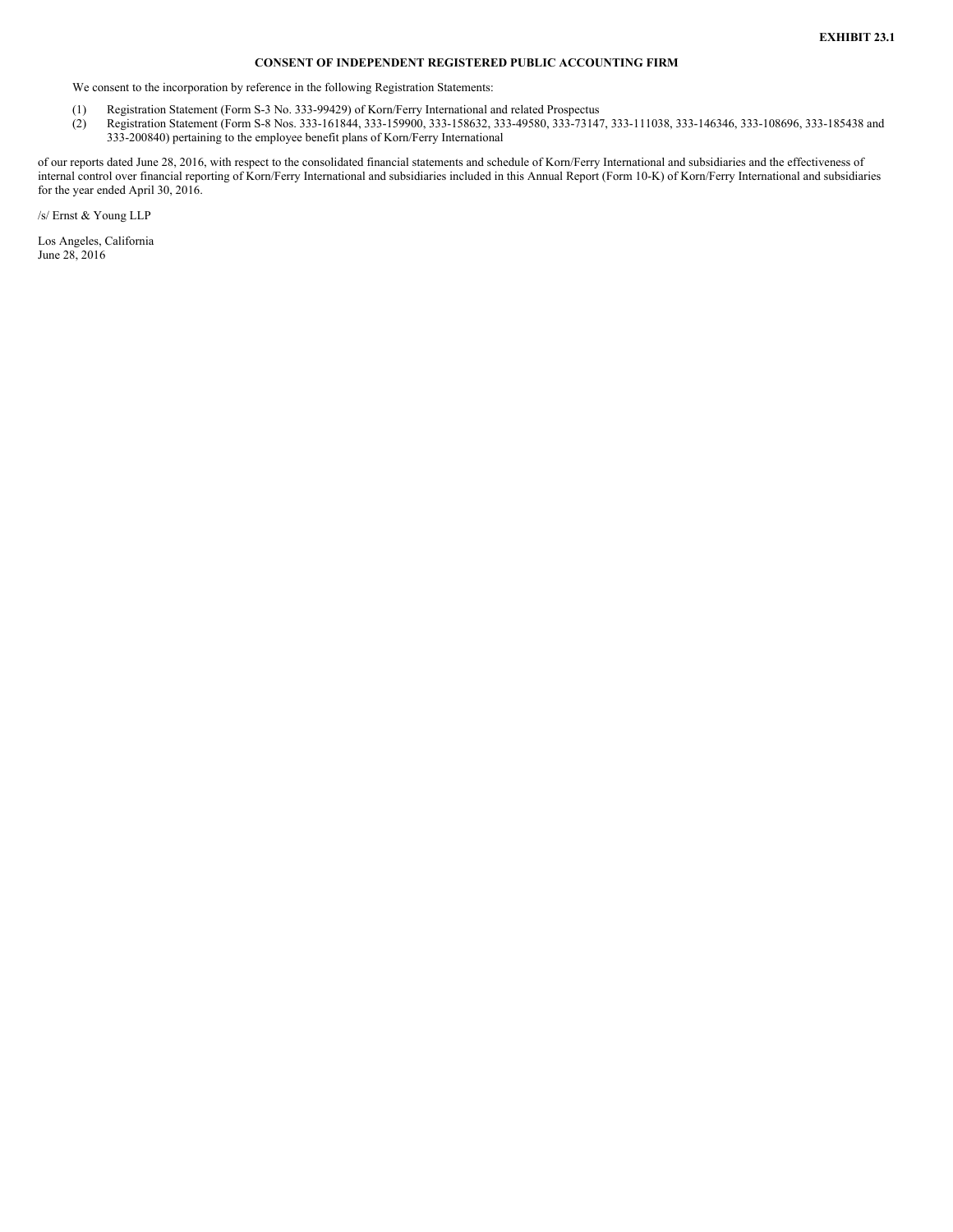**EXHIBIT 23.1**

**CONSENT OF INDEPENDENT REGISTERED PUBLIC ACCOUNTING FIRM**

We consent to the incorporation by reference in the following Registration Statements:

(1) Registration Statement (Form S-3 No. 333-99429) of Korn/Ferry International and related Prospectus

(2) Registration Statement (Form S-8 Nos. 333-161844, 333-159900, 333-158632, 333-49580, 333-73147, 333-111038, 333-146346, 333-108696, 333-185438 and 333-200840) pertaining to the employee benefit plans of Korn/Ferry International

of our reports dated June 28, 2016, with respect to the consolidated financial statements and schedule of Korn/Ferry International and subsidiaries and the effectiveness of internal control over financial reporting of Korn/Ferry International and subsidiaries included in this Annual Report (Form 10-K) of Korn/Ferry International and subsidiaries for the year ended April 30, 2016.

/s/ Ernst & Young LLP

Los Angeles, California
June 28, 2016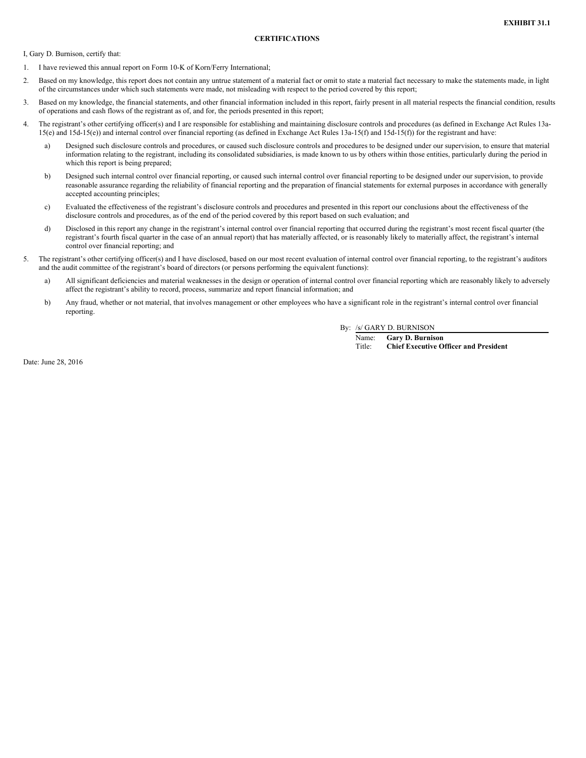**EXHIBIT 31.1**

**CERTIFICATIONS**

I, Gary D. Burnison, certify that:

1. I have reviewed this annual report on Form 10-K of Korn/Ferry International;
2. Based on my knowledge, this report does not contain any untrue statement of a material fact or omit to state a material fact necessary to make the statements made, in light of the circumstances under which such statements were made, not misleading with respect to the period covered by this report;
3. Based on my knowledge, the financial statements, and other financial information included in this report, fairly present in all material respects the financial condition, results of operations and cash flows of the registrant as of, and for, the periods presented in this report;
4. The registrant's other certifying officer(s) and I are responsible for establishing and maintaining disclosure controls and procedures (as defined in Exchange Act Rules 13a-15(e) and 15d-15(e)) and internal control over financial reporting (as defined in Exchange Act Rules 13a-15(f) and 15d-15(f)) for the registrant and have:
   a) Designed such disclosure controls and procedures, or caused such disclosure controls and procedures to be designed under our supervision, to ensure that material information relating to the registrant, including its consolidated subsidiaries, is made known to us by others within those entities, particularly during the period in which this report is being prepared;
   b) Designed such internal control over financial reporting, or caused such internal control over financial reporting to be designed under our supervision, to provide reasonable assurance regarding the reliability of financial reporting and the preparation of financial statements for external purposes in accordance with generally accepted accounting principles;
   c) Evaluated the effectiveness of the registrant's disclosure controls and procedures and presented in this report our conclusions about the effectiveness of the disclosure controls and procedures, as of the end of the period covered by this report based on such evaluation; and
   d) Disclosed in this report any change in the registrant's internal control over financial reporting that occurred during the registrant's most recent fiscal quarter (the registrant's fourth fiscal quarter in the case of an annual report) that has materially affected, or is reasonably likely to materially affect, the registrant's internal control over financial reporting; and
5. The registrant's other certifying officer(s) and I have disclosed, based on our most recent evaluation of internal control over financial reporting, to the registrant's auditors and the audit committee of the registrant's board of directors (or persons performing the equivalent functions):
   a) All significant deficiencies and material weaknesses in the design or operation of internal control over financial reporting which are reasonably likely to adversely affect the registrant's ability to record, process, summarize and report financial information; and
   b) Any fraud, whether or not material, that involves management or other employees who have a significant role in the registrant's internal control over financial reporting.

By: /s/ GARY D. BURNISON

Name: **Gary D. Burnison**

Title: **Chief Executive Officer and President**

Date: June 28, 2016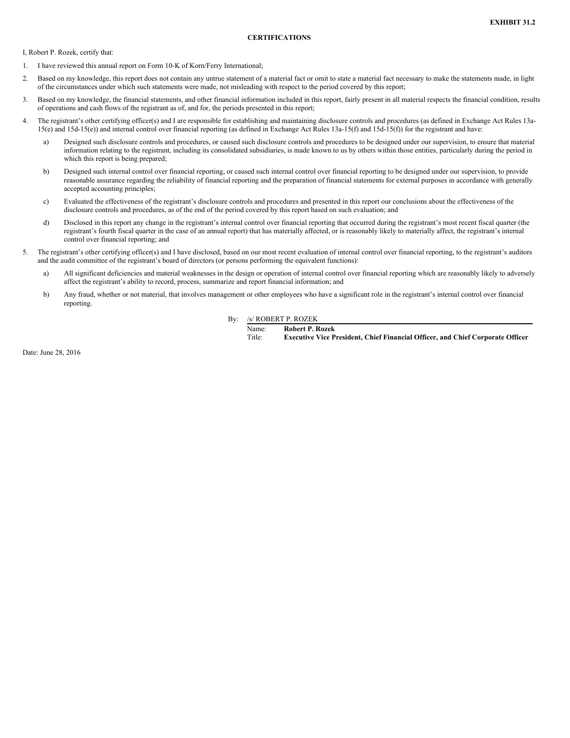**EXHIBIT 31.2**

**CERTIFICATIONS**

I, Robert P. Rozek, certify that:

1. I have reviewed this annual report on Form 10-K of Korn/Ferry International;
2. Based on my knowledge, this report does not contain any untrue statement of a material fact or omit to state a material fact necessary to make the statements made, in light of the circumstances under which such statements were made, not misleading with respect to the period covered by this report;
3. Based on my knowledge, the financial statements, and other financial information included in this report, fairly present in all material respects the financial condition, results of operations and cash flows of the registrant as of, and for, the periods presented in this report;
4. The registrant's other certifying officer(s) and I are responsible for establishing and maintaining disclosure controls and procedures (as defined in Exchange Act Rules 13a-15(e) and 15d-15(e)) and internal control over financial reporting (as defined in Exchange Act Rules 13a-15(f) and 15d-15(f)) for the registrant and have:
   a) Designed such disclosure controls and procedures, or caused such disclosure controls and procedures to be designed under our supervision, to ensure that material information relating to the registrant, including its consolidated subsidiaries, is made known to us by others within those entities, particularly during the period in which this report is being prepared;
   b) Designed such internal control over financial reporting, or caused such internal control over financial reporting to be designed under our supervision, to provide reasonable assurance regarding the reliability of financial reporting and the preparation of financial statements for external purposes in accordance with generally accepted accounting principles;
   c) Evaluated the effectiveness of the registrant's disclosure controls and procedures and presented in this report our conclusions about the effectiveness of the disclosure controls and procedures, as of the end of the period covered by this report based on such evaluation; and
   d) Disclosed in this report any change in the registrant's internal control over financial reporting that occurred during the registrant's most recent fiscal quarter (the registrant's fourth fiscal quarter in the case of an annual report) that has materially affected, or is reasonably likely to materially affect, the registrant's internal control over financial reporting; and
5. The registrant's other certifying officer(s) and I have disclosed, based on our most recent evaluation of internal control over financial reporting, to the registrant's auditors and the audit committee of the registrant's board of directors (or persons performing the equivalent functions):
   a) All significant deficiencies and material weaknesses in the design or operation of internal control over financial reporting which are reasonably likely to adversely affect the registrant's ability to record, process, summarize and report financial information; and
   b) Any fraud, whether or not material, that involves management or other employees who have a significant role in the registrant's internal control over financial reporting.

By: /s/ ROBERT P. ROZEK

Name: **Robert P. Rozek**

Title: **Executive Vice President, Chief Financial Officer, and Chief Corporate Officer**

Date: June 28, 2016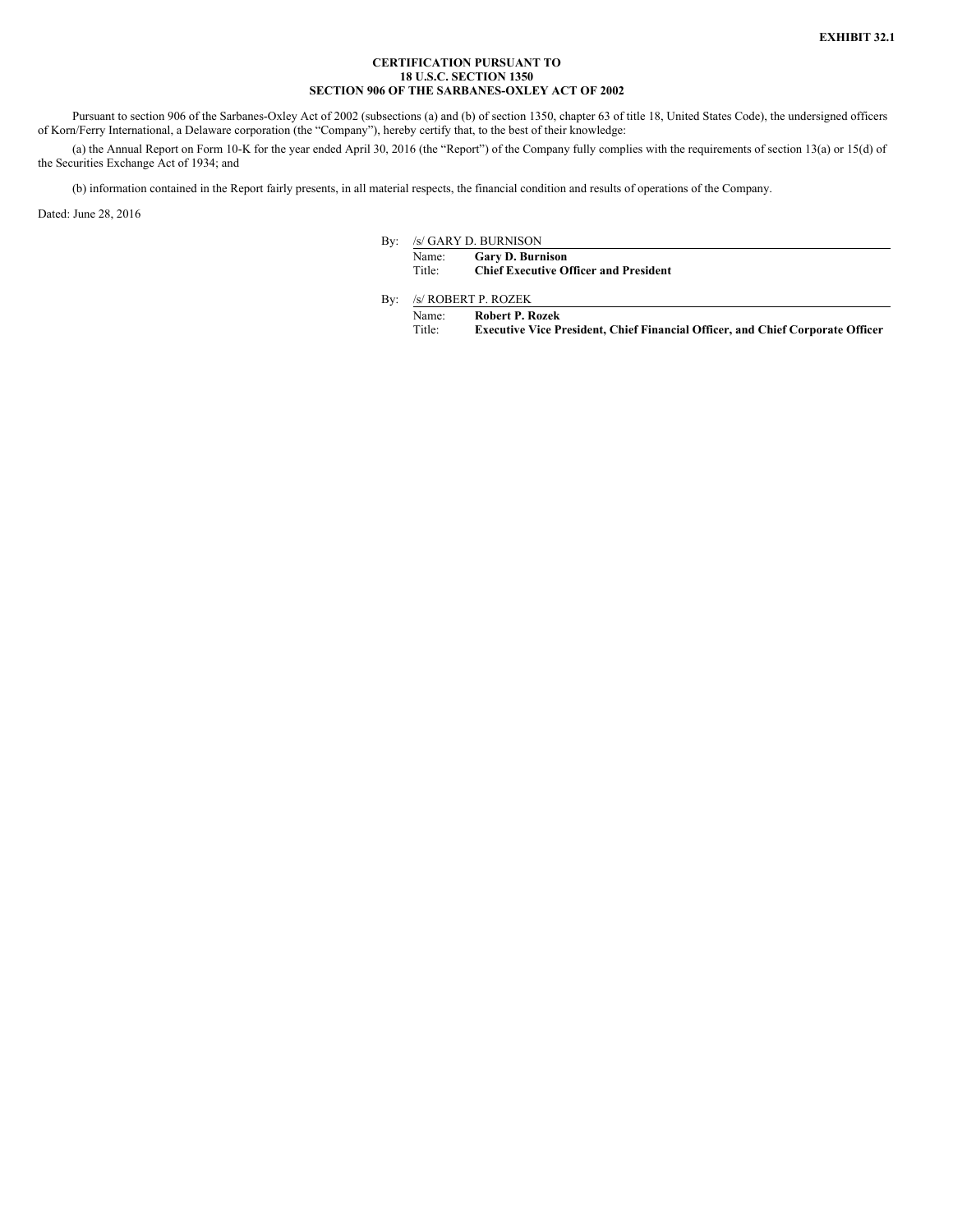**EXHIBIT 32.1**

**CERTIFICATION PURSUANT TO**
**18 U.S.C. SECTION 1350**
**SECTION 906 OF THE SARBANES-OXLEY ACT OF 2002**

Pursuant to section 906 of the Sarbanes-Oxley Act of 2002 (subsections (a) and (b) of section 1350, chapter 63 of title 18, United States Code), the undersigned officers of Korn/Ferry International, a Delaware corporation (the "Company"), hereby certify that, to the best of their knowledge:

(a) the Annual Report on Form 10-K for the year ended April 30, 2016 (the "Report") of the Company fully complies with the requirements of section 13(a) or 15(d) of the Securities Exchange Act of 1934; and

(b) information contained in the Report fairly presents, in all material respects, the financial condition and results of operations of the Company.

Dated: June 28, 2016

By: /s/ GARY D. BURNISON
Name: **Gary D. Burnison**
Title: **Chief Executive Officer and President**

By: /s/ ROBERT P. ROZEK
Name: **Robert P. Rozek**
Title: **Executive Vice President, Chief Financial Officer, and Chief Corporate Officer**